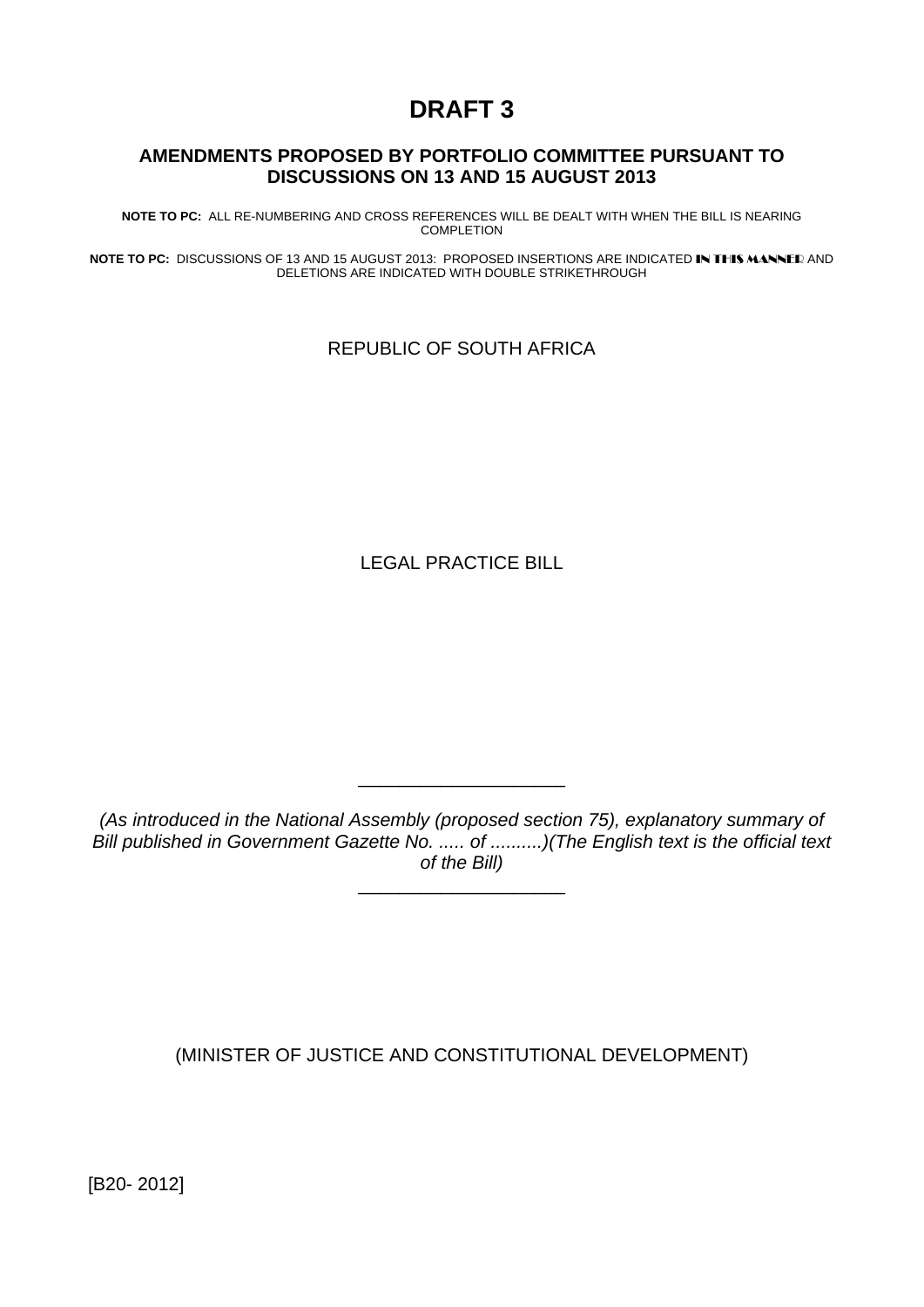# DRAFT 3

## AMENDMENTS PROPOSED BY PORTFOLIO COMMITTEE PURSUANT TO DISCUSSIONS ON 13 AND 15 AUGUST 2013

**NOTE TO PC:** ALL RE-NUMBERING AND CROSS REFERENCES WILL BE DEALT WITH WHEN THE BILL IS NEARING COMPLETION

**NOTE TO PC:** DISCUSSIONS OF 13 AND 15 AUGUST 2013: PROPOSED INSERTIONS ARE INDICATED **IN THIS MANNER** AND DELETIONS ARE INDICATED WITH DOUBLE STRIKETHROUGH

REPUBLIC OF SOUTH AFRICA

LEGAL PRACTICE BILL

---

*(As introduced in the National Assembly (proposed section 75), explanatory summary of Bill published in Government Gazette No. ..... of ..........)(The English text is the official text of the Bill)*

---

(MINISTER OF JUSTICE AND CONSTITUTIONAL DEVELOPMENT)

[B20- 2012]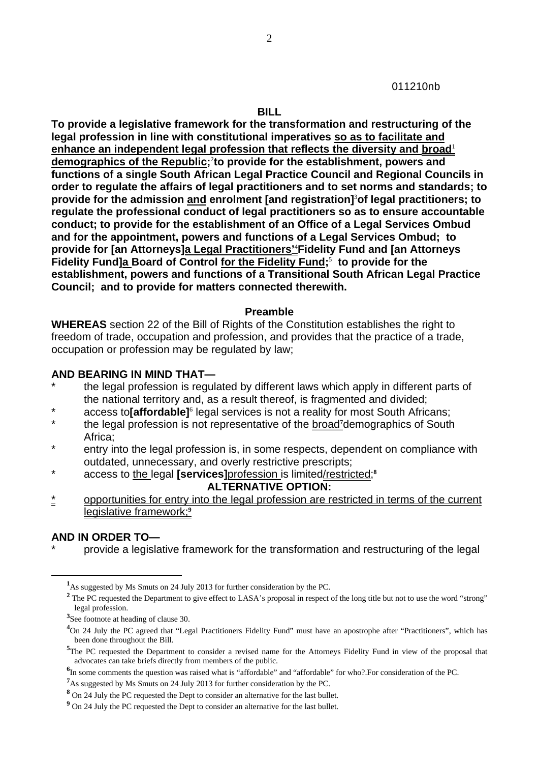011210nb

**BILL**

**To provide a legislative framework for the transformation and restructuring of the legal profession in line with constitutional imperatives so as to facilitate and enhance an independent legal profession that reflects the diversity and broad[1] demographics of the Republic;[2] to provide for the establishment, powers and functions of a single South African Legal Practice Council and Regional Councils in order to regulate the affairs of legal practitioners and to set norms and standards; to provide for the admission and enrolment [and registration][3] of legal practitioners; to regulate the professional conduct of legal practitioners so as to ensure accountable conduct; to provide for the establishment of an Office of a Legal Services Ombud and for the appointment, powers and functions of a Legal Services Ombud; to provide for [an Attorneys]a Legal Practitioners'[4] Fidelity Fund and [an Attorneys Fidelity Fund]a Board of Control for the Fidelity Fund;[5] to provide for the establishment, powers and functions of a Transitional South African Legal Practice Council; and to provide for matters connected therewith.**

**Preamble**

**WHEREAS** section 22 of the Bill of Rights of the Constitution establishes the right to freedom of trade, occupation and profession, and provides that the practice of a trade, occupation or profession may be regulated by law;

**AND BEARING IN MIND THAT—**

- the legal profession is regulated by different laws which apply in different parts of the national territory and, as a result thereof, is fragmented and divided;
- access to **[affordable]**[6] legal services is not a reality for most South Africans;
- the legal profession is not representative of the broad[7] demographics of South Africa;
- entry into the legal profession is, in some respects, dependent on compliance with outdated, unnecessary, and overly restrictive prescripts;
- access to the legal **[services]** profession is limited/restricted;[8]

**ALTERNATIVE OPTION:**

- opportunities for entry into the legal profession are restricted in terms of the current legislative framework;[9]

**AND IN ORDER TO—**

- provide a legislative framework for the transformation and restructuring of the legal

---

[1] As suggested by Ms Smuts on 24 July 2013 for further consideration by the PC.

[2] The PC requested the Department to give effect to LASA's proposal in respect of the long title but not to use the word "strong" legal profession.

[3] See footnote at heading of clause 30.

[4] On 24 July the PC agreed that "Legal Practitioners Fidelity Fund" must have an apostrophe after "Practitioners", which has been done throughout the Bill.

[5] The PC requested the Department to consider a revised name for the Attorneys Fidelity Fund in view of the proposal that advocates can take briefs directly from members of the public.

[6] In some comments the question was raised what is "affordable" and "affordable" for who?.For consideration of the PC.

[7] As suggested by Ms Smuts on 24 July 2013 for further consideration by the PC.

[8] On 24 July the PC requested the Dept to consider an alternative for the last bullet.

[9] On 24 July the PC requested the Dept to consider an alternative for the last bullet.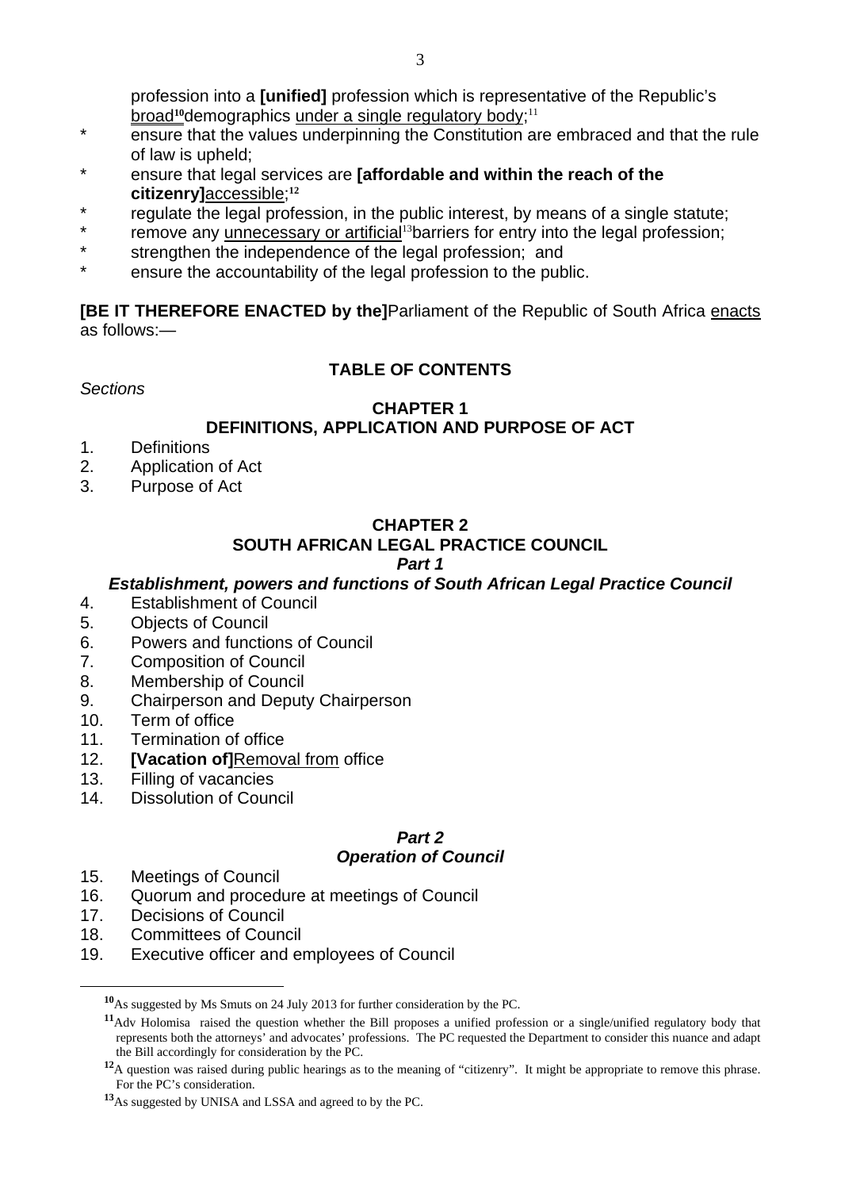profession into a **[unified]** profession which is representative of the Republic's <u>broad</u>[10]demographics <u>under a single regulatory body</u>;[11]

- ensure that the values underpinning the Constitution are embraced and that the rule of law is upheld;
- ensure that legal services are **[affordable and within the reach of the citizenry]**<u>accessible</u>;[12]
- regulate the legal profession, in the public interest, by means of a single statute;
- remove any <u>unnecessary or artificial</u>[13]barriers for entry into the legal profession;
- strengthen the independence of the legal profession; and
- ensure the accountability of the legal profession to the public.

**[BE IT THEREFORE ENACTED by the]**Parliament of the Republic of South Africa <u>enacts</u> as follows:—

## TABLE OF CONTENTS

*Sections*

### CHAPTER 1
### DEFINITIONS, APPLICATION AND PURPOSE OF ACT

1. Definitions
2. Application of Act
3. Purpose of Act

### CHAPTER 2
### SOUTH AFRICAN LEGAL PRACTICE COUNCIL

***Part 1***

***Establishment, powers and functions of South African Legal Practice Council***

4. Establishment of Council
5. Objects of Council
6. Powers and functions of Council
7. Composition of Council
8. Membership of Council
9. Chairperson and Deputy Chairperson
10. Term of office
11. Termination of office
12. **[Vacation of]**<u>Removal from</u> office
13. Filling of vacancies
14. Dissolution of Council

***Part 2***

***Operation of Council***

15. Meetings of Council
16. Quorum and procedure at meetings of Council
17. Decisions of Council
18. Committees of Council
19. Executive officer and employees of Council

---

[10] As suggested by Ms Smuts on 24 July 2013 for further consideration by the PC.

[11] Adv Holomisa raised the question whether the Bill proposes a unified profession or a single/unified regulatory body that represents both the attorneys' and advocates' professions. The PC requested the Department to consider this nuance and adapt the Bill accordingly for consideration by the PC.

[12] A question was raised during public hearings as to the meaning of "citizenry". It might be appropriate to remove this phrase. For the PC's consideration.

[13] As suggested by UNISA and LSSA and agreed to by the PC.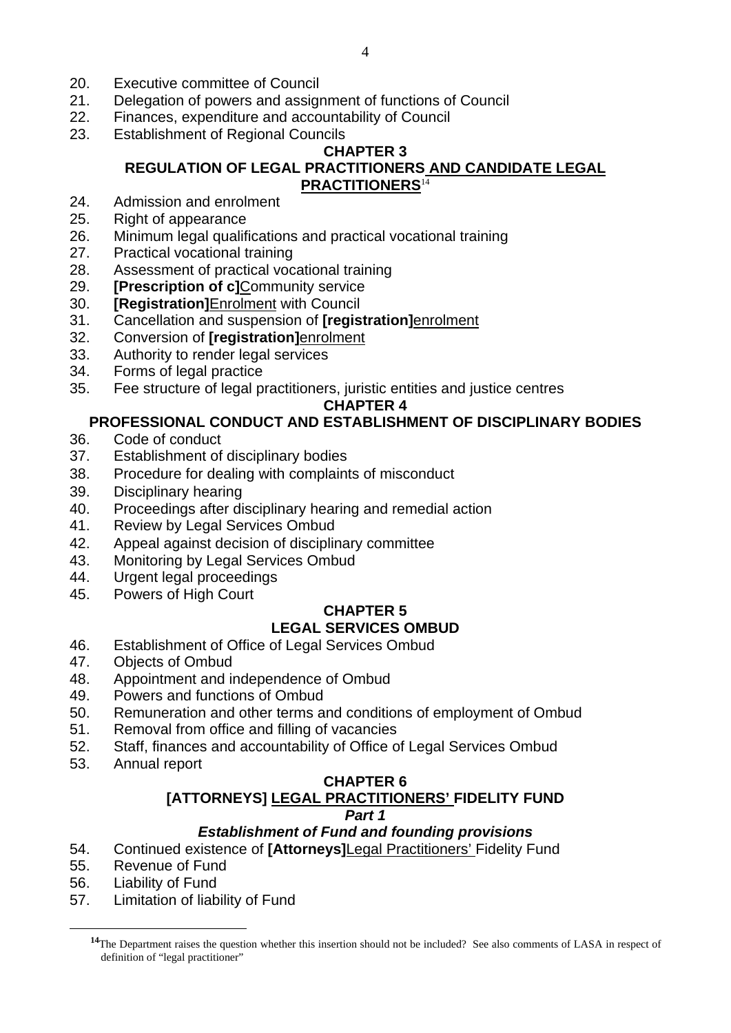20. Executive committee of Council
21. Delegation of powers and assignment of functions of Council
22. Finances, expenditure and accountability of Council
23. Establishment of Regional Councils

**CHAPTER 3**

**REGULATION OF LEGAL PRACTITIONERS <u>AND CANDIDATE LEGAL PRACTITIONERS</u>**[14]

24. Admission and enrolment
25. Right of appearance
26. Minimum legal qualifications and practical vocational training
27. Practical vocational training
28. Assessment of practical vocational training
29. **[Prescription of c]**<u>C</u>ommunity service
30. **[Registration]**<u>Enrolment</u> with Council
31. Cancellation and suspension of **[registration]**<u>enrolment</u>
32. Conversion of **[registration]**<u>enrolment</u>
33. Authority to render legal services
34. Forms of legal practice
35. Fee structure of legal practitioners, juristic entities and justice centres

**CHAPTER 4**

**PROFESSIONAL CONDUCT AND ESTABLISHMENT OF DISCIPLINARY BODIES**

36. Code of conduct
37. Establishment of disciplinary bodies
38. Procedure for dealing with complaints of misconduct
39. Disciplinary hearing
40. Proceedings after disciplinary hearing and remedial action
41. Review by Legal Services Ombud
42. Appeal against decision of disciplinary committee
43. Monitoring by Legal Services Ombud
44. Urgent legal proceedings
45. Powers of High Court

**CHAPTER 5**

**LEGAL SERVICES OMBUD**

46. Establishment of Office of Legal Services Ombud
47. Objects of Ombud
48. Appointment and independence of Ombud
49. Powers and functions of Ombud
50. Remuneration and other terms and conditions of employment of Ombud
51. Removal from office and filling of vacancies
52. Staff, finances and accountability of Office of Legal Services Ombud
53. Annual report

**CHAPTER 6**

**[ATTORNEYS] <u>LEGAL PRACTITIONERS'</u> FIDELITY FUND**

***Part 1***

***Establishment of Fund and founding provisions***

54. Continued existence of **[Attorneys]**<u>Legal Practitioners'</u> Fidelity Fund
55. Revenue of Fund
56. Liability of Fund
57. Limitation of liability of Fund

---

[14] The Department raises the question whether this insertion should not be included? See also comments of LASA in respect of definition of "legal practitioner"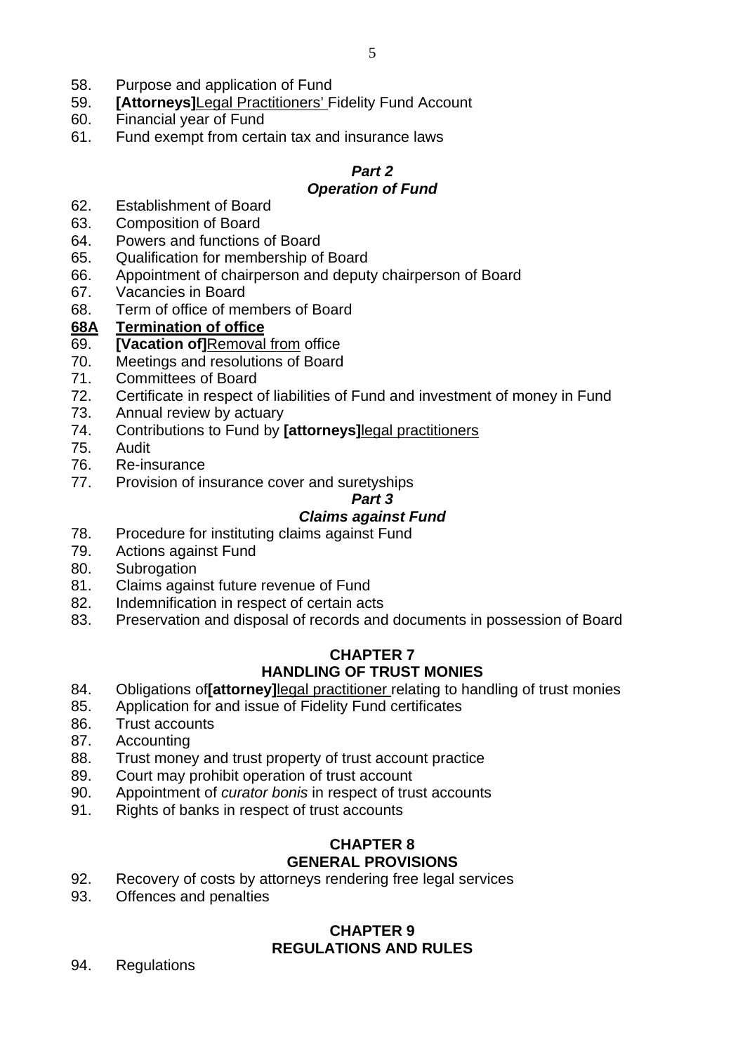58. Purpose and application of Fund
59. **[Attorneys]**<u>Legal Practitioners'</u> Fidelity Fund Account
60. Financial year of Fund
61. Fund exempt from certain tax and insurance laws

***Part 2***
***Operation of Fund***

62. Establishment of Board
63. Composition of Board
64. Powers and functions of Board
65. Qualification for membership of Board
66. Appointment of chairperson and deputy chairperson of Board
67. Vacancies in Board
68. Term of office of members of Board

**<u>68A Termination of office</u>**

69. **[Vacation of]**<u>Removal from</u> office
70. Meetings and resolutions of Board
71. Committees of Board
72. Certificate in respect of liabilities of Fund and investment of money in Fund
73. Annual review by actuary
74. Contributions to Fund by **[attorneys]**<u>legal practitioners</u>
75. Audit
76. Re-insurance
77. Provision of insurance cover and suretyships

***Part 3***
***Claims against Fund***

78. Procedure for instituting claims against Fund
79. Actions against Fund
80. Subrogation
81. Claims against future revenue of Fund
82. Indemnification in respect of certain acts
83. Preservation and disposal of records and documents in possession of Board

**CHAPTER 7**
**HANDLING OF TRUST MONIES**

84. Obligations of**[attorney]**<u>legal practitioner</u> relating to handling of trust monies
85. Application for and issue of Fidelity Fund certificates
86. Trust accounts
87. Accounting
88. Trust money and trust property of trust account practice
89. Court may prohibit operation of trust account
90. Appointment of *curator bonis* in respect of trust accounts
91. Rights of banks in respect of trust accounts

**CHAPTER 8**
**GENERAL PROVISIONS**

92. Recovery of costs by attorneys rendering free legal services
93. Offences and penalties

**CHAPTER 9**
**REGULATIONS AND RULES**

94. Regulations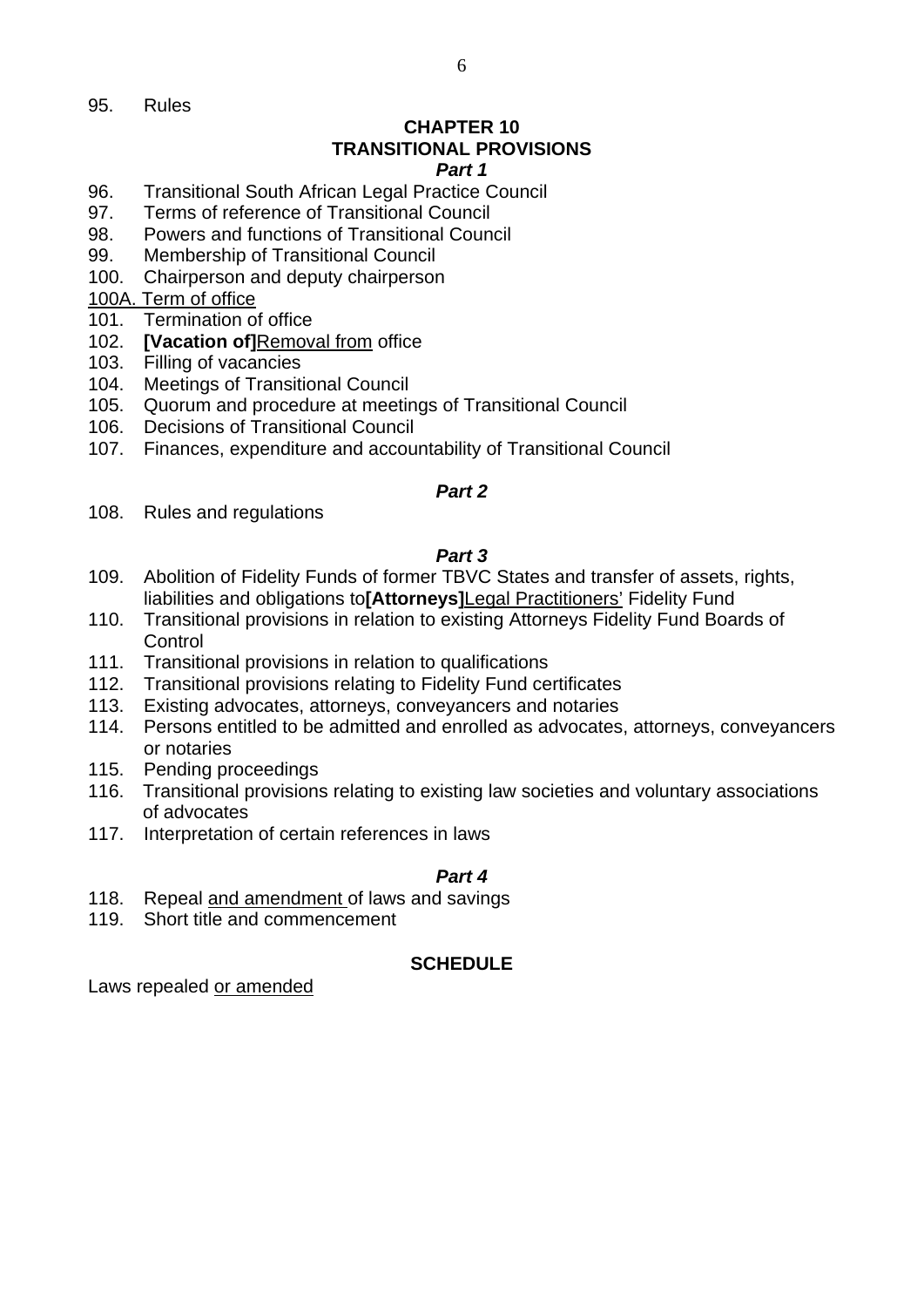95. Rules

**CHAPTER 10**
**TRANSITIONAL PROVISIONS**
***Part 1***

96. Transitional South African Legal Practice Council
97. Terms of reference of Transitional Council
98. Powers and functions of Transitional Council
99. Membership of Transitional Council
100. Chairperson and deputy chairperson
<u>100A. Term of office</u>
101. Termination of office
102. **[Vacation of]**<u>Removal from</u> office
103. Filling of vacancies
104. Meetings of Transitional Council
105. Quorum and procedure at meetings of Transitional Council
106. Decisions of Transitional Council
107. Finances, expenditure and accountability of Transitional Council

***Part 2***

108. Rules and regulations

***Part 3***

109. Abolition of Fidelity Funds of former TBVC States and transfer of assets, rights, liabilities and obligations to**[Attorneys]**<u>Legal Practitioners'</u> Fidelity Fund
110. Transitional provisions in relation to existing Attorneys Fidelity Fund Boards of Control
111. Transitional provisions in relation to qualifications
112. Transitional provisions relating to Fidelity Fund certificates
113. Existing advocates, attorneys, conveyancers and notaries
114. Persons entitled to be admitted and enrolled as advocates, attorneys, conveyancers or notaries
115. Pending proceedings
116. Transitional provisions relating to existing law societies and voluntary associations of advocates
117. Interpretation of certain references in laws

***Part 4***

118. Repeal <u>and amendment</u> of laws and savings
119. Short title and commencement

**SCHEDULE**

Laws repealed <u>or amended</u>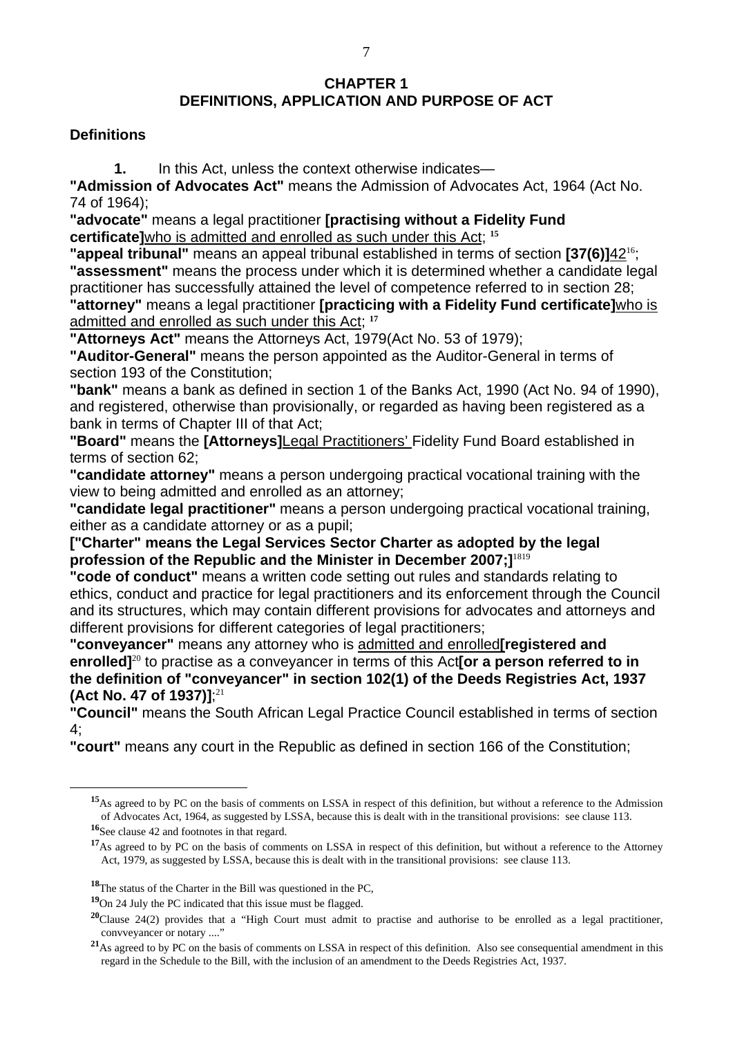## CHAPTER 1
## DEFINITIONS, APPLICATION AND PURPOSE OF ACT

### Definitions

**1.** In this Act, unless the context otherwise indicates—

**"Admission of Advocates Act"** means the Admission of Advocates Act, 1964 (Act No. 74 of 1964);

**"advocate"** means a legal practitioner **[practising without a Fidelity Fund certificate]**<u>who is admitted and enrolled as such under this Act</u>; [15]

**"appeal tribunal"** means an appeal tribunal established in terms of section **[37(6)]**<u>42</u>[16];

**"assessment"** means the process under which it is determined whether a candidate legal practitioner has successfully attained the level of competence referred to in section 28;

**"attorney"** means a legal practitioner **[practicing with a Fidelity Fund certificate]**<u>who is admitted and enrolled as such under this Act</u>; [17]

**"Attorneys Act"** means the Attorneys Act, 1979(Act No. 53 of 1979);

**"Auditor-General"** means the person appointed as the Auditor-General in terms of section 193 of the Constitution;

**"bank"** means a bank as defined in section 1 of the Banks Act, 1990 (Act No. 94 of 1990), and registered, otherwise than provisionally, or regarded as having been registered as a bank in terms of Chapter III of that Act;

**"Board"** means the **[Attorneys]**<u>Legal Practitioners'</u> Fidelity Fund Board established in terms of section 62;

**"candidate attorney"** means a person undergoing practical vocational training with the view to being admitted and enrolled as an attorney;

**"candidate legal practitioner"** means a person undergoing practical vocational training, either as a candidate attorney or as a pupil;

**["Charter" means the Legal Services Sector Charter as adopted by the legal profession of the Republic and the Minister in December 2007;]**[18][19]

**"code of conduct"** means a written code setting out rules and standards relating to ethics, conduct and practice for legal practitioners and its enforcement through the Council and its structures, which may contain different provisions for advocates and attorneys and different provisions for different categories of legal practitioners;

**"conveyancer"** means any attorney who is <u>admitted and enrolled</u>**[registered and enrolled]**[20] to practise as a conveyancer in terms of this Act**[or a person referred to in the definition of "conveyancer" in section 102(1) of the Deeds Registries Act, 1937 (Act No. 47 of 1937)]**;[21]

**"Council"** means the South African Legal Practice Council established in terms of section 4;

**"court"** means any court in the Republic as defined in section 166 of the Constitution;

---

[15] As agreed to by PC on the basis of comments on LSSA in respect of this definition, but without a reference to the Admission of Advocates Act, 1964, as suggested by LSSA, because this is dealt with in the transitional provisions: see clause 113.

[16] See clause 42 and footnotes in that regard.

[17] As agreed to by PC on the basis of comments on LSSA in respect of this definition, but without a reference to the Attorney Act, 1979, as suggested by LSSA, because this is dealt with in the transitional provisions: see clause 113.

[18] The status of the Charter in the Bill was questioned in the PC,

[19] On 24 July the PC indicated that this issue must be flagged.

[20] Clause 24(2) provides that a "High Court must admit to practise and authorise to be enrolled as a legal practitioner, convveyancer or notary ...."

[21] As agreed to by PC on the basis of comments on LSSA in respect of this definition. Also see consequential amendment in this regard in the Schedule to the Bill, with the inclusion of an amendment to the Deeds Registries Act, 1937.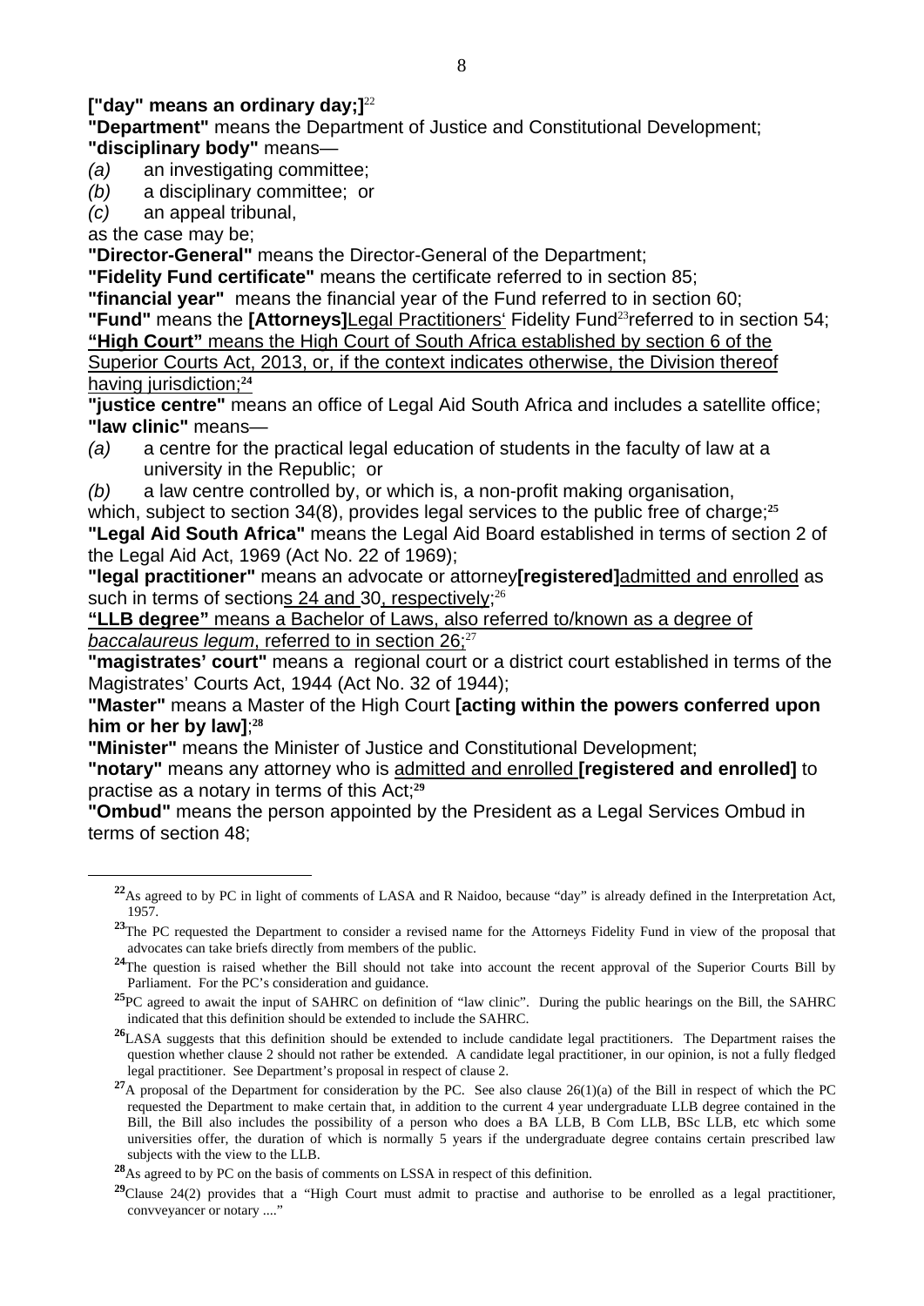**["day" means an ordinary day;]**[22]

**"Department"** means the Department of Justice and Constitutional Development;

**"disciplinary body"** means—

*(a)* an investigating committee;

*(b)* a disciplinary committee; or

*(c)* an appeal tribunal,

as the case may be;

**"Director-General"** means the Director-General of the Department;

**"Fidelity Fund certificate"** means the certificate referred to in section 85;

**"financial year"** means the financial year of the Fund referred to in section 60;

**"Fund"** means the **[Attorneys]**<u>Legal Practitioners</u>' Fidelity Fund[23] referred to in section 54;

<u>**"High Court"** means the High Court of South Africa established by section 6 of the Superior Courts Act, 2013, or, if the context indicates otherwise, the Division thereof having jurisdiction;</u>[24]

**"justice centre"** means an office of Legal Aid South Africa and includes a satellite office;

**"law clinic"** means—

*(a)* a centre for the practical legal education of students in the faculty of law at a university in the Republic; or

*(b)* a law centre controlled by, or which is, a non-profit making organisation,

which, subject to section 34(8), provides legal services to the public free of charge;[25]

**"Legal Aid South Africa"** means the Legal Aid Board established in terms of section 2 of the Legal Aid Act, 1969 (Act No. 22 of 1969);

**"legal practitioner"** means an advocate or attorney**[registered]**<u>admitted and enrolled</u> as such in terms of section<u>s 24 and</u> 30<u>, respectively</u>;[26]

<u>**"LLB degree"** means a Bachelor of Laws, also referred to/known as a degree of *baccalaureus legum*, referred to in section 26;</u>[27]

**"magistrates' court"** means a regional court or a district court established in terms of the Magistrates' Courts Act, 1944 (Act No. 32 of 1944);

**"Master"** means a Master of the High Court **[acting within the powers conferred upon him or her by law]**;[28]

**"Minister"** means the Minister of Justice and Constitutional Development;

**"notary"** means any attorney who is <u>admitted and enrolled</u> **[registered and enrolled]** to practise as a notary in terms of this Act;[29]

**"Ombud"** means the person appointed by the President as a Legal Services Ombud in terms of section 48;

---

[22] As agreed to by PC in light of comments of LASA and R Naidoo, because "day" is already defined in the Interpretation Act, 1957.

[23] The PC requested the Department to consider a revised name for the Attorneys Fidelity Fund in view of the proposal that advocates can take briefs directly from members of the public.

[24] The question is raised whether the Bill should not take into account the recent approval of the Superior Courts Bill by Parliament. For the PC's consideration and guidance.

[25] PC agreed to await the input of SAHRC on definition of "law clinic". During the public hearings on the Bill, the SAHRC indicated that this definition should be extended to include the SAHRC.

[26] LASA suggests that this definition should be extended to include candidate legal practitioners. The Department raises the question whether clause 2 should not rather be extended. A candidate legal practitioner, in our opinion, is not a fully fledged legal practitioner. See Department's proposal in respect of clause 2.

[27] A proposal of the Department for consideration by the PC. See also clause 26(1)(a) of the Bill in respect of which the PC requested the Department to make certain that, in addition to the current 4 year undergraduate LLB degree contained in the Bill, the Bill also includes the possibility of a person who does a BA LLB, B Com LLB, BSc LLB, etc which some universities offer, the duration of which is normally 5 years if the undergraduate degree contains certain prescribed law subjects with the view to the LLB.

[28] As agreed to by PC on the basis of comments on LSSA in respect of this definition.

[29] Clause 24(2) provides that a "High Court must admit to practise and authorise to be enrolled as a legal practitioner, convveyancer or notary ...."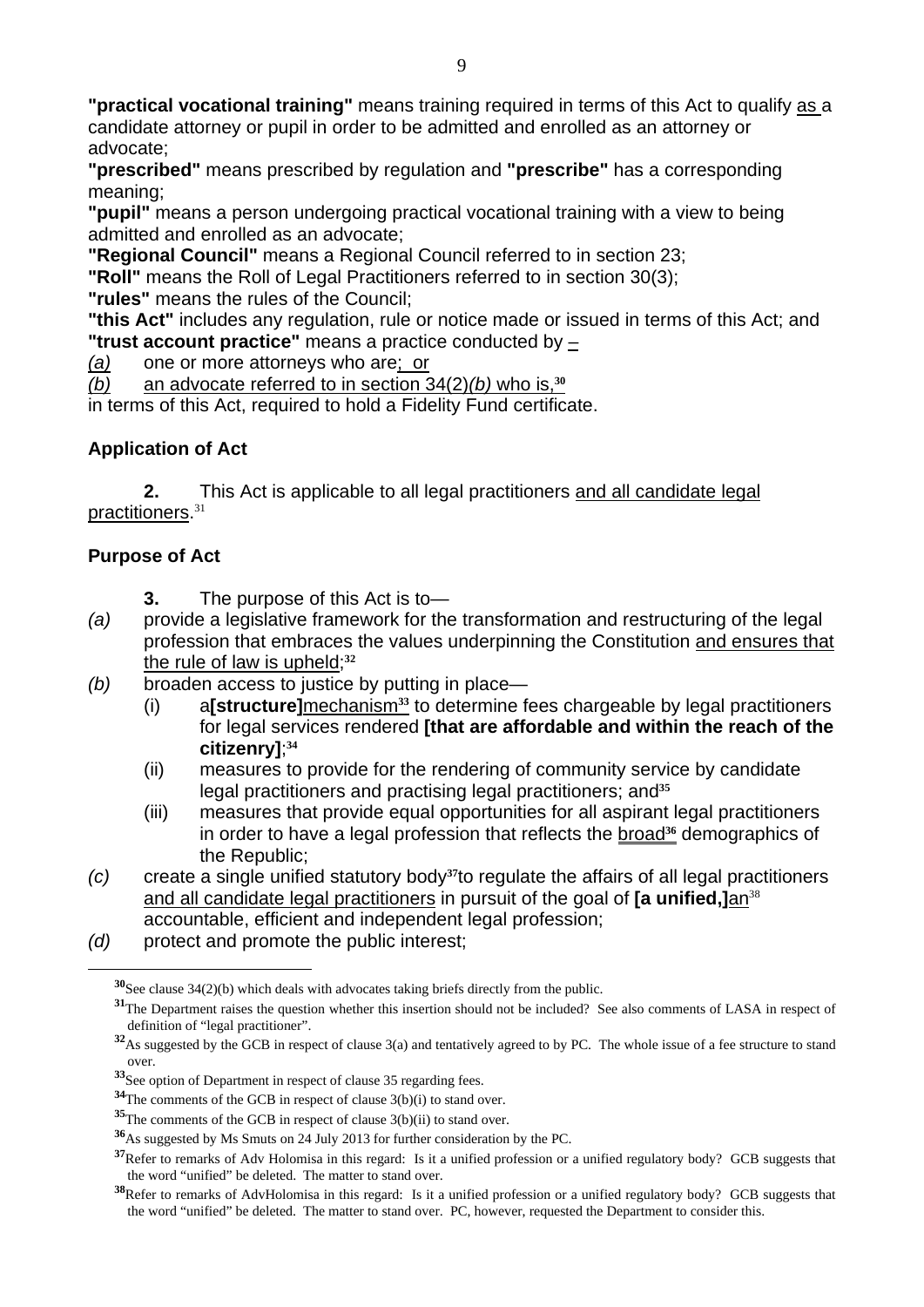**"practical vocational training"** means training required in terms of this Act to qualify as a candidate attorney or pupil in order to be admitted and enrolled as an attorney or advocate;

**"prescribed"** means prescribed by regulation and **"prescribe"** has a corresponding meaning;

**"pupil"** means a person undergoing practical vocational training with a view to being admitted and enrolled as an advocate;

**"Regional Council"** means a Regional Council referred to in section 23;

**"Roll"** means the Roll of Legal Practitioners referred to in section 30(3);

**"rules"** means the rules of the Council;

**"this Act"** includes any regulation, rule or notice made or issued in terms of this Act; and

**"trust account practice"** means a practice conducted by –

*(a)* one or more attorneys who are; or

*(b)* an advocate referred to in section 34(2)*(b)* who is,[30]

in terms of this Act, required to hold a Fidelity Fund certificate.

## Application of Act

**2.** This Act is applicable to all legal practitioners and all candidate legal practitioners.[31]

## Purpose of Act

**3.** The purpose of this Act is to—

*(a)* provide a legislative framework for the transformation and restructuring of the legal profession that embraces the values underpinning the Constitution and ensures that the rule of law is upheld;[32]

*(b)* broaden access to justice by putting in place—

(i) a**[structure]**mechanism[33] to determine fees chargeable by legal practitioners for legal services rendered **[that are affordable and within the reach of the citizenry]**;[34]

(ii) measures to provide for the rendering of community service by candidate legal practitioners and practising legal practitioners; and[35]

(iii) measures that provide equal opportunities for all aspirant legal practitioners in order to have a legal profession that reflects the broad[36] demographics of the Republic;

*(c)* create a single unified statutory body[37]to regulate the affairs of all legal practitioners and all candidate legal practitioners in pursuit of the goal of **[a unified,]**an[38] accountable, efficient and independent legal profession;

*(d)* protect and promote the public interest;

---

[30] See clause 34(2)(b) which deals with advocates taking briefs directly from the public.

[31] The Department raises the question whether this insertion should not be included? See also comments of LASA in respect of definition of "legal practitioner".

[32] As suggested by the GCB in respect of clause 3(a) and tentatively agreed to by PC. The whole issue of a fee structure to stand over.

[33] See option of Department in respect of clause 35 regarding fees.

[34] The comments of the GCB in respect of clause 3(b)(i) to stand over.

[35] The comments of the GCB in respect of clause 3(b)(ii) to stand over.

[36] As suggested by Ms Smuts on 24 July 2013 for further consideration by the PC.

[37] Refer to remarks of Adv Holomisa in this regard: Is it a unified profession or a unified regulatory body? GCB suggests that the word "unified" be deleted. The matter to stand over.

[38] Refer to remarks of AdvHolomisa in this regard: Is it a unified profession or a unified regulatory body? GCB suggests that the word "unified" be deleted. The matter to stand over. PC, however, requested the Department to consider this.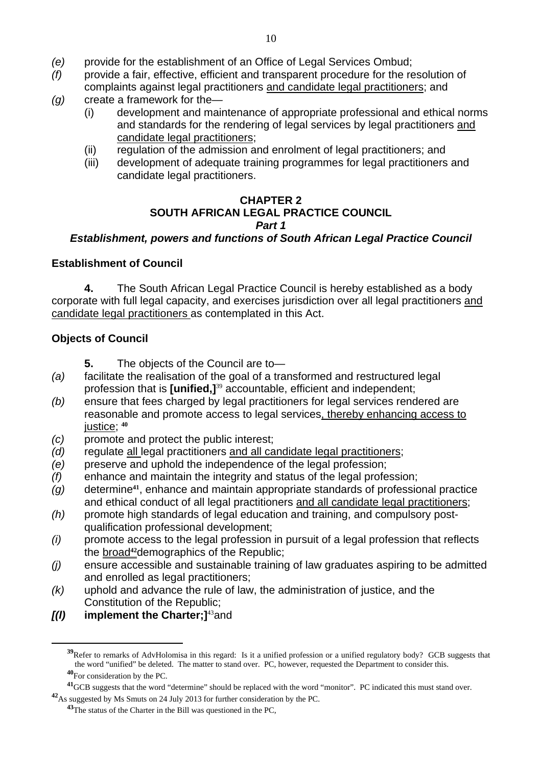*(e)* provide for the establishment of an Office of Legal Services Ombud;

*(f)* provide a fair, effective, efficient and transparent procedure for the resolution of complaints against legal practitioners <u>and candidate legal practitioners</u>; and

*(g)* create a framework for the—

(i) development and maintenance of appropriate professional and ethical norms and standards for the rendering of legal services by legal practitioners <u>and candidate legal practitioners</u>;

(ii) regulation of the admission and enrolment of legal practitioners; and

(iii) development of adequate training programmes for legal practitioners and candidate legal practitioners.

## CHAPTER 2
## SOUTH AFRICAN LEGAL PRACTICE COUNCIL
### *Part 1*
### *Establishment, powers and functions of South African Legal Practice Council*

**Establishment of Council**

**4.** The South African Legal Practice Council is hereby established as a body corporate with full legal capacity, and exercises jurisdiction over all legal practitioners <u>and candidate legal practitioners</u> as contemplated in this Act.

**Objects of Council**

**5.** The objects of the Council are to—

*(a)* facilitate the realisation of the goal of a transformed and restructured legal profession that is **[unified,]**[39] accountable, efficient and independent;

*(b)* ensure that fees charged by legal practitioners for legal services rendered are reasonable and promote access to legal services<u>, thereby enhancing access to justice</u>; [40]

*(c)* promote and protect the public interest;

*(d)* regulate <u>all</u> legal practitioners <u>and all candidate legal practitioners</u>;

*(e)* preserve and uphold the independence of the legal profession;

*(f)* enhance and maintain the integrity and status of the legal profession;

*(g)* determine[41], enhance and maintain appropriate standards of professional practice and ethical conduct of all legal practitioners <u>and all candidate legal practitioners</u>;

*(h)* promote high standards of legal education and training, and compulsory post-qualification professional development;

*(i)* promote access to the legal profession in pursuit of a legal profession that reflects the <u>broad</u>[42]demographics of the Republic;

*(j)* ensure accessible and sustainable training of law graduates aspiring to be admitted and enrolled as legal practitioners;

*(k)* uphold and advance the rule of law, the administration of justice, and the Constitution of the Republic;

***[(l)* implement the Charter;]**[43]and

---

[39] Refer to remarks of AdvHolomisa in this regard: Is it a unified profession or a unified regulatory body? GCB suggests that the word "unified" be deleted. The matter to stand over. PC, however, requested the Department to consider this.

[40] For consideration by the PC.

[41] GCB suggests that the word "determine" should be replaced with the word "monitor". PC indicated this must stand over.

[42] As suggested by Ms Smuts on 24 July 2013 for further consideration by the PC.

[43] The status of the Charter in the Bill was questioned in the PC,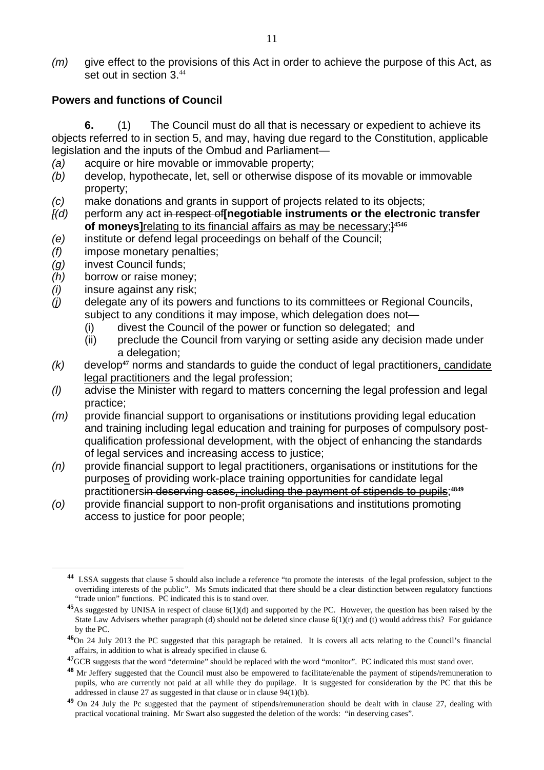*(m)* give effect to the provisions of this Act in order to achieve the purpose of this Act, as set out in section 3.[44]

**Powers and functions of Council**

**6.** (1) The Council must do all that is necessary or expedient to achieve its objects referred to in section 5, and may, having due regard to the Constitution, applicable legislation and the inputs of the Ombud and Parliament—

*(a)* acquire or hire movable or immovable property;

*(b)* develop, hypothecate, let, sell or otherwise dispose of its movable or immovable property;

*(c)* make donations and grants in support of projects related to its objects;

[*(d)* perform any act ~~in respect of~~**[negotiable instruments or the electronic transfer of moneys]**<u>relating to its financial affairs as may be necessary;</u>][45][46]

*(e)* institute or defend legal proceedings on behalf of the Council;

*(f)* impose monetary penalties;

*(g)* invest Council funds;

*(h)* borrow or raise money;

*(i)* insure against any risk;

*(j)* delegate any of its powers and functions to its committees or Regional Councils, subject to any conditions it may impose, which delegation does not—

(i) divest the Council of the power or function so delegated; and

(ii) preclude the Council from varying or setting aside any decision made under a delegation;

*(k)* develop[47] norms and standards to guide the conduct of legal practitioners<u>, candidate legal practitioners</u> and the legal profession;

*(l)* advise the Minister with regard to matters concerning the legal profession and legal practice;

*(m)* provide financial support to organisations or institutions providing legal education and training including legal education and training for purposes of compulsory post-qualification professional development, with the object of enhancing the standards of legal services and increasing access to justice;

*(n)* provide financial support to legal practitioners, organisations or institutions for the purpose<u>s</u> of providing work-place training opportunities for candidate legal practitioners~~in deserving cases, including the payment of stipends to pupils~~;[48][49]

*(o)* provide financial support to non-profit organisations and institutions promoting access to justice for poor people;

---

[44] LSSA suggests that clause 5 should also include a reference "to promote the interests of the legal profession, subject to the overriding interests of the public". Ms Smuts indicated that there should be a clear distinction between regulatory functions "trade union" functions. PC indicated this is to stand over.

[45] As suggested by UNISA in respect of clause 6(1)(d) and supported by the PC. However, the question has been raised by the State Law Advisers whether paragraph (d) should not be deleted since clause 6(1)(r) and (t) would address this? For guidance by the PC.

[46] On 24 July 2013 the PC suggested that this paragraph be retained. It is covers all acts relating to the Council's financial affairs, in addition to what is already specified in clause 6.

[47] GCB suggests that the word "determine" should be replaced with the word "monitor". PC indicated this must stand over.

[48] Mr Jeffery suggested that the Council must also be empowered to facilitate/enable the payment of stipends/remuneration to pupils, who are currently not paid at all while they do pupilage. It is suggested for consideration by the PC that this be addressed in clause 27 as suggested in that clause or in clause 94(1)(b).

[49] On 24 July the Pc suggested that the payment of stipends/remuneration should be dealt with in clause 27, dealing with practical vocational training. Mr Swart also suggested the deletion of the words: "in deserving cases".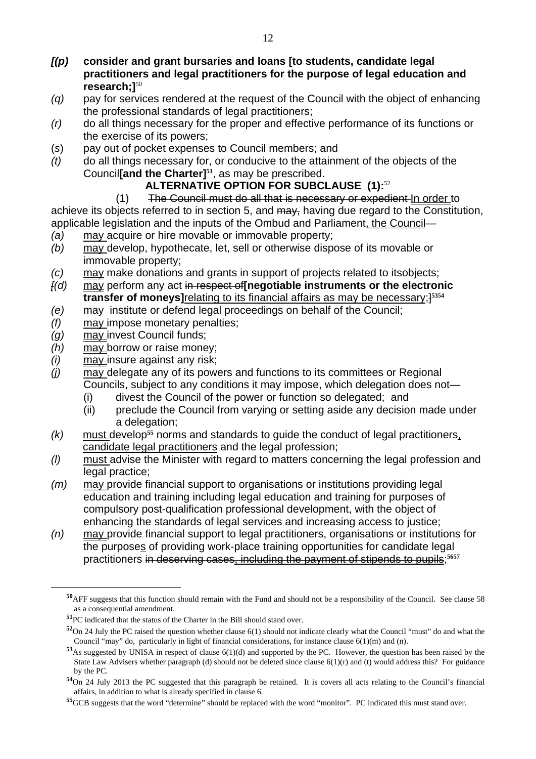*[(p)* **consider and grant bursaries and loans [to students, candidate legal practitioners and legal practitioners for the purpose of legal education and research;]**[50]

*(q)* pay for services rendered at the request of the Council with the object of enhancing the professional standards of legal practitioners;

*(r)* do all things necessary for the proper and effective performance of its functions or the exercise of its powers;

(s) pay out of pocket expenses to Council members; and

*(t)* do all things necessary for, or conducive to the attainment of the objects of the Council**[and the Charter]**[51], as may be prescribed.

**ALTERNATIVE OPTION FOR SUBCLAUSE (1):**[52]

(1) ~~The Council must do all that is necessary or expedient~~ In order to achieve its objects referred to in section 5, and ~~may,~~ having due regard to the Constitution, applicable legislation and the inputs of the Ombud and Parliament, the Council—

*(a)* may acquire or hire movable or immovable property;

*(b)* may develop, hypothecate, let, sell or otherwise dispose of its movable or immovable property;

*(c)* may make donations and grants in support of projects related to itsobjects;

*[(d)* may perform any act ~~in respect of~~**[negotiable instruments or the electronic transfer of moneys]**relating to its financial affairs as may be necessary;][53][54]

*(e)* may institute or defend legal proceedings on behalf of the Council;

*(f)* may impose monetary penalties;

*(g)* may invest Council funds;

*(h)* may borrow or raise money;

*(i)* may insure against any risk;

*(j)* may delegate any of its powers and functions to its committees or Regional Councils, subject to any conditions it may impose, which delegation does not—

(i) divest the Council of the power or function so delegated; and

(ii) preclude the Council from varying or setting aside any decision made under a delegation;

*(k)* must develop[55] norms and standards to guide the conduct of legal practitioners, candidate legal practitioners and the legal profession;

*(l)* must advise the Minister with regard to matters concerning the legal profession and legal practice;

*(m)* may provide financial support to organisations or institutions providing legal education and training including legal education and training for purposes of compulsory post-qualification professional development, with the object of enhancing the standards of legal services and increasing access to justice;

*(n)* may provide financial support to legal practitioners, organisations or institutions for the purposes of providing work-place training opportunities for candidate legal practitioners ~~in deserving cases, including the payment of stipends to pupils~~;[56][57]

---

[50] AFF suggests that this function should remain with the Fund and should not be a responsibility of the Council. See clause 58 as a consequential amendment.

[51] PC indicated that the status of the Charter in the Bill should stand over.

[52] On 24 July the PC raised the question whether clause 6(1) should not indicate clearly what the Council "must" do and what the Council "may" do, particularly in light of financial considerations, for instance clause 6(1)(m) and (n).

[53] As suggested by UNISA in respect of clause 6(1)(d) and supported by the PC. However, the question has been raised by the State Law Advisers whether paragraph (d) should not be deleted since clause 6(1)(r) and (t) would address this? For guidance by the PC.

[54] On 24 July 2013 the PC suggested that this paragraph be retained. It is covers all acts relating to the Council's financial affairs, in addition to what is already specified in clause 6.

[55] GCB suggests that the word "determine" should be replaced with the word "monitor". PC indicated this must stand over.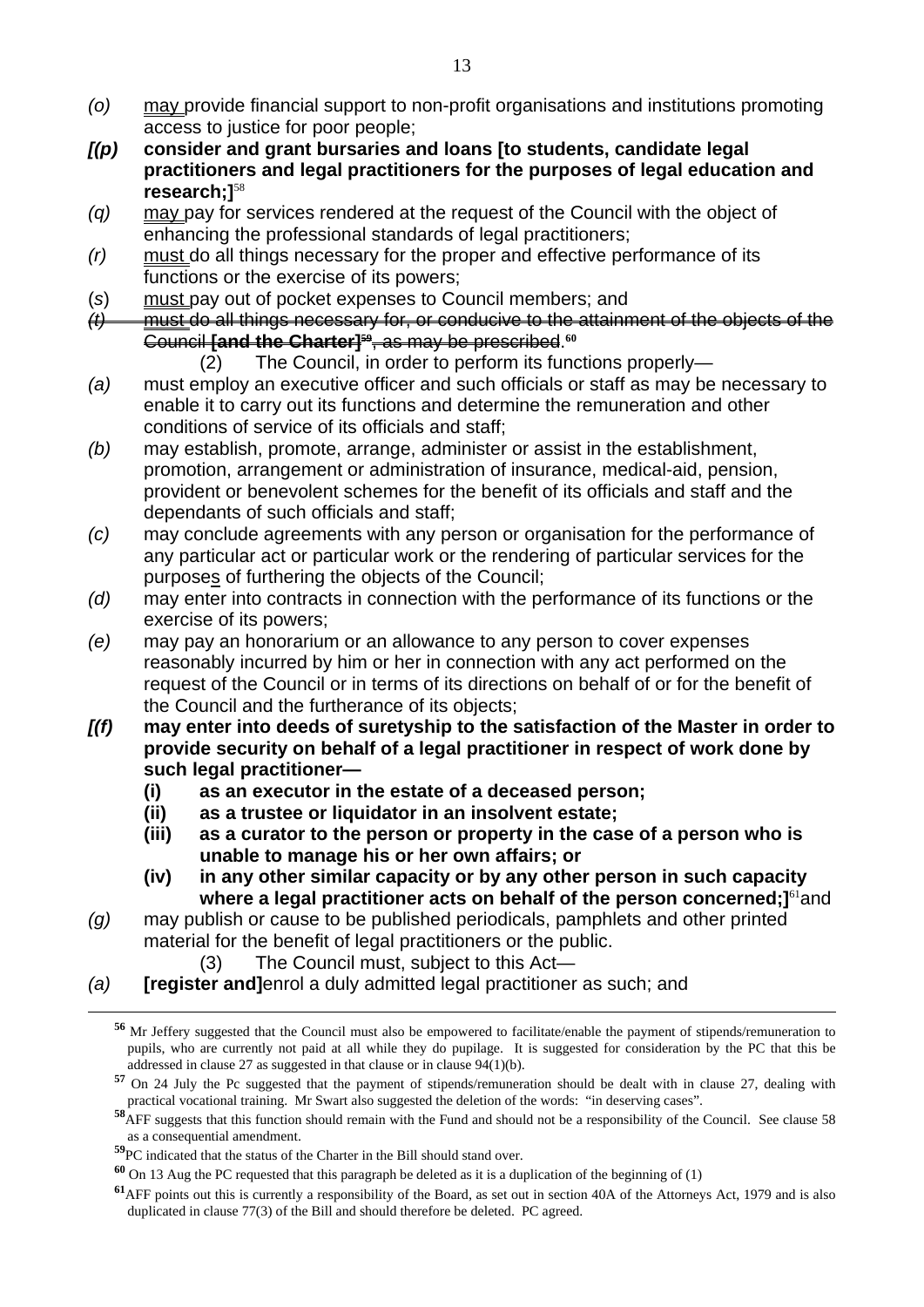*(o)* may provide financial support to non-profit organisations and institutions promoting access to justice for poor people;

***[(p)* consider and grant bursaries and loans [to students, candidate legal practitioners and legal practitioners for the purposes of legal education and research;]**[58]

*(q)* may pay for services rendered at the request of the Council with the object of enhancing the professional standards of legal practitioners;

*(r)* must do all things necessary for the proper and effective performance of its functions or the exercise of its powers;

(*s*) must pay out of pocket expenses to Council members; and

~~*(t)* must do all things necessary for, or conducive to the attainment of the objects of the Council **[and the Charter]**[59], as may be prescribed.~~[60]

(2) The Council, in order to perform its functions properly—

*(a)* must employ an executive officer and such officials or staff as may be necessary to enable it to carry out its functions and determine the remuneration and other conditions of service of its officials and staff;

*(b)* may establish, promote, arrange, administer or assist in the establishment, promotion, arrangement or administration of insurance, medical-aid, pension, provident or benevolent schemes for the benefit of its officials and staff and the dependants of such officials and staff;

*(c)* may conclude agreements with any person or organisation for the performance of any particular act or particular work or the rendering of particular services for the purposes of furthering the objects of the Council;

*(d)* may enter into contracts in connection with the performance of its functions or the exercise of its powers;

*(e)* may pay an honorarium or an allowance to any person to cover expenses reasonably incurred by him or her in connection with any act performed on the request of the Council or in terms of its directions on behalf of or for the benefit of the Council and the furtherance of its objects;

***[(f)* may enter into deeds of suretyship to the satisfaction of the Master in order to provide security on behalf of a legal practitioner in respect of work done by such legal practitioner—**

**(i) as an executor in the estate of a deceased person;**

**(ii) as a trustee or liquidator in an insolvent estate;**

**(iii) as a curator to the person or property in the case of a person who is unable to manage his or her own affairs; or**

**(iv) in any other similar capacity or by any other person in such capacity where a legal practitioner acts on behalf of the person concerned;]**[61]and

*(g)* may publish or cause to be published periodicals, pamphlets and other printed material for the benefit of legal practitioners or the public.

(3) The Council must, subject to this Act—

*(a)* **[register and]**enrol a duly admitted legal practitioner as such; and

---

[56] Mr Jeffery suggested that the Council must also be empowered to facilitate/enable the payment of stipends/remuneration to pupils, who are currently not paid at all while they do pupilage. It is suggested for consideration by the PC that this be addressed in clause 27 as suggested in that clause or in clause 94(1)(b).

[57] On 24 July the Pc suggested that the payment of stipends/remuneration should be dealt with in clause 27, dealing with practical vocational training. Mr Swart also suggested the deletion of the words: "in deserving cases".

[58] AFF suggests that this function should remain with the Fund and should not be a responsibility of the Council. See clause 58 as a consequential amendment.

[59] PC indicated that the status of the Charter in the Bill should stand over.

[60] On 13 Aug the PC requested that this paragraph be deleted as it is a duplication of the beginning of (1)

[61] AFF points out this is currently a responsibility of the Board, as set out in section 40A of the Attorneys Act, 1979 and is also duplicated in clause 77(3) of the Bill and should therefore be deleted. PC agreed.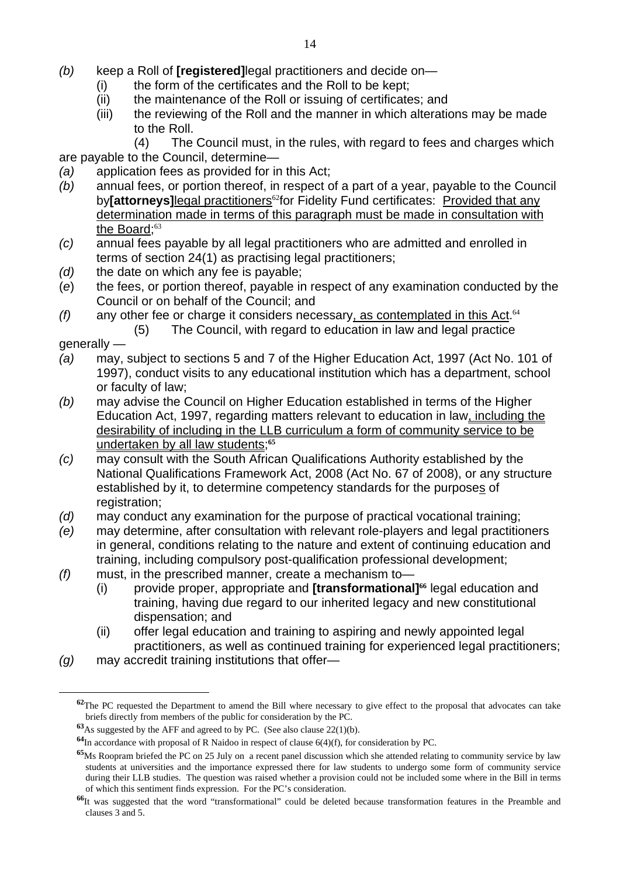*(b)* keep a Roll of **[registered]**legal practitioners and decide on—

(i) the form of the certificates and the Roll to be kept;

(ii) the maintenance of the Roll or issuing of certificates; and

(iii) the reviewing of the Roll and the manner in which alterations may be made to the Roll.

(4) The Council must, in the rules, with regard to fees and charges which are payable to the Council, determine—

*(a)* application fees as provided for in this Act;

*(b)* annual fees, or portion thereof, in respect of a part of a year, payable to the Council by**[attorneys]**<u>legal practitioners</u>[62]for Fidelity Fund certificates: <u>Provided that any determination made in terms of this paragraph must be made in consultation with the Board</u>;[63]

*(c)* annual fees payable by all legal practitioners who are admitted and enrolled in terms of section 24(1) as practising legal practitioners;

*(d)* the date on which any fee is payable;

(*e*) the fees, or portion thereof, payable in respect of any examination conducted by the Council or on behalf of the Council; and

*(f)* any other fee or charge it considers necessary<u>, as contemplated in this Act</u>.[64]

(5) The Council, with regard to education in law and legal practice generally —

*(a)* may, subject to sections 5 and 7 of the Higher Education Act, 1997 (Act No. 101 of 1997), conduct visits to any educational institution which has a department, school or faculty of law;

*(b)* may advise the Council on Higher Education established in terms of the Higher Education Act, 1997, regarding matters relevant to education in law<u>, including the desirability of including in the LLB curriculum a form of community service to be undertaken by all law students</u>;[65]

*(c)* may consult with the South African Qualifications Authority established by the National Qualifications Framework Act, 2008 (Act No. 67 of 2008), or any structure established by it, to determine competency standards for the purpose<u>s</u> of registration;

*(d)* may conduct any examination for the purpose of practical vocational training;

*(e)* may determine, after consultation with relevant role-players and legal practitioners in general, conditions relating to the nature and extent of continuing education and training, including compulsory post-qualification professional development;

*(f)* must, in the prescribed manner, create a mechanism to—

(i) provide proper, appropriate and **[transformational]**[66] legal education and training, having due regard to our inherited legacy and new constitutional dispensation; and

(ii) offer legal education and training to aspiring and newly appointed legal practitioners, as well as continued training for experienced legal practitioners;

*(g)* may accredit training institutions that offer—

---

[62] The PC requested the Department to amend the Bill where necessary to give effect to the proposal that advocates can take briefs directly from members of the public for consideration by the PC.

[63] As suggested by the AFF and agreed to by PC. (See also clause 22(1)(b).

[64] In accordance with proposal of R Naidoo in respect of clause 6(4)(f), for consideration by PC.

[65] Ms Roopram briefed the PC on 25 July on a recent panel discussion which she attended relating to community service by law students at universities and the importance expressed there for law students to undergo some form of community service during their LLB studies. The question was raised whether a provision could not be included some where in the Bill in terms of which this sentiment finds expression. For the PC's consideration.

[66] It was suggested that the word "transformational" could be deleted because transformation features in the Preamble and clauses 3 and 5.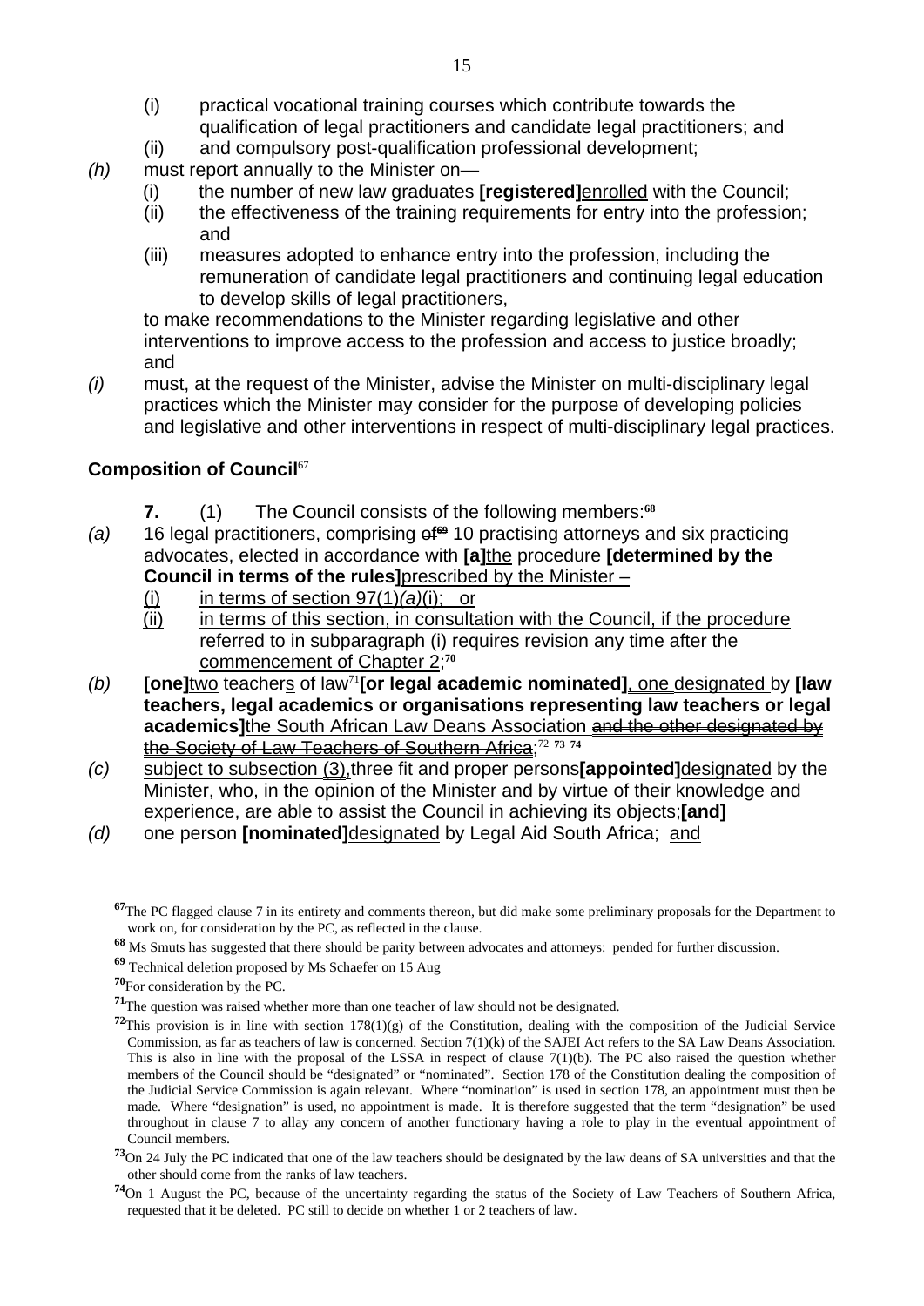(i) practical vocational training courses which contribute towards the qualification of legal practitioners and candidate legal practitioners; and

(ii) and compulsory post-qualification professional development;

*(h)* must report annually to the Minister on—

(i) the number of new law graduates **[registered]**<u>enrolled</u> with the Council;

(ii) the effectiveness of the training requirements for entry into the profession; and

(iii) measures adopted to enhance entry into the profession, including the remuneration of candidate legal practitioners and continuing legal education to develop skills of legal practitioners,

to make recommendations to the Minister regarding legislative and other interventions to improve access to the profession and access to justice broadly; and

*(i)* must, at the request of the Minister, advise the Minister on multi-disciplinary legal practices which the Minister may consider for the purpose of developing policies and legislative and other interventions in respect of multi-disciplinary legal practices.

**Composition of Council**[67]

**7.** (1) The Council consists of the following members:[68]

*(a)* 16 legal practitioners, comprising ~~of~~[69] 10 practising attorneys and six practicing advocates, elected in accordance with **[a]**<u>the</u> procedure **[determined by the Council in terms of the rules]**<u>prescribed by the Minister –</u>

<u>(i) in terms of section 97(1)*(a)*(i); or</u>

<u>(ii) in terms of this section, in consultation with the Council, if the procedure referred to in subparagraph (i) requires revision any time after the commencement of Chapter 2;</u>[70]

*(b)* **[one]**<u>two</u> teacher<u>s</u> of law[71] **[or legal academic nominated]**<u>, one designated</u> by **[law teachers, legal academics or organisations representing law teachers or legal academics]**<u>the South African Law Deans Association</u> ~~and the other designated by the Society of Law Teachers of Southern Africa~~;[72] [73] [74]

*(c)* <u>subject to subsection (3),</u>three fit and proper persons**[appointed]**<u>designated</u> by the Minister, who, in the opinion of the Minister and by virtue of their knowledge and experience, are able to assist the Council in achieving its objects;**[and]**

*(d)* one person **[nominated]**<u>designated</u> by Legal Aid South Africa; <u>and</u>

---

[67] The PC flagged clause 7 in its entirety and comments thereon, but did make some preliminary proposals for the Department to work on, for consideration by the PC, as reflected in the clause.

[68] Ms Smuts has suggested that there should be parity between advocates and attorneys: pended for further discussion.

[69] Technical deletion proposed by Ms Schaefer on 15 Aug

[70] For consideration by the PC.

[71] The question was raised whether more than one teacher of law should not be designated.

[72] This provision is in line with section 178(1)(g) of the Constitution, dealing with the composition of the Judicial Service Commission, as far as teachers of law is concerned. Section 7(1)(k) of the SAJEI Act refers to the SA Law Deans Association. This is also in line with the proposal of the LSSA in respect of clause 7(1)(b). The PC also raised the question whether members of the Council should be "designated" or "nominated". Section 178 of the Constitution dealing the composition of the Judicial Service Commission is again relevant. Where "nomination" is used in section 178, an appointment must then be made. Where "designation" is used, no appointment is made. It is therefore suggested that the term "designation" be used throughout in clause 7 to allay any concern of another functionary having a role to play in the eventual appointment of Council members.

[73] On 24 July the PC indicated that one of the law teachers should be designated by the law deans of SA universities and that the other should come from the ranks of law teachers.

[74] On 1 August the PC, because of the uncertainty regarding the status of the Society of Law Teachers of Southern Africa, requested that it be deleted. PC still to decide on whether 1 or 2 teachers of law.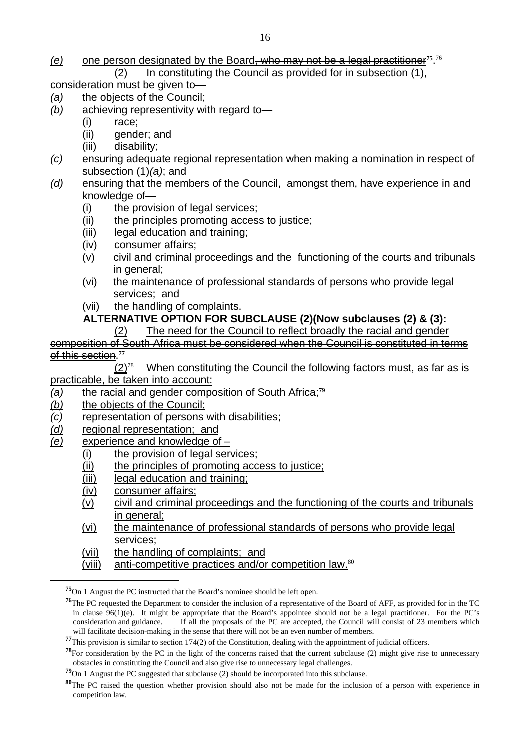*(e)* one person designated by the Board~~, who may not be a legal practitioner~~[75].[76]

(2) In constituting the Council as provided for in subsection (1), consideration must be given to—

*(a)* the objects of the Council;

*(b)* achieving representivity with regard to—

(i) race;

(ii) gender; and

(iii) disability;

*(c)* ensuring adequate regional representation when making a nomination in respect of subsection (1)*(a)*; and

*(d)* ensuring that the members of the Council, amongst them, have experience in and knowledge of—

(i) the provision of legal services;

(ii) the principles promoting access to justice;

(iii) legal education and training;

(iv) consumer affairs;

(v) civil and criminal proceedings and the functioning of the courts and tribunals in general;

(vi) the maintenance of professional standards of persons who provide legal services; and

(vii) the handling of complaints.

**ALTERNATIVE OPTION FOR SUBCLAUSE (2)~~(Now subclauses (2) & (3)~~:**

~~(2) The need for the Council to reflect broadly the racial and gender composition of South Africa must be considered when the Council is constituted in terms of this section.~~[77]

<u>(2)</u>[78] <u>When constituting the Council the following factors must, as far as is practicable, be taken into account:</u>

<u>*(a)* the racial and gender composition of South Africa;</u>[79]

<u>*(b)* the objects of the Council;</u>

<u>*(c)* representation of persons with disabilities;</u>

<u>*(d)* regional representation; and</u>

<u>*(e)* experience and knowledge of –</u>

<u>(i) the provision of legal services;</u>

<u>(ii) the principles of promoting access to justice;</u>

<u>(iii) legal education and training;</u>

<u>(iv) consumer affairs;</u>

<u>(v) civil and criminal proceedings and the functioning of the courts and tribunals in general;</u>

<u>(vi) the maintenance of professional standards of persons who provide legal services;</u>

<u>(vii) the handling of complaints; and</u>

<u>(viii) anti-competitive practices and/or competition law.</u>[80]

---

[75] On 1 August the PC instructed that the Board's nominee should be left open.

[76] The PC requested the Department to consider the inclusion of a representative of the Board of AFF, as provided for in the TC in clause 96(1)(e). It might be appropriate that the Board's appointee should not be a legal practitioner. For the PC's consideration and guidance. If all the proposals of the PC are accepted, the Council will consist of 23 members which will facilitate decision-making in the sense that there will not be an even number of members.

[77] This provision is similar to section 174(2) of the Constitution, dealing with the appointment of judicial officers.

[78] For consideration by the PC in the light of the concerns raised that the current subclause (2) might give rise to unnecessary obstacles in constituting the Council and also give rise to unnecessary legal challenges.

[79] On 1 August the PC suggested that subclause (2) should be incorporated into this subclause.

[80] The PC raised the question whether provision should also not be made for the inclusion of a person with experience in competition law.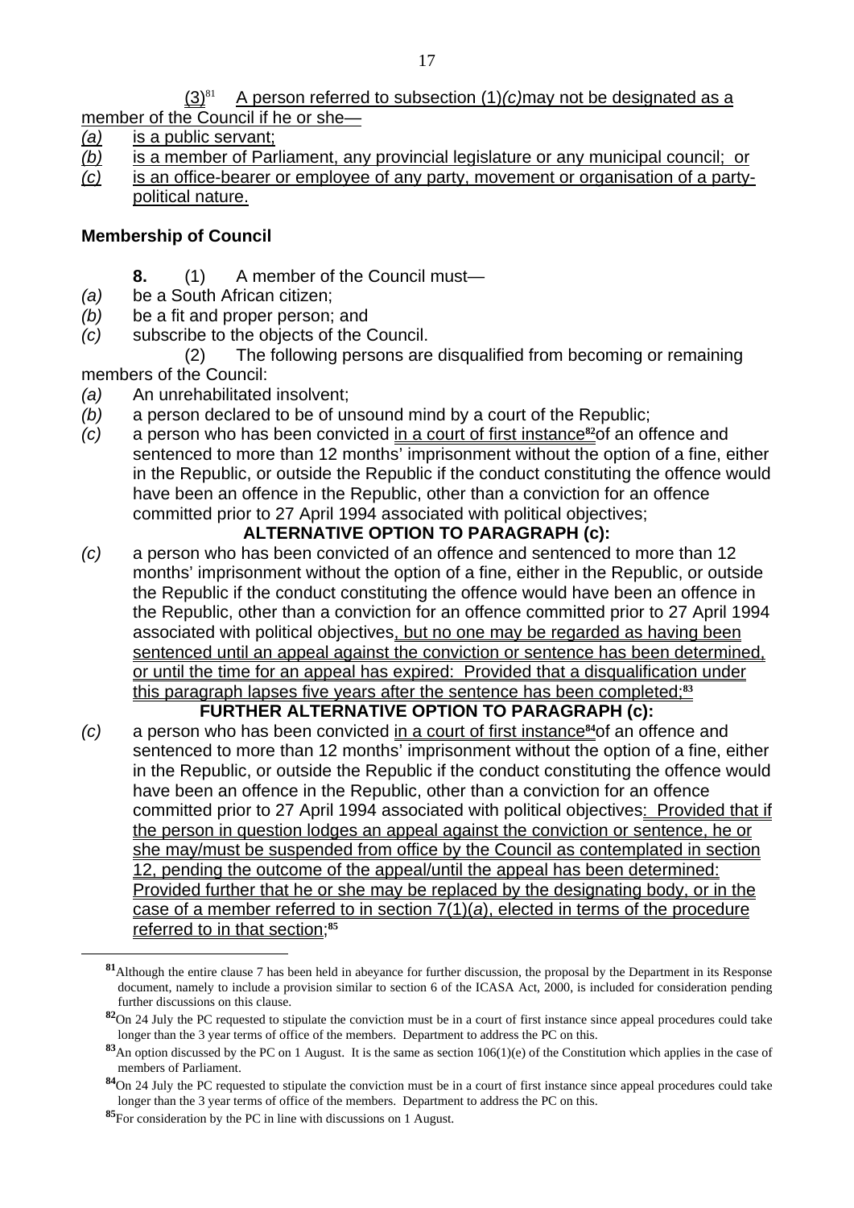(3)[81] A person referred to subsection (1)*(c)* may not be designated as a member of the Council if he or she—

*(a)* is a public servant;

*(b)* is a member of Parliament, any provincial legislature or any municipal council; or

*(c)* is an office-bearer or employee of any party, movement or organisation of a party-political nature.

**Membership of Council**

**8.** (1) A member of the Council must—

*(a)* be a South African citizen;

*(b)* be a fit and proper person; and

*(c)* subscribe to the objects of the Council.

(2) The following persons are disqualified from becoming or remaining members of the Council:

*(a)* An unrehabilitated insolvent;

*(b)* a person declared to be of unsound mind by a court of the Republic;

*(c)* a person who has been convicted in a court of first instance[82] of an offence and sentenced to more than 12 months' imprisonment without the option of a fine, either in the Republic, or outside the Republic if the conduct constituting the offence would have been an offence in the Republic, other than a conviction for an offence committed prior to 27 April 1994 associated with political objectives;

**ALTERNATIVE OPTION TO PARAGRAPH (c):**

*(c)* a person who has been convicted of an offence and sentenced to more than 12 months' imprisonment without the option of a fine, either in the Republic, or outside the Republic if the conduct constituting the offence would have been an offence in the Republic, other than a conviction for an offence committed prior to 27 April 1994 associated with political objectives, but no one may be regarded as having been sentenced until an appeal against the conviction or sentence has been determined, or until the time for an appeal has expired: Provided that a disqualification under this paragraph lapses five years after the sentence has been completed;[83]

**FURTHER ALTERNATIVE OPTION TO PARAGRAPH (c):**

*(c)* a person who has been convicted in a court of first instance[84] of an offence and sentenced to more than 12 months' imprisonment without the option of a fine, either in the Republic, or outside the Republic if the conduct constituting the offence would have been an offence in the Republic, other than a conviction for an offence committed prior to 27 April 1994 associated with political objectives: Provided that if the person in question lodges an appeal against the conviction or sentence, he or she may/must be suspended from office by the Council as contemplated in section 12, pending the outcome of the appeal/until the appeal has been determined: Provided further that he or she may be replaced by the designating body, or in the case of a member referred to in section 7(1)(*a*), elected in terms of the procedure referred to in that section;[85]

---

[81] Although the entire clause 7 has been held in abeyance for further discussion, the proposal by the Department in its Response document, namely to include a provision similar to section 6 of the ICASA Act, 2000, is included for consideration pending further discussions on this clause.

[82] On 24 July the PC requested to stipulate the conviction must be in a court of first instance since appeal procedures could take longer than the 3 year terms of office of the members. Department to address the PC on this.

[83] An option discussed by the PC on 1 August. It is the same as section 106(1)(e) of the Constitution which applies in the case of members of Parliament.

[84] On 24 July the PC requested to stipulate the conviction must be in a court of first instance since appeal procedures could take longer than the 3 year terms of office of the members. Department to address the PC on this.

[85] For consideration by the PC in line with discussions on 1 August.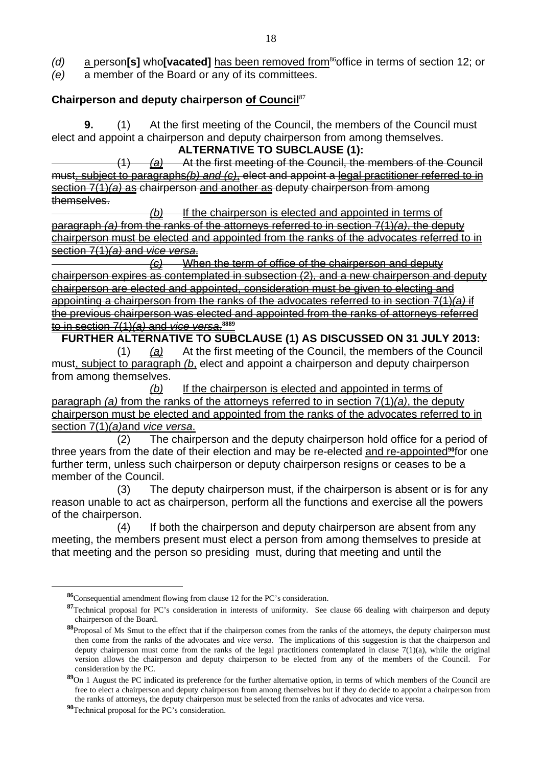*(d)* a person**[s]** who**[vacated]** has been removed from[86] office in terms of section 12; or

*(e)* a member of the Board or any of its committees.

**Chairperson and deputy chairperson of Council**[87]

**9.** (1) At the first meeting of the Council, the members of the Council must elect and appoint a chairperson and deputy chairperson from among themselves.

**ALTERNATIVE TO SUBCLAUSE (1):**

~~(1) *(a)* At the first meeting of the Council, the members of the Council must, subject to paragraphs *(b) and (c)*, elect and appoint a legal practitioner referred to in section 7(1)*(a)* as chairperson and another as deputy chairperson from among themselves.~~

~~*(b)* If the chairperson is elected and appointed in terms of paragraph *(a)* from the ranks of the attorneys referred to in section 7(1)*(a)*, the deputy chairperson must be elected and appointed from the ranks of the advocates referred to in section 7(1)*(a)* and *vice versa*.~~

~~*(c)* When the term of office of the chairperson and deputy chairperson expires as contemplated in subsection (2), and a new chairperson and deputy chairperson are elected and appointed, consideration must be given to electing and appointing a chairperson from the ranks of the advocates referred to in section 7(1)*(a)* if the previous chairperson was elected and appointed from the ranks of attorneys referred to in section 7(1)*(a)* and *vice versa*.~~[88][89]

**FURTHER ALTERNATIVE TO SUBCLAUSE (1) AS DISCUSSED ON 31 JULY 2013:**

(1) *(a)* At the first meeting of the Council, the members of the Council must, subject to paragraph *(b*, elect and appoint a chairperson and deputy chairperson from among themselves.

*(b)* If the chairperson is elected and appointed in terms of paragraph *(a)* from the ranks of the attorneys referred to in section 7(1)*(a)*, the deputy chairperson must be elected and appointed from the ranks of the advocates referred to in section 7(1)*(a)* and *vice versa*.

(2) The chairperson and the deputy chairperson hold office for a period of three years from the date of their election and may be re-elected and re-appointed[90] for one further term, unless such chairperson or deputy chairperson resigns or ceases to be a member of the Council.

(3) The deputy chairperson must, if the chairperson is absent or is for any reason unable to act as chairperson, perform all the functions and exercise all the powers of the chairperson.

(4) If both the chairperson and deputy chairperson are absent from any meeting, the members present must elect a person from among themselves to preside at that meeting and the person so presiding must, during that meeting and until the

---

[86] Consequential amendment flowing from clause 12 for the PC's consideration.

[87] Technical proposal for PC's consideration in interests of uniformity. See clause 66 dealing with chairperson and deputy chairperson of the Board.

[88] Proposal of Ms Smut to the effect that if the chairperson comes from the ranks of the attorneys, the deputy chairperson must then come from the ranks of the advocates and *vice versa*. The implications of this suggestion is that the chairperson and deputy chairperson must come from the ranks of the legal practitioners contemplated in clause 7(1)(a), while the original version allows the chairperson and deputy chairperson to be elected from any of the members of the Council. For consideration by the PC.

[89] On 1 August the PC indicated its preference for the further alternative option, in terms of which members of the Council are free to elect a chairperson and deputy chairperson from among themselves but if they do decide to appoint a chairperson from the ranks of attorneys, the deputy chairperson must be selected from the ranks of advocates and vice versa.

[90] Technical proposal for the PC's consideration.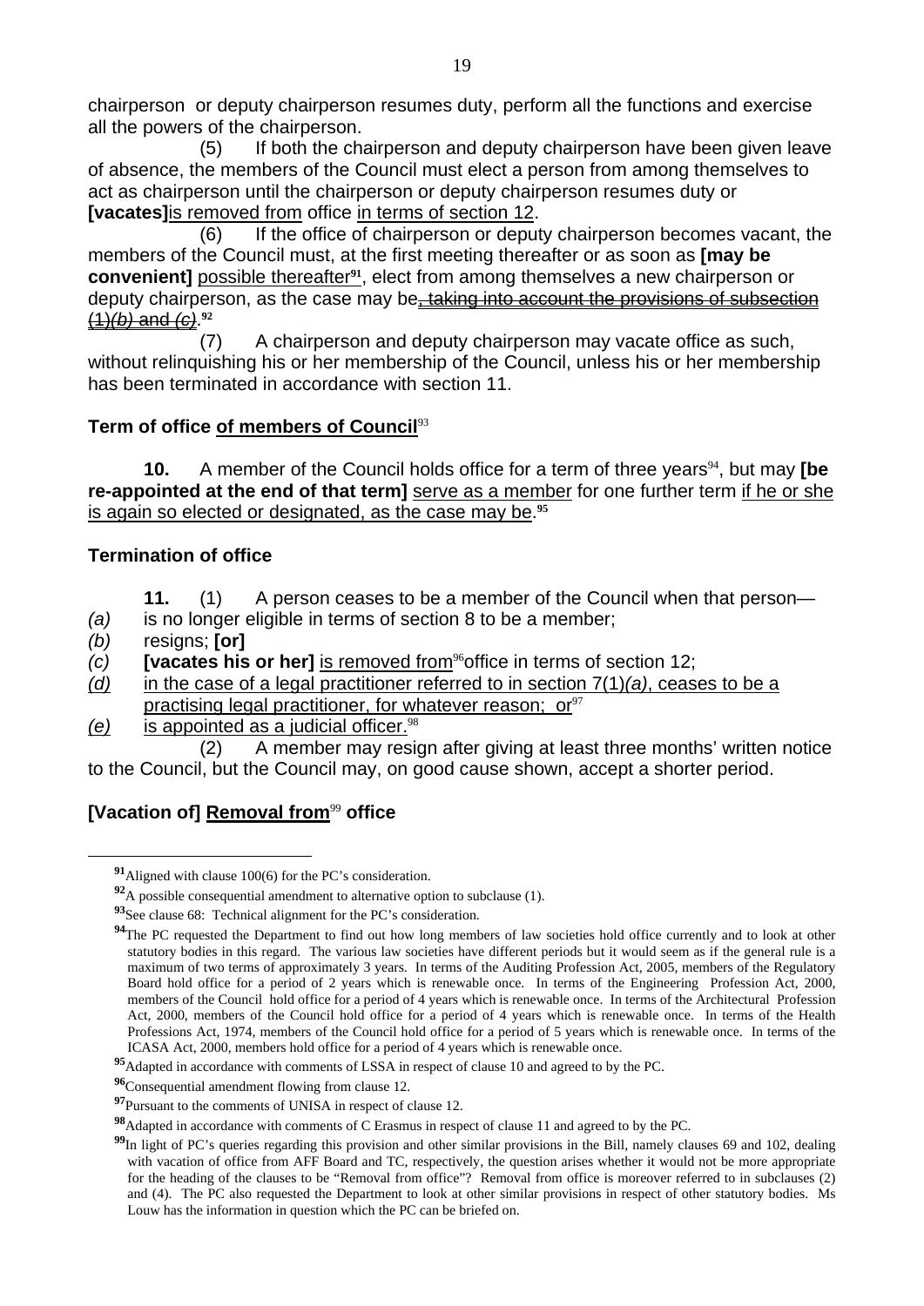chairperson or deputy chairperson resumes duty, perform all the functions and exercise all the powers of the chairperson.

(5) If both the chairperson and deputy chairperson have been given leave of absence, the members of the Council must elect a person from among themselves to act as chairperson until the chairperson or deputy chairperson resumes duty or **[vacates]**<u>is removed from</u> office <u>in terms of section 12</u>.

(6) If the office of chairperson or deputy chairperson becomes vacant, the members of the Council must, at the first meeting thereafter or as soon as **[may be convenient]** <u>possible thereafter</u>[91], elect from among themselves a new chairperson or deputy chairperson, as the case may be~~, taking into account the provisions of subsection (1)*(b)* and *(c)*~~.[92]

(7) A chairperson and deputy chairperson may vacate office as such, without relinquishing his or her membership of the Council, unless his or her membership has been terminated in accordance with section 11.

### Term of office <u>of members of Council</u>[93]

**10.** A member of the Council holds office for a term of three years[94], but may **[be re-appointed at the end of that term]** <u>serve as a member</u> for one further term <u>if he or she is again so elected or designated, as the case may be</u>.[95]

### Termination of office

**11.** (1) A person ceases to be a member of the Council when that person—

*(a)* is no longer eligible in terms of section 8 to be a member;

*(b)* resigns; **[or]**

*(c)* **[vacates his or her]** <u>is removed from</u>[96]office in terms of section 12;

<u>*(d)* in the case of a legal practitioner referred to in section 7(1)*(a)*, ceases to be a practising legal practitioner, for whatever reason; or</u>[97]

<u>*(e)* is appointed as a judicial officer.</u>[98]

(2) A member may resign after giving at least three months' written notice to the Council, but the Council may, on good cause shown, accept a shorter period.

### [Vacation of] <u>Removal from</u>[99] office

---

[91] Aligned with clause 100(6) for the PC's consideration.

[92] A possible consequential amendment to alternative option to subclause (1).

[93] See clause 68: Technical alignment for the PC's consideration.

[94] The PC requested the Department to find out how long members of law societies hold office currently and to look at other statutory bodies in this regard. The various law societies have different periods but it would seem as if the general rule is a maximum of two terms of approximately 3 years. In terms of the Auditing Profession Act, 2005, members of the Regulatory Board hold office for a period of 2 years which is renewable once. In terms of the Engineering Profession Act, 2000, members of the Council hold office for a period of 4 years which is renewable once. In terms of the Architectural Profession Act, 2000, members of the Council hold office for a period of 4 years which is renewable once. In terms of the Health Professions Act, 1974, members of the Council hold office for a period of 5 years which is renewable once. In terms of the ICASA Act, 2000, members hold office for a period of 4 years which is renewable once.

[95] Adapted in accordance with comments of LSSA in respect of clause 10 and agreed to by the PC.

[96] Consequential amendment flowing from clause 12.

[97] Pursuant to the comments of UNISA in respect of clause 12.

[98] Adapted in accordance with comments of C Erasmus in respect of clause 11 and agreed to by the PC.

[99] In light of PC's queries regarding this provision and other similar provisions in the Bill, namely clauses 69 and 102, dealing with vacation of office from AFF Board and TC, respectively, the question arises whether it would not be more appropriate for the heading of the clauses to be "Removal from office"? Removal from office is moreover referred to in subclauses (2) and (4). The PC also requested the Department to look at other similar provisions in respect of other statutory bodies. Ms Louw has the information in question which the PC can be briefed on.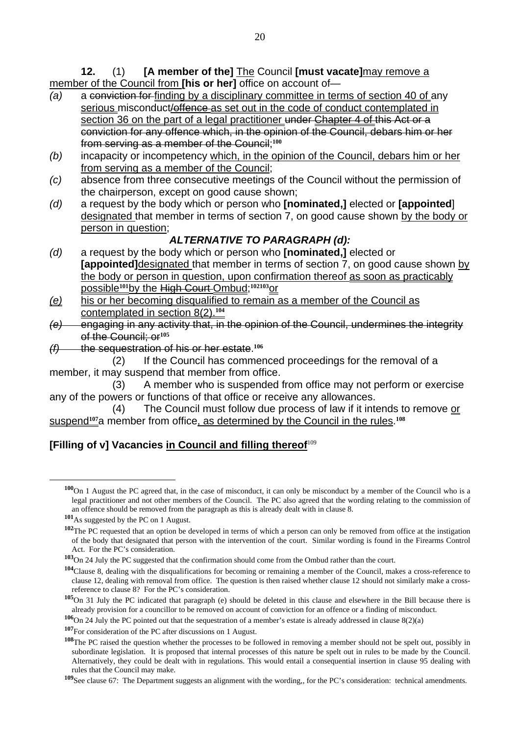**12.** (1) **[A member of the]** The Council **[must vacate]**may remove a member of the Council from **[his or her]** office on account of—

*(a)* a ~~conviction for~~ finding by a disciplinary committee in terms of section 40 of any serious misconduct~~/offence~~ as set out in the code of conduct contemplated in section 36 on the part of a legal practitioner ~~under Chapter 4 of~~ this Act ~~or a conviction for any offence which, in the opinion of the Council, debars him or her from serving as a member of the Council~~;[100]

*(b)* incapacity or incompetency which, in the opinion of the Council, debars him or her from serving as a member of the Council;

*(c)* absence from three consecutive meetings of the Council without the permission of the chairperson, except on good cause shown;

*(d)* a request by the body which or person who **[nominated,]** elected or **[appointed]** designated that member in terms of section 7, on good cause shown by the body or person in question;

***ALTERNATIVE TO PARAGRAPH (d):***

*(d)* a request by the body which or person who **[nominated,]** elected or **[appointed]**designated that member in terms of section 7, on good cause shown by the body or person in question, upon confirmation thereof as soon as practicably possible[101]by the ~~High Court~~ Ombud;[102][103]or

*(e)* his or her becoming disqualified to remain as a member of the Council as contemplated in section 8(2).[104]

~~*(e)* engaging in any activity that, in the opinion of the Council, undermines the integrity of the Council; or~~[105]

~~*(f)* the sequestration of his or her estate~~.[106]

(2) If the Council has commenced proceedings for the removal of a member, it may suspend that member from office.

(3) A member who is suspended from office may not perform or exercise any of the powers or functions of that office or receive any allowances.

(4) The Council must follow due process of law if it intends to remove or suspend[107]a member from office, as determined by the Council in the rules.[108]

**[Filling of v] Vacancies in Council and filling thereof**[109]

---

[100] On 1 August the PC agreed that, in the case of misconduct, it can only be misconduct by a member of the Council who is a legal practitioner and not other members of the Council. The PC also agreed that the wording relating to the commission of an offence should be removed from the paragraph as this is already dealt with in clause 8.

[101] As suggested by the PC on 1 August.

[102] The PC requested that an option be developed in terms of which a person can only be removed from office at the instigation of the body that designated that person with the intervention of the court. Similar wording is found in the Firearms Control Act. For the PC's consideration.

[103] On 24 July the PC suggested that the confirmation should come from the Ombud rather than the court.

[104] Clause 8, dealing with the disqualifications for becoming or remaining a member of the Council, makes a cross-reference to clause 12, dealing with removal from office. The question is then raised whether clause 12 should not similarly make a cross-reference to clause 8? For the PC's consideration.

[105] On 31 July the PC indicated that paragraph (e) should be deleted in this clause and elsewhere in the Bill because there is already provision for a councillor to be removed on account of conviction for an offence or a finding of misconduct.

[106] On 24 July the PC pointed out that the sequestration of a member's estate is already addressed in clause 8(2)(a)

[107] For consideration of the PC after discussions on 1 August.

[108] The PC raised the question whether the processes to be followed in removing a member should not be spelt out, possibly in subordinate legislation. It is proposed that internal processes of this nature be spelt out in rules to be made by the Council. Alternatively, they could be dealt with in regulations. This would entail a consequential insertion in clause 95 dealing with rules that the Council may make.

[109] See clause 67: The Department suggests an alignment with the wording,, for the PC's consideration: technical amendments.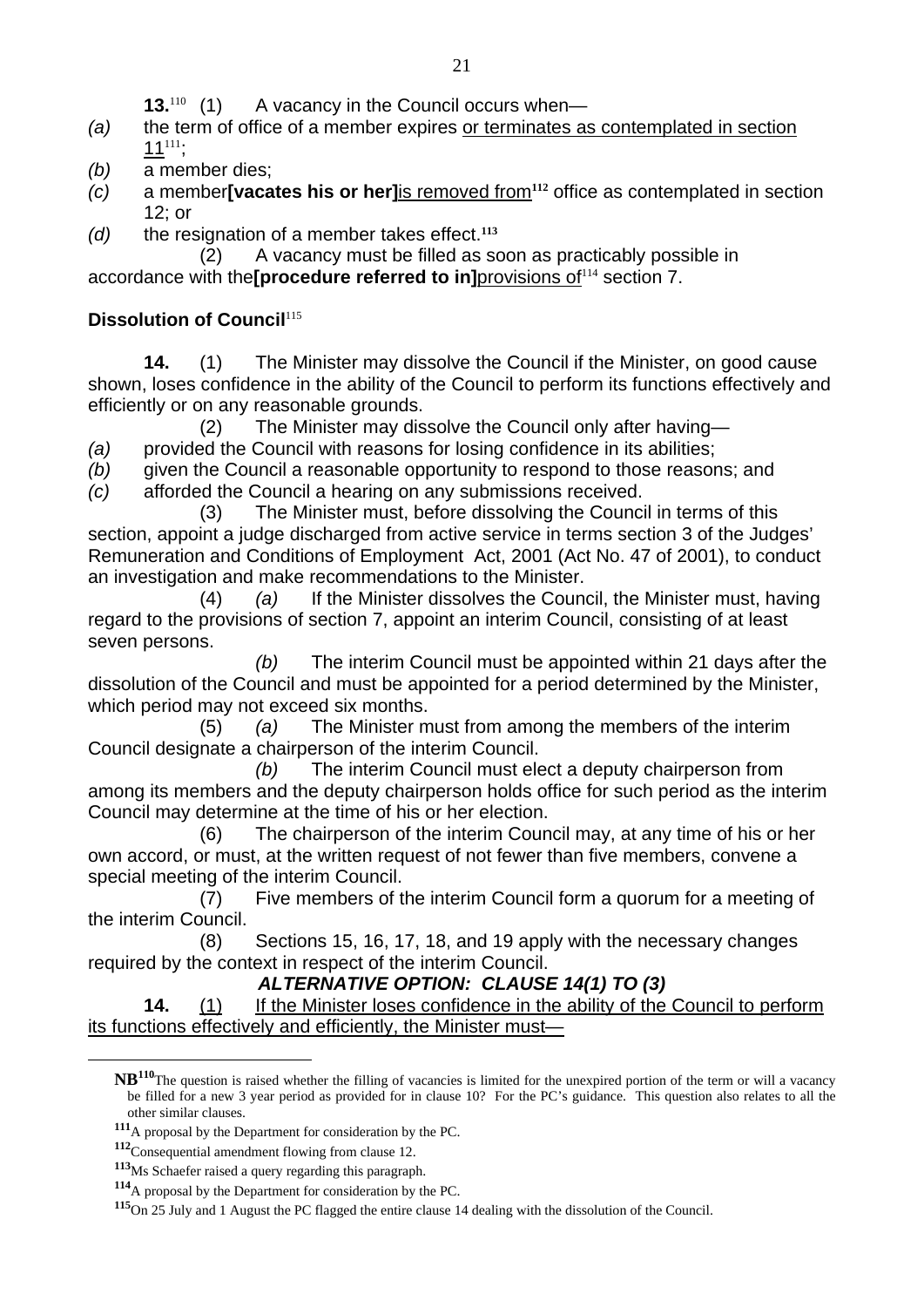**13.**[110] (1) A vacancy in the Council occurs when—

*(a)* the term of office of a member expires or terminates as contemplated in section 11[111];

*(b)* a member dies;

*(c)* a member **[vacates his or her]** is removed from[112] office as contemplated in section 12; or

*(d)* the resignation of a member takes effect.[113]

(2) A vacancy must be filled as soon as practicably possible in accordance with the **[procedure referred to in]** provisions of[114] section 7.

**Dissolution of Council**[115]

**14.** (1) The Minister may dissolve the Council if the Minister, on good cause shown, loses confidence in the ability of the Council to perform its functions effectively and efficiently or on any reasonable grounds.

(2) The Minister may dissolve the Council only after having—

*(a)* provided the Council with reasons for losing confidence in its abilities;

*(b)* given the Council a reasonable opportunity to respond to those reasons; and

*(c)* afforded the Council a hearing on any submissions received.

(3) The Minister must, before dissolving the Council in terms of this section, appoint a judge discharged from active service in terms section 3 of the Judges' Remuneration and Conditions of Employment Act, 2001 (Act No. 47 of 2001), to conduct an investigation and make recommendations to the Minister.

(4) *(a)* If the Minister dissolves the Council, the Minister must, having regard to the provisions of section 7, appoint an interim Council, consisting of at least seven persons.

*(b)* The interim Council must be appointed within 21 days after the dissolution of the Council and must be appointed for a period determined by the Minister, which period may not exceed six months.

(5) *(a)* The Minister must from among the members of the interim Council designate a chairperson of the interim Council.

*(b)* The interim Council must elect a deputy chairperson from among its members and the deputy chairperson holds office for such period as the interim Council may determine at the time of his or her election.

(6) The chairperson of the interim Council may, at any time of his or her own accord, or must, at the written request of not fewer than five members, convene a special meeting of the interim Council.

(7) Five members of the interim Council form a quorum for a meeting of the interim Council.

(8) Sections 15, 16, 17, 18, and 19 apply with the necessary changes required by the context in respect of the interim Council.

***ALTERNATIVE OPTION: CLAUSE 14(1) TO (3)***

**14.** (1) If the Minister loses confidence in the ability of the Council to perform its functions effectively and efficiently, the Minister must—

---

**NB**[110] The question is raised whether the filling of vacancies is limited for the unexpired portion of the term or will a vacancy be filled for a new 3 year period as provided for in clause 10? For the PC's guidance. This question also relates to all the other similar clauses.

[111] A proposal by the Department for consideration by the PC.

[112] Consequential amendment flowing from clause 12.

[113] Ms Schaefer raised a query regarding this paragraph.

[114] A proposal by the Department for consideration by the PC.

[115] On 25 July and 1 August the PC flagged the entire clause 14 dealing with the dissolution of the Council.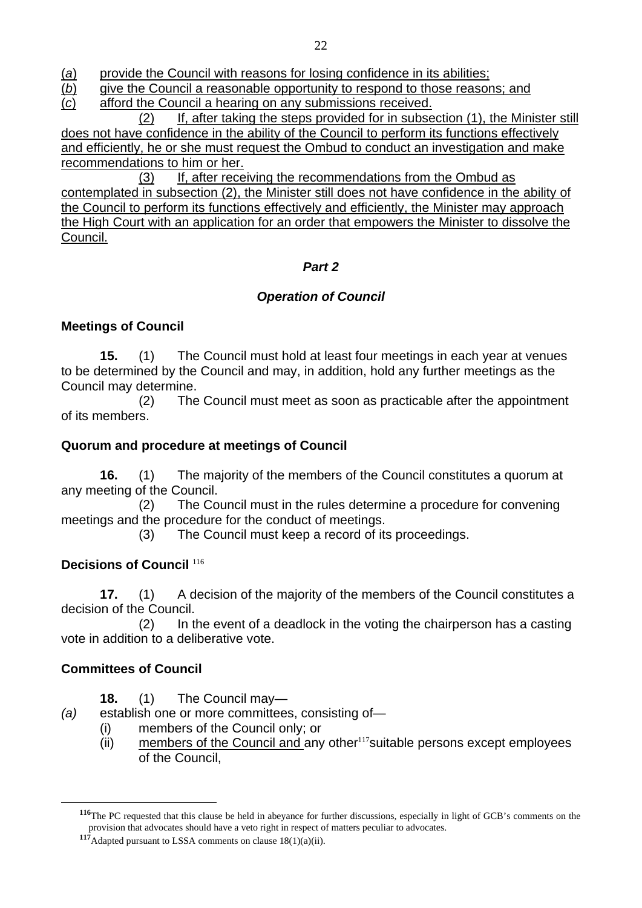(*a*) provide the Council with reasons for losing confidence in its abilities;
(*b*) give the Council a reasonable opportunity to respond to those reasons; and
(*c*) afford the Council a hearing on any submissions received.

(2) If, after taking the steps provided for in subsection (1), the Minister still does not have confidence in the ability of the Council to perform its functions effectively and efficiently, he or she must request the Ombud to conduct an investigation and make recommendations to him or her.

(3) If, after receiving the recommendations from the Ombud as contemplated in subsection (2), the Minister still does not have confidence in the ability of the Council to perform its functions effectively and efficiently, the Minister may approach the High Court with an application for an order that empowers the Minister to dissolve the Council.

## *Part 2*

## *Operation of Council*

**Meetings of Council**

**15.** (1) The Council must hold at least four meetings in each year at venues to be determined by the Council and may, in addition, hold any further meetings as the Council may determine.

(2) The Council must meet as soon as practicable after the appointment of its members.

**Quorum and procedure at meetings of Council**

**16.** (1) The majority of the members of the Council constitutes a quorum at any meeting of the Council.

(2) The Council must in the rules determine a procedure for convening meetings and the procedure for the conduct of meetings.

(3) The Council must keep a record of its proceedings.

**Decisions of Council** [116]

**17.** (1) A decision of the majority of the members of the Council constitutes a decision of the Council.

(2) In the event of a deadlock in the voting the chairperson has a casting vote in addition to a deliberative vote.

**Committees of Council**

**18.** (1) The Council may—

*(a)* establish one or more committees, consisting of—
 (i) members of the Council only; or
 (ii) members of the Council and any other[117] suitable persons except employees of the Council,

---

[116] The PC requested that this clause be held in abeyance for further discussions, especially in light of GCB's comments on the provision that advocates should have a veto right in respect of matters peculiar to advocates.

[117] Adapted pursuant to LSSA comments on clause 18(1)(a)(ii).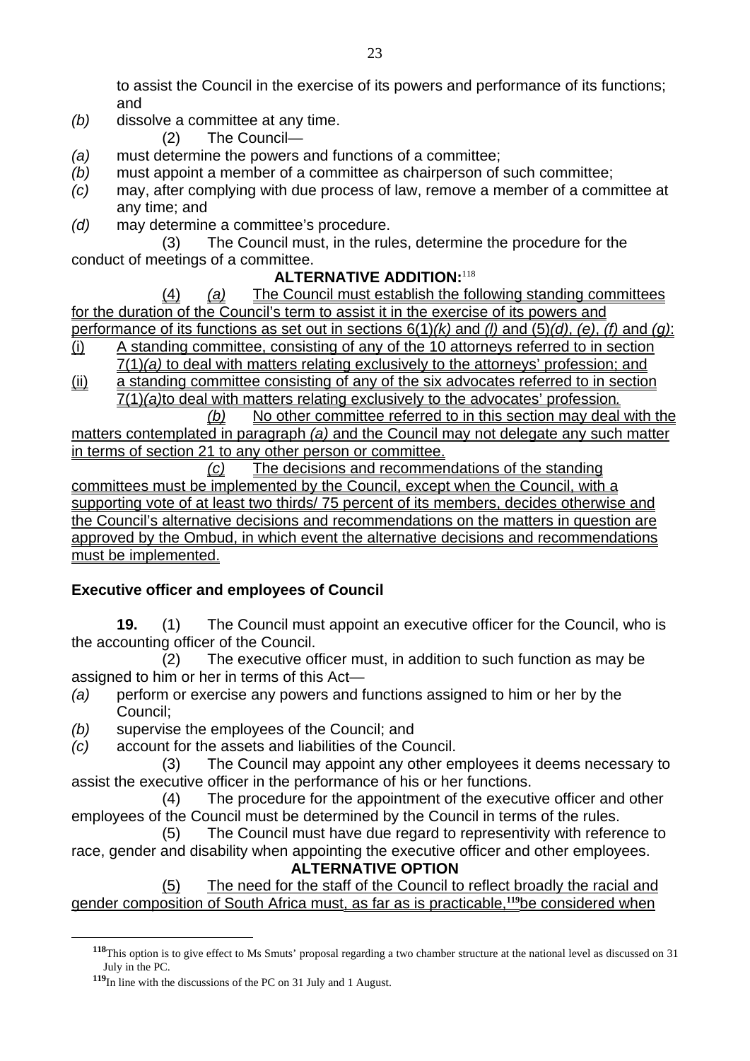to assist the Council in the exercise of its powers and performance of its functions; and

*(b)* dissolve a committee at any time.

(2) The Council—

*(a)* must determine the powers and functions of a committee;

*(b)* must appoint a member of a committee as chairperson of such committee;

*(c)* may, after complying with due process of law, remove a member of a committee at any time; and

*(d)* may determine a committee's procedure.

(3) The Council must, in the rules, determine the procedure for the conduct of meetings of a committee.

**ALTERNATIVE ADDITION:**[118]

(4) *(a)* The Council must establish the following standing committees for the duration of the Council's term to assist it in the exercise of its powers and performance of its functions as set out in sections 6(1)*(k)* and *(l)* and (5)*(d)*, *(e)*, *(f)* and *(g)*:

(i) A standing committee, consisting of any of the 10 attorneys referred to in section 7(1)*(a)* to deal with matters relating exclusively to the attorneys' profession; and

(ii) a standing committee consisting of any of the six advocates referred to in section 7(1)*(a)*to deal with matters relating exclusively to the advocates' profession*.*

*(b)* No other committee referred to in this section may deal with the matters contemplated in paragraph *(a)* and the Council may not delegate any such matter in terms of section 21 to any other person or committee.

*(c)* The decisions and recommendations of the standing committees must be implemented by the Council, except when the Council, with a supporting vote of at least two thirds/ 75 percent of its members, decides otherwise and the Council's alternative decisions and recommendations on the matters in question are approved by the Ombud, in which event the alternative decisions and recommendations must be implemented.

### Executive officer and employees of Council

**19.** (1) The Council must appoint an executive officer for the Council, who is the accounting officer of the Council.

(2) The executive officer must, in addition to such function as may be assigned to him or her in terms of this Act—

*(a)* perform or exercise any powers and functions assigned to him or her by the Council;

*(b)* supervise the employees of the Council; and

*(c)* account for the assets and liabilities of the Council.

(3) The Council may appoint any other employees it deems necessary to assist the executive officer in the performance of his or her functions.

(4) The procedure for the appointment of the executive officer and other employees of the Council must be determined by the Council in terms of the rules.

(5) The Council must have due regard to representivity with reference to race, gender and disability when appointing the executive officer and other employees.

**ALTERNATIVE OPTION**

(5) The need for the staff of the Council to reflect broadly the racial and gender composition of South Africa must, as far as is practicable,[119] be considered when

---

[118] This option is to give effect to Ms Smuts' proposal regarding a two chamber structure at the national level as discussed on 31 July in the PC.

[119] In line with the discussions of the PC on 31 July and 1 August.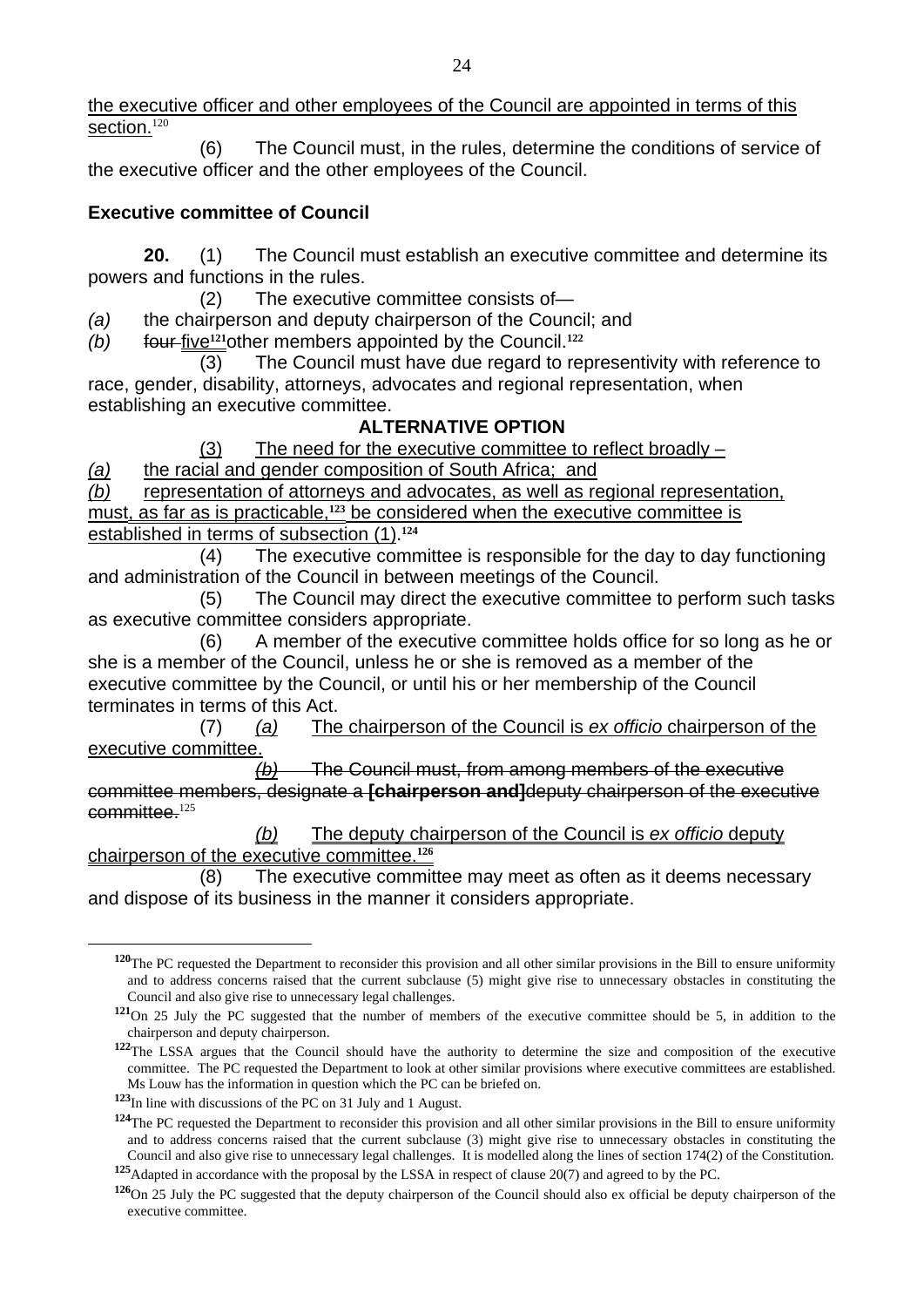the executive officer and other employees of the Council are appointed in terms of this section.[120]

(6) The Council must, in the rules, determine the conditions of service of the executive officer and the other employees of the Council.

**Executive committee of Council**

**20.** (1) The Council must establish an executive committee and determine its powers and functions in the rules.

(2) The executive committee consists of—

*(a)* the chairperson and deputy chairperson of the Council; and

*(b)* ~~four~~ five[121] other members appointed by the Council.[122]

(3) The Council must have due regard to representivity with reference to race, gender, disability, attorneys, advocates and regional representation, when establishing an executive committee.

**ALTERNATIVE OPTION**

(3) The need for the executive committee to reflect broadly –

*(a)* the racial and gender composition of South Africa; and

*(b)* representation of attorneys and advocates, as well as regional representation,

must, as far as is practicable,[123] be considered when the executive committee is established in terms of subsection (1).[124]

(4) The executive committee is responsible for the day to day functioning and administration of the Council in between meetings of the Council.

(5) The Council may direct the executive committee to perform such tasks as executive committee considers appropriate.

(6) A member of the executive committee holds office for so long as he or she is a member of the Council, unless he or she is removed as a member of the executive committee by the Council, or until his or her membership of the Council terminates in terms of this Act.

(7) *(a)* The chairperson of the Council is *ex officio* chairperson of the executive committee.

~~*(b)* The Council must, from among members of the executive committee members, designate a **[chairperson and]** deputy chairperson of the executive committee.~~[125]

*(b)* The deputy chairperson of the Council is *ex officio* deputy chairperson of the executive committee.[126]

(8) The executive committee may meet as often as it deems necessary and dispose of its business in the manner it considers appropriate.

---

[120] The PC requested the Department to reconsider this provision and all other similar provisions in the Bill to ensure uniformity and to address concerns raised that the current subclause (5) might give rise to unnecessary obstacles in constituting the Council and also give rise to unnecessary legal challenges.

[121] On 25 July the PC suggested that the number of members of the executive committee should be 5, in addition to the chairperson and deputy chairperson.

[122] The LSSA argues that the Council should have the authority to determine the size and composition of the executive committee. The PC requested the Department to look at other similar provisions where executive committees are established. Ms Louw has the information in question which the PC can be briefed on.

[123] In line with discussions of the PC on 31 July and 1 August.

[124] The PC requested the Department to reconsider this provision and all other similar provisions in the Bill to ensure uniformity and to address concerns raised that the current subclause (3) might give rise to unnecessary obstacles in constituting the Council and also give rise to unnecessary legal challenges. It is modelled along the lines of section 174(2) of the Constitution.

[125] Adapted in accordance with the proposal by the LSSA in respect of clause 20(7) and agreed to by the PC.

[126] On 25 July the PC suggested that the deputy chairperson of the Council should also ex official be deputy chairperson of the executive committee.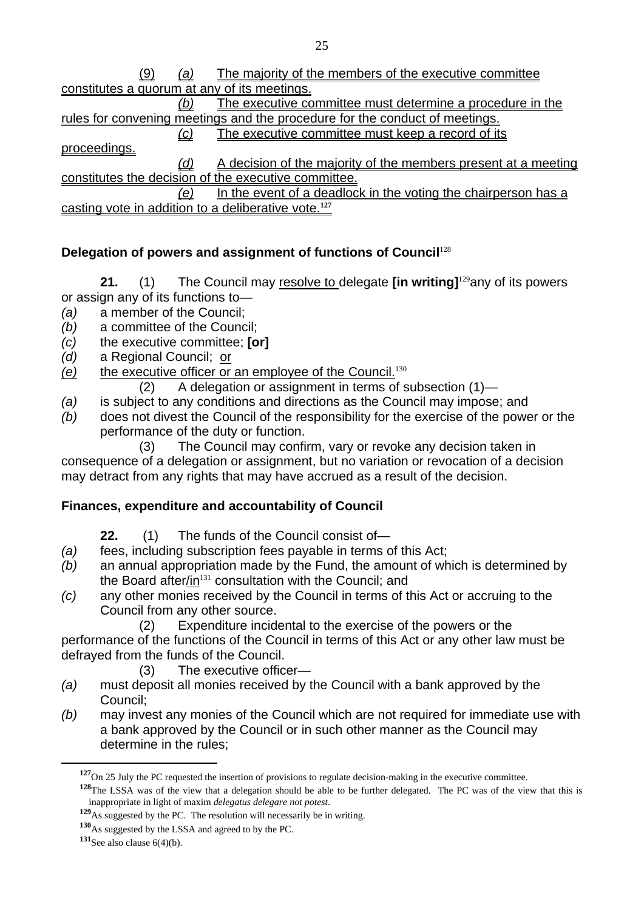(9) *(a)* The majority of the members of the executive committee constitutes a quorum at any of its meetings.

*(b)* The executive committee must determine a procedure in the rules for convening meetings and the procedure for the conduct of meetings.

*(c)* The executive committee must keep a record of its proceedings.

*(d)* A decision of the majority of the members present at a meeting constitutes the decision of the executive committee.

*(e)* In the event of a deadlock in the voting the chairperson has a casting vote in addition to a deliberative vote.[127]

**Delegation of powers and assignment of functions of Council**[128]

**21.** (1) The Council may resolve to delegate **[in writing]**[129] any of its powers or assign any of its functions to—

*(a)* a member of the Council;
*(b)* a committee of the Council;
*(c)* the executive committee; **[or]**
*(d)* a Regional Council; or
*(e)* the executive officer or an employee of the Council.[130]

(2) A delegation or assignment in terms of subsection (1)—

*(a)* is subject to any conditions and directions as the Council may impose; and
*(b)* does not divest the Council of the responsibility for the exercise of the power or the performance of the duty or function.

(3) The Council may confirm, vary or revoke any decision taken in consequence of a delegation or assignment, but no variation or revocation of a decision may detract from any rights that may have accrued as a result of the decision.

**Finances, expenditure and accountability of Council**

**22.** (1) The funds of the Council consist of—

*(a)* fees, including subscription fees payable in terms of this Act;
*(b)* an annual appropriation made by the Fund, the amount of which is determined by the Board after/in[131] consultation with the Council; and
*(c)* any other monies received by the Council in terms of this Act or accruing to the Council from any other source.

(2) Expenditure incidental to the exercise of the powers or the performance of the functions of the Council in terms of this Act or any other law must be defrayed from the funds of the Council.

(3) The executive officer—

*(a)* must deposit all monies received by the Council with a bank approved by the Council;
*(b)* may invest any monies of the Council which are not required for immediate use with a bank approved by the Council or in such other manner as the Council may determine in the rules;

---

[127] On 25 July the PC requested the insertion of provisions to regulate decision-making in the executive committee.

[128] The LSSA was of the view that a delegation should be able to be further delegated. The PC was of the view that this is inappropriate in light of maxim *delegatus delegare not potest*.

[129] As suggested by the PC. The resolution will necessarily be in writing.

[130] As suggested by the LSSA and agreed to by the PC.

[131] See also clause 6(4)(b).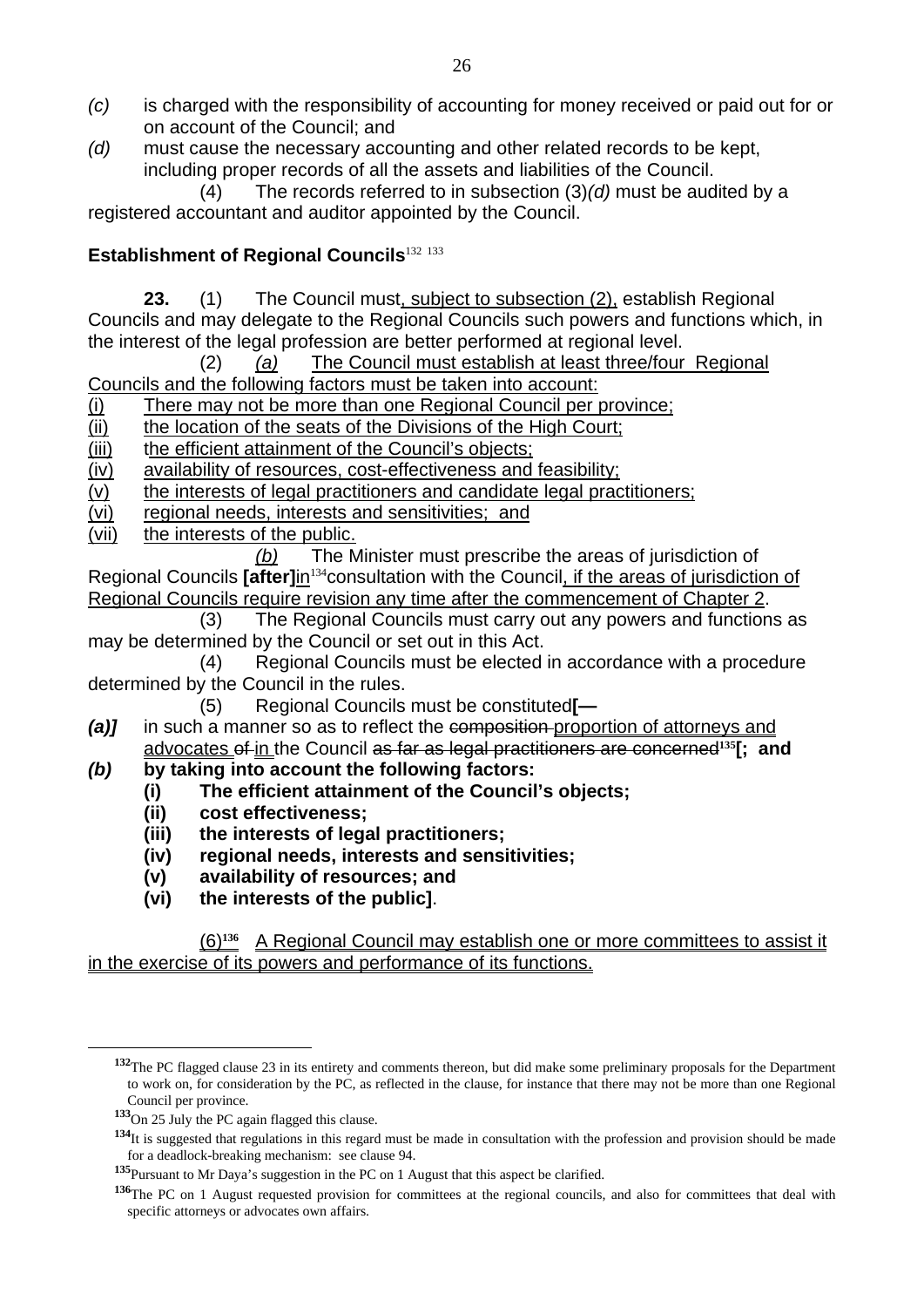*(c)* is charged with the responsibility of accounting for money received or paid out for or on account of the Council; and

*(d)* must cause the necessary accounting and other related records to be kept, including proper records of all the assets and liabilities of the Council.

(4) The records referred to in subsection (3)*(d)* must be audited by a registered accountant and auditor appointed by the Council.

**Establishment of Regional Councils**[132] [133]

**23.** (1) The Council must, subject to subsection (2), establish Regional Councils and may delegate to the Regional Councils such powers and functions which, in the interest of the legal profession are better performed at regional level.

(2) *(a)* The Council must establish at least three/four Regional Councils and the following factors must be taken into account:

(i) There may not be more than one Regional Council per province;
(ii) the location of the seats of the Divisions of the High Court;
(iii) the efficient attainment of the Council's objects;
(iv) availability of resources, cost-effectiveness and feasibility;
(v) the interests of legal practitioners and candidate legal practitioners;
(vi) regional needs, interests and sensitivities; and
(vii) the interests of the public.

*(b)* The Minister must prescribe the areas of jurisdiction of Regional Councils **[after]** in[134] consultation with the Council, if the areas of jurisdiction of Regional Councils require revision any time after the commencement of Chapter 2.

(3) The Regional Councils must carry out any powers and functions as may be determined by the Council or set out in this Act.

(4) Regional Councils must be elected in accordance with a procedure determined by the Council in the rules.

(5) Regional Councils must be constituted **[—**

***(a)]*** in such a manner so as to reflect the ~~composition~~ proportion of attorneys and advocates ~~of~~ in the Council ~~as far as legal practitioners are concerned~~[135] **[; and**

***(b)*** **by taking into account the following factors:**

**(i) The efficient attainment of the Council's objects;**
**(ii) cost effectiveness;**
**(iii) the interests of legal practitioners;**
**(iv) regional needs, interests and sensitivities;**
**(v) availability of resources; and**
**(vi) the interests of the public]**.

(6)[136] A Regional Council may establish one or more committees to assist it in the exercise of its powers and performance of its functions.

---

[132] The PC flagged clause 23 in its entirety and comments thereon, but did make some preliminary proposals for the Department to work on, for consideration by the PC, as reflected in the clause, for instance that there may not be more than one Regional Council per province.

[133] On 25 July the PC again flagged this clause.

[134] It is suggested that regulations in this regard must be made in consultation with the profession and provision should be made for a deadlock-breaking mechanism: see clause 94.

[135] Pursuant to Mr Daya's suggestion in the PC on 1 August that this aspect be clarified.

[136] The PC on 1 August requested provision for committees at the regional councils, and also for committees that deal with specific attorneys or advocates own affairs.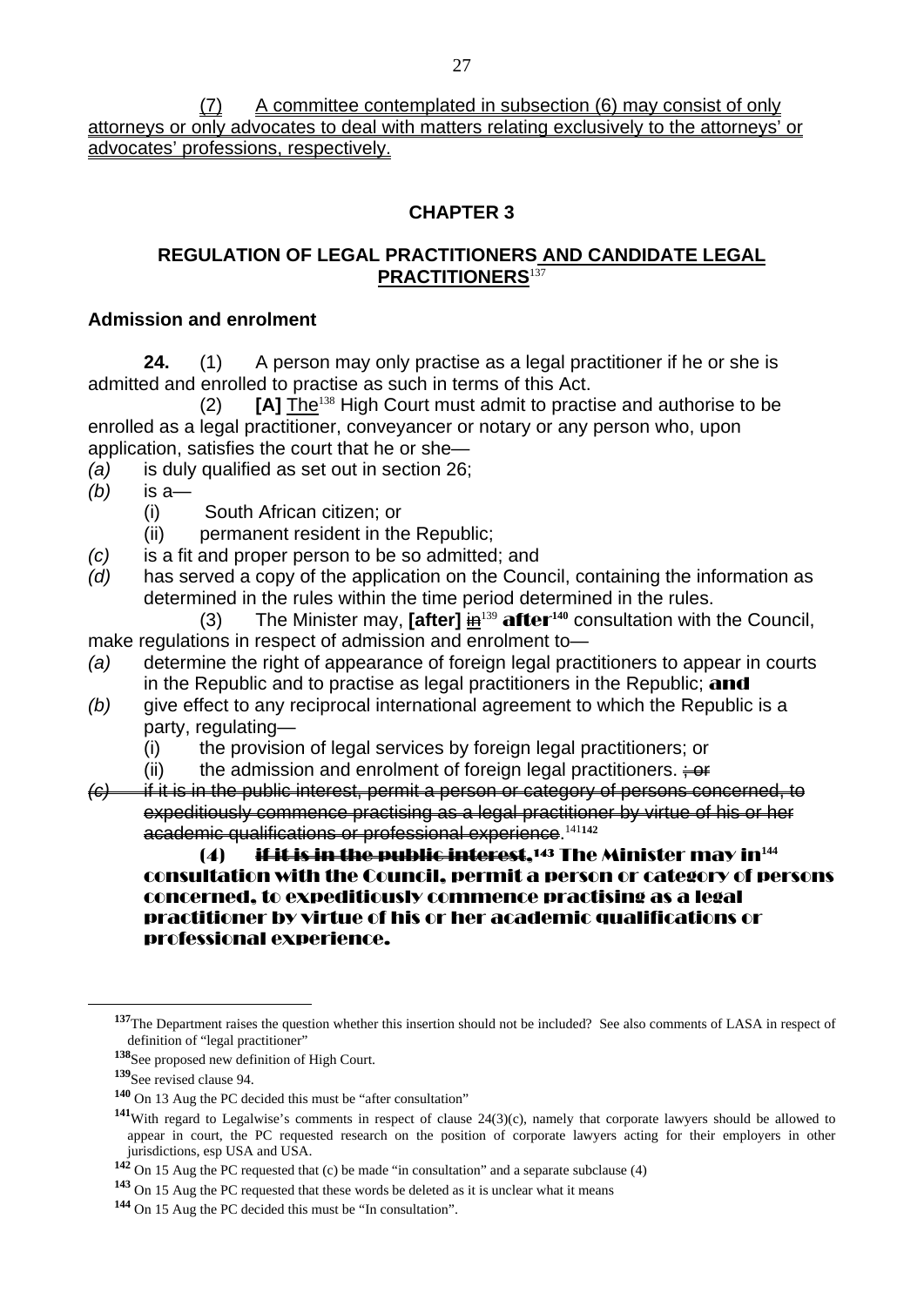(7) A committee contemplated in subsection (6) may consist of only attorneys or only advocates to deal with matters relating exclusively to the attorneys' or advocates' professions, respectively.

## CHAPTER 3

## REGULATION OF LEGAL PRACTITIONERS AND CANDIDATE LEGAL PRACTITIONERS[137]

### Admission and enrolment

**24.** (1) A person may only practise as a legal practitioner if he or she is admitted and enrolled to practise as such in terms of this Act.

(2) **[A]** The[138] High Court must admit to practise and authorise to be enrolled as a legal practitioner, conveyancer or notary or any person who, upon application, satisfies the court that he or she—

*(a)* is duly qualified as set out in section 26;

*(b)* is a—

(i) South African citizen; or

(ii) permanent resident in the Republic;

*(c)* is a fit and proper person to be so admitted; and

*(d)* has served a copy of the application on the Council, containing the information as determined in the rules within the time period determined in the rules.

(3) The Minister may, **[after]** ~~in~~[139] **after**[140] consultation with the Council, make regulations in respect of admission and enrolment to—

*(a)* determine the right of appearance of foreign legal practitioners to appear in courts in the Republic and to practise as legal practitioners in the Republic; **and**

*(b)* give effect to any reciprocal international agreement to which the Republic is a party, regulating—

(i) the provision of legal services by foreign legal practitioners; or

(ii) the admission and enrolment of foreign legal practitioners. ~~; or~~

~~*(c)* if it is in the public interest, permit a person or category of persons concerned, to expeditiously commence practising as a legal practitioner by virtue of his or her academic qualifications or professional experience.~~[141][142]

**(4) ~~if it is in the public interest,~~[143] The Minister may in[144] consultation with the Council, permit a person or category of persons concerned, to expeditiously commence practising as a legal practitioner by virtue of his or her academic qualifications or professional experience.**

---

[137] The Department raises the question whether this insertion should not be included? See also comments of LASA in respect of definition of "legal practitioner"

[138] See proposed new definition of High Court.

[139] See revised clause 94.

[140] On 13 Aug the PC decided this must be "after consultation"

[141] With regard to Legalwise's comments in respect of clause 24(3)(c), namely that corporate lawyers should be allowed to appear in court, the PC requested research on the position of corporate lawyers acting for their employers in other jurisdictions, esp USA and USA.

[142] On 15 Aug the PC requested that (c) be made "in consultation" and a separate subclause (4)

[143] On 15 Aug the PC requested that these words be deleted as it is unclear what it means

[144] On 15 Aug the PC decided this must be "In consultation".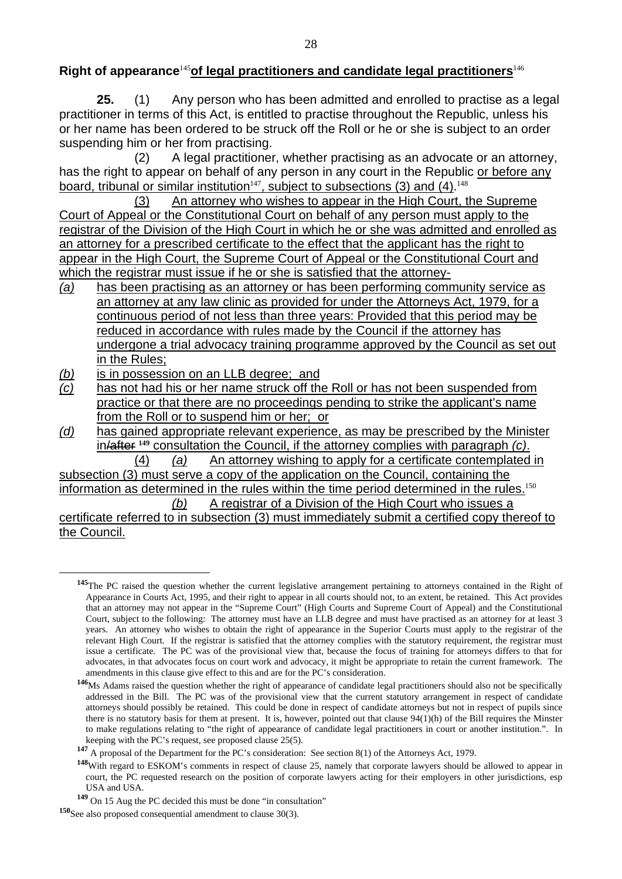**Right of appearance**[145]**of legal practitioners and candidate legal practitioners**[146]

**25.** (1) Any person who has been admitted and enrolled to practise as a legal practitioner in terms of this Act, is entitled to practise throughout the Republic, unless his or her name has been ordered to be struck off the Roll or he or she is subject to an order suspending him or her from practising.

(2) A legal practitioner, whether practising as an advocate or an attorney, has the right to appear on behalf of any person in any court in the Republic <u>or before any board, tribunal or similar institution</u>[147]<u>, subject to subsections (3) and (4)</u>.[148]

<u>(3) An attorney who wishes to appear in the High Court, the Supreme Court of Appeal or the Constitutional Court on behalf of any person must apply to the registrar of the Division of the High Court in which he or she was admitted and enrolled as an attorney for a prescribed certificate to the effect that the applicant has the right to appear in the High Court, the Supreme Court of Appeal or the Constitutional Court and which the registrar must issue if he or she is satisfied that the attorney-</u>

- <u>*(a)* has been practising as an attorney or has been performing community service as an attorney at any law clinic as provided for under the Attorneys Act, 1979, for a continuous period of not less than three years: Provided that this period may be reduced in accordance with rules made by the Council if the attorney has undergone a trial advocacy training programme approved by the Council as set out in the Rules;</u>
- <u>*(b)* is in possession on an LLB degree; and</u>
- <u>*(c)* has not had his or her name struck off the Roll or has not been suspended from practice or that there are no proceedings pending to strike the applicant's name from the Roll or to suspend him or her; or</u>
- <u>*(d)* has gained appropriate relevant experience, as may be prescribed by the Minister in~~/after~~</u> **[149]** <u>consultation the Council, if the attorney complies with paragraph *(c)*.</u>

<u>(4) *(a)* An attorney wishing to apply for a certificate contemplated in subsection (3) must serve a copy of the application on the Council, containing the information as determined in the rules within the time period determined in the rules.</u>[150]

<u>*(b)* A registrar of a Division of the High Court who issues a certificate referred to in subsection (3) must immediately submit a certified copy thereof to the Council.</u>

---

[145] The PC raised the question whether the current legislative arrangement pertaining to attorneys contained in the Right of Appearance in Courts Act, 1995, and their right to appear in all courts should not, to an extent, be retained. This Act provides that an attorney may not appear in the "Supreme Court" (High Courts and Supreme Court of Appeal) and the Constitutional Court, subject to the following: The attorney must have an LLB degree and must have practised as an attorney for at least 3 years. An attorney who wishes to obtain the right of appearance in the Superior Courts must apply to the registrar of the relevant High Court. If the registrar is satisfied that the attorney complies with the statutory requirement, the registrar must issue a certificate. The PC was of the provisional view that, because the focus of training for attorneys differs to that for advocates, in that advocates focus on court work and advocacy, it might be appropriate to retain the current framework. The amendments in this clause give effect to this and are for the PC's consideration.

[146] Ms Adams raised the question whether the right of appearance of candidate legal practitioners should also not be specifically addressed in the Bill. The PC was of the provisional view that the current statutory arrangement in respect of candidate attorneys should possibly be retained. This could be done in respect of candidate attorneys but not in respect of pupils since there is no statutory basis for them at present. It is, however, pointed out that clause 94(1)(h) of the Bill requires the Minster to make regulations relating to "the right of appearance of candidate legal practitioners in court or another institution.". In keeping with the PC's request, see proposed clause 25(5).

[147] A proposal of the Department for the PC's consideration: See section 8(1) of the Attorneys Act, 1979.

[148] With regard to ESKOM's comments in respect of clause 25, namely that corporate lawyers should be allowed to appear in court, the PC requested research on the position of corporate lawyers acting for their employers in other jurisdictions, esp USA and USA.

[149] On 15 Aug the PC decided this must be done "in consultation"

[150] See also proposed consequential amendment to clause 30(3).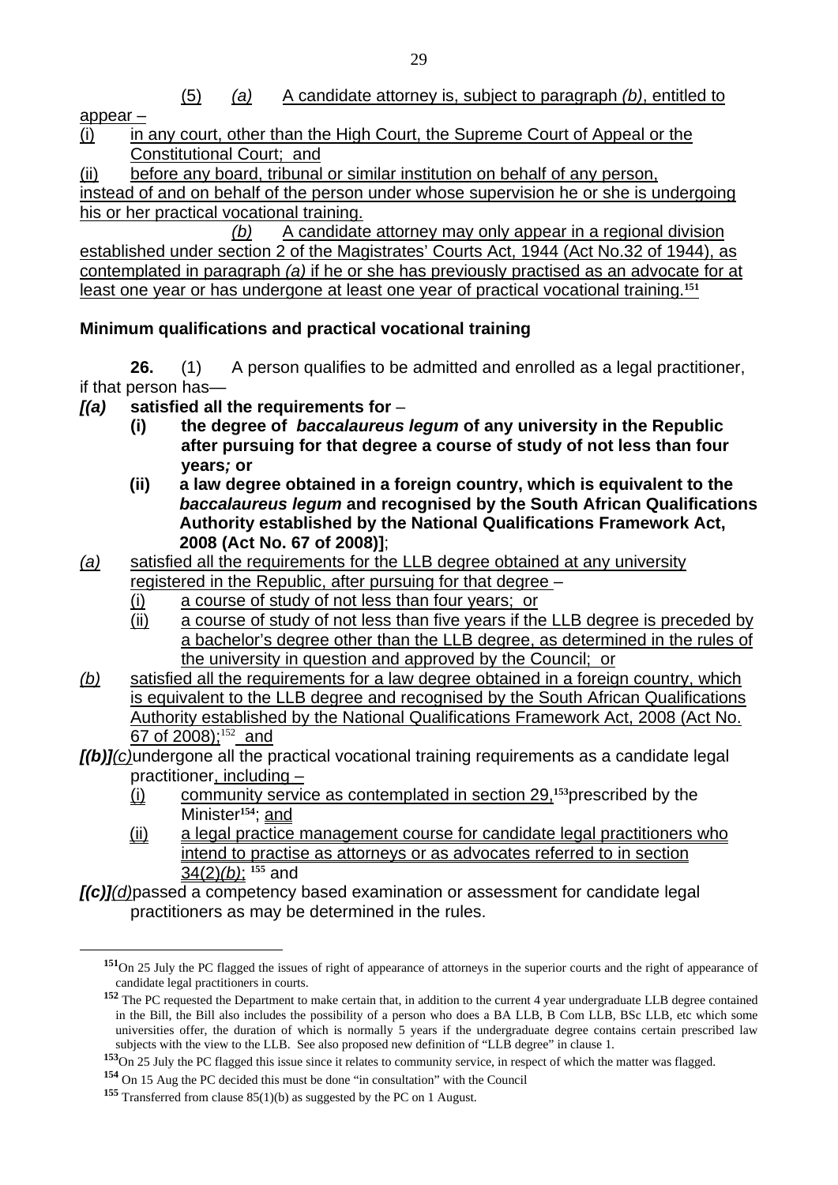(5) *(a)* A candidate attorney is, subject to paragraph *(b)*, entitled to appear –

(i) in any court, other than the High Court, the Supreme Court of Appeal or the Constitutional Court; and

(ii) before any board, tribunal or similar institution on behalf of any person,

instead of and on behalf of the person under whose supervision he or she is undergoing his or her practical vocational training.

*(b)* A candidate attorney may only appear in a regional division established under section 2 of the Magistrates' Courts Act, 1944 (Act No.32 of 1944), as contemplated in paragraph *(a)* if he or she has previously practised as an advocate for at least one year or has undergone at least one year of practical vocational training.[151]

**Minimum qualifications and practical vocational training**

**26.** (1) A person qualifies to be admitted and enrolled as a legal practitioner, if that person has—

***[(a)*** **satisfied all the requirements for** –

**(i) the degree of *baccalaureus legum* of any university in the Republic after pursuing for that degree a course of study of not less than four years*;* or**

**(ii) a law degree obtained in a foreign country, which is equivalent to the *baccalaureus legum* and recognised by the South African Qualifications Authority established by the National Qualifications Framework Act, 2008 (Act No. 67 of 2008)]**;

*(a)* satisfied all the requirements for the LLB degree obtained at any university registered in the Republic, after pursuing for that degree –

(i) a course of study of not less than four years; or

(ii) a course of study of not less than five years if the LLB degree is preceded by a bachelor's degree other than the LLB degree, as determined in the rules of the university in question and approved by the Council; or

*(b)* satisfied all the requirements for a law degree obtained in a foreign country, which is equivalent to the LLB degree and recognised by the South African Qualifications Authority established by the National Qualifications Framework Act, 2008 (Act No. 67 of 2008);[152] and

***[(b)]****(c)* undergone all the practical vocational training requirements as a candidate legal practitioner, including –

(i) community service as contemplated in section 29,[153] prescribed by the Minister[154]; and

(ii) a legal practice management course for candidate legal practitioners who intend to practise as attorneys or as advocates referred to in section 34(2)*(b)*; [155] and

***[(c)]****(d)* passed a competency based examination or assessment for candidate legal practitioners as may be determined in the rules.

---

[151] On 25 July the PC flagged the issues of right of appearance of attorneys in the superior courts and the right of appearance of candidate legal practitioners in courts.

[152] The PC requested the Department to make certain that, in addition to the current 4 year undergraduate LLB degree contained in the Bill, the Bill also includes the possibility of a person who does a BA LLB, B Com LLB, BSc LLB, etc which some universities offer, the duration of which is normally 5 years if the undergraduate degree contains certain prescribed law subjects with the view to the LLB. See also proposed new definition of "LLB degree" in clause 1.

[153] On 25 July the PC flagged this issue since it relates to community service, in respect of which the matter was flagged.

[154] On 15 Aug the PC decided this must be done "in consultation" with the Council

[155] Transferred from clause 85(1)(b) as suggested by the PC on 1 August.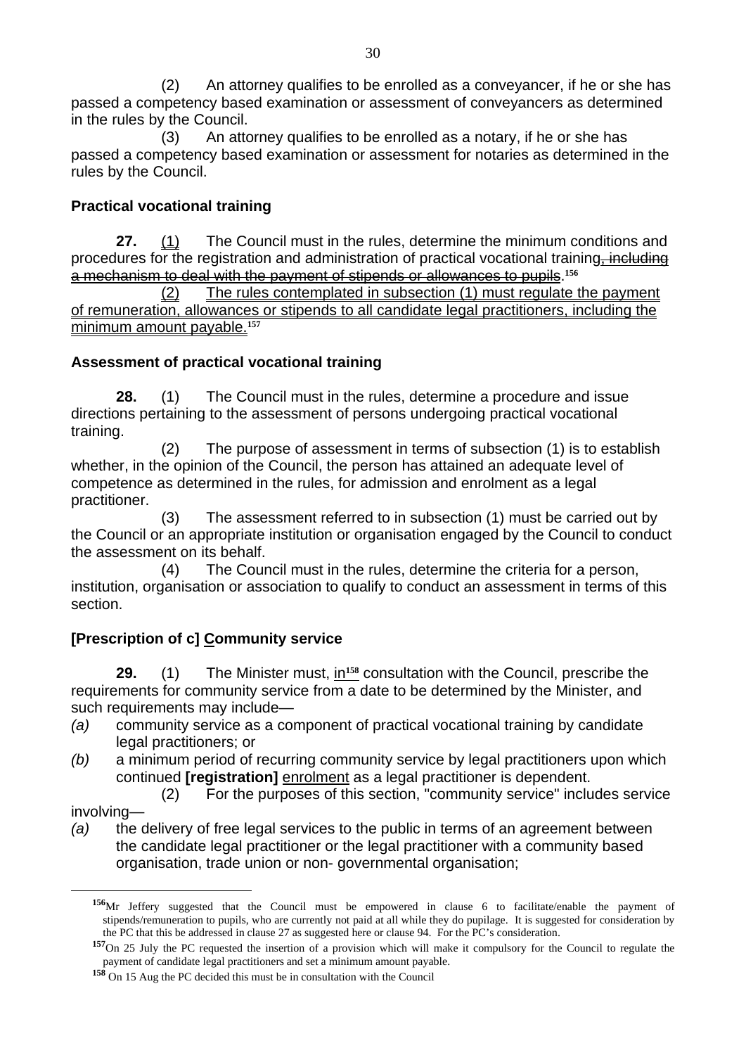(2) An attorney qualifies to be enrolled as a conveyancer, if he or she has passed a competency based examination or assessment of conveyancers as determined in the rules by the Council.

(3) An attorney qualifies to be enrolled as a notary, if he or she has passed a competency based examination or assessment for notaries as determined in the rules by the Council.

**Practical vocational training**

**27.** (1) The Council must in the rules, determine the minimum conditions and procedures for the registration and administration of practical vocational training~~, including a mechanism to deal with the payment of stipends or allowances to pupils~~.[156]

(2) The rules contemplated in subsection (1) must regulate the payment of remuneration, allowances or stipends to all candidate legal practitioners, including the minimum amount payable.[157]

**Assessment of practical vocational training**

**28.** (1) The Council must in the rules, determine a procedure and issue directions pertaining to the assessment of persons undergoing practical vocational training.

(2) The purpose of assessment in terms of subsection (1) is to establish whether, in the opinion of the Council, the person has attained an adequate level of competence as determined in the rules, for admission and enrolment as a legal practitioner.

(3) The assessment referred to in subsection (1) must be carried out by the Council or an appropriate institution or organisation engaged by the Council to conduct the assessment on its behalf.

(4) The Council must in the rules, determine the criteria for a person, institution, organisation or association to qualify to conduct an assessment in terms of this section.

**[Prescription of c] Community service**

**29.** (1) The Minister must, in[158] consultation with the Council, prescribe the requirements for community service from a date to be determined by the Minister, and such requirements may include—

*(a)* community service as a component of practical vocational training by candidate legal practitioners; or

*(b)* a minimum period of recurring community service by legal practitioners upon which continued **[registration]** enrolment as a legal practitioner is dependent.

(2) For the purposes of this section, "community service" includes service involving—

*(a)* the delivery of free legal services to the public in terms of an agreement between the candidate legal practitioner or the legal practitioner with a community based organisation, trade union or non- governmental organisation;

---

[156] Mr Jeffery suggested that the Council must be empowered in clause 6 to facilitate/enable the payment of stipends/remuneration to pupils, who are currently not paid at all while they do pupilage. It is suggested for consideration by the PC that this be addressed in clause 27 as suggested here or clause 94. For the PC's consideration.

[157] On 25 July the PC requested the insertion of a provision which will make it compulsory for the Council to regulate the payment of candidate legal practitioners and set a minimum amount payable.

[158] On 15 Aug the PC decided this must be in consultation with the Council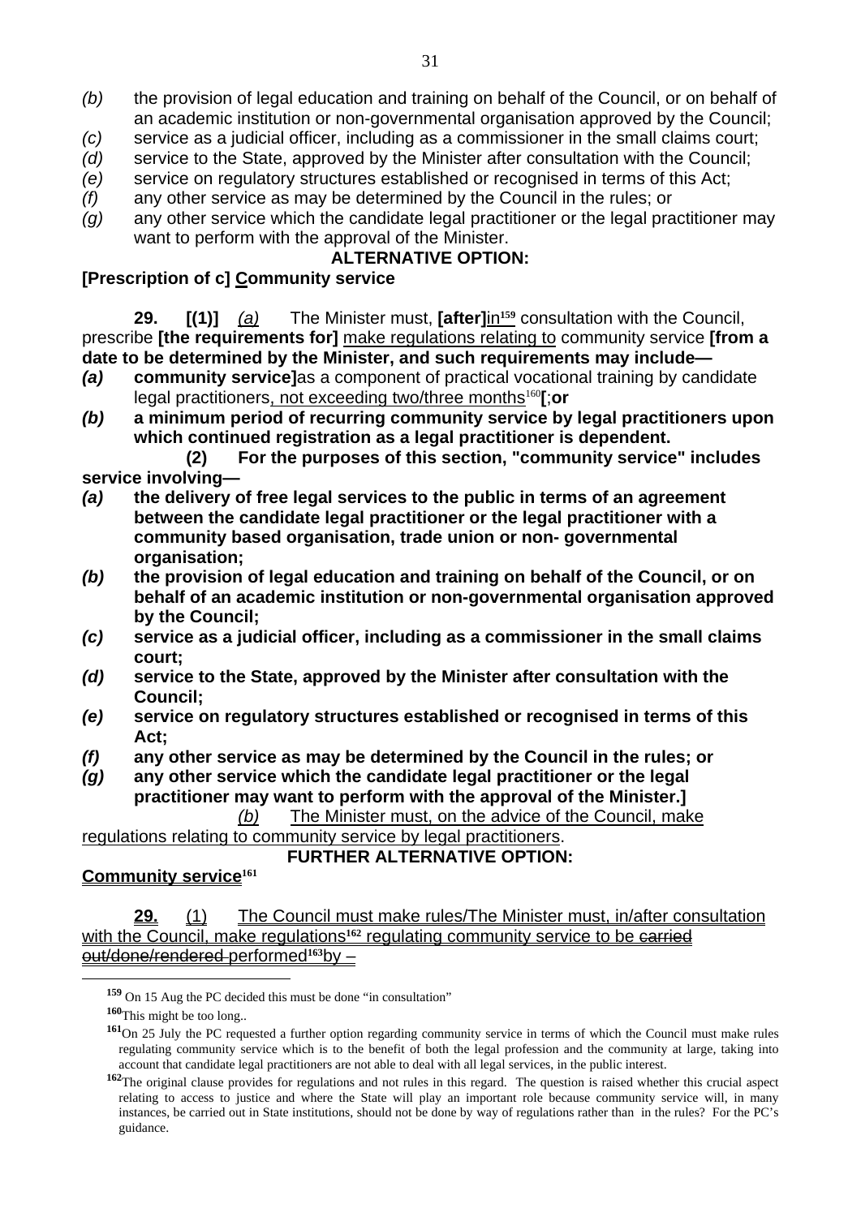*(b)* the provision of legal education and training on behalf of the Council, or on behalf of an academic institution or non-governmental organisation approved by the Council;

*(c)* service as a judicial officer, including as a commissioner in the small claims court;

*(d)* service to the State, approved by the Minister after consultation with the Council;

*(e)* service on regulatory structures established or recognised in terms of this Act;

*(f)* any other service as may be determined by the Council in the rules; or

*(g)* any other service which the candidate legal practitioner or the legal practitioner may want to perform with the approval of the Minister.

**ALTERNATIVE OPTION:**

**[Prescription of c] Community service**

**29.** **[(1)]** *(a)* The Minister must, **[after]**in[159] consultation with the Council, prescribe **[the requirements for]** make regulations relating to community service **[from a date to be determined by the Minister, and such requirements may include—**

***(a)*** **community service]**as a component of practical vocational training by candidate legal practitioners, not exceeding two/three months[160]**[**;**or**

***(b)*** **a minimum period of recurring community service by legal practitioners upon which continued registration as a legal practitioner is dependent.**

**(2) For the purposes of this section, "community service" includes service involving—**

***(a)*** **the delivery of free legal services to the public in terms of an agreement between the candidate legal practitioner or the legal practitioner with a community based organisation, trade union or non- governmental organisation;**

***(b)*** **the provision of legal education and training on behalf of the Council, or on behalf of an academic institution or non-governmental organisation approved by the Council;**

***(c)*** **service as a judicial officer, including as a commissioner in the small claims court;**

***(d)*** **service to the State, approved by the Minister after consultation with the Council;**

***(e)*** **service on regulatory structures established or recognised in terms of this Act;**

***(f)*** **any other service as may be determined by the Council in the rules; or**

***(g)*** **any other service which the candidate legal practitioner or the legal practitioner may want to perform with the approval of the Minister.]**

*(b)* The Minister must, on the advice of the Council, make regulations relating to community service by legal practitioners.

**FURTHER ALTERNATIVE OPTION:**

**Community service**[161]

**29.** (1) The Council must make rules/The Minister must, in/after consultation with the Council, make regulations[162] regulating community service to be ~~carried out/done/rendered~~ performed[163]by –

---

[159] On 15 Aug the PC decided this must be done "in consultation"

[160] This might be too long..

[161] On 25 July the PC requested a further option regarding community service in terms of which the Council must make rules regulating community service which is to the benefit of both the legal profession and the community at large, taking into account that candidate legal practitioners are not able to deal with all legal services, in the public interest.

[162] The original clause provides for regulations and not rules in this regard. The question is raised whether this crucial aspect relating to access to justice and where the State will play an important role because community service will, in many instances, be carried out in State institutions, should not be done by way of regulations rather than in the rules? For the PC's guidance.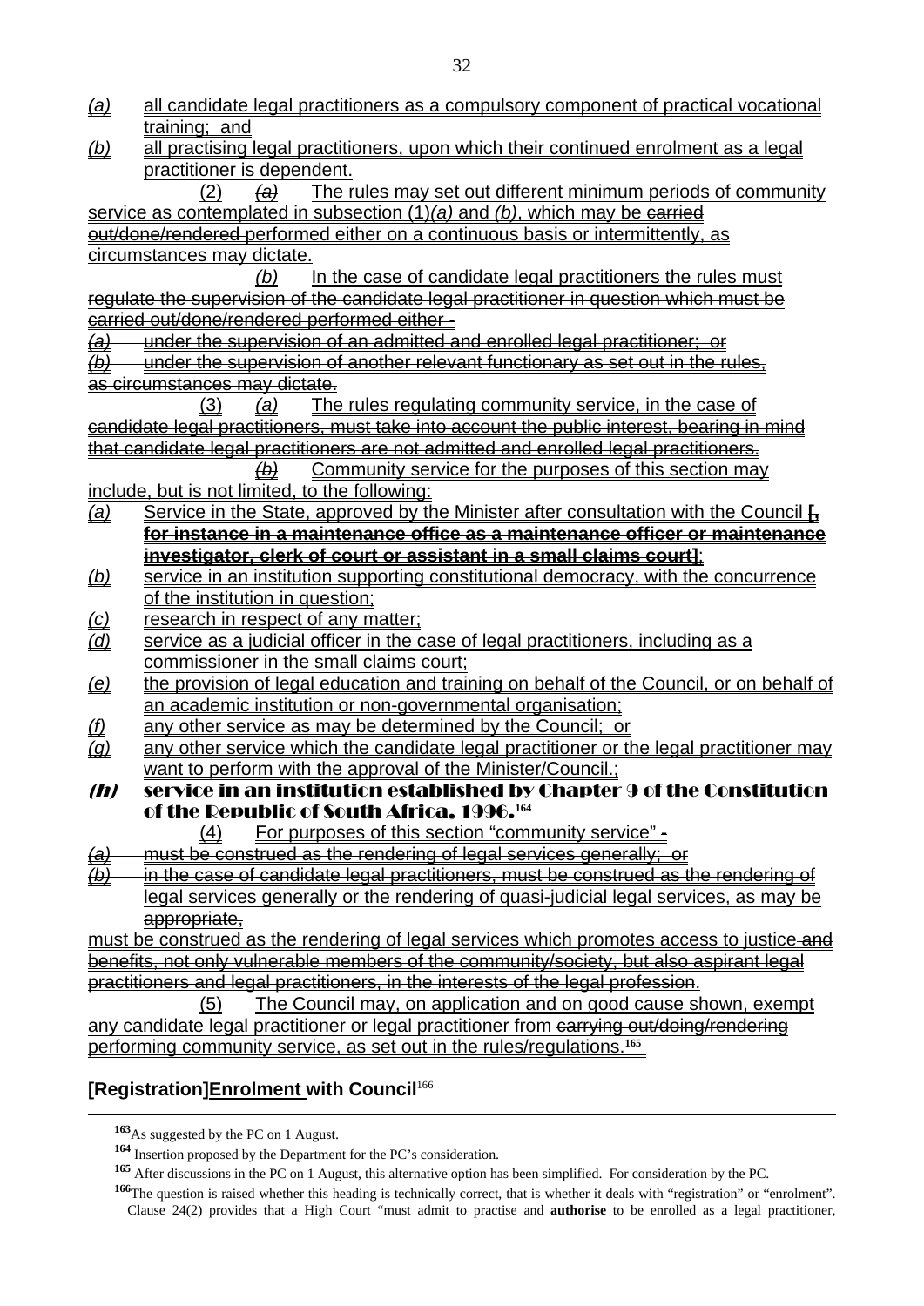*(a)* all candidate legal practitioners as a compulsory component of practical vocational training; and

*(b)* all practising legal practitioners, upon which their continued enrolment as a legal practitioner is dependent.

(2) ~~*(a)*~~ The rules may set out different minimum periods of community service as contemplated in subsection (1)*(a)* and *(b)*, which may be ~~carried out/done/rendered~~ performed either on a continuous basis or intermittently, as circumstances may dictate.

~~*(b)* In the case of candidate legal practitioners the rules must regulate the supervision of the candidate legal practitioner in question which must be carried out/done/rendered performed either -~~

~~*(a)* under the supervision of an admitted and enrolled legal practitioner; or~~

~~*(b)* under the supervision of another relevant functionary as set out in the rules, as circumstances may dictate.~~

(3) ~~*(a)* The rules regulating community service, in the case of candidate legal practitioners, must take into account the public interest, bearing in mind that candidate legal practitioners are not admitted and enrolled legal practitioners.~~

~~*(b)*~~ Community service for the purposes of this section may include, but is not limited, to the following:

*(a)* Service in the State, approved by the Minister after consultation with the Council **[~~, for instance in a maintenance office as a maintenance officer or maintenance investigator, clerk of court or assistant in a small claims court~~]**;

*(b)* service in an institution supporting constitutional democracy, with the concurrence of the institution in question;

*(c)* research in respect of any matter;

*(d)* service as a judicial officer in the case of legal practitioners, including as a commissioner in the small claims court;

*(e)* the provision of legal education and training on behalf of the Council, or on behalf of an academic institution or non-governmental organisation;

*(f)* any other service as may be determined by the Council; or

*(g)* any other service which the candidate legal practitioner or the legal practitioner may want to perform with the approval of the Minister/Council.;

***(h)* service in an institution established by Chapter 9 of the Constitution of the Republic of South Africa, 1996.**[164]

(4) For purposes of this section "community service" ~~-~~

~~*(a)* must be construed as the rendering of legal services generally; or~~

~~*(b)* in the case of candidate legal practitioners, must be construed as the rendering of legal services generally or the rendering of quasi-judicial legal services, as may be appropriate,~~

must be construed as the rendering of legal services which promotes access to justice ~~and benefits, not only vulnerable members of the community/society, but also aspirant legal practitioners and legal practitioners, in the interests of the legal profession.~~

(5) The Council may, on application and on good cause shown, exempt any candidate legal practitioner or legal practitioner from ~~carrying out/doing/rendering~~ performing community service, as set out in the rules/regulations.[165]

## [Registration]Enrolment with Council[166]

---

[163] As suggested by the PC on 1 August.

[164] Insertion proposed by the Department for the PC's consideration.

[165] After discussions in the PC on 1 August, this alternative option has been simplified. For consideration by the PC.

[166] The question is raised whether this heading is technically correct, that is whether it deals with "registration" or "enrolment". Clause 24(2) provides that a High Court "must admit to practise and **authorise** to be enrolled as a legal practitioner,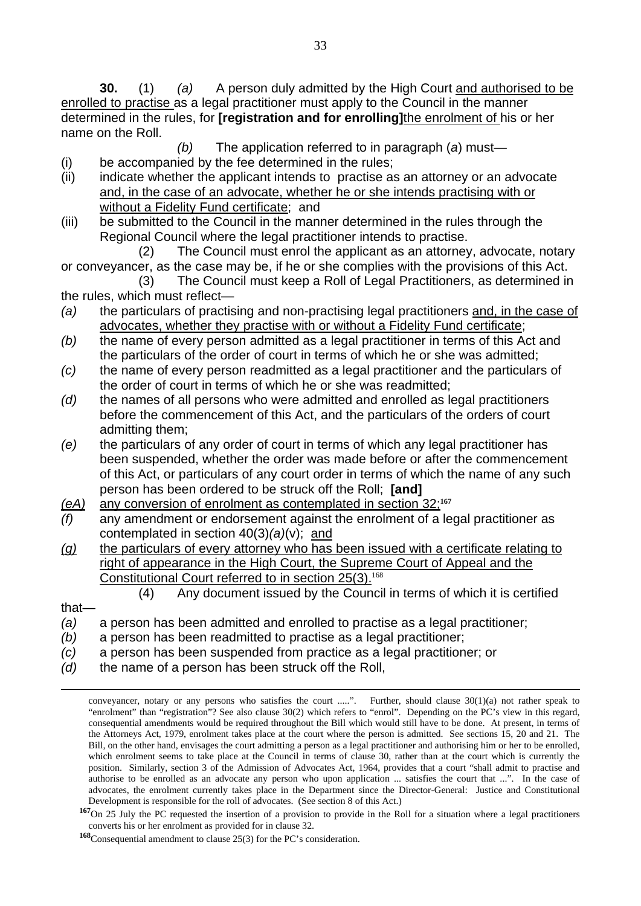**30.** (1) *(a)* A person duly admitted by the High Court and authorised to be enrolled to practise as a legal practitioner must apply to the Council in the manner determined in the rules, for **[registration and for enrolling]**the enrolment of his or her name on the Roll.

*(b)* The application referred to in paragraph (*a*) must—

(i) be accompanied by the fee determined in the rules;

(ii) indicate whether the applicant intends to practise as an attorney or an advocate and, in the case of an advocate, whether he or she intends practising with or without a Fidelity Fund certificate; and

(iii) be submitted to the Council in the manner determined in the rules through the Regional Council where the legal practitioner intends to practise.

(2) The Council must enrol the applicant as an attorney, advocate, notary or conveyancer, as the case may be, if he or she complies with the provisions of this Act.

(3) The Council must keep a Roll of Legal Practitioners, as determined in the rules, which must reflect—

*(a)* the particulars of practising and non-practising legal practitioners and, in the case of advocates, whether they practise with or without a Fidelity Fund certificate;

*(b)* the name of every person admitted as a legal practitioner in terms of this Act and the particulars of the order of court in terms of which he or she was admitted;

*(c)* the name of every person readmitted as a legal practitioner and the particulars of the order of court in terms of which he or she was readmitted;

*(d)* the names of all persons who were admitted and enrolled as legal practitioners before the commencement of this Act, and the particulars of the orders of court admitting them;

*(e)* the particulars of any order of court in terms of which any legal practitioner has been suspended, whether the order was made before or after the commencement of this Act, or particulars of any court order in terms of which the name of any such person has been ordered to be struck off the Roll; **[and]**

*(eA)* any conversion of enrolment as contemplated in section 32;[167]

*(f)* any amendment or endorsement against the enrolment of a legal practitioner as contemplated in section 40(3)*(a)*(v); and

*(g)* the particulars of every attorney who has been issued with a certificate relating to right of appearance in the High Court, the Supreme Court of Appeal and the Constitutional Court referred to in section 25(3).[168]

(4) Any document issued by the Council in terms of which it is certified that—

*(a)* a person has been admitted and enrolled to practise as a legal practitioner;

*(b)* a person has been readmitted to practise as a legal practitioner;

*(c)* a person has been suspended from practice as a legal practitioner; or

*(d)* the name of a person has been struck off the Roll,

---

conveyancer, notary or any persons who satisfies the court .....". Further, should clause 30(1)(a) not rather speak to "enrolment" than "registration"? See also clause 30(2) which refers to "enrol". Depending on the PC's view in this regard, consequential amendments would be required throughout the Bill which would still have to be done. At present, in terms of the Attorneys Act, 1979, enrolment takes place at the court where the person is admitted. See sections 15, 20 and 21. The Bill, on the other hand, envisages the court admitting a person as a legal practitioner and authorising him or her to be enrolled, which enrolment seems to take place at the Council in terms of clause 30, rather than at the court which is currently the position. Similarly, section 3 of the Admission of Advocates Act, 1964, provides that a court "shall admit to practise and authorise to be enrolled as an advocate any person who upon application ... satisfies the court that ...". In the case of advocates, the enrolment currently takes place in the Department since the Director-General: Justice and Constitutional Development is responsible for the roll of advocates. (See section 8 of this Act.)

[167] On 25 July the PC requested the insertion of a provision to provide in the Roll for a situation where a legal practitioners converts his or her enrolment as provided for in clause 32.

[168] Consequential amendment to clause 25(3) for the PC's consideration.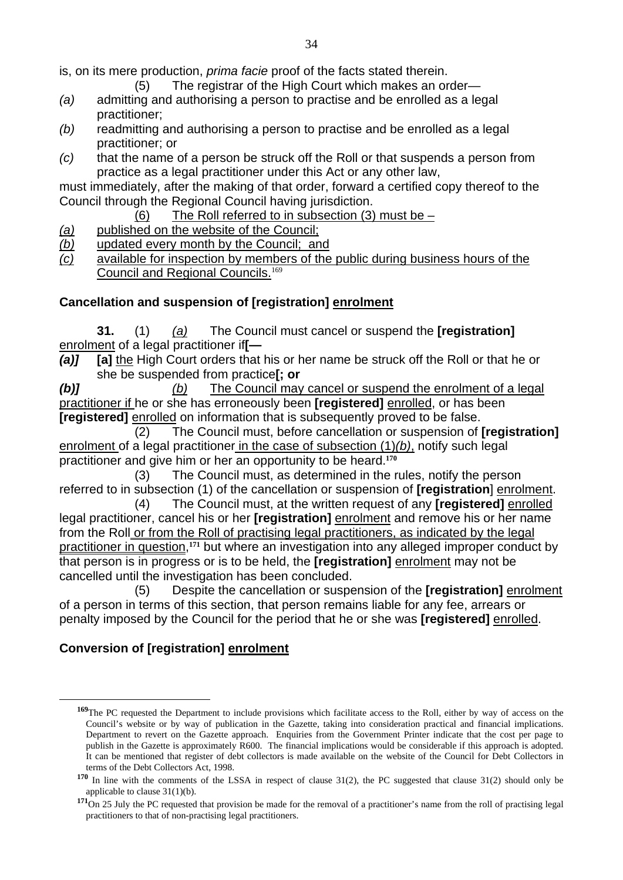is, on its mere production, *prima facie* proof of the facts stated therein.

(5) The registrar of the High Court which makes an order—

*(a)* admitting and authorising a person to practise and be enrolled as a legal practitioner;

*(b)* readmitting and authorising a person to practise and be enrolled as a legal practitioner; or

*(c)* that the name of a person be struck off the Roll or that suspends a person from practice as a legal practitioner under this Act or any other law,

must immediately, after the making of that order, forward a certified copy thereof to the Council through the Regional Council having jurisdiction.

<u>(6) The Roll referred to in subsection (3) must be –</u>

<u>*(a)* published on the website of the Council;</u>

<u>*(b)* updated every month by the Council; and</u>

<u>*(c)* available for inspection by members of the public during business hours of the Council and Regional Councils.</u>[169]

**Cancellation and suspension of [registration] <u>enrolment</u>**

**31.** (1) <u>*(a)*</u> The Council must cancel or suspend the **[registration]** <u>enrolment</u> of a legal practitioner if**[—**

***(a)]*** **[a]** <u>the</u> High Court orders that his or her name be struck off the Roll or that he or she be suspended from practice**[; or**

***(b)]*** <u>*(b)* The Council may cancel or suspend the enrolment of a legal practitioner if</u> he or she has erroneously been **[registered]** <u>enrolled</u>, or has been **[registered]** <u>enrolled</u> on information that is subsequently proved to be false.

(2) The Council must, before cancellation or suspension of **[registration]** <u>enrolment</u> of a legal practitioner <u>in the case of subsection (1)*(b)*</u>, notify such legal practitioner and give him or her an opportunity to be heard.[170]

(3) The Council must, as determined in the rules, notify the person referred to in subsection (1) of the cancellation or suspension of **[registration]** <u>enrolment</u>.

(4) The Council must, at the written request of any **[registered]** <u>enrolled</u> legal practitioner, cancel his or her **[registration]** <u>enrolment</u> and remove his or her name from the Roll <u>or from the Roll of practising legal practitioners, as indicated by the legal practitioner in question</u>,[171] but where an investigation into any alleged improper conduct by that person is in progress or is to be held, the **[registration]** <u>enrolment</u> may not be cancelled until the investigation has been concluded.

(5) Despite the cancellation or suspension of the **[registration]** <u>enrolment</u> of a person in terms of this section, that person remains liable for any fee, arrears or penalty imposed by the Council for the period that he or she was **[registered]** <u>enrolled</u>.

**Conversion of [registration] <u>enrolment</u>**

---

[169] The PC requested the Department to include provisions which facilitate access to the Roll, either by way of access on the Council's website or by way of publication in the Gazette, taking into consideration practical and financial implications. Department to revert on the Gazette approach. Enquiries from the Government Printer indicate that the cost per page to publish in the Gazette is approximately R600. The financial implications would be considerable if this approach is adopted. It can be mentioned that register of debt collectors is made available on the website of the Council for Debt Collectors in terms of the Debt Collectors Act, 1998.

[170] In line with the comments of the LSSA in respect of clause 31(2), the PC suggested that clause 31(2) should only be applicable to clause 31(1)(b).

[171] On 25 July the PC requested that provision be made for the removal of a practitioner's name from the roll of practising legal practitioners to that of non-practising legal practitioners.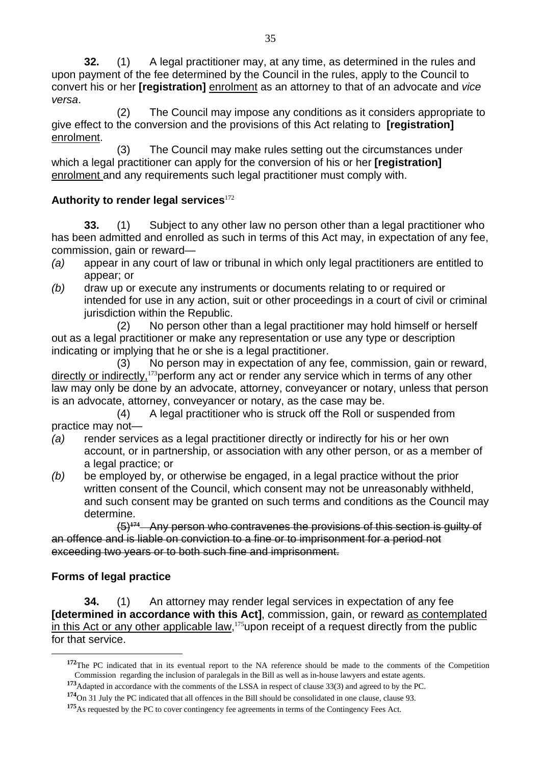**32.** (1) A legal practitioner may, at any time, as determined in the rules and upon payment of the fee determined by the Council in the rules, apply to the Council to convert his or her **[registration]** <u>enrolment</u> as an attorney to that of an advocate and *vice versa*.

(2) The Council may impose any conditions as it considers appropriate to give effect to the conversion and the provisions of this Act relating to **[registration]** <u>enrolment</u>.

(3) The Council may make rules setting out the circumstances under which a legal practitioner can apply for the conversion of his or her **[registration]** <u>enrolment</u> and any requirements such legal practitioner must comply with.

**Authority to render legal services**[172]

**33.** (1) Subject to any other law no person other than a legal practitioner who has been admitted and enrolled as such in terms of this Act may, in expectation of any fee, commission, gain or reward—

*(a)* appear in any court of law or tribunal in which only legal practitioners are entitled to appear; or

*(b)* draw up or execute any instruments or documents relating to or required or intended for use in any action, suit or other proceedings in a court of civil or criminal jurisdiction within the Republic.

(2) No person other than a legal practitioner may hold himself or herself out as a legal practitioner or make any representation or use any type or description indicating or implying that he or she is a legal practitioner.

(3) No person may in expectation of any fee, commission, gain or reward, <u>directly or indirectly,</u>[173] perform any act or render any service which in terms of any other law may only be done by an advocate, attorney, conveyancer or notary, unless that person is an advocate, attorney, conveyancer or notary, as the case may be.

(4) A legal practitioner who is struck off the Roll or suspended from practice may not—

*(a)* render services as a legal practitioner directly or indirectly for his or her own account, or in partnership, or association with any other person, or as a member of a legal practice; or

*(b)* be employed by, or otherwise be engaged, in a legal practice without the prior written consent of the Council, which consent may not be unreasonably withheld, and such consent may be granted on such terms and conditions as the Council may determine.

~~(5)[174] Any person who contravenes the provisions of this section is guilty of an offence and is liable on conviction to a fine or to imprisonment for a period not exceeding two years or to both such fine and imprisonment.~~

**Forms of legal practice**

**34.** (1) An attorney may render legal services in expectation of any fee **[determined in accordance with this Act]**, commission, gain, or reward <u>as contemplated in this Act or any other applicable law</u>,[175] upon receipt of a request directly from the public for that service.

---

[172] The PC indicated that in its eventual report to the NA reference should be made to the comments of the Competition Commission regarding the inclusion of paralegals in the Bill as well as in-house lawyers and estate agents.

[173] Adapted in accordance with the comments of the LSSA in respect of clause 33(3) and agreed to by the PC.

[174] On 31 July the PC indicated that all offences in the Bill should be consolidated in one clause, clause 93.

[175] As requested by the PC to cover contingency fee agreements in terms of the Contingency Fees Act.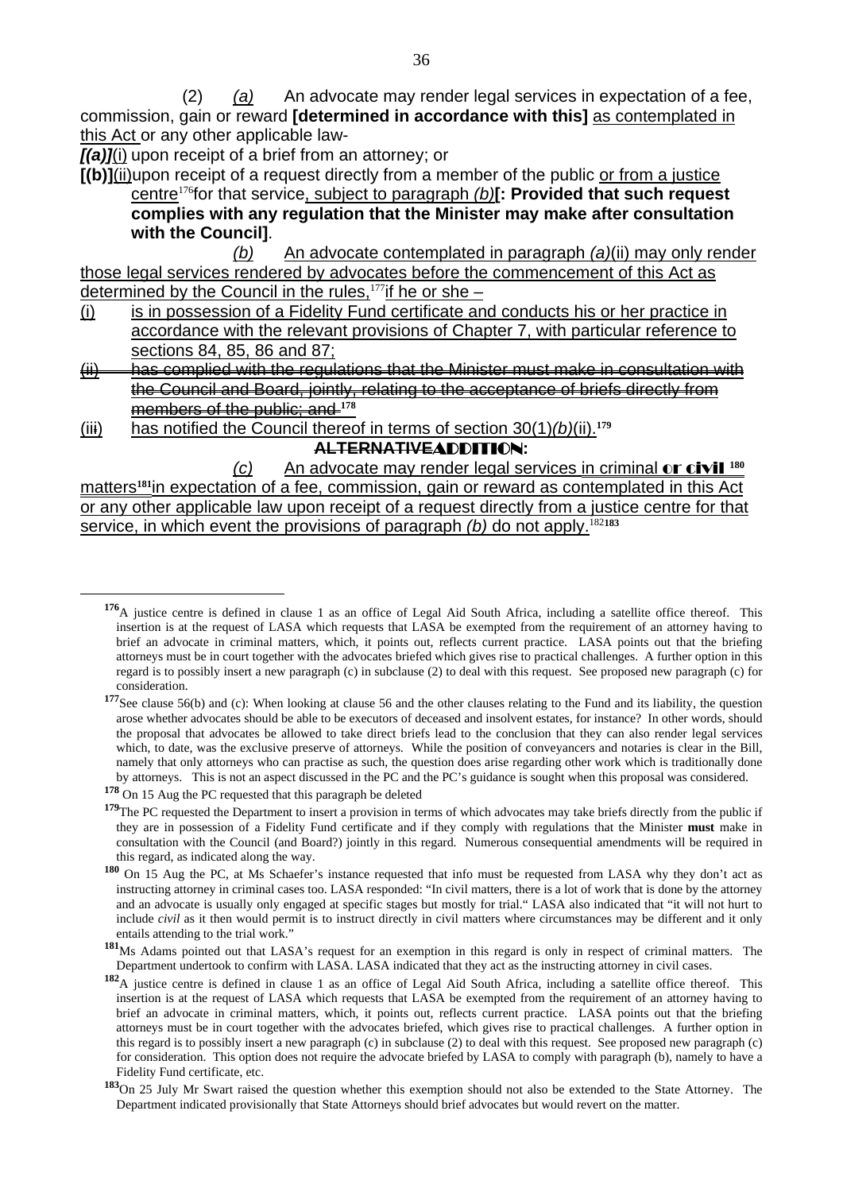(2) *(a)* An advocate may render legal services in expectation of a fee, commission, gain or reward **[determined in accordance with this]** <u>as contemplated in this Act</u> or any other applicable law-

***[(a)]***<u>(i)</u> upon receipt of a brief from an attorney; or

**[(b)]**<u>(ii)</u>upon receipt of a request directly from a member of the public <u>or from a justice centre</u>[176]for that service<u>, subject to paragraph *(b)*</u>**[: Provided that such request complies with any regulation that the Minister may make after consultation with the Council]**.

<u>*(b)* An advocate contemplated in paragraph *(a)*(ii) may only render those legal services rendered by advocates before the commencement of this Act as determined by the Council in the rules,</u>[177]<u>if he or she –</u>

<u>(i) is in possession of a Fidelity Fund certificate and conducts his or her practice in accordance with the relevant provisions of Chapter 7, with particular reference to sections 84, 85, 86 and 87;</u>

~~(ii) has complied with the regulations that the Minister must make in consultation with the Council and Board, jointly, relating to the acceptance of briefs directly from members of the public; and~~ [178]

<u>(ii~~i~~) has notified the Council thereof in terms of section 30(1)*(b)*(ii).</u>[179]

**ALTERNATIVEADDITION:**

<u>*(c)* An advocate may render legal services in criminal **or civil** [180] matters[181]in expectation of a fee, commission, gain or reward as contemplated in this Act or any other applicable law upon receipt of a request directly from a justice centre for that service, in which event the provisions of paragraph *(b)* do not apply.</u>[182][183]

---

[176] A justice centre is defined in clause 1 as an office of Legal Aid South Africa, including a satellite office thereof. This insertion is at the request of LASA which requests that LASA be exempted from the requirement of an attorney having to brief an advocate in criminal matters, which, it points out, reflects current practice. LASA points out that the briefing attorneys must be in court together with the advocates briefed which gives rise to practical challenges. A further option in this regard is to possibly insert a new paragraph (c) in subclause (2) to deal with this request. See proposed new paragraph (c) for consideration.

[177] See clause 56(b) and (c): When looking at clause 56 and the other clauses relating to the Fund and its liability, the question arose whether advocates should be able to be executors of deceased and insolvent estates, for instance? In other words, should the proposal that advocates be allowed to take direct briefs lead to the conclusion that they can also render legal services which, to date, was the exclusive preserve of attorneys. While the position of conveyancers and notaries is clear in the Bill, namely that only attorneys who can practise as such, the question does arise regarding other work which is traditionally done by attorneys. This is not an aspect discussed in the PC and the PC's guidance is sought when this proposal was considered.

[178] On 15 Aug the PC requested that this paragraph be deleted

[179] The PC requested the Department to insert a provision in terms of which advocates may take briefs directly from the public if they are in possession of a Fidelity Fund certificate and if they comply with regulations that the Minister **must** make in consultation with the Council (and Board?) jointly in this regard. Numerous consequential amendments will be required in this regard, as indicated along the way.

[180] On 15 Aug the PC, at Ms Schaefer's instance requested that info must be requested from LASA why they don't act as instructing attorney in criminal cases too. LASA responded: "In civil matters, there is a lot of work that is done by the attorney and an advocate is usually only engaged at specific stages but mostly for trial." LASA also indicated that "it will not hurt to include *civil* as it then would permit is to instruct directly in civil matters where circumstances may be different and it only entails attending to the trial work."

[181] Ms Adams pointed out that LASA's request for an exemption in this regard is only in respect of criminal matters. The Department undertook to confirm with LASA. LASA indicated that they act as the instructing attorney in civil cases.

[182] A justice centre is defined in clause 1 as an office of Legal Aid South Africa, including a satellite office thereof. This insertion is at the request of LASA which requests that LASA be exempted from the requirement of an attorney having to brief an advocate in criminal matters, which, it points out, reflects current practice. LASA points out that the briefing attorneys must be in court together with the advocates briefed, which gives rise to practical challenges. A further option in this regard is to possibly insert a new paragraph (c) in subclause (2) to deal with this request. See proposed new paragraph (c) for consideration. This option does not require the advocate briefed by LASA to comply with paragraph (b), namely to have a Fidelity Fund certificate, etc.

[183] On 25 July Mr Swart raised the question whether this exemption should not also be extended to the State Attorney. The Department indicated provisionally that State Attorneys should brief advocates but would revert on the matter.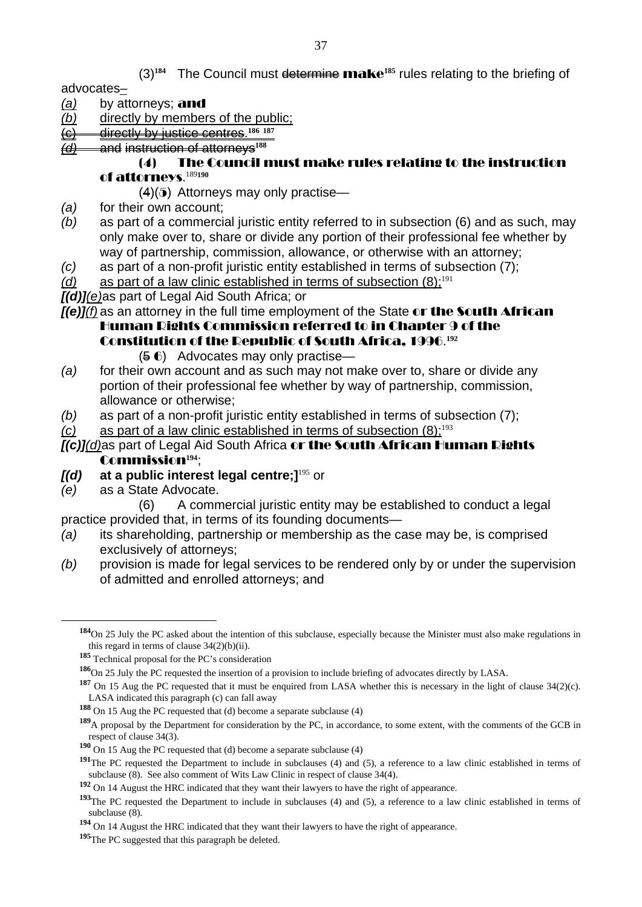(3)[184] The Council must ~~determine~~ **make**[185] rules relating to the briefing of advocates–

*(a)* by attorneys; **and**

*(b)* directly by members of the public;

~~(c) directly by justice centres.~~[186] [187]

~~(d) and instruction of attorneys~~[188]

**(4) The Council must make rules relating to the instruction of attorneys**.[189][190]

(~~4~~)(**5**) Attorneys may only practise—

*(a)* for their own account;

*(b)* as part of a commercial juristic entity referred to in subsection (6) and as such, may only make over to, share or divide any portion of their professional fee whether by way of partnership, commission, allowance, or otherwise with an attorney;

*(c)* as part of a non-profit juristic entity established in terms of subsection (7);

*(d)* as part of a law clinic established in terms of subsection (8);[191]

***[(d)]****(e)* as part of Legal Aid South Africa; or

***[(e)]****(f)* as an attorney in the full time employment of the State **or the South African Human Rights Commission referred to in Chapter 9 of the Constitution of the Republic of South Africa, 1996**.[192]

(~~5~~ **6**) Advocates may only practise—

*(a)* for their own account and as such may not make over to, share or divide any portion of their professional fee whether by way of partnership, commission, allowance or otherwise;

*(b)* as part of a non-profit juristic entity established in terms of subsection (7);

*(c)* as part of a law clinic established in terms of subsection (8);[193]

***[(c)]****(d)* as part of Legal Aid South Africa **or the South African Human Rights Commission**[194];

***[(d)* at a public interest legal centre;]**[195] or

*(e)* as a State Advocate.

(6) A commercial juristic entity may be established to conduct a legal practice provided that, in terms of its founding documents—

*(a)* its shareholding, partnership or membership as the case may be, is comprised exclusively of attorneys;

*(b)* provision is made for legal services to be rendered only by or under the supervision of admitted and enrolled attorneys; and

---

[184] On 25 July the PC asked about the intention of this subclause, especially because the Minister must also make regulations in this regard in terms of clause 34(2)(b)(ii).

[185] Technical proposal for the PC's consideration

[186] On 25 July the PC requested the insertion of a provision to include briefing of advocates directly by LASA.

[187] On 15 Aug the PC requested that it must be enquired from LASA whether this is necessary in the light of clause 34(2)(c). LASA indicated this paragraph (c) can fall away

[188] On 15 Aug the PC requested that (d) become a separate subclause (4)

[189] A proposal by the Department for consideration by the PC, in accordance, to some extent, with the comments of the GCB in respect of clause 34(3).

[190] On 15 Aug the PC requested that (d) become a separate subclause (4)

[191] The PC requested the Department to include in subclauses (4) and (5), a reference to a law clinic established in terms of subclause (8). See also comment of Wits Law Clinic in respect of clause 34(4).

[192] On 14 August the HRC indicated that they want their lawyers to have the right of appearance.

[193] The PC requested the Department to include in subclauses (4) and (5), a reference to a law clinic established in terms of subclause (8).

[194] On 14 August the HRC indicated that they want their lawyers to have the right of appearance.

[195] The PC suggested that this paragraph be deleted.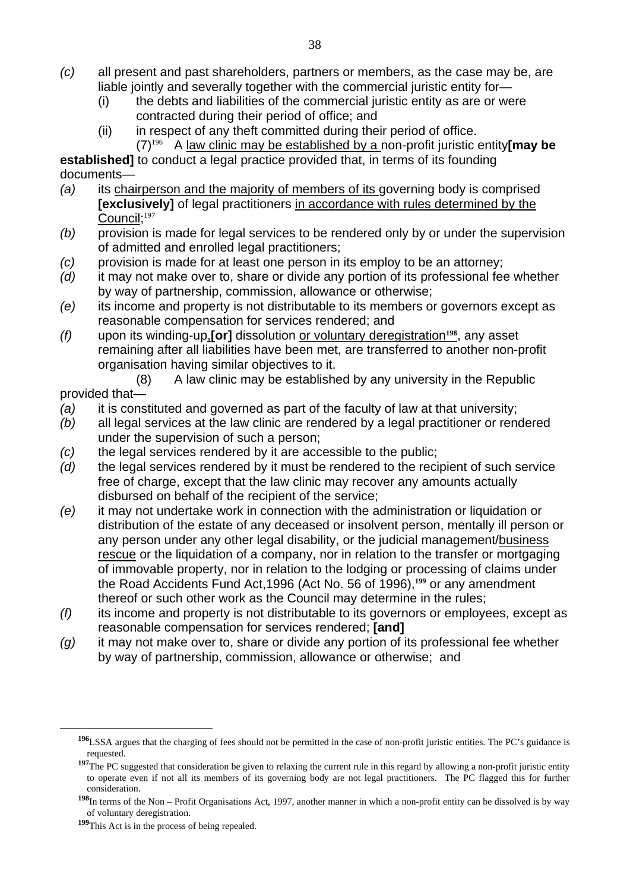*(c)* all present and past shareholders, partners or members, as the case may be, are liable jointly and severally together with the commercial juristic entity for—

(i) the debts and liabilities of the commercial juristic entity as are or were contracted during their period of office; and

(ii) in respect of any theft committed during their period of office.

(7)[196] A <u>law clinic may be established by a</u> non-profit juristic entity**[may be established]** to conduct a legal practice provided that, in terms of its founding documents—

*(a)* its <u>chairperson and the majority of members of its</u> governing body is comprised **[exclusively]** of legal practitioners <u>in accordance with rules determined by the Council</u>;[197]

*(b)* provision is made for legal services to be rendered only by or under the supervision of admitted and enrolled legal practitioners;

*(c)* provision is made for at least one person in its employ to be an attorney;

*(d)* it may not make over to, share or divide any portion of its professional fee whether by way of partnership, commission, allowance or otherwise;

*(e)* its income and property is not distributable to its members or governors except as reasonable compensation for services rendered; and

*(f)* upon its winding-up<u>,</u>**[or]** dissolution <u>or voluntary deregistration</u>[198], any asset remaining after all liabilities have been met, are transferred to another non-profit organisation having similar objectives to it.

(8) A law clinic may be established by any university in the Republic provided that—

*(a)* it is constituted and governed as part of the faculty of law at that university;

*(b)* all legal services at the law clinic are rendered by a legal practitioner or rendered under the supervision of such a person;

*(c)* the legal services rendered by it are accessible to the public;

*(d)* the legal services rendered by it must be rendered to the recipient of such service free of charge, except that the law clinic may recover any amounts actually disbursed on behalf of the recipient of the service;

*(e)* it may not undertake work in connection with the administration or liquidation or distribution of the estate of any deceased or insolvent person, mentally ill person or any person under any other legal disability, or the judicial management/<u>business rescue</u> or the liquidation of a company, nor in relation to the transfer or mortgaging of immovable property, nor in relation to the lodging or processing of claims under the Road Accidents Fund Act,1996 (Act No. 56 of 1996),[199] or any amendment thereof or such other work as the Council may determine in the rules;

*(f)* its income and property is not distributable to its governors or employees, except as reasonable compensation for services rendered; **[and]**

*(g)* it may not make over to, share or divide any portion of its professional fee whether by way of partnership, commission, allowance or otherwise; and

---

[196] LSSA argues that the charging of fees should not be permitted in the case of non-profit juristic entities. The PC's guidance is requested.

[197] The PC suggested that consideration be given to relaxing the current rule in this regard by allowing a non-profit juristic entity to operate even if not all its members of its governing body are not legal practitioners. The PC flagged this for further consideration.

[198] In terms of the Non – Profit Organisations Act, 1997, another manner in which a non-profit entity can be dissolved is by way of voluntary deregistration.

[199] This Act is in the process of being repealed.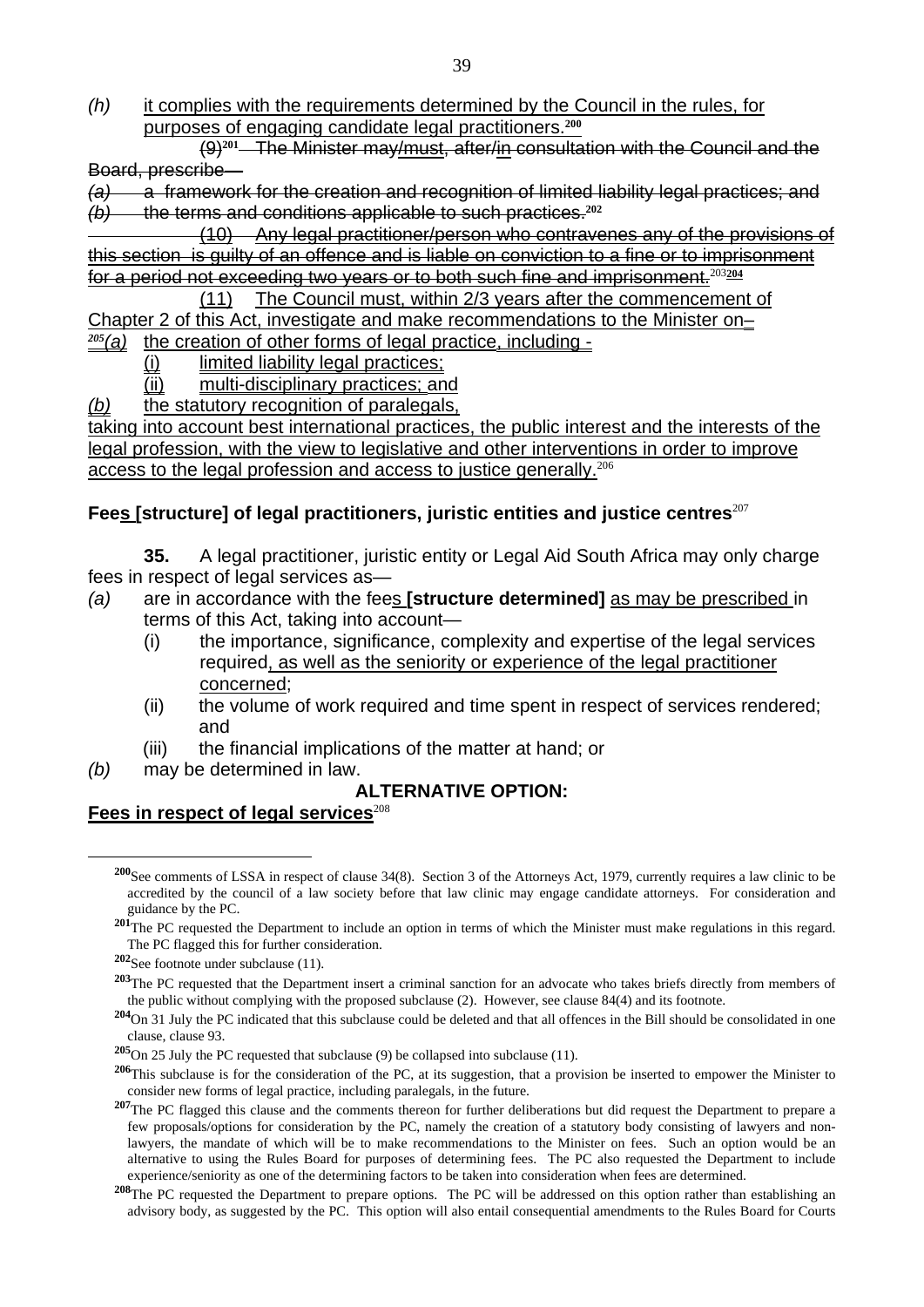*(h)* it complies with the requirements determined by the Council in the rules, for purposes of engaging candidate legal practitioners.[200]

~~(9)~~[201] ~~The Minister may/must, after/in consultation with the Council and the Board, prescribe—~~

~~*(a)* a framework for the creation and recognition of limited liability legal practices; and~~

~~*(b)* the terms and conditions applicable to such practices.~~[202]

~~(10) Any legal practitioner/person who contravenes any of the provisions of this section is guilty of an offence and is liable on conviction to a fine or to imprisonment for a period not exceeding two years or to both such fine and imprisonment.~~[203][204]

(11) The Council must, within 2/3 years after the commencement of Chapter 2 of this Act, investigate and make recommendations to the Minister on–

[205]*(a)* the creation of other forms of legal practice, including -

(i) limited liability legal practices;

(ii) multi-disciplinary practices; and

*(b)* the statutory recognition of paralegals,

taking into account best international practices, the public interest and the interests of the legal profession, with the view to legislative and other interventions in order to improve access to the legal profession and access to justice generally.[206]

**Fees [structure] of legal practitioners, juristic entities and justice centres**[207]

**35.** A legal practitioner, juristic entity or Legal Aid South Africa may only charge fees in respect of legal services as—

*(a)* are in accordance with the fees **[structure determined]** as may be prescribed in terms of this Act, taking into account—

(i) the importance, significance, complexity and expertise of the legal services required, as well as the seniority or experience of the legal practitioner concerned;

(ii) the volume of work required and time spent in respect of services rendered; and

(iii) the financial implications of the matter at hand; or

*(b)* may be determined in law.

**ALTERNATIVE OPTION:**

**Fees in respect of legal services**[208]

---

[200] See comments of LSSA in respect of clause 34(8). Section 3 of the Attorneys Act, 1979, currently requires a law clinic to be accredited by the council of a law society before that law clinic may engage candidate attorneys. For consideration and guidance by the PC.

[201] The PC requested the Department to include an option in terms of which the Minister must make regulations in this regard. The PC flagged this for further consideration.

[202] See footnote under subclause (11).

[203] The PC requested that the Department insert a criminal sanction for an advocate who takes briefs directly from members of the public without complying with the proposed subclause (2). However, see clause 84(4) and its footnote.

[204] On 31 July the PC indicated that this subclause could be deleted and that all offences in the Bill should be consolidated in one clause, clause 93.

[205] On 25 July the PC requested that subclause (9) be collapsed into subclause (11).

[206] This subclause is for the consideration of the PC, at its suggestion, that a provision be inserted to empower the Minister to consider new forms of legal practice, including paralegals, in the future.

[207] The PC flagged this clause and the comments thereon for further deliberations but did request the Department to prepare a few proposals/options for consideration by the PC, namely the creation of a statutory body consisting of lawyers and non-lawyers, the mandate of which will be to make recommendations to the Minister on fees. Such an option would be an alternative to using the Rules Board for purposes of determining fees. The PC also requested the Department to include experience/seniority as one of the determining factors to be taken into consideration when fees are determined.

[208] The PC requested the Department to prepare options. The PC will be addressed on this option rather than establishing an advisory body, as suggested by the PC. This option will also entail consequential amendments to the Rules Board for Courts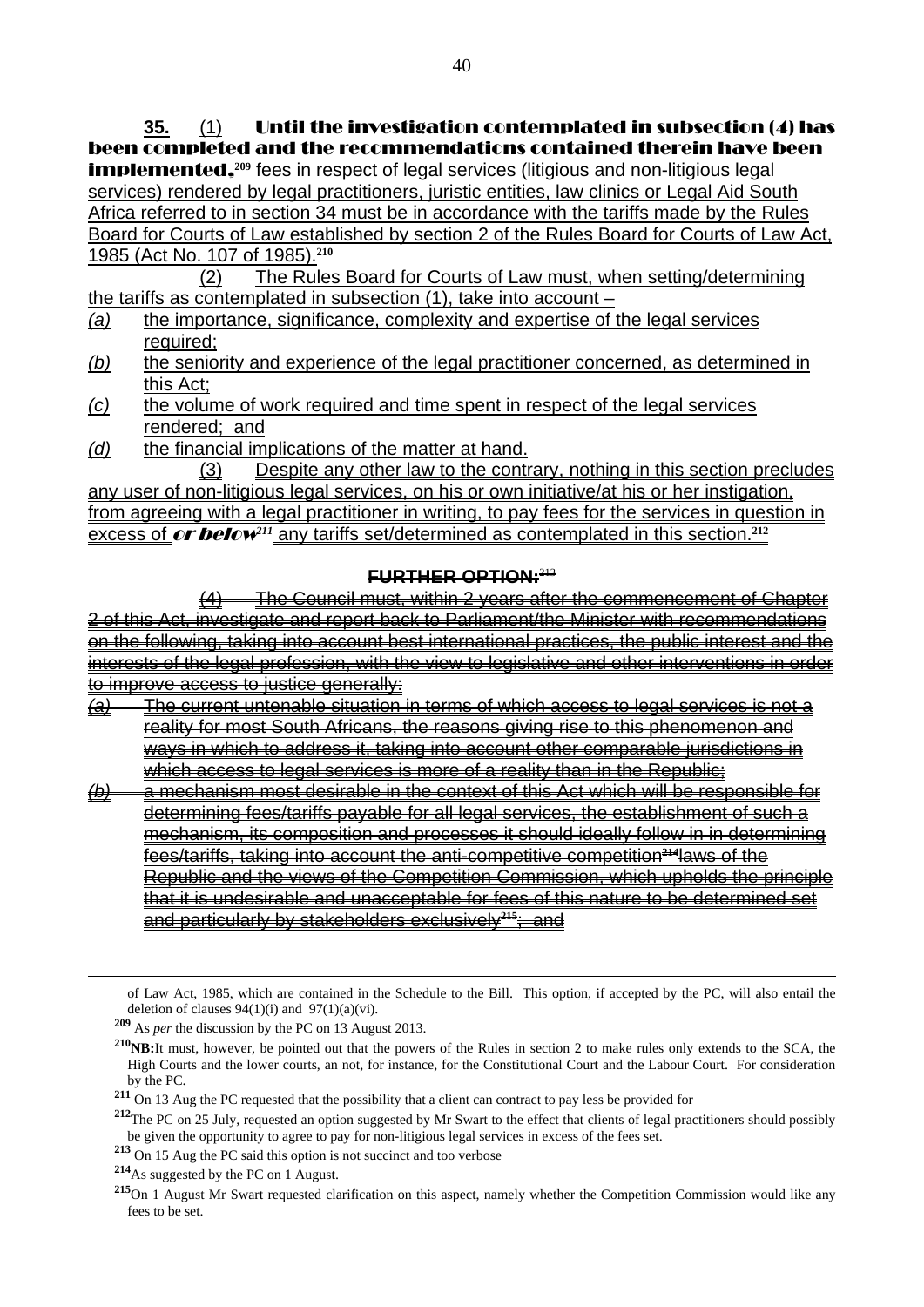**35.** (1) **Until the investigation contemplated in subsection (4) has been completed and the recommendations contained therein have been implemented,**[209] fees in respect of legal services (litigious and non-litigious legal services) rendered by legal practitioners, juristic entities, law clinics or Legal Aid South Africa referred to in section 34 must be in accordance with the tariffs made by the Rules Board for Courts of Law established by section 2 of the Rules Board for Courts of Law Act, 1985 (Act No. 107 of 1985).[210]

(2) The Rules Board for Courts of Law must, when setting/determining the tariffs as contemplated in subsection (1), take into account –

*(a)* the importance, significance, complexity and expertise of the legal services required;

*(b)* the seniority and experience of the legal practitioner concerned, as determined in this Act;

*(c)* the volume of work required and time spent in respect of the legal services rendered; and

*(d)* the financial implications of the matter at hand.

(3) Despite any other law to the contrary, nothing in this section precludes any user of non-litigious legal services, on his or her own initiative/at his or her instigation, from agreeing with a legal practitioner in writing, to pay fees for the services in question in excess of ***or below***[211] any tariffs set/determined as contemplated in this section.[212]

**~~FURTHER OPTION:~~**[213]

~~(4) The Council must, within 2 years after the commencement of Chapter 2 of this Act, investigate and report back to Parliament/the Minister with recommendations on the following, taking into account best international practices, the public interest and the interests of the legal profession, with the view to legislative and other interventions in order to improve access to justice generally:~~

~~*(a)* The current untenable situation in terms of which access to legal services is not a reality for most South Africans, the reasons giving rise to this phenomenon and ways in which to address it, taking into account other comparable jurisdictions in which access to legal services is more of a reality than in the Republic;~~

~~*(b)* a mechanism most desirable in the context of this Act which will be responsible for determining fees/tariffs payable for all legal services, the establishment of such a mechanism, its composition and processes it should ideally follow in in determining fees/tariffs, taking into account the anti-competitive competition~~[214] ~~laws of the Republic and the views of the Competition Commission, which upholds the principle that it is undesirable and unacceptable for fees of this nature to be determined set and particularly by stakeholders exclusively~~[215]~~; and~~

---

of Law Act, 1985, which are contained in the Schedule to the Bill. This option, if accepted by the PC, will also entail the deletion of clauses 94(1)(i) and 97(1)(a)(vi).

[209] As *per* the discussion by the PC on 13 August 2013.

[210] **NB:** It must, however, be pointed out that the powers of the Rules in section 2 to make rules only extends to the SCA, the High Courts and the lower courts, an not, for instance, for the Constitutional Court and the Labour Court. For consideration by the PC.

[211] On 13 Aug the PC requested that the possibility that a client can contract to pay less be provided for

[212] The PC on 25 July, requested an option suggested by Mr Swart to the effect that clients of legal practitioners should possibly be given the opportunity to agree to pay for non-litigious legal services in excess of the fees set.

[213] On 15 Aug the PC said this option is not succinct and too verbose

[214] As suggested by the PC on 1 August.

[215] On 1 August Mr Swart requested clarification on this aspect, namely whether the Competition Commission would like any fees to be set.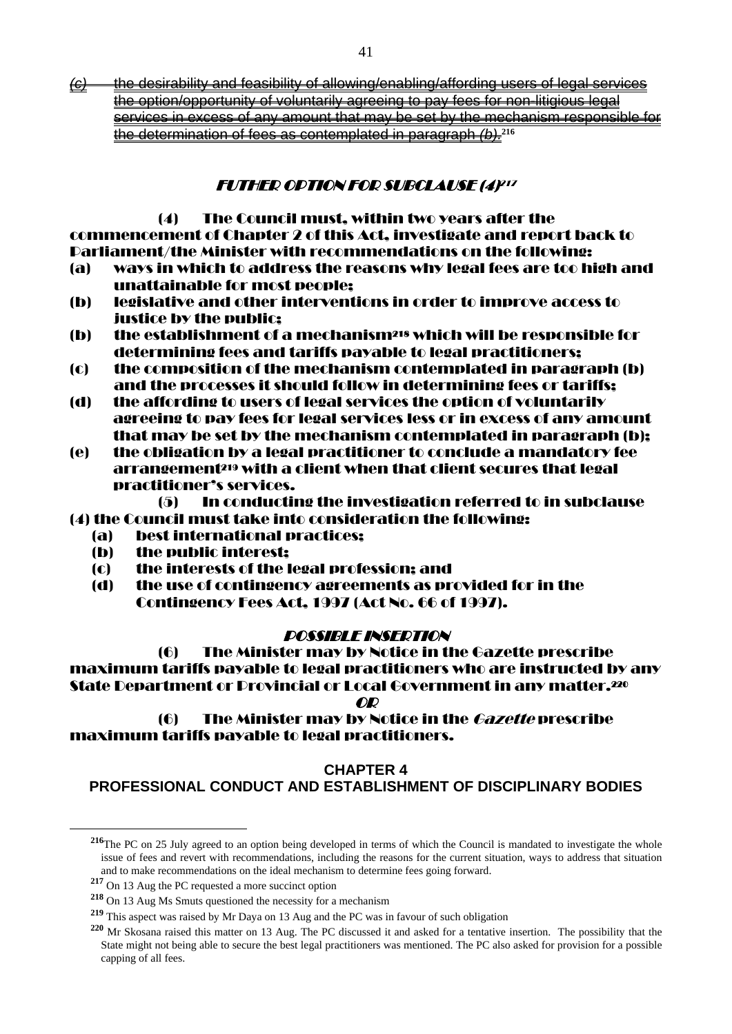~~*(c)* the desirability and feasibility of allowing/enabling/affording users of legal services the option/opportunity of voluntarily agreeing to pay fees for non-litigious legal services in excess of any amount that may be set by the mechanism responsible for the determination of fees as contemplated in paragraph *(b)*.~~[216]

### *FUTHER OPTION FOR SUBCLAUSE (4)*[217]

**(4) The Council must, within two years after the commencement of Chapter 2 of this Act, investigate and report back to Parliament/the Minister with recommendations on the following:**

**(a) ways in which to address the reasons why legal fees are too high and unattainable for most people;**

**(b) legislative and other interventions in order to improve access to justice by the public;**

**(b) the establishment of a mechanism[218] which will be responsible for determining fees and tariffs payable to legal practitioners;**

**(c) the composition of the mechanism contemplated in paragraph (b) and the processes it should follow in determining fees or tariffs;**

**(d) the affording to users of legal services the option of voluntarily agreeing to pay fees for legal services less or in excess of any amount that may be set by the mechanism contemplated in paragraph (b);**

**(e) the obligation by a legal practitioner to conclude a mandatory fee arrangement[219] with a client when that client secures that legal practitioner's services.**

**(5) In conducting the investigation referred to in subclause (4) the Council must take into consideration the following:**

**(a) best international practices;**

**(b) the public interest;**

**(c) the interests of the legal profession; and**

**(d) the use of contingency agreements as provided for in the Contingency Fees Act, 1997 (Act No. 66 of 1997).**

### *POSSIBLE INSERTION*

**(6) The Minister may by Notice in the Gazette prescribe maximum tariffs payable to legal practitioners who are instructed by any State Department or Provincial or Local Government in any matter.[220]**

***OR***

**(6) The Minister may by Notice in the *Gazette* prescribe maximum tariffs payable to legal practitioners.**

## CHAPTER 4
## PROFESSIONAL CONDUCT AND ESTABLISHMENT OF DISCIPLINARY BODIES

---

[216] The PC on 25 July agreed to an option being developed in terms of which the Council is mandated to investigate the whole issue of fees and revert with recommendations, including the reasons for the current situation, ways to address that situation and to make recommendations on the ideal mechanism to determine fees going forward.

[217] On 13 Aug the PC requested a more succinct option

[218] On 13 Aug Ms Smuts questioned the necessity for a mechanism

[219] This aspect was raised by Mr Daya on 13 Aug and the PC was in favour of such obligation

[220] Mr Skosana raised this matter on 13 Aug. The PC discussed it and asked for a tentative insertion. The possibility that the State might not being able to secure the best legal practitioners was mentioned. The PC also asked for provision for a possible capping of all fees.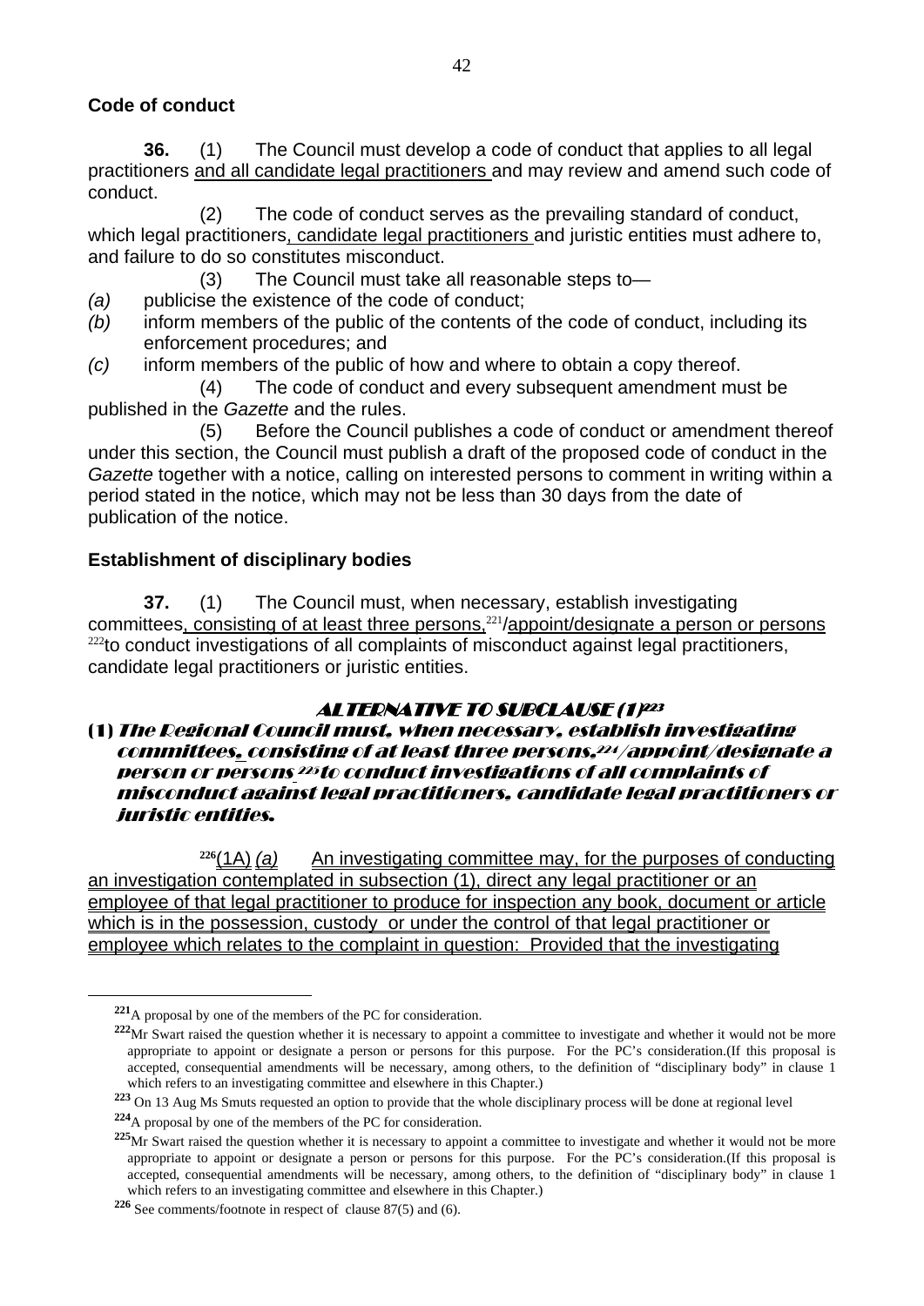**Code of conduct**

**36.** (1) The Council must develop a code of conduct that applies to all legal practitioners and all candidate legal practitioners and may review and amend such code of conduct.

(2) The code of conduct serves as the prevailing standard of conduct, which legal practitioners, candidate legal practitioners and juristic entities must adhere to, and failure to do so constitutes misconduct.

(3) The Council must take all reasonable steps to—

*(a)* publicise the existence of the code of conduct;

*(b)* inform members of the public of the contents of the code of conduct, including its enforcement procedures; and

*(c)* inform members of the public of how and where to obtain a copy thereof.

(4) The code of conduct and every subsequent amendment must be published in the *Gazette* and the rules.

(5) Before the Council publishes a code of conduct or amendment thereof under this section, the Council must publish a draft of the proposed code of conduct in the *Gazette* together with a notice, calling on interested persons to comment in writing within a period stated in the notice, which may not be less than 30 days from the date of publication of the notice.

**Establishment of disciplinary bodies**

**37.** (1) The Council must, when necessary, establish investigating committees, consisting of at least three persons,[221]/appoint/designate a person or persons [222]to conduct investigations of all complaints of misconduct against legal practitioners, candidate legal practitioners or juristic entities.

***ALTERNATIVE TO SUBCLAUSE (1)[223]***

**(1)** ***The Regional Council must, when necessary, establish investigating committees, consisting of at least three persons,[224]/appoint/designate a person or persons [225]to conduct investigations of all complaints of misconduct against legal practitioners, candidate legal practitioners or juristic entities.***

[226](1A) *(a)* An investigating committee may, for the purposes of conducting an investigation contemplated in subsection (1), direct any legal practitioner or an employee of that legal practitioner to produce for inspection any book, document or article which is in the possession, custody or under the control of that legal practitioner or employee which relates to the complaint in question: Provided that the investigating

---

[221] A proposal by one of the members of the PC for consideration.

[222] Mr Swart raised the question whether it is necessary to appoint a committee to investigate and whether it would not be more appropriate to appoint or designate a person or persons for this purpose. For the PC's consideration.(If this proposal is accepted, consequential amendments will be necessary, among others, to the definition of "disciplinary body" in clause 1 which refers to an investigating committee and elsewhere in this Chapter.)

[223] On 13 Aug Ms Smuts requested an option to provide that the whole disciplinary process will be done at regional level

[224] A proposal by one of the members of the PC for consideration.

[225] Mr Swart raised the question whether it is necessary to appoint a committee to investigate and whether it would not be more appropriate to appoint or designate a person or persons for this purpose. For the PC's consideration.(If this proposal is accepted, consequential amendments will be necessary, among others, to the definition of "disciplinary body" in clause 1 which refers to an investigating committee and elsewhere in this Chapter.)

[226] See comments/footnote in respect of clause 87(5) and (6).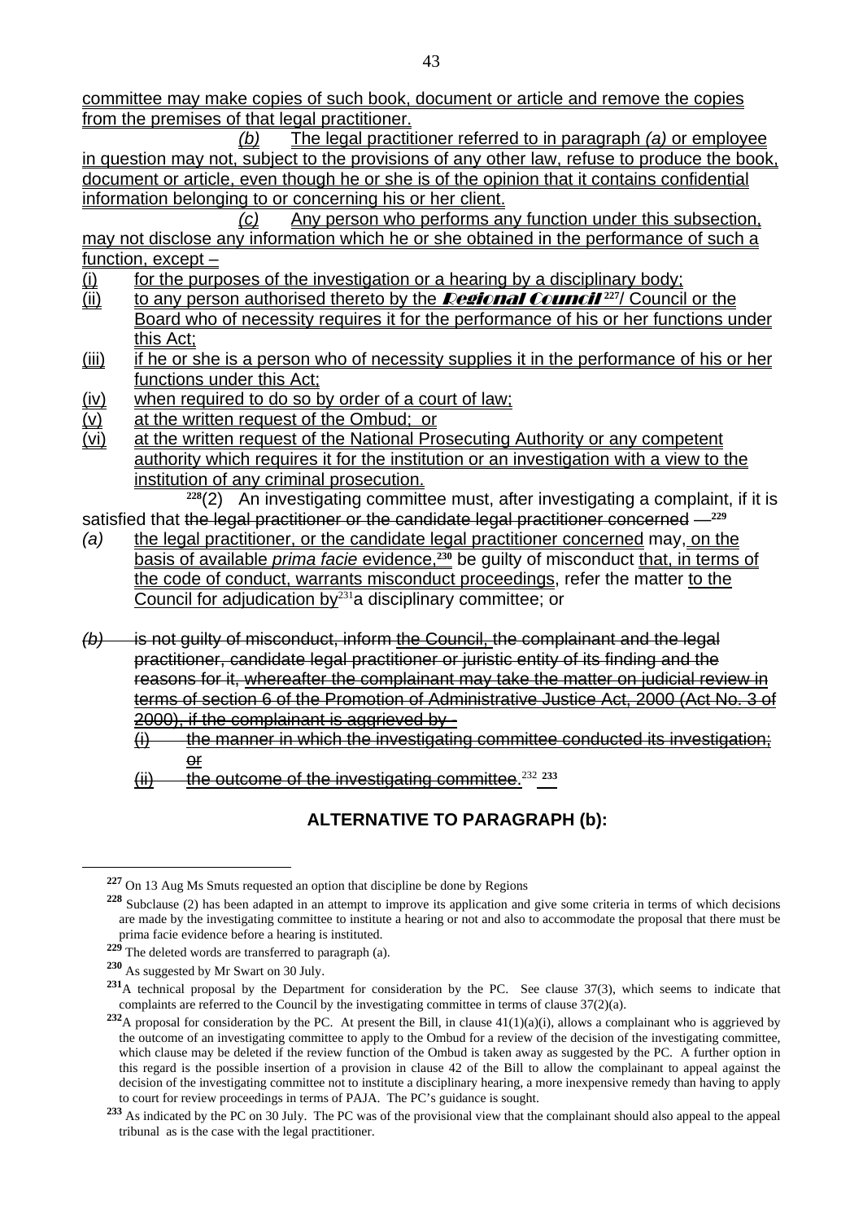committee may make copies of such book, document or article and remove the copies from the premises of that legal practitioner.

*(b)* The legal practitioner referred to in paragraph *(a)* or employee in question may not, subject to the provisions of any other law, refuse to produce the book, document or article, even though he or she is of the opinion that it contains confidential information belonging to or concerning his or her client.

*(c)* Any person who performs any function under this subsection, may not disclose any information which he or she obtained in the performance of such a function, except –

(i) for the purposes of the investigation or a hearing by a disciplinary body;
(ii) to any person authorised thereto by the ***Regional Council***[227]/ Council or the Board who of necessity requires it for the performance of his or her functions under this Act;
(iii) if he or she is a person who of necessity supplies it in the performance of his or her functions under this Act;
(iv) when required to do so by order of a court of law;
(v) at the written request of the Ombud; or
(vi) at the written request of the National Prosecuting Authority or any competent authority which requires it for the institution or an investigation with a view to the institution of any criminal prosecution.

[228](2) An investigating committee must, after investigating a complaint, if it is satisfied that ~~the legal practitioner or the candidate legal practitioner concerned —~~[229]

*(a)* the legal practitioner, or the candidate legal practitioner concerned may, on the basis of available *prima facie* evidence,[230] be guilty of misconduct that, in terms of the code of conduct, warrants misconduct proceedings, refer the matter to the Council for adjudication by[231] a disciplinary committee; or

~~*(b)* is not guilty of misconduct, inform the Council, the complainant and the legal practitioner, candidate legal practitioner or juristic entity of its finding and the reasons for it, whereafter the complainant may take the matter on judicial review in terms of section 6 of the Promotion of Administrative Justice Act, 2000 (Act No. 3 of 2000), if the complainant is aggrieved by -~~

~~(i) the manner in which the investigating committee conducted its investigation; or~~

~~(ii) the outcome of the investigating committee.~~[232] [233]

## ALTERNATIVE TO PARAGRAPH (b):

---

[227] On 13 Aug Ms Smuts requested an option that discipline be done by Regions

[228] Subclause (2) has been adapted in an attempt to improve its application and give some criteria in terms of which decisions are made by the investigating committee to institute a hearing or not and also to accommodate the proposal that there must be prima facie evidence before a hearing is instituted.

[229] The deleted words are transferred to paragraph (a).

[230] As suggested by Mr Swart on 30 July.

[231] A technical proposal by the Department for consideration by the PC. See clause 37(3), which seems to indicate that complaints are referred to the Council by the investigating committee in terms of clause 37(2)(a).

[232] A proposal for consideration by the PC. At present the Bill, in clause 41(1)(a)(i), allows a complainant who is aggrieved by the outcome of an investigating committee to apply to the Ombud for a review of the decision of the investigating committee, which clause may be deleted if the review function of the Ombud is taken away as suggested by the PC. A further option in this regard is the possible insertion of a provision in clause 42 of the Bill to allow the complainant to appeal against the decision of the investigating committee not to institute a disciplinary hearing, a more inexpensive remedy than having to apply to court for review proceedings in terms of PAJA. The PC's guidance is sought.

[233] As indicated by the PC on 30 July. The PC was of the provisional view that the complainant should also appeal to the appeal tribunal as is the case with the legal practitioner.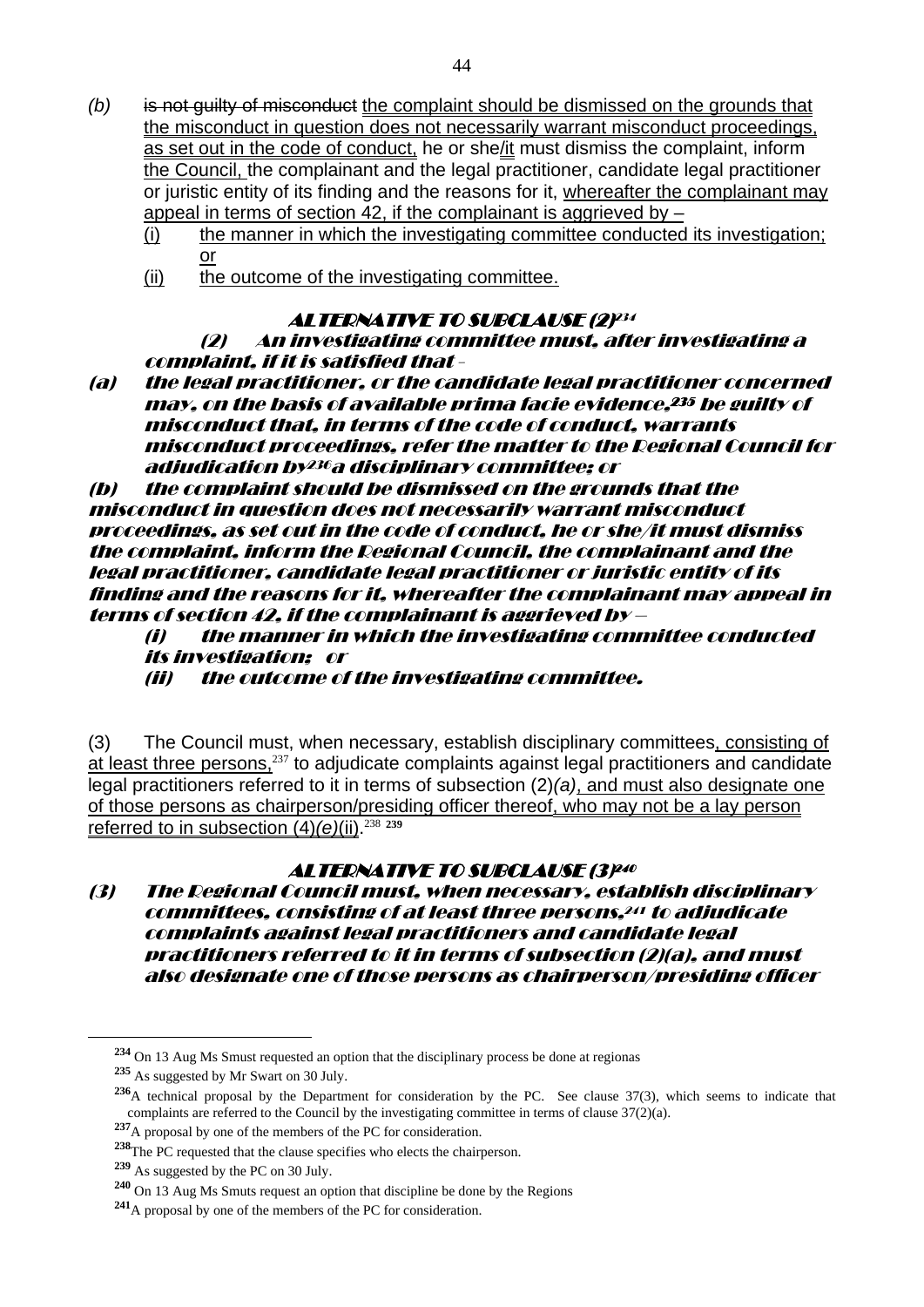*(b)* ~~is not guilty of misconduct~~ <u>the complaint should be dismissed on the grounds that the misconduct in question does not necessarily warrant misconduct proceedings, as set out in the code of conduct,</u> he or she/<u>it</u> must dismiss the complaint, inform <u>the Council,</u> the complainant and the legal practitioner, candidate legal practitioner or juristic entity of its finding and the reasons for it, <u>whereafter the complainant may appeal in terms of section 42, if the complainant is aggrieved by –</u>

(i) <u>the manner in which the investigating committee conducted its investigation; or</u>

(ii) <u>the outcome of the investigating committee.</u>

***ALTERNATIVE TO SUBCLAUSE (2)***[234]

***(2) An investigating committee must, after investigating a complaint, if it is satisfied that –***

***(a) the legal practitioner, or the candidate legal practitioner concerned may, on the basis of available prima facie evidence,***[235] ***be guilty of misconduct that, in terms of the code of conduct, warrants misconduct proceedings, refer the matter to the Regional Council for adjudication by***[236]***a disciplinary committee; or***

***(b) the complaint should be dismissed on the grounds that the misconduct in question does not necessarily warrant misconduct proceedings, as set out in the code of conduct, he or she/it must dismiss the complaint, inform the Regional Council, the complainant and the legal practitioner, candidate legal practitioner or juristic entity of its finding and the reasons for it, whereafter the complainant may appeal in terms of section 42, if the complainant is aggrieved by –***

***(i) the manner in which the investigating committee conducted its investigation; or***

***(ii) the outcome of the investigating committee.***

(3) The Council must, when necessary, establish disciplinary committees<u>, consisting of at least three persons,</u>[237] to adjudicate complaints against legal practitioners and candidate legal practitioners referred to it in terms of subsection (2)*(a)*<u>, and must also designate one of those persons as chairperson/presiding officer thereof, who may not be a lay person referred to in subsection (4)*(e)*(ii)</u>.[238] [239]

***ALTERNATIVE TO SUBCLAUSE (3)***[240]

***(3) The Regional Council must, when necessary, establish disciplinary committees, consisting of at least three persons,***[241] ***to adjudicate complaints against legal practitioners and candidate legal practitioners referred to it in terms of subsection (2)(a), and must also designate one of those persons as chairperson/presiding officer***

---

[234] On 13 Aug Ms Smust requested an option that the disciplinary process be done at regionas

[235] As suggested by Mr Swart on 30 July.

[236] A technical proposal by the Department for consideration by the PC. See clause 37(3), which seems to indicate that complaints are referred to the Council by the investigating committee in terms of clause 37(2)(a).

[237] A proposal by one of the members of the PC for consideration.

[238] The PC requested that the clause specifies who elects the chairperson.

[239] As suggested by the PC on 30 July.

[240] On 13 Aug Ms Smuts request an option that discipline be done by the Regions

[241] A proposal by one of the members of the PC for consideration.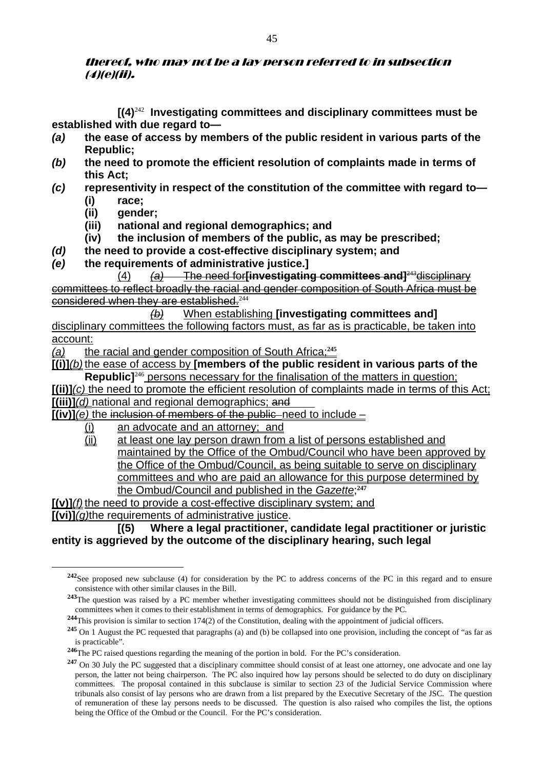*thereof, who may not be a lay person referred to in subsection (4)(e)(ii).*

**[(4)**[242] **Investigating committees and disciplinary committees must be established with due regard to—**

***(a)*** **the ease of access by members of the public resident in various parts of the Republic;**

***(b)*** **the need to promote the efficient resolution of complaints made in terms of this Act;**

***(c)*** **representivity in respect of the constitution of the committee with regard to—**

- **(i) race;**
- **(ii) gender;**
- **(iii) national and regional demographics; and**
- **(iv) the inclusion of members of the public, as may be prescribed;**

***(d)*** **the need to provide a cost-effective disciplinary system; and**

***(e)*** **the requirements of administrative justice.]**

(4) ~~*(a)* The need for~~**[investigating committees and]**[243]~~disciplinary committees to reflect broadly the racial and gender composition of South Africa must be considered when they are established.~~[244]

~~*(b)*~~ When establishing **[investigating committees and]** disciplinary committees the following factors must, as far as is practicable, be taken into account:

*(a)* the racial and gender composition of South Africa;[245]

**[(i)]***(b)* the ease of access by **[members of the public resident in various parts of the Republic]**[246] persons necessary for the finalisation of the matters in question;

**[(ii)]***(c)* the need to promote the efficient resolution of complaints made in terms of this Act;

**[(iii)]***(d)* national and regional demographics; ~~and~~

**[(iv)]***(e)* the ~~inclusion of members of the public~~ need to include –

- (i) an advocate and an attorney; and
- (ii) at least one lay person drawn from a list of persons established and maintained by the Office of the Ombud/Council who have been approved by the Office of the Ombud/Council, as being suitable to serve on disciplinary committees and who are paid an allowance for this purpose determined by the Ombud/Council and published in the *Gazette*;[247]

**[(v)]***(f)* the need to provide a cost-effective disciplinary system; and

**[(vi)]***(g)*the requirements of administrative justice.

**[(5) Where a legal practitioner, candidate legal practitioner or juristic entity is aggrieved by the outcome of the disciplinary hearing, such legal**

---

[242] See proposed new subclause (4) for consideration by the PC to address concerns of the PC in this regard and to ensure consistence with other similar clauses in the Bill.

[243] The question was raised by a PC member whether investigating committees should not be distinguished from disciplinary committees when it comes to their establishment in terms of demographics. For guidance by the PC.

[244] This provision is similar to section 174(2) of the Constitution, dealing with the appointment of judicial officers.

[245] On 1 August the PC requested that paragraphs (a) and (b) be collapsed into one provision, including the concept of "as far as is practicable".

[246] The PC raised questions regarding the meaning of the portion in bold. For the PC's consideration.

[247] On 30 July the PC suggested that a disciplinary committee should consist of at least one attorney, one advocate and one lay person, the latter not being chairperson. The PC also inquired how lay persons should be selected to do duty on disciplinary committees. The proposal contained in this subclause is similar to section 23 of the Judicial Service Commission where tribunals also consist of lay persons who are drawn from a list prepared by the Executive Secretary of the JSC. The question of remuneration of these lay persons needs to be discussed. The question is also raised who compiles the list, the options being the Office of the Ombud or the Council. For the PC's consideration.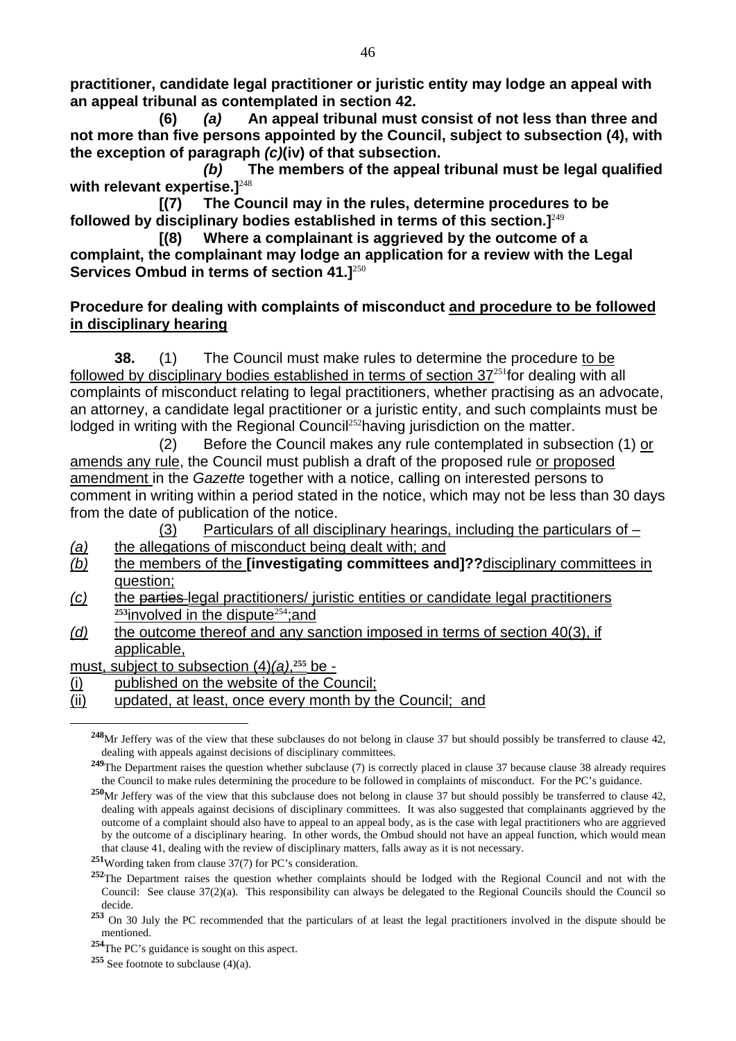**practitioner, candidate legal practitioner or juristic entity may lodge an appeal with an appeal tribunal as contemplated in section 42.**

**(6) *(a)* An appeal tribunal must consist of not less than three and not more than five persons appointed by the Council, subject to subsection (4), with the exception of paragraph *(c)*(iv) of that subsection.**

***(b)* The members of the appeal tribunal must be legal qualified with relevant expertise.]**[248]

**[(7) The Council may in the rules, determine procedures to be followed by disciplinary bodies established in terms of this section.]**[249]

**[(8) Where a complainant is aggrieved by the outcome of a complaint, the complainant may lodge an application for a review with the Legal Services Ombud in terms of section 41.]**[250]

**Procedure for dealing with complaints of misconduct <u>and procedure to be followed in disciplinary hearing</u>**

**38.** (1) The Council must make rules to determine the procedure <u>to be followed by disciplinary bodies established in terms of section 37</u>[251] for dealing with all complaints of misconduct relating to legal practitioners, whether practising as an advocate, an attorney, a candidate legal practitioner or a juristic entity, and such complaints must be lodged in writing with the Regional Council[252] having jurisdiction on the matter.

(2) Before the Council makes any rule contemplated in subsection (1) <u>or amends any rule</u>, the Council must publish a draft of the proposed rule <u>or proposed amendment</u> in the *Gazette* together with a notice, calling on interested persons to comment in writing within a period stated in the notice, which may not be less than 30 days from the date of publication of the notice.

<u>(3) Particulars of all disciplinary hearings, including the particulars of –</u>

*(a)* <u>the allegations of misconduct being dealt with; and</u>

*(b)* <u>the members of the</u> **[investigating committees and]??**<u>disciplinary committees in question;</u>

*(c)* <u>the ~~parties~~ legal practitioners/ juristic entities or candidate legal practitioners</u> [253]<u>involved in the dispute</u>[254]<u>;and</u>

*(d)* <u>the outcome thereof and any sanction imposed in terms of section 40(3), if applicable,</u>

<u>must, subject to subsection (4)*(a)*,</u>[255] <u>be -</u>

(i) <u>published on the website of the Council;</u>

(ii) <u>updated, at least, once every month by the Council; and</u>

---

[248] Mr Jeffery was of the view that these subclauses do not belong in clause 37 but should possibly be transferred to clause 42, dealing with appeals against decisions of disciplinary committees.

[249] The Department raises the question whether subclause (7) is correctly placed in clause 37 because clause 38 already requires the Council to make rules determining the procedure to be followed in complaints of misconduct. For the PC's guidance.

[250] Mr Jeffery was of the view that this subclause does not belong in clause 37 but should possibly be transferred to clause 42, dealing with appeals against decisions of disciplinary committees. It was also suggested that complainants aggrieved by the outcome of a complaint should also have to appeal to an appeal body, as is the case with legal practitioners who are aggrieved by the outcome of a disciplinary hearing. In other words, the Ombud should not have an appeal function, which would mean that clause 41, dealing with the review of disciplinary matters, falls away as it is not necessary.

[251] Wording taken from clause 37(7) for PC's consideration.

[252] The Department raises the question whether complaints should be lodged with the Regional Council and not with the Council: See clause 37(2)(a). This responsibility can always be delegated to the Regional Councils should the Council so decide.

[253] On 30 July the PC recommended that the particulars of at least the legal practitioners involved in the dispute should be mentioned.

[254] The PC's guidance is sought on this aspect.

[255] See footnote to subclause (4)(a).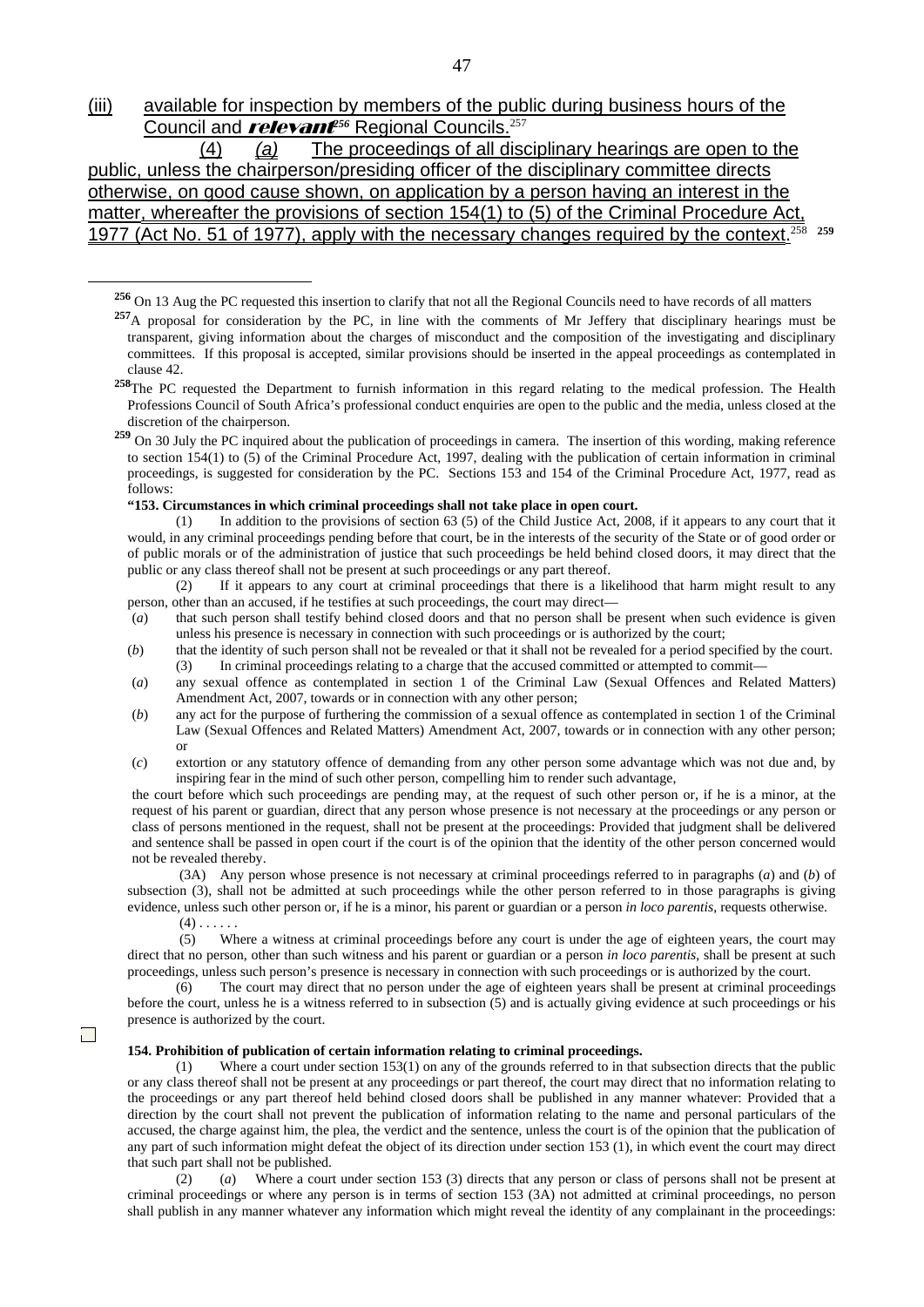(iii) available for inspection by members of the public during business hours of the Council and ***relevant***[256] Regional Councils.[257]

(4) *(a)* The proceedings of all disciplinary hearings are open to the public, unless the chairperson/presiding officer of the disciplinary committee directs otherwise, on good cause shown, on application by a person having an interest in the matter, whereafter the provisions of section 154(1) to (5) of the Criminal Procedure Act, 1977 (Act No. 51 of 1977), apply with the necessary changes required by the context.[258] [259]

---

[256] On 13 Aug the PC requested this insertion to clarify that not all the Regional Councils need to have records of all matters

[257] A proposal for consideration by the PC, in line with the comments of Mr Jeffery that disciplinary hearings must be transparent, giving information about the charges of misconduct and the composition of the investigating and disciplinary committees. If this proposal is accepted, similar provisions should be inserted in the appeal proceedings as contemplated in clause 42.

[258] The PC requested the Department to furnish information in this regard relating to the medical profession. The Health Professions Council of South Africa's professional conduct enquiries are open to the public and the media, unless closed at the discretion of the chairperson.

[259] On 30 July the PC inquired about the publication of proceedings in camera. The insertion of this wording, making reference to section 154(1) to (5) of the Criminal Procedure Act, 1997, dealing with the publication of certain information in criminal proceedings, is suggested for consideration by the PC. Sections 153 and 154 of the Criminal Procedure Act, 1977, read as follows:

**"153. Circumstances in which criminal proceedings shall not take place in open court.**

(1) In addition to the provisions of section 63 (5) of the Child Justice Act, 2008, if it appears to any court that it would, in any criminal proceedings pending before that court, be in the interests of the security of the State or of good order or of public morals or of the administration of justice that such proceedings be held behind closed doors, it may direct that the public or any class thereof shall not be present at such proceedings or any part thereof.

(2) If it appears to any court at criminal proceedings that there is a likelihood that harm might result to any person, other than an accused, if he testifies at such proceedings, the court may direct—

(*a*) that such person shall testify behind closed doors and that no person shall be present when such evidence is given unless his presence is necessary in connection with such proceedings or is authorized by the court;

(*b*) that the identity of such person shall not be revealed or that it shall not be revealed for a period specified by the court.

(3) In criminal proceedings relating to a charge that the accused committed or attempted to commit—

(*a*) any sexual offence as contemplated in section 1 of the Criminal Law (Sexual Offences and Related Matters) Amendment Act, 2007, towards or in connection with any other person;

(*b*) any act for the purpose of furthering the commission of a sexual offence as contemplated in section 1 of the Criminal Law (Sexual Offences and Related Matters) Amendment Act, 2007, towards or in connection with any other person; or

(*c*) extortion or any statutory offence of demanding from any other person some advantage which was not due and, by inspiring fear in the mind of such other person, compelling him to render such advantage,

the court before which such proceedings are pending may, at the request of such other person or, if he is a minor, at the request of his parent or guardian, direct that any person whose presence is not necessary at the proceedings or any person or class of persons mentioned in the request, shall not be present at the proceedings: Provided that judgment shall be delivered and sentence shall be passed in open court if the court is of the opinion that the identity of the other person concerned would not be revealed thereby.

(3A) Any person whose presence is not necessary at criminal proceedings referred to in paragraphs (*a*) and (*b*) of subsection (3), shall not be admitted at such proceedings while the other person referred to in those paragraphs is giving evidence, unless such other person or, if he is a minor, his parent or guardian or a person *in loco parentis*, requests otherwise.

(4) . . . . . .

(5) Where a witness at criminal proceedings before any court is under the age of eighteen years, the court may direct that no person, other than such witness and his parent or guardian or a person *in loco parentis*, shall be present at such proceedings, unless such person's presence is necessary in connection with such proceedings or is authorized by the court.

(6) The court may direct that no person under the age of eighteen years shall be present at criminal proceedings before the court, unless he is a witness referred to in subsection (5) and is actually giving evidence at such proceedings or his presence is authorized by the court.

**154. Prohibition of publication of certain information relating to criminal proceedings.**

(1) Where a court under section 153(1) on any of the grounds referred to in that subsection directs that the public or any class thereof shall not be present at any proceedings or part thereof, the court may direct that no information relating to the proceedings or any part thereof held behind closed doors shall be published in any manner whatever: Provided that a direction by the court shall not prevent the publication of information relating to the name and personal particulars of the accused, the charge against him, the plea, the verdict and the sentence, unless the court is of the opinion that the publication of any part of such information might defeat the object of its direction under section 153 (1), in which event the court may direct that such part shall not be published.

(2) (*a*) Where a court under section 153 (3) directs that any person or class of persons shall not be present at criminal proceedings or where any person is in terms of section 153 (3A) not admitted at criminal proceedings, no person shall publish in any manner whatever any information which might reveal the identity of any complainant in the proceedings: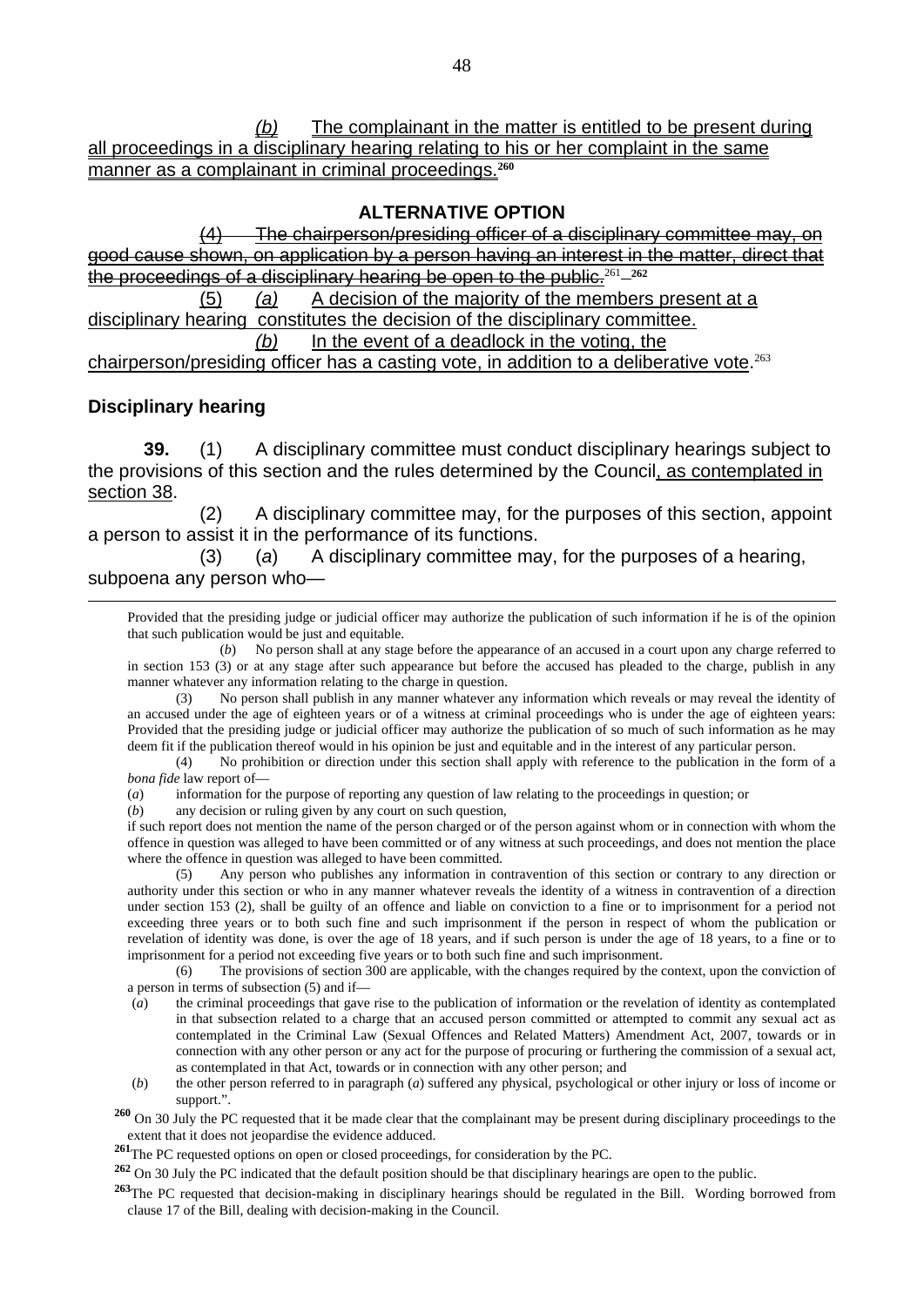*(b)* The complainant in the matter is entitled to be present during all proceedings in a disciplinary hearing relating to his or her complaint in the same manner as a complainant in criminal proceedings.[260]

**ALTERNATIVE OPTION**

~~(4) The chairperson/presiding officer of a disciplinary committee may, on good cause shown, on application by a person having an interest in the matter, direct that the proceedings of a disciplinary hearing be open to the public.~~[261] [262]

(5) *(a)* A decision of the majority of the members present at a disciplinary hearing constitutes the decision of the disciplinary committee.

*(b)* In the event of a deadlock in the voting, the chairperson/presiding officer has a casting vote, in addition to a deliberative vote.[263]

### Disciplinary hearing

**39.** (1) A disciplinary committee must conduct disciplinary hearings subject to the provisions of this section and the rules determined by the Council, as contemplated in section 38.

(2) A disciplinary committee may, for the purposes of this section, appoint a person to assist it in the performance of its functions.

(3) (*a*) A disciplinary committee may, for the purposes of a hearing, subpoena any person who—

---

Provided that the presiding judge or judicial officer may authorize the publication of such information if he is of the opinion that such publication would be just and equitable.

(*b*) No person shall at any stage before the appearance of an accused in a court upon any charge referred to in section 153 (3) or at any stage after such appearance but before the accused has pleaded to the charge, publish in any manner whatever any information relating to the charge in question.

(3) No person shall publish in any manner whatever any information which reveals or may reveal the identity of an accused under the age of eighteen years or of a witness at criminal proceedings who is under the age of eighteen years: Provided that the presiding judge or judicial officer may authorize the publication of so much of such information as he may deem fit if the publication thereof would in his opinion be just and equitable and in the interest of any particular person.

(4) No prohibition or direction under this section shall apply with reference to the publication in the form of a *bona fide* law report of—

(*a*) information for the purpose of reporting any question of law relating to the proceedings in question; or

(*b*) any decision or ruling given by any court on such question,

if such report does not mention the name of the person charged or of the person against whom or in connection with whom the offence in question was alleged to have been committed or of any witness at such proceedings, and does not mention the place where the offence in question was alleged to have been committed.

(5) Any person who publishes any information in contravention of this section or contrary to any direction or authority under this section or who in any manner whatever reveals the identity of a witness in contravention of a direction under section 153 (2), shall be guilty of an offence and liable on conviction to a fine or to imprisonment for a period not exceeding three years or to both such fine and such imprisonment if the person in respect of whom the publication or revelation of identity was done, is over the age of 18 years, and if such person is under the age of 18 years, to a fine or to imprisonment for a period not exceeding five years or to both such fine and such imprisonment.

(6) The provisions of section 300 are applicable, with the changes required by the context, upon the conviction of a person in terms of subsection (5) and if—

(*a*) the criminal proceedings that gave rise to the publication of information or the revelation of identity as contemplated in that subsection related to a charge that an accused person committed or attempted to commit any sexual act as contemplated in the Criminal Law (Sexual Offences and Related Matters) Amendment Act, 2007, towards or in connection with any other person or any act for the purpose of procuring or furthering the commission of a sexual act, as contemplated in that Act, towards or in connection with any other person; and

(*b*) the other person referred to in paragraph (*a*) suffered any physical, psychological or other injury or loss of income or support.".

[260] On 30 July the PC requested that it be made clear that the complainant may be present during disciplinary proceedings to the extent that it does not jeopardise the evidence adduced.

[261] The PC requested options on open or closed proceedings, for consideration by the PC.

[262] On 30 July the PC indicated that the default position should be that disciplinary hearings are open to the public.

[263] The PC requested that decision-making in disciplinary hearings should be regulated in the Bill. Wording borrowed from clause 17 of the Bill, dealing with decision-making in the Council.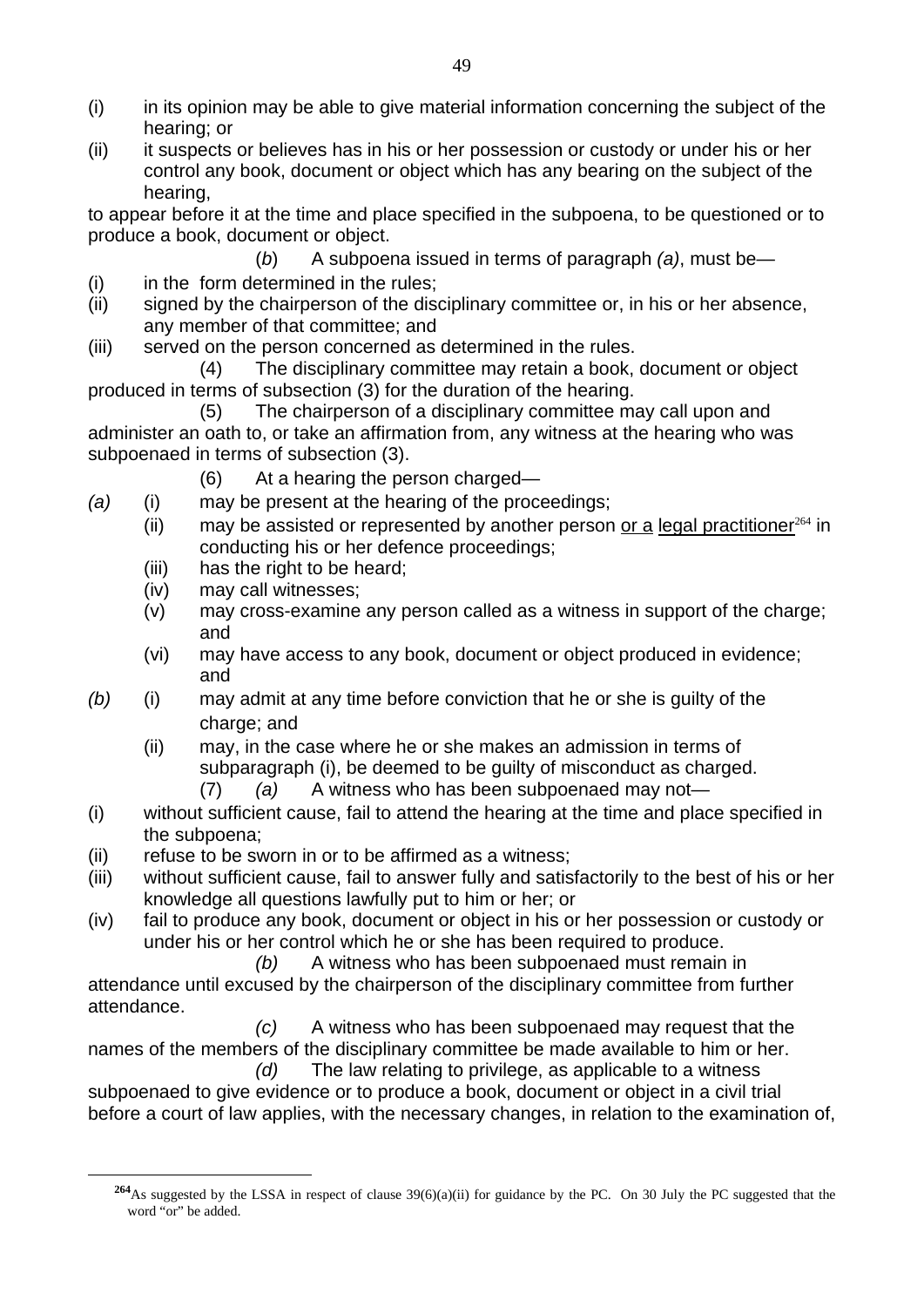(i) in its opinion may be able to give material information concerning the subject of the hearing; or

(ii) it suspects or believes has in his or her possession or custody or under his or her control any book, document or object which has any bearing on the subject of the hearing,

to appear before it at the time and place specified in the subpoena, to be questioned or to produce a book, document or object.

(*b*) A subpoena issued in terms of paragraph *(a)*, must be—

(i) in the form determined in the rules;

(ii) signed by the chairperson of the disciplinary committee or, in his or her absence, any member of that committee; and

(iii) served on the person concerned as determined in the rules.

(4) The disciplinary committee may retain a book, document or object produced in terms of subsection (3) for the duration of the hearing.

(5) The chairperson of a disciplinary committee may call upon and administer an oath to, or take an affirmation from, any witness at the hearing who was subpoenaed in terms of subsection (3).

(6) At a hearing the person charged—

*(a)* (i) may be present at the hearing of the proceedings;

(ii) may be assisted or represented by another person <u>or a</u> <u>legal practitioner</u>[264] in conducting his or her defence proceedings;

(iii) has the right to be heard;

(iv) may call witnesses;

(v) may cross-examine any person called as a witness in support of the charge; and

(vi) may have access to any book, document or object produced in evidence; and

*(b)* (i) may admit at any time before conviction that he or she is guilty of the charge; and

(ii) may, in the case where he or she makes an admission in terms of subparagraph (i), be deemed to be guilty of misconduct as charged.

(7) *(a)* A witness who has been subpoenaed may not—

(i) without sufficient cause, fail to attend the hearing at the time and place specified in the subpoena;

(ii) refuse to be sworn in or to be affirmed as a witness;

(iii) without sufficient cause, fail to answer fully and satisfactorily to the best of his or her knowledge all questions lawfully put to him or her; or

(iv) fail to produce any book, document or object in his or her possession or custody or under his or her control which he or she has been required to produce.

*(b)* A witness who has been subpoenaed must remain in attendance until excused by the chairperson of the disciplinary committee from further attendance.

*(c)* A witness who has been subpoenaed may request that the names of the members of the disciplinary committee be made available to him or her.

*(d)* The law relating to privilege, as applicable to a witness subpoenaed to give evidence or to produce a book, document or object in a civil trial before a court of law applies, with the necessary changes, in relation to the examination of,

---

[264] As suggested by the LSSA in respect of clause 39(6)(a)(ii) for guidance by the PC. On 30 July the PC suggested that the word "or" be added.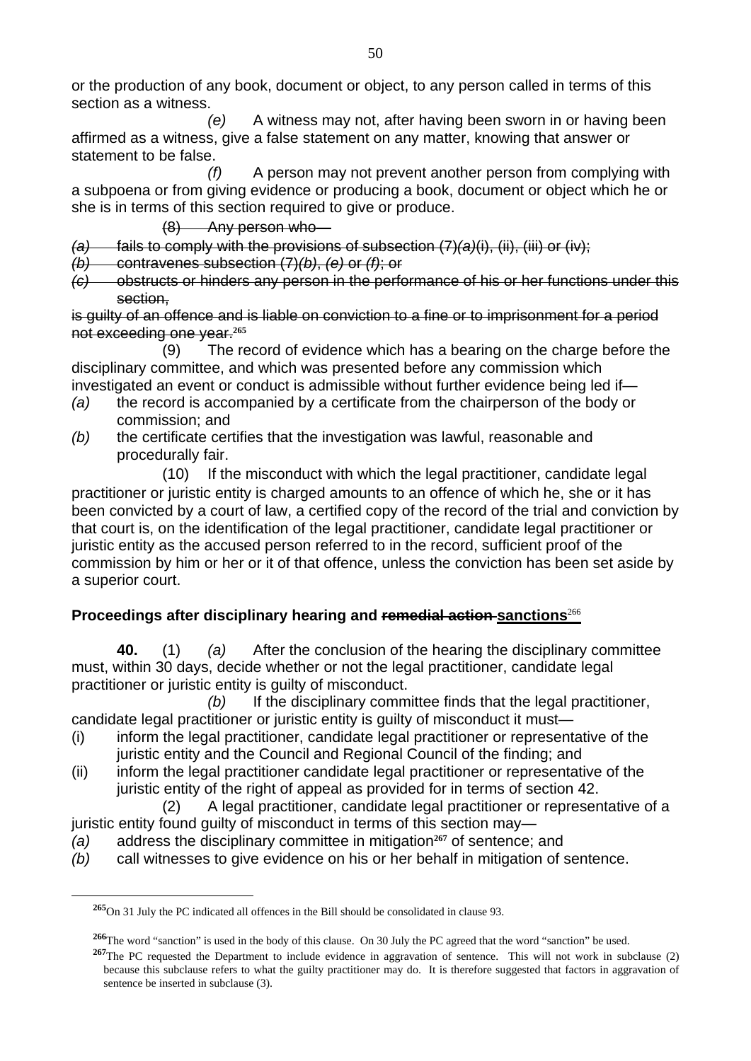or the production of any book, document or object, to any person called in terms of this section as a witness.

*(e)* A witness may not, after having been sworn in or having been affirmed as a witness, give a false statement on any matter, knowing that answer or statement to be false.

*(f)* A person may not prevent another person from complying with a subpoena or from giving evidence or producing a book, document or object which he or she is in terms of this section required to give or produce.

~~(8) Any person who—~~

~~*(a)* fails to comply with the provisions of subsection (7)*(a)*(i), (ii), (iii) or (iv);~~

~~*(b)* contravenes subsection (7)*(b)*, *(e)* or *(f)*; or~~

~~*(c)* obstructs or hinders any person in the performance of his or her functions under this section,~~

~~is guilty of an offence and is liable on conviction to a fine or to imprisonment for a period not exceeding one year.~~[265]

(9) The record of evidence which has a bearing on the charge before the disciplinary committee, and which was presented before any commission which investigated an event or conduct is admissible without further evidence being led if—

*(a)* the record is accompanied by a certificate from the chairperson of the body or commission; and

*(b)* the certificate certifies that the investigation was lawful, reasonable and procedurally fair.

(10) If the misconduct with which the legal practitioner, candidate legal practitioner or juristic entity is charged amounts to an offence of which he, she or it has been convicted by a court of law, a certified copy of the record of the trial and conviction by that court is, on the identification of the legal practitioner, candidate legal practitioner or juristic entity as the accused person referred to in the record, sufficient proof of the commission by him or her or it of that offence, unless the conviction has been set aside by a superior court.

**Proceedings after disciplinary hearing and ~~remedial action~~ <u>sanctions</u>**[266]

**40.** (1) *(a)* After the conclusion of the hearing the disciplinary committee must, within 30 days, decide whether or not the legal practitioner, candidate legal practitioner or juristic entity is guilty of misconduct.

*(b)* If the disciplinary committee finds that the legal practitioner, candidate legal practitioner or juristic entity is guilty of misconduct it must—

(i) inform the legal practitioner, candidate legal practitioner or representative of the juristic entity and the Council and Regional Council of the finding; and

(ii) inform the legal practitioner candidate legal practitioner or representative of the juristic entity of the right of appeal as provided for in terms of section 42.

(2) A legal practitioner, candidate legal practitioner or representative of a juristic entity found guilty of misconduct in terms of this section may—

*(a)* address the disciplinary committee in mitigation[267] of sentence; and

*(b)* call witnesses to give evidence on his or her behalf in mitigation of sentence.

---

[265] On 31 July the PC indicated all offences in the Bill should be consolidated in clause 93.

[266] The word "sanction" is used in the body of this clause. On 30 July the PC agreed that the word "sanction" be used.

[267] The PC requested the Department to include evidence in aggravation of sentence. This will not work in subclause (2) because this subclause refers to what the guilty practitioner may do. It is therefore suggested that factors in aggravation of sentence be inserted in subclause (3).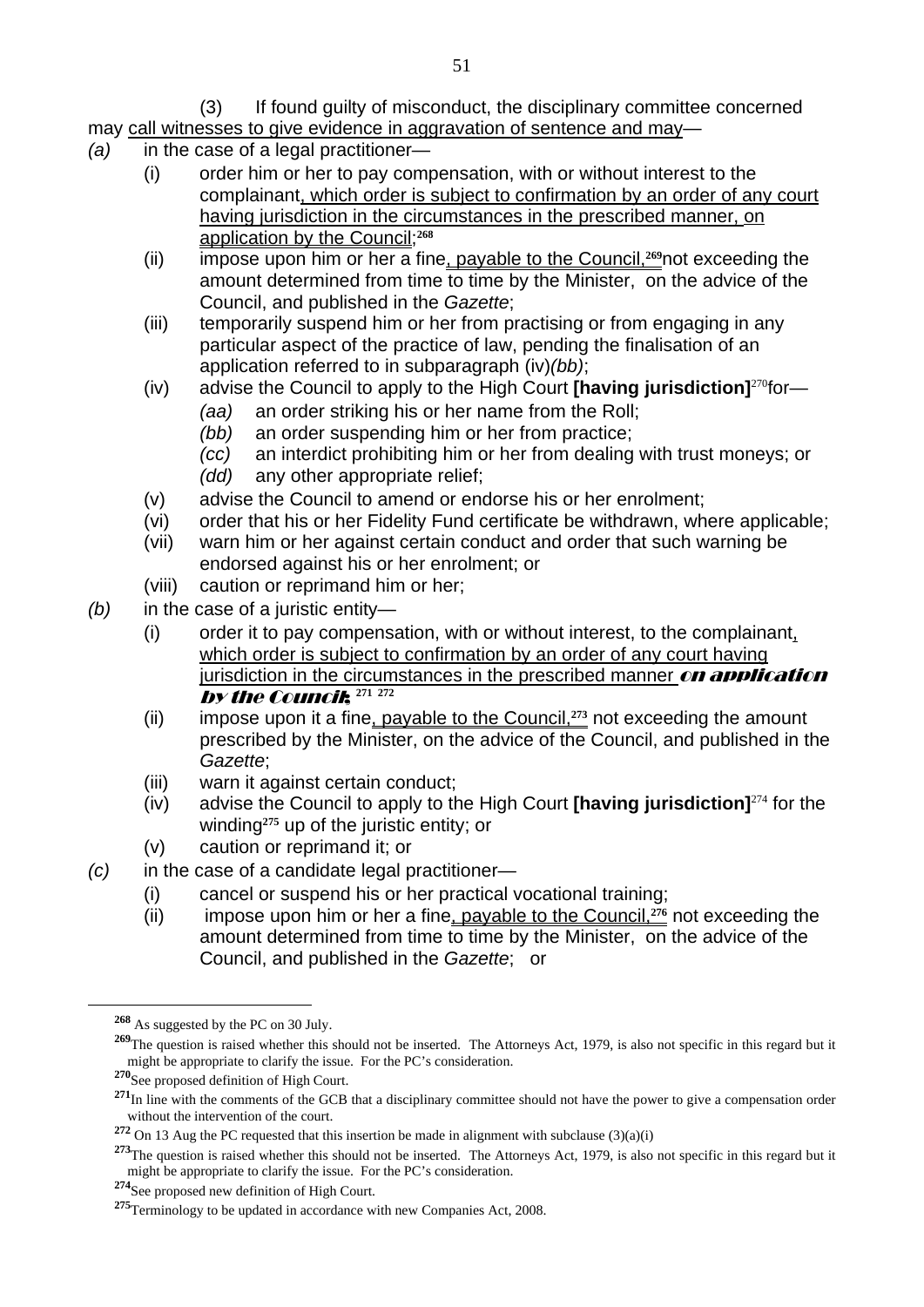(3) If found guilty of misconduct, the disciplinary committee concerned may call witnesses to give evidence in aggravation of sentence and may—

*(a)* in the case of a legal practitioner—

- (i) order him or her to pay compensation, with or without interest to the complainant, which order is subject to confirmation by an order of any court having jurisdiction in the circumstances in the prescribed manner, on application by the Council;[268]
- (ii) impose upon him or her a fine, payable to the Council,[269] not exceeding the amount determined from time to time by the Minister, on the advice of the Council, and published in the *Gazette*;
- (iii) temporarily suspend him or her from practising or from engaging in any particular aspect of the practice of law, pending the finalisation of an application referred to in subparagraph (iv)*(bb)*;
- (iv) advise the Council to apply to the High Court **[having jurisdiction]**[270] for—
  - *(aa)* an order striking his or her name from the Roll;
  - *(bb)* an order suspending him or her from practice;
  - *(cc)* an interdict prohibiting him or her from dealing with trust moneys; or
  - *(dd)* any other appropriate relief;
- (v) advise the Council to amend or endorse his or her enrolment;
- (vi) order that his or her Fidelity Fund certificate be withdrawn, where applicable;
- (vii) warn him or her against certain conduct and order that such warning be endorsed against his or her enrolment; or
- (viii) caution or reprimand him or her;

*(b)* in the case of a juristic entity—

- (i) order it to pay compensation, with or without interest, to the complainant, which order is subject to confirmation by an order of any court having jurisdiction in the circumstances in the prescribed manner ***on application by the Council***;[271] [272]
- (ii) impose upon it a fine, payable to the Council,[273] not exceeding the amount prescribed by the Minister, on the advice of the Council, and published in the *Gazette*;
- (iii) warn it against certain conduct;
- (iv) advise the Council to apply to the High Court **[having jurisdiction]**[274] for the winding[275] up of the juristic entity; or
- (v) caution or reprimand it; or

*(c)* in the case of a candidate legal practitioner—

- (i) cancel or suspend his or her practical vocational training;
- (ii) impose upon him or her a fine, payable to the Council,[276] not exceeding the amount determined from time to time by the Minister, on the advice of the Council, and published in the *Gazette*; or

---

[268] As suggested by the PC on 30 July.

[269] The question is raised whether this should not be inserted. The Attorneys Act, 1979, is also not specific in this regard but it might be appropriate to clarify the issue. For the PC's consideration.

[270] See proposed definition of High Court.

[271] In line with the comments of the GCB that a disciplinary committee should not have the power to give a compensation order without the intervention of the court.

[272] On 13 Aug the PC requested that this insertion be made in alignment with subclause (3)(a)(i)

[273] The question is raised whether this should not be inserted. The Attorneys Act, 1979, is also not specific in this regard but it might be appropriate to clarify the issue. For the PC's consideration.

[274] See proposed new definition of High Court.

[275] Terminology to be updated in accordance with new Companies Act, 2008.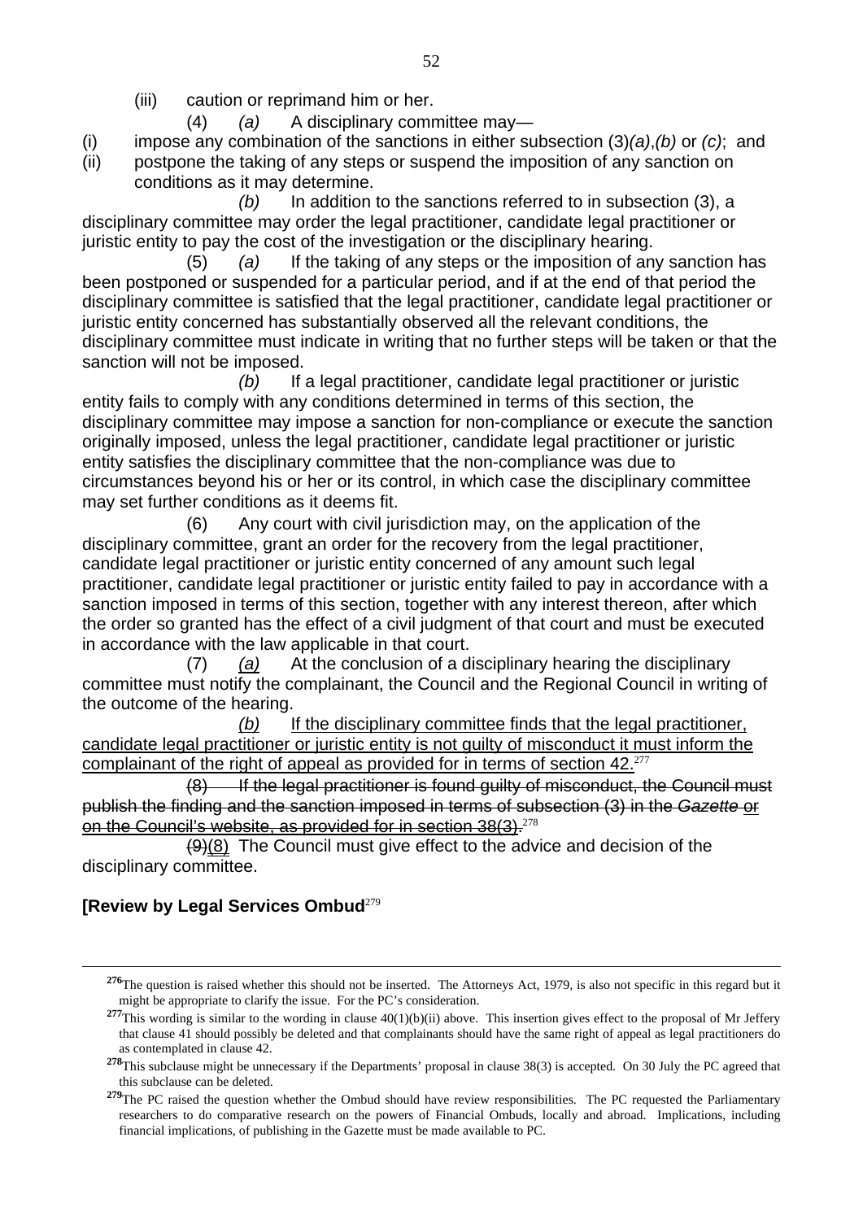(iii) caution or reprimand him or her.

(4) *(a)* A disciplinary committee may—

(i) impose any combination of the sanctions in either subsection (3)*(a)*,*(b)* or *(c)*; and

(ii) postpone the taking of any steps or suspend the imposition of any sanction on conditions as it may determine.

*(b)* In addition to the sanctions referred to in subsection (3), a disciplinary committee may order the legal practitioner, candidate legal practitioner or juristic entity to pay the cost of the investigation or the disciplinary hearing.

(5) *(a)* If the taking of any steps or the imposition of any sanction has been postponed or suspended for a particular period, and if at the end of that period the disciplinary committee is satisfied that the legal practitioner, candidate legal practitioner or juristic entity concerned has substantially observed all the relevant conditions, the disciplinary committee must indicate in writing that no further steps will be taken or that the sanction will not be imposed.

*(b)* If a legal practitioner, candidate legal practitioner or juristic entity fails to comply with any conditions determined in terms of this section, the disciplinary committee may impose a sanction for non-compliance or execute the sanction originally imposed, unless the legal practitioner, candidate legal practitioner or juristic entity satisfies the disciplinary committee that the non-compliance was due to circumstances beyond his or her or its control, in which case the disciplinary committee may set further conditions as it deems fit.

(6) Any court with civil jurisdiction may, on the application of the disciplinary committee, grant an order for the recovery from the legal practitioner, candidate legal practitioner or juristic entity concerned of any amount such legal practitioner, candidate legal practitioner or juristic entity failed to pay in accordance with a sanction imposed in terms of this section, together with any interest thereon, after which the order so granted has the effect of a civil judgment of that court and must be executed in accordance with the law applicable in that court.

(7) <u>*(a)*</u> At the conclusion of a disciplinary hearing the disciplinary committee must notify the complainant, the Council and the Regional Council in writing of the outcome of the hearing.

<u>*(b)* If the disciplinary committee finds that the legal practitioner, candidate legal practitioner or juristic entity is not guilty of misconduct it must inform the complainant of the right of appeal as provided for in terms of section 42.</u>[277]

~~(8) If the legal practitioner is found guilty of misconduct, the Council must publish the finding and the sanction imposed in terms of subsection (3) in the *Gazette* or on the Council's website, as provided for in section 38(3).~~[278]

~~(9)~~<u>(8)</u> The Council must give effect to the advice and decision of the disciplinary committee.

**[Review by Legal Services Ombud**[279]

---

[276] The question is raised whether this should not be inserted. The Attorneys Act, 1979, is also not specific in this regard but it might be appropriate to clarify the issue. For the PC's consideration.

[277] This wording is similar to the wording in clause 40(1)(b)(ii) above. This insertion gives effect to the proposal of Mr Jeffery that clause 41 should possibly be deleted and that complainants should have the same right of appeal as legal practitioners do as contemplated in clause 42.

[278] This subclause might be unnecessary if the Departments' proposal in clause 38(3) is accepted. On 30 July the PC agreed that this subclause can be deleted.

[279] The PC raised the question whether the Ombud should have review responsibilities. The PC requested the Parliamentary researchers to do comparative research on the powers of Financial Ombuds, locally and abroad. Implications, including financial implications, of publishing in the Gazette must be made available to PC.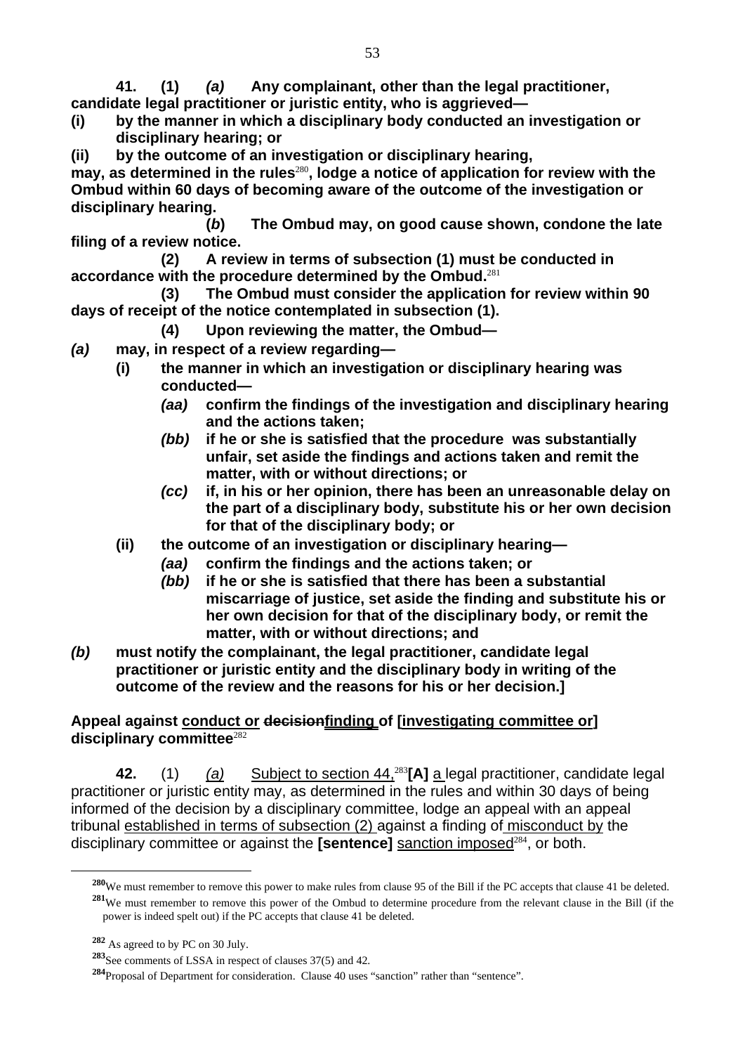**41. (1) *(a)* Any complainant, other than the legal practitioner, candidate legal practitioner or juristic entity, who is aggrieved—**

**(i) by the manner in which a disciplinary body conducted an investigation or disciplinary hearing; or**

**(ii) by the outcome of an investigation or disciplinary hearing,**

**may, as determined in the rules[280], lodge a notice of application for review with the Ombud within 60 days of becoming aware of the outcome of the investigation or disciplinary hearing.**

**(*b*) The Ombud may, on good cause shown, condone the late filing of a review notice.**

**(2) A review in terms of subsection (1) must be conducted in accordance with the procedure determined by the Ombud.[281]**

**(3) The Ombud must consider the application for review within 90 days of receipt of the notice contemplated in subsection (1).**

**(4) Upon reviewing the matter, the Ombud—**

***(a)* may, in respect of a review regarding—**

- **(i) the manner in which an investigation or disciplinary hearing was conducted—**
  - ***(aa)* confirm the findings of the investigation and disciplinary hearing and the actions taken;**
  - ***(bb)* if he or she is satisfied that the procedure was substantially unfair, set aside the findings and actions taken and remit the matter, with or without directions; or**
  - ***(cc)* if, in his or her opinion, there has been an unreasonable delay on the part of a disciplinary body, substitute his or her own decision for that of the disciplinary body; or**
- **(ii) the outcome of an investigation or disciplinary hearing—**
  - ***(aa)* confirm the findings and the actions taken; or**
  - ***(bb)* if he or she is satisfied that there has been a substantial miscarriage of justice, set aside the finding and substitute his or her own decision for that of the disciplinary body, or remit the matter, with or without directions; and**

***(b)* must notify the complainant, the legal practitioner, candidate legal practitioner or juristic entity and the disciplinary body in writing of the outcome of the review and the reasons for his or her decision.]**

**Appeal against <u>conduct or</u> ~~decision~~<u>finding</u> of [<u>investigating committee or</u>] disciplinary committee**[282]

**42.** (1) *<u>(a)</u>* <u>Subject to section 44,</u>[283]**[A]** <u>a</u> legal practitioner, candidate legal practitioner or juristic entity may, as determined in the rules and within 30 days of being informed of the decision by a disciplinary committee, lodge an appeal with an appeal tribunal <u>established in terms of subsection (2)</u> against a finding of <u>misconduct by</u> the disciplinary committee or against the **[sentence]** <u>sanction imposed</u>[284], or both.

---

[280] We must remember to remove this power to make rules from clause 95 of the Bill if the PC accepts that clause 41 be deleted.

[281] We must remember to remove this power of the Ombud to determine procedure from the relevant clause in the Bill (if the power is indeed spelt out) if the PC accepts that clause 41 be deleted.

[282] As agreed to by PC on 30 July.

[283] See comments of LSSA in respect of clauses 37(5) and 42.

[284] Proposal of Department for consideration. Clause 40 uses "sanction" rather than "sentence".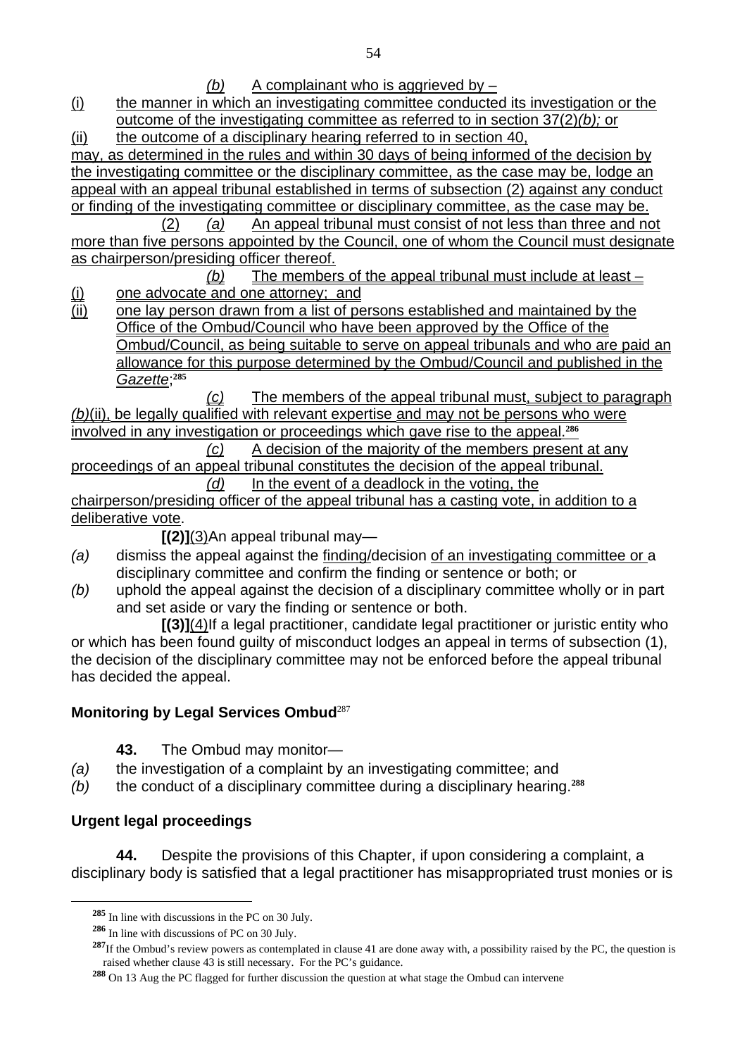*(b)* A complainant who is aggrieved by –

(i) the manner in which an investigating committee conducted its investigation or the outcome of the investigating committee as referred to in section 37(2)*(b);* or

(ii) the outcome of a disciplinary hearing referred to in section 40,

may, as determined in the rules and within 30 days of being informed of the decision by the investigating committee or the disciplinary committee, as the case may be, lodge an appeal with an appeal tribunal established in terms of subsection (2) against any conduct or finding of the investigating committee or disciplinary committee, as the case may be.

(2) *(a)* An appeal tribunal must consist of not less than three and not more than five persons appointed by the Council, one of whom the Council must designate as chairperson/presiding officer thereof.

*(b)* The members of the appeal tribunal must include at least –

(i) one advocate and one attorney; and

(ii) one lay person drawn from a list of persons established and maintained by the Office of the Ombud/Council who have been approved by the Office of the Ombud/Council, as being suitable to serve on appeal tribunals and who are paid an allowance for this purpose determined by the Ombud/Council and published in the *Gazette*;[285]

*(c)* The members of the appeal tribunal must, subject to paragraph *(b)*(ii), be legally qualified with relevant expertise and may not be persons who were involved in any investigation or proceedings which gave rise to the appeal.[286]

*(c)* A decision of the majority of the members present at any proceedings of an appeal tribunal constitutes the decision of the appeal tribunal.

*(d)* In the event of a deadlock in the voting, the chairperson/presiding officer of the appeal tribunal has a casting vote, in addition to a deliberative vote.

**[(2)]**(3)An appeal tribunal may—

*(a)* dismiss the appeal against the finding/decision of an investigating committee or a disciplinary committee and confirm the finding or sentence or both; or

*(b)* uphold the appeal against the decision of a disciplinary committee wholly or in part and set aside or vary the finding or sentence or both.

**[(3)]**(4)If a legal practitioner, candidate legal practitioner or juristic entity who or which has been found guilty of misconduct lodges an appeal in terms of subsection (1), the decision of the disciplinary committee may not be enforced before the appeal tribunal has decided the appeal.

### Monitoring by Legal Services Ombud[287]

**43.** The Ombud may monitor—

*(a)* the investigation of a complaint by an investigating committee; and

*(b)* the conduct of a disciplinary committee during a disciplinary hearing.[288]

### Urgent legal proceedings

**44.** Despite the provisions of this Chapter, if upon considering a complaint, a disciplinary body is satisfied that a legal practitioner has misappropriated trust monies or is

---

[285] In line with discussions in the PC on 30 July.

[286] In line with discussions of PC on 30 July.

[287] If the Ombud's review powers as contemplated in clause 41 are done away with, a possibility raised by the PC, the question is raised whether clause 43 is still necessary. For the PC's guidance.

[288] On 13 Aug the PC flagged for further discussion the question at what stage the Ombud can intervene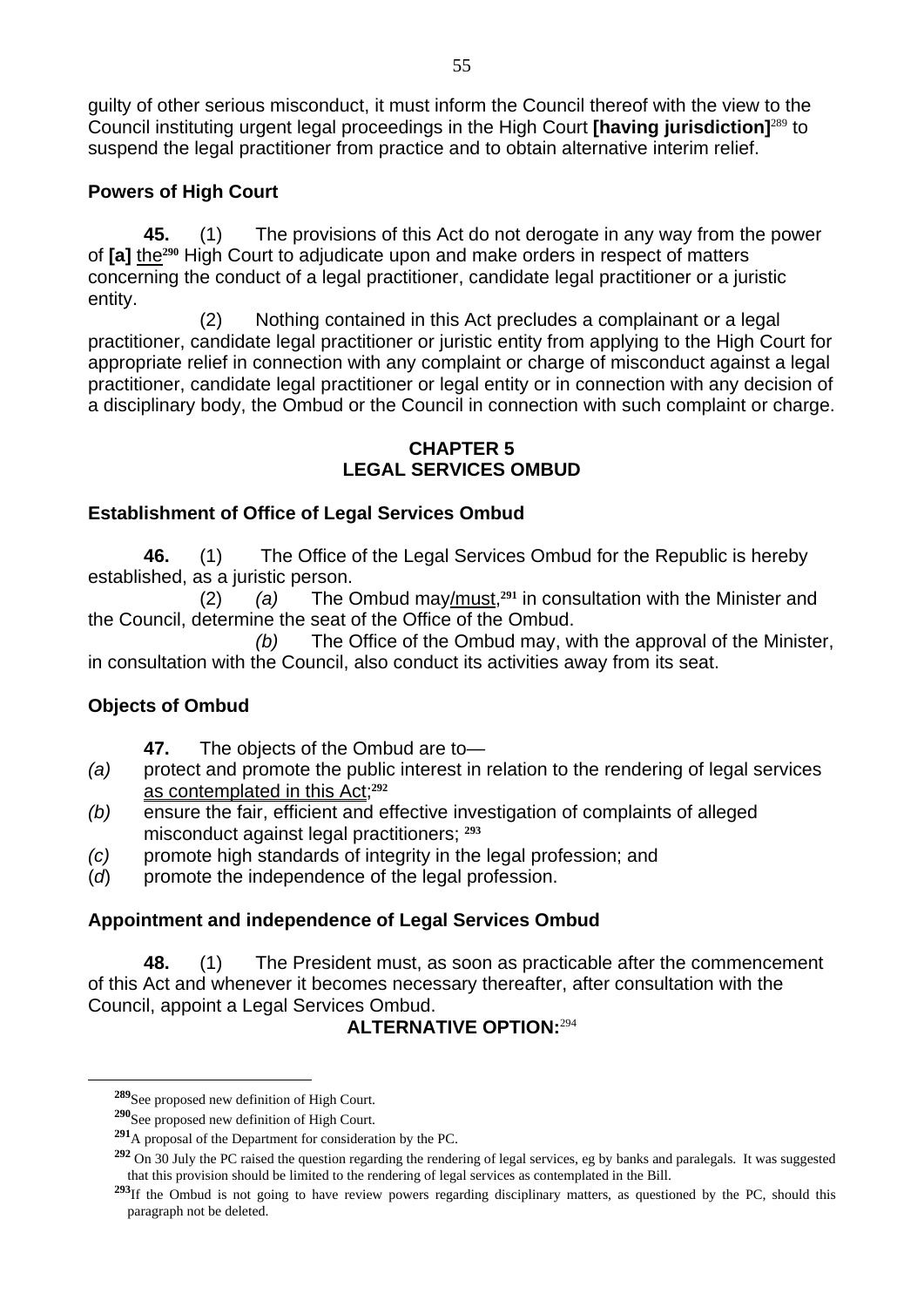guilty of other serious misconduct, it must inform the Council thereof with the view to the Council instituting urgent legal proceedings in the High Court **[having jurisdiction]**[289] to suspend the legal practitioner from practice and to obtain alternative interim relief.

### Powers of High Court

**45.** (1) The provisions of this Act do not derogate in any way from the power of **[a]** <u>the</u>[290] High Court to adjudicate upon and make orders in respect of matters concerning the conduct of a legal practitioner, candidate legal practitioner or a juristic entity.

(2) Nothing contained in this Act precludes a complainant or a legal practitioner, candidate legal practitioner or juristic entity from applying to the High Court for appropriate relief in connection with any complaint or charge of misconduct against a legal practitioner, candidate legal practitioner or legal entity or in connection with any decision of a disciplinary body, the Ombud or the Council in connection with such complaint or charge.

## CHAPTER 5
## LEGAL SERVICES OMBUD

### Establishment of Office of Legal Services Ombud

**46.** (1) The Office of the Legal Services Ombud for the Republic is hereby established, as a juristic person.

(2) *(a)* The Ombud may/<u>must</u>,[291] in consultation with the Minister and the Council, determine the seat of the Office of the Ombud.

*(b)* The Office of the Ombud may, with the approval of the Minister, in consultation with the Council, also conduct its activities away from its seat.

### Objects of Ombud

**47.** The objects of the Ombud are to—

*(a)* protect and promote the public interest in relation to the rendering of legal services <u>as contemplated in this Act</u>;[292]

*(b)* ensure the fair, efficient and effective investigation of complaints of alleged misconduct against legal practitioners; [293]

*(c)* promote high standards of integrity in the legal profession; and

(*d*) promote the independence of the legal profession.

### Appointment and independence of Legal Services Ombud

**48.** (1) The President must, as soon as practicable after the commencement of this Act and whenever it becomes necessary thereafter, after consultation with the Council, appoint a Legal Services Ombud.

**ALTERNATIVE OPTION:**[294]

---

[289] See proposed new definition of High Court.

[290] See proposed new definition of High Court.

[291] A proposal of the Department for consideration by the PC.

[292] On 30 July the PC raised the question regarding the rendering of legal services, eg by banks and paralegals. It was suggested that this provision should be limited to the rendering of legal services as contemplated in the Bill.

[293] If the Ombud is not going to have review powers regarding disciplinary matters, as questioned by the PC, should this paragraph not be deleted.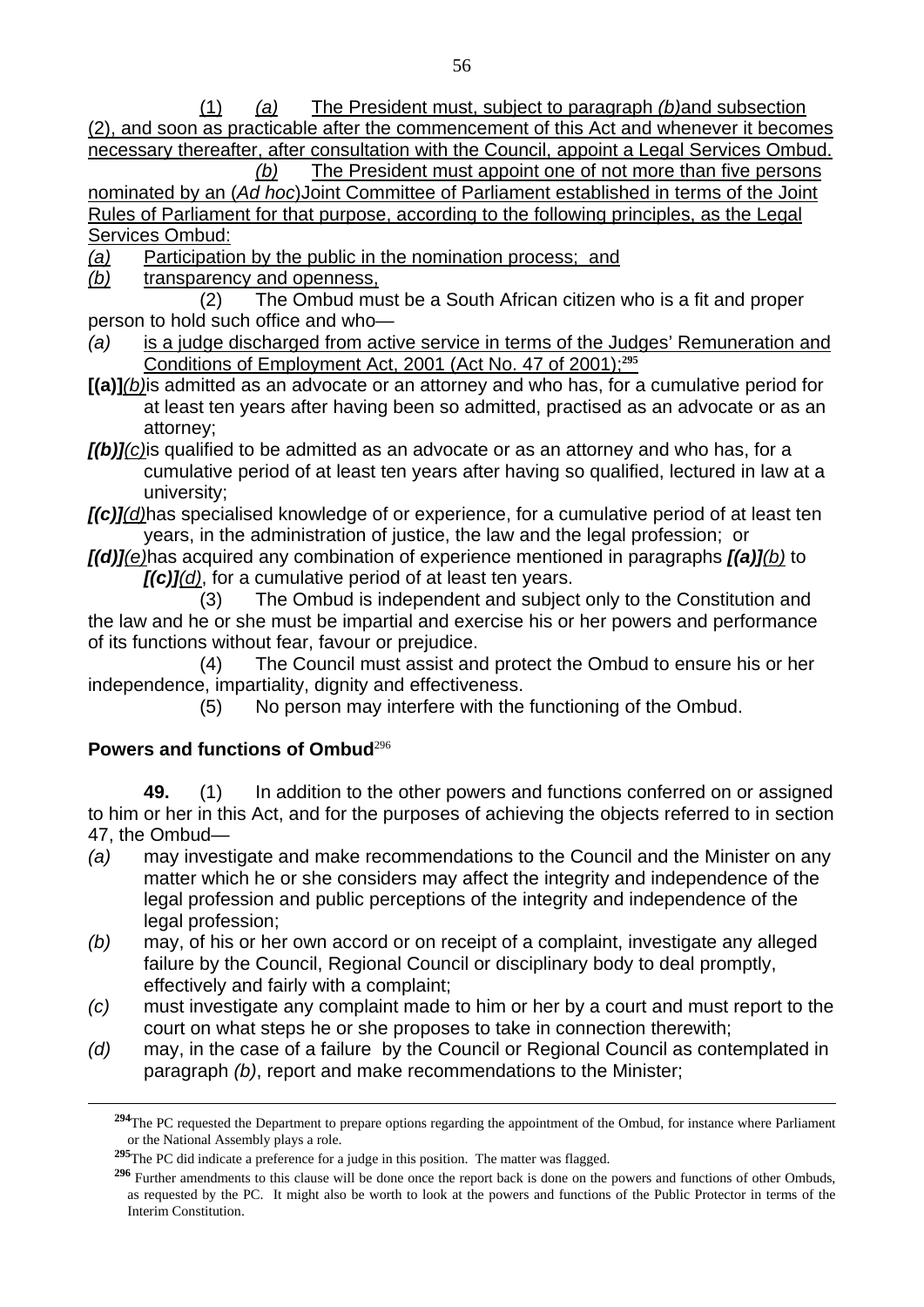(1) *(a)* The President must, subject to paragraph *(b)* and subsection (2), and soon as practicable after the commencement of this Act and whenever it becomes necessary thereafter, after consultation with the Council, appoint a Legal Services Ombud.

*(b)* The President must appoint one of not more than five persons nominated by an (*Ad hoc*) Joint Committee of Parliament established in terms of the Joint Rules of Parliament for that purpose, according to the following principles, as the Legal Services Ombud:

*(a)* Participation by the public in the nomination process; and

*(b)* transparency and openness,

(2) The Ombud must be a South African citizen who is a fit and proper person to hold such office and who—

*(a)* is a judge discharged from active service in terms of the Judges' Remuneration and Conditions of Employment Act, 2001 (Act No. 47 of 2001);[295]

**[(a)]** *(b)* is admitted as an advocate or an attorney and who has, for a cumulative period for at least ten years after having been so admitted, practised as an advocate or as an attorney;

***[(b)]*** *(c)* is qualified to be admitted as an advocate or as an attorney and who has, for a cumulative period of at least ten years after having so qualified, lectured in law at a university;

***[(c)]*** *(d)* has specialised knowledge of or experience, for a cumulative period of at least ten years, in the administration of justice, the law and the legal profession; or

***[(d)]*** *(e)* has acquired any combination of experience mentioned in paragraphs ***[(a)]*** *(b)* to ***[(c)]*** *(d)*, for a cumulative period of at least ten years.

(3) The Ombud is independent and subject only to the Constitution and the law and he or she must be impartial and exercise his or her powers and performance of its functions without fear, favour or prejudice.

(4) The Council must assist and protect the Ombud to ensure his or her independence, impartiality, dignity and effectiveness.

(5) No person may interfere with the functioning of the Ombud.

**Powers and functions of Ombud**[296]

**49.** (1) In addition to the other powers and functions conferred on or assigned to him or her in this Act, and for the purposes of achieving the objects referred to in section 47, the Ombud—

*(a)* may investigate and make recommendations to the Council and the Minister on any matter which he or she considers may affect the integrity and independence of the legal profession and public perceptions of the integrity and independence of the legal profession;

*(b)* may, of his or her own accord or on receipt of a complaint, investigate any alleged failure by the Council, Regional Council or disciplinary body to deal promptly, effectively and fairly with a complaint;

*(c)* must investigate any complaint made to him or her by a court and must report to the court on what steps he or she proposes to take in connection therewith;

*(d)* may, in the case of a failure by the Council or Regional Council as contemplated in paragraph *(b)*, report and make recommendations to the Minister;

---

[294] The PC requested the Department to prepare options regarding the appointment of the Ombud, for instance where Parliament or the National Assembly plays a role.

[295] The PC did indicate a preference for a judge in this position. The matter was flagged.

[296] Further amendments to this clause will be done once the report back is done on the powers and functions of other Ombuds, as requested by the PC. It might also be worth to look at the powers and functions of the Public Protector in terms of the Interim Constitution.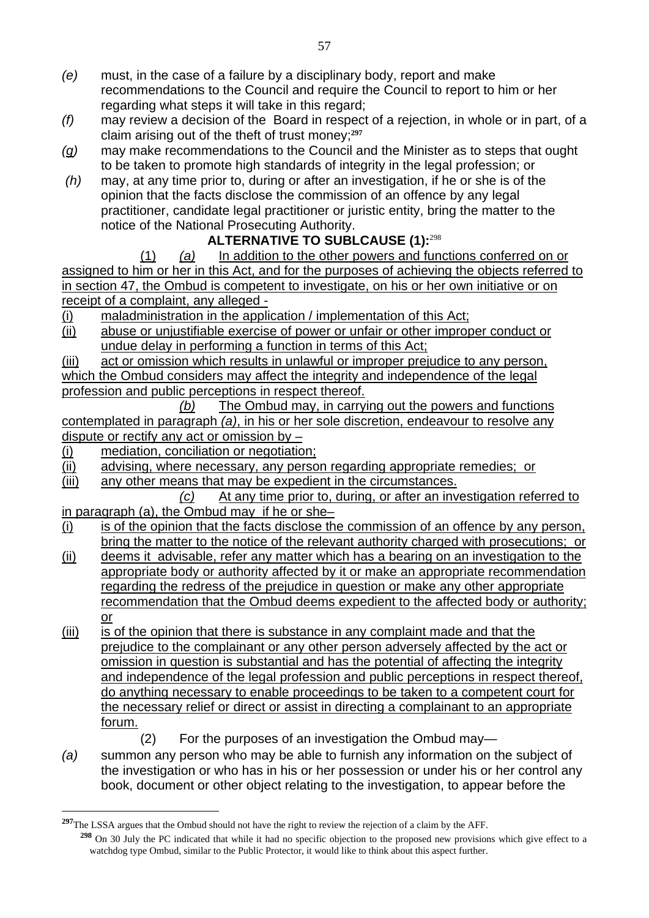*(e)* must, in the case of a failure by a disciplinary body, report and make recommendations to the Council and require the Council to report to him or her regarding what steps it will take in this regard;

*(f)* may review a decision of the Board in respect of a rejection, in whole or in part, of a claim arising out of the theft of trust money;[297]

*(g)* may make recommendations to the Council and the Minister as to steps that ought to be taken to promote high standards of integrity in the legal profession; or

*(h)* may, at any time prior to, during or after an investigation, if he or she is of the opinion that the facts disclose the commission of an offence by any legal practitioner, candidate legal practitioner or juristic entity, bring the matter to the notice of the National Prosecuting Authority.

**ALTERNATIVE TO SUBCLAUSE (1):**[298]

<u>(1) *(a)* In addition to the other powers and functions conferred on or assigned to him or her in this Act, and for the purposes of achieving the objects referred to in section 47, the Ombud is competent to investigate, on his or her own initiative or on receipt of a complaint, any alleged -</u>

<u>(i) maladministration in the application / implementation of this Act;</u>

<u>(ii) abuse or unjustifiable exercise of power or unfair or other improper conduct or undue delay in performing a function in terms of this Act;</u>

<u>(iii) act or omission which results in unlawful or improper prejudice to any person, which the Ombud considers may affect the integrity and independence of the legal profession and public perceptions in respect thereof.</u>

<u>*(b)* The Ombud may, in carrying out the powers and functions contemplated in paragraph *(a)*, in his or her sole discretion, endeavour to resolve any dispute or rectify any act or omission by –</u>

<u>(i) mediation, conciliation or negotiation;</u>

<u>(ii) advising, where necessary, any person regarding appropriate remedies; or</u>

<u>(iii) any other means that may be expedient in the circumstances.</u>

<u>*(c)* At any time prior to, during, or after an investigation referred to in paragraph (a), the Ombud may if he or she–</u>

<u>(i) is of the opinion that the facts disclose the commission of an offence by any person, bring the matter to the notice of the relevant authority charged with prosecutions; or</u>

<u>(ii) deems it advisable, refer any matter which has a bearing on an investigation to the appropriate body or authority affected by it or make an appropriate recommendation regarding the redress of the prejudice in question or make any other appropriate recommendation that the Ombud deems expedient to the affected body or authority; or</u>

<u>(iii) is of the opinion that there is substance in any complaint made and that the prejudice to the complainant or any other person adversely affected by the act or omission in question is substantial and has the potential of affecting the integrity and independence of the legal profession and public perceptions in respect thereof, do anything necessary to enable proceedings to be taken to a competent court for the necessary relief or direct or assist in directing a complainant to an appropriate forum.</u>

(2) For the purposes of an investigation the Ombud may—

*(a)* summon any person who may be able to furnish any information on the subject of the investigation or who has in his or her possession or under his or her control any book, document or other object relating to the investigation, to appear before the

---

[297] The LSSA argues that the Ombud should not have the right to review the rejection of a claim by the AFF.

[298] On 30 July the PC indicated that while it had no specific objection to the proposed new provisions which give effect to a watchdog type Ombud, similar to the Public Protector, it would like to think about this aspect further.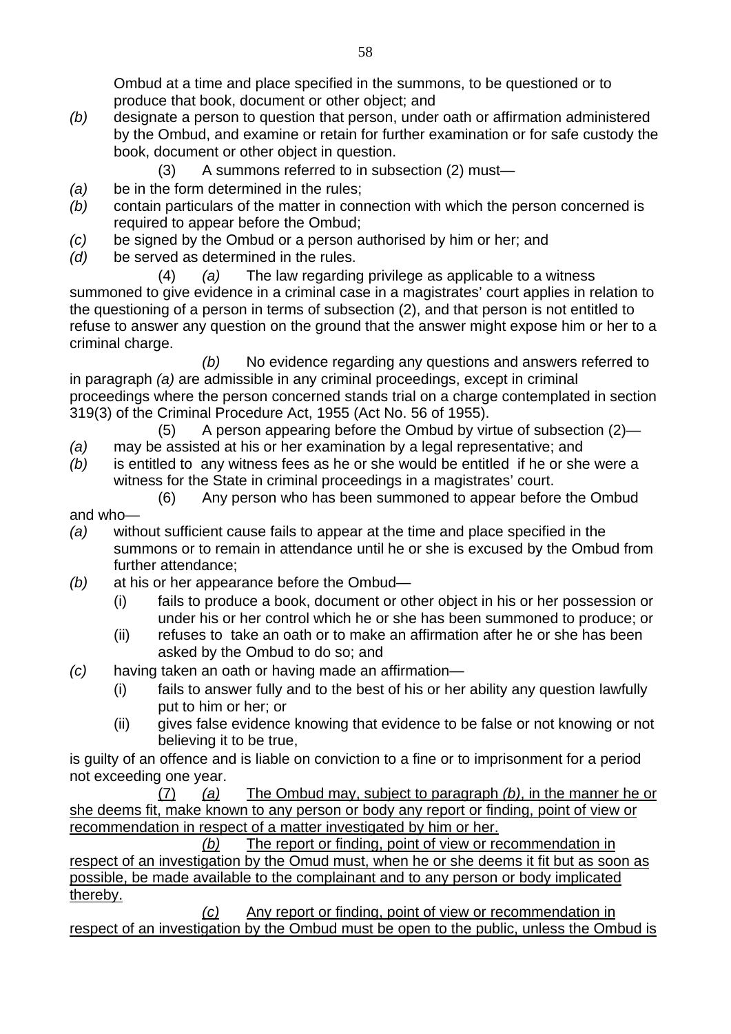Ombud at a time and place specified in the summons, to be questioned or to produce that book, document or other object; and

*(b)* designate a person to question that person, under oath or affirmation administered by the Ombud, and examine or retain for further examination or for safe custody the book, document or other object in question.

(3) A summons referred to in subsection (2) must—

*(a)* be in the form determined in the rules;

*(b)* contain particulars of the matter in connection with which the person concerned is required to appear before the Ombud;

*(c)* be signed by the Ombud or a person authorised by him or her; and

*(d)* be served as determined in the rules.

(4) *(a)* The law regarding privilege as applicable to a witness summoned to give evidence in a criminal case in a magistrates' court applies in relation to the questioning of a person in terms of subsection (2), and that person is not entitled to refuse to answer any question on the ground that the answer might expose him or her to a criminal charge.

*(b)* No evidence regarding any questions and answers referred to in paragraph *(a)* are admissible in any criminal proceedings, except in criminal proceedings where the person concerned stands trial on a charge contemplated in section 319(3) of the Criminal Procedure Act, 1955 (Act No. 56 of 1955).

(5) A person appearing before the Ombud by virtue of subsection (2)—

*(a)* may be assisted at his or her examination by a legal representative; and

*(b)* is entitled to any witness fees as he or she would be entitled if he or she were a witness for the State in criminal proceedings in a magistrates' court.

(6) Any person who has been summoned to appear before the Ombud and who—

*(a)* without sufficient cause fails to appear at the time and place specified in the summons or to remain in attendance until he or she is excused by the Ombud from further attendance;

*(b)* at his or her appearance before the Ombud—
   - (i) fails to produce a book, document or other object in his or her possession or under his or her control which he or she has been summoned to produce; or
   - (ii) refuses to take an oath or to make an affirmation after he or she has been asked by the Ombud to do so; and

*(c)* having taken an oath or having made an affirmation—
   - (i) fails to answer fully and to the best of his or her ability any question lawfully put to him or her; or
   - (ii) gives false evidence knowing that evidence to be false or not knowing or not believing it to be true,

is guilty of an offence and is liable on conviction to a fine or to imprisonment for a period not exceeding one year.

<u>(7) *(a)* The Ombud may, subject to paragraph *(b)*, in the manner he or she deems fit, make known to any person or body any report or finding, point of view or recommendation in respect of a matter investigated by him or her.</u>

<u>*(b)* The report or finding, point of view or recommendation in respect of an investigation by the Omud must, when he or she deems it fit but as soon as possible, be made available to the complainant and to any person or body implicated thereby.</u>

<u>*(c)* Any report or finding, point of view or recommendation in respect of an investigation by the Ombud must be open to the public, unless the Ombud is</u>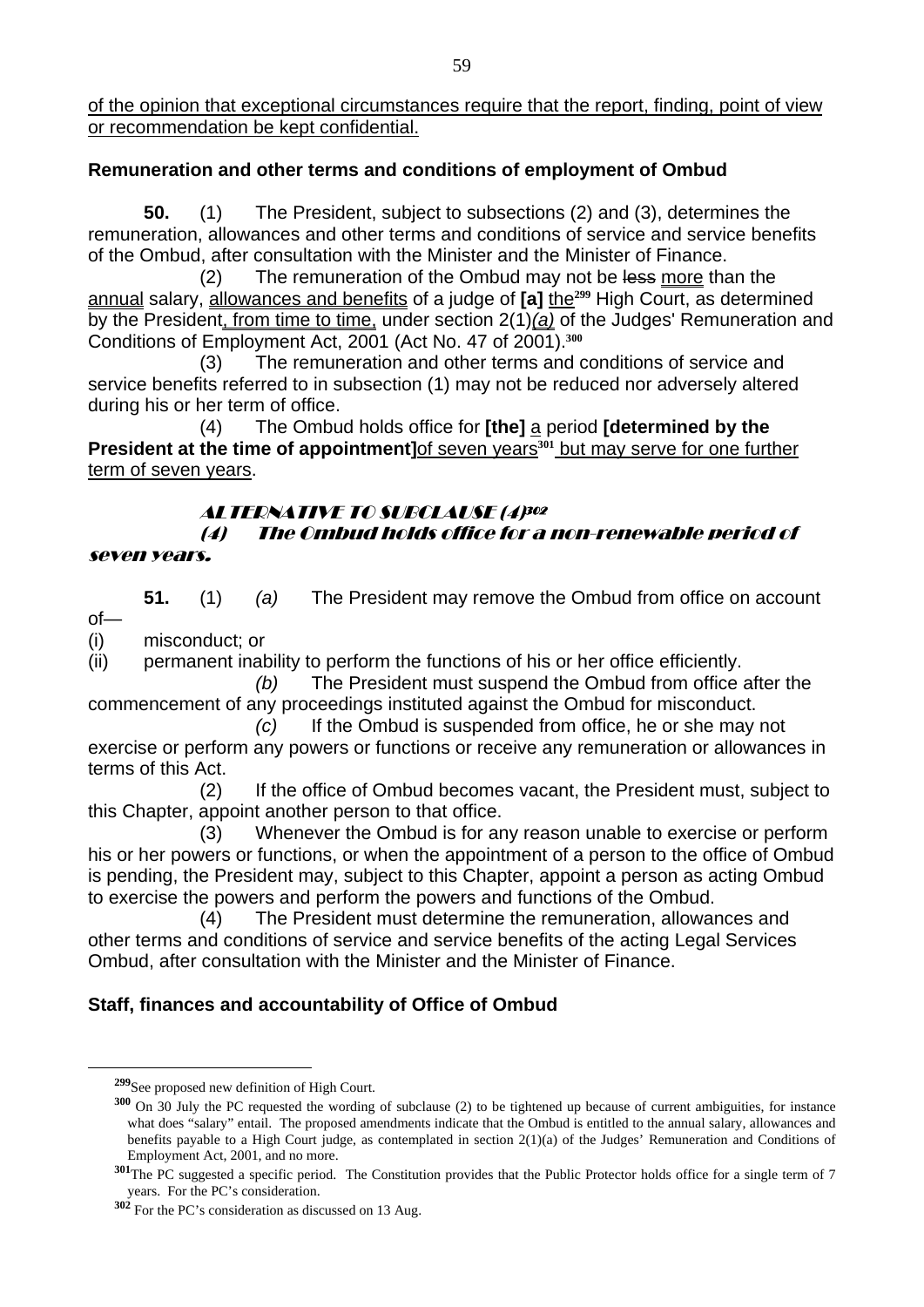of the opinion that exceptional circumstances require that the report, finding, point of view or recommendation be kept confidential.

**Remuneration and other terms and conditions of employment of Ombud**

**50.** (1) The President, subject to subsections (2) and (3), determines the remuneration, allowances and other terms and conditions of service and service benefits of the Ombud, after consultation with the Minister and the Minister of Finance.

(2) The remuneration of the Ombud may not be ~~less~~ more than the annual salary, allowances and benefits of a judge of **[a]** the[299] High Court, as determined by the President, from time to time, under section 2(1)*(a)* of the Judges' Remuneration and Conditions of Employment Act, 2001 (Act No. 47 of 2001).[300]

(3) The remuneration and other terms and conditions of service and service benefits referred to in subsection (1) may not be reduced nor adversely altered during his or her term of office.

(4) The Ombud holds office for **[the]** a period **[determined by the President at the time of appointment]** of seven years[301] but may serve for one further term of seven years.

***ALTERNATIVE TO SUBCLAUSE (4)[302]***

***(4) The Ombud holds office for a non-renewable period of seven years.***

**51.** (1) *(a)* The President may remove the Ombud from office on account of—

(i) misconduct; or

(ii) permanent inability to perform the functions of his or her office efficiently.

*(b)* The President must suspend the Ombud from office after the commencement of any proceedings instituted against the Ombud for misconduct.

*(c)* If the Ombud is suspended from office, he or she may not exercise or perform any powers or functions or receive any remuneration or allowances in terms of this Act.

(2) If the office of Ombud becomes vacant, the President must, subject to this Chapter, appoint another person to that office.

(3) Whenever the Ombud is for any reason unable to exercise or perform his or her powers or functions, or when the appointment of a person to the office of Ombud is pending, the President may, subject to this Chapter, appoint a person as acting Ombud to exercise the powers and perform the powers and functions of the Ombud.

(4) The President must determine the remuneration, allowances and other terms and conditions of service and service benefits of the acting Legal Services Ombud, after consultation with the Minister and the Minister of Finance.

**Staff, finances and accountability of Office of Ombud**

---

[299] See proposed new definition of High Court.

[300] On 30 July the PC requested the wording of subclause (2) to be tightened up because of current ambiguities, for instance what does "salary" entail. The proposed amendments indicate that the Ombud is entitled to the annual salary, allowances and benefits payable to a High Court judge, as contemplated in section 2(1)(a) of the Judges' Remuneration and Conditions of Employment Act, 2001, and no more.

[301] The PC suggested a specific period. The Constitution provides that the Public Protector holds office for a single term of 7 years. For the PC's consideration.

[302] For the PC's consideration as discussed on 13 Aug.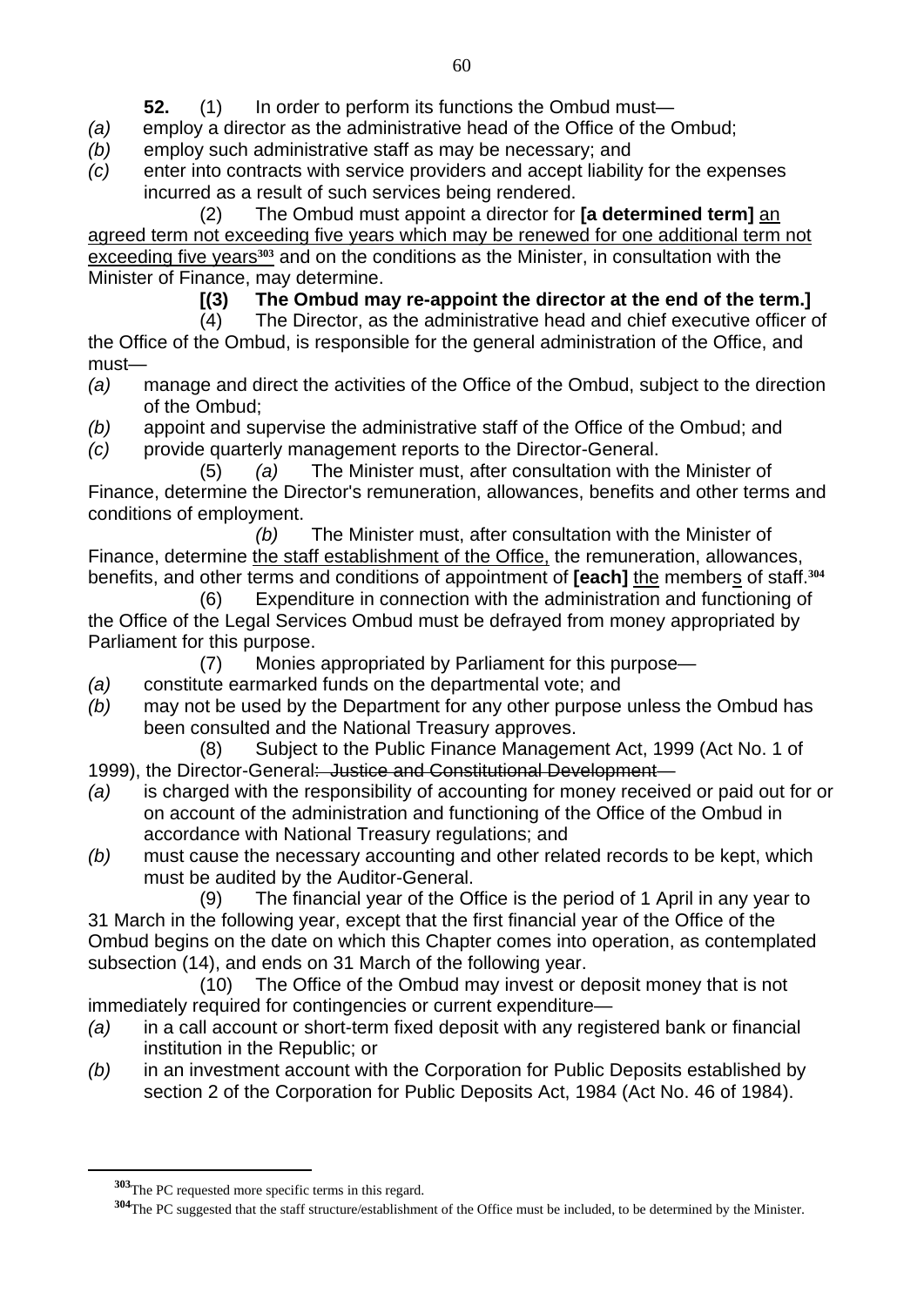**52.** (1) In order to perform its functions the Ombud must—

*(a)* employ a director as the administrative head of the Office of the Ombud;

*(b)* employ such administrative staff as may be necessary; and

*(c)* enter into contracts with service providers and accept liability for the expenses incurred as a result of such services being rendered.

(2) The Ombud must appoint a director for **[a determined term]** <u>an agreed term not exceeding five years which may be renewed for one additional term not exceeding five years</u>[303] and on the conditions as the Minister, in consultation with the Minister of Finance, may determine.

**[(3) The Ombud may re-appoint the director at the end of the term.]**

(4) The Director, as the administrative head and chief executive officer of the Office of the Ombud, is responsible for the general administration of the Office, and must—

*(a)* manage and direct the activities of the Office of the Ombud, subject to the direction of the Ombud;

*(b)* appoint and supervise the administrative staff of the Office of the Ombud; and

*(c)* provide quarterly management reports to the Director-General.

(5) *(a)* The Minister must, after consultation with the Minister of Finance, determine the Director's remuneration, allowances, benefits and other terms and conditions of employment.

*(b)* The Minister must, after consultation with the Minister of Finance, determine <u>the staff establishment of the Office,</u> the remuneration, allowances, benefits, and other terms and conditions of appointment of **[each]** <u>the</u> member<u>s</u> of staff.[304]

(6) Expenditure in connection with the administration and functioning of the Office of the Legal Services Ombud must be defrayed from money appropriated by Parliament for this purpose.

(7) Monies appropriated by Parliament for this purpose—

*(a)* constitute earmarked funds on the departmental vote; and

*(b)* may not be used by the Department for any other purpose unless the Ombud has been consulted and the National Treasury approves.

(8) Subject to the Public Finance Management Act, 1999 (Act No. 1 of 1999), the Director-General~~: Justice and Constitutional Development~~—

*(a)* is charged with the responsibility of accounting for money received or paid out for or on account of the administration and functioning of the Office of the Ombud in accordance with National Treasury regulations; and

*(b)* must cause the necessary accounting and other related records to be kept, which must be audited by the Auditor-General.

(9) The financial year of the Office is the period of 1 April in any year to 31 March in the following year, except that the first financial year of the Office of the Ombud begins on the date on which this Chapter comes into operation, as contemplated subsection (14), and ends on 31 March of the following year.

(10) The Office of the Ombud may invest or deposit money that is not immediately required for contingencies or current expenditure—

*(a)* in a call account or short-term fixed deposit with any registered bank or financial institution in the Republic; or

*(b)* in an investment account with the Corporation for Public Deposits established by section 2 of the Corporation for Public Deposits Act, 1984 (Act No. 46 of 1984).

---

[303] The PC requested more specific terms in this regard.

[304] The PC suggested that the staff structure/establishment of the Office must be included, to be determined by the Minister.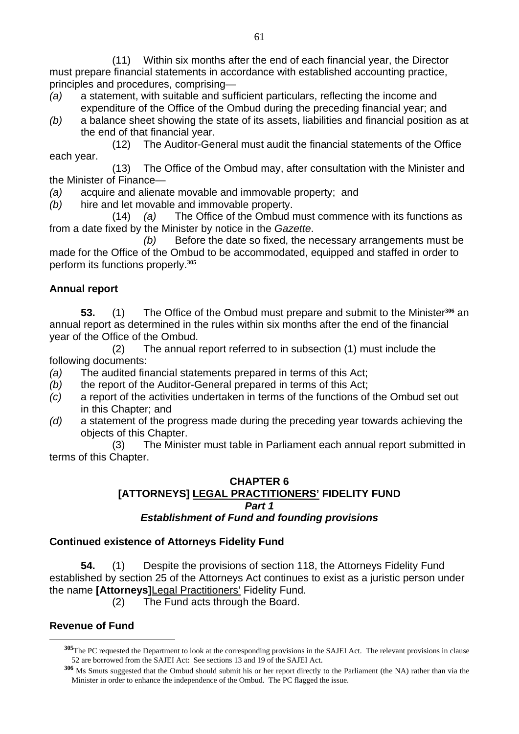(11) Within six months after the end of each financial year, the Director must prepare financial statements in accordance with established accounting practice, principles and procedures, comprising—

*(a)* a statement, with suitable and sufficient particulars, reflecting the income and expenditure of the Office of the Ombud during the preceding financial year; and

*(b)* a balance sheet showing the state of its assets, liabilities and financial position as at the end of that financial year.

(12) The Auditor-General must audit the financial statements of the Office each year.

(13) The Office of the Ombud may, after consultation with the Minister and the Minister of Finance—

*(a)* acquire and alienate movable and immovable property; and

*(b)* hire and let movable and immovable property.

(14) *(a)* The Office of the Ombud must commence with its functions as from a date fixed by the Minister by notice in the *Gazette*.

*(b)* Before the date so fixed, the necessary arrangements must be made for the Office of the Ombud to be accommodated, equipped and staffed in order to perform its functions properly.[305]

**Annual report**

**53.** (1) The Office of the Ombud must prepare and submit to the Minister[306] an annual report as determined in the rules within six months after the end of the financial year of the Office of the Ombud.

(2) The annual report referred to in subsection (1) must include the following documents:

*(a)* The audited financial statements prepared in terms of this Act;

*(b)* the report of the Auditor-General prepared in terms of this Act;

*(c)* a report of the activities undertaken in terms of the functions of the Ombud set out in this Chapter; and

*(d)* a statement of the progress made during the preceding year towards achieving the objects of this Chapter.

(3) The Minister must table in Parliament each annual report submitted in terms of this Chapter.

## CHAPTER 6
## [ATTORNEYS] <u>LEGAL PRACTITIONERS'</u> FIDELITY FUND
### *Part 1*
### *Establishment of Fund and founding provisions*

**Continued existence of Attorneys Fidelity Fund**

**54.** (1) Despite the provisions of section 118, the Attorneys Fidelity Fund established by section 25 of the Attorneys Act continues to exist as a juristic person under the name **[Attorneys]**<u>Legal Practitioners'</u> Fidelity Fund.

(2) The Fund acts through the Board.

**Revenue of Fund**

---

[305] The PC requested the Department to look at the corresponding provisions in the SAJEI Act. The relevant provisions in clause 52 are borrowed from the SAJEI Act: See sections 13 and 19 of the SAJEI Act.

[306] Ms Smuts suggested that the Ombud should submit his or her report directly to the Parliament (the NA) rather than via the Minister in order to enhance the independence of the Ombud. The PC flagged the issue.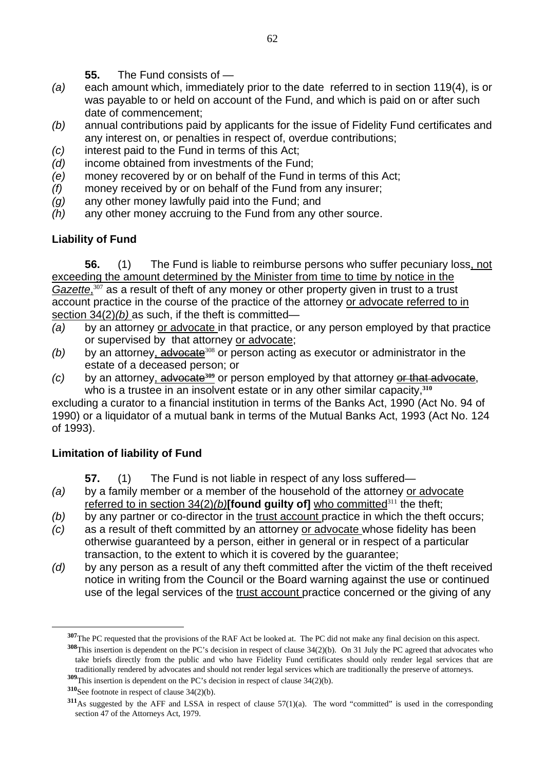**55.** The Fund consists of —

*(a)* each amount which, immediately prior to the date referred to in section 119(4), is or was payable to or held on account of the Fund, and which is paid on or after such date of commencement;

*(b)* annual contributions paid by applicants for the issue of Fidelity Fund certificates and any interest on, or penalties in respect of, overdue contributions;

*(c)* interest paid to the Fund in terms of this Act;

*(d)* income obtained from investments of the Fund;

*(e)* money recovered by or on behalf of the Fund in terms of this Act;

*(f)* money received by or on behalf of the Fund from any insurer;

*(g)* any other money lawfully paid into the Fund; and

*(h)* any other money accruing to the Fund from any other source.

**Liability of Fund**

**56.** (1) The Fund is liable to reimburse persons who suffer pecuniary loss<u>, not exceeding the amount determined by the Minister from time to time by notice in the *Gazette*,</u>[307] as a result of theft of any money or other property given in trust to a trust account practice in the course of the practice of the attorney <u>or advocate referred to in section 34(2)*(b)*</u> as such, if the theft is committed—

*(a)* by an attorney <u>or advocate</u> in that practice, or any person employed by that practice or supervised by that attorney <u>or advocate</u>;

*(b)* by an attorney<u>, ~~advocate~~</u>[308] or person acting as executor or administrator in the estate of a deceased person; or

*(c)* by an attorney<u>, ~~advocate~~</u>[309] or person employed by that attorney ~~or that advocate~~, who is a trustee in an insolvent estate or in any other similar capacity,[310]

excluding a curator to a financial institution in terms of the Banks Act, 1990 (Act No. 94 of 1990) or a liquidator of a mutual bank in terms of the Mutual Banks Act, 1993 (Act No. 124 of 1993).

**Limitation of liability of Fund**

**57.** (1) The Fund is not liable in respect of any loss suffered—

*(a)* by a family member or a member of the household of the attorney <u>or advocate referred to in section 34(2)*(b)*</u>**[found guilty of]** <u>who committed</u>[311] the theft;

*(b)* by any partner or co-director in the <u>trust account</u> practice in which the theft occurs;

*(c)* as a result of theft committed by an attorney <u>or advocate</u> whose fidelity has been otherwise guaranteed by a person, either in general or in respect of a particular transaction, to the extent to which it is covered by the guarantee;

*(d)* by any person as a result of any theft committed after the victim of the theft received notice in writing from the Council or the Board warning against the use or continued use of the legal services of the <u>trust account</u> practice concerned or the giving of any

---

[307] The PC requested that the provisions of the RAF Act be looked at. The PC did not make any final decision on this aspect.

[308] This insertion is dependent on the PC's decision in respect of clause 34(2)(b). On 31 July the PC agreed that advocates who take briefs directly from the public and who have Fidelity Fund certificates should only render legal services that are traditionally rendered by advocates and should not render legal services which are traditionally the preserve of attorneys.

[309] This insertion is dependent on the PC's decision in respect of clause 34(2)(b).

[310] See footnote in respect of clause 34(2)(b).

[311] As suggested by the AFF and LSSA in respect of clause 57(1)(a). The word "committed" is used in the corresponding section 47 of the Attorneys Act, 1979.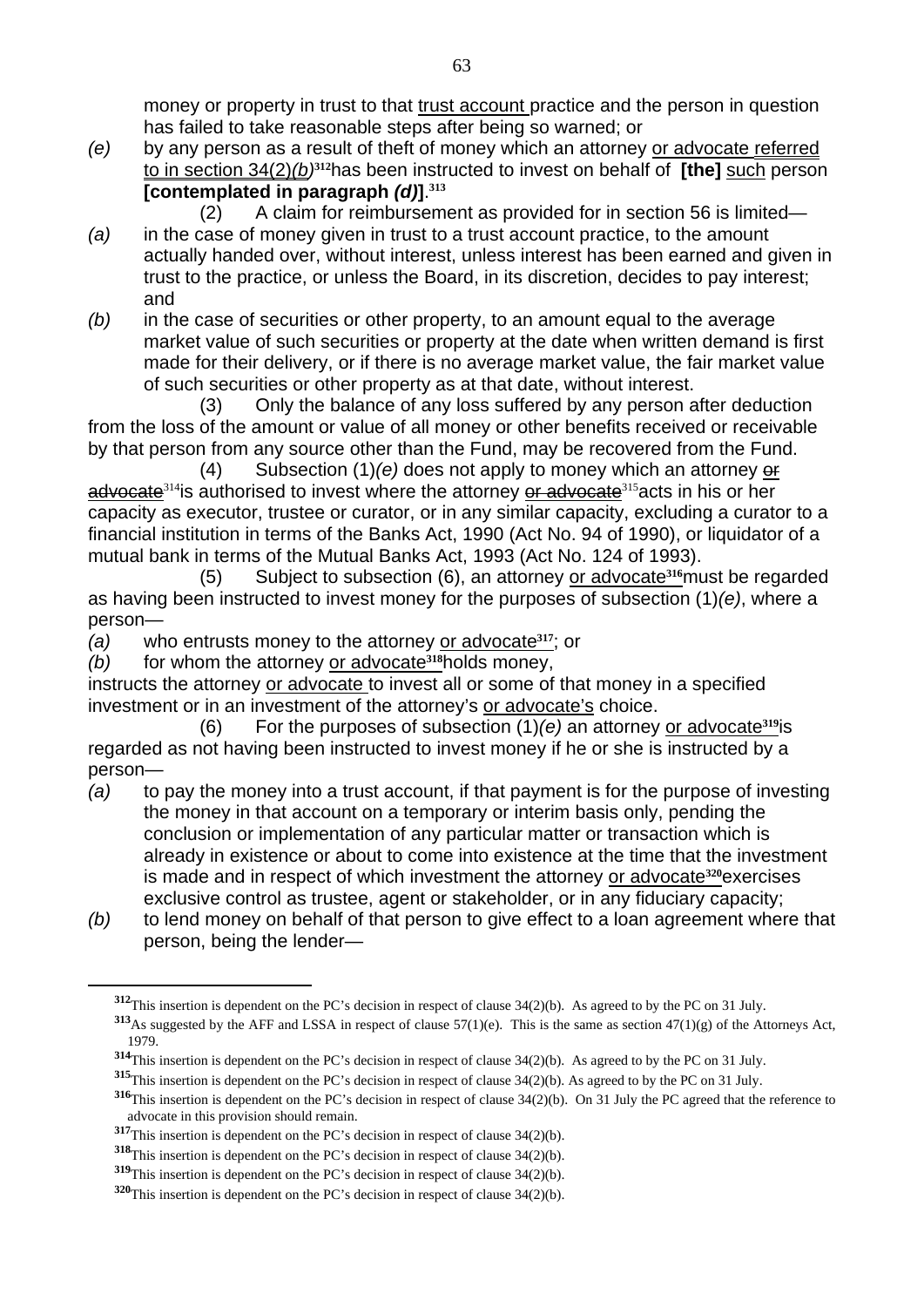money or property in trust to that trust account practice and the person in question has failed to take reasonable steps after being so warned; or

*(e)* by any person as a result of theft of money which an attorney or advocate referred to in section 34(2)*(b)*[312] has been instructed to invest on behalf of **[the]** such person **[contemplated in paragraph *(d)*]**.[313]

(2) A claim for reimbursement as provided for in section 56 is limited—

*(a)* in the case of money given in trust to a trust account practice, to the amount actually handed over, without interest, unless interest has been earned and given in trust to the practice, or unless the Board, in its discretion, decides to pay interest; and

*(b)* in the case of securities or other property, to an amount equal to the average market value of such securities or property at the date when written demand is first made for their delivery, or if there is no average market value, the fair market value of such securities or other property as at that date, without interest.

(3) Only the balance of any loss suffered by any person after deduction from the loss of the amount or value of all money or other benefits received or receivable by that person from any source other than the Fund, may be recovered from the Fund.

(4) Subsection (1)*(e)* does not apply to money which an attorney ~~or advocate~~[314] is authorised to invest where the attorney ~~or advocate~~[315] acts in his or her capacity as executor, trustee or curator, or in any similar capacity, excluding a curator to a financial institution in terms of the Banks Act, 1990 (Act No. 94 of 1990), or liquidator of a mutual bank in terms of the Mutual Banks Act, 1993 (Act No. 124 of 1993).

(5) Subject to subsection (6), an attorney or advocate[316] must be regarded as having been instructed to invest money for the purposes of subsection (1)*(e)*, where a person—

*(a)* who entrusts money to the attorney or advocate[317]; or

*(b)* for whom the attorney or advocate[318] holds money,

instructs the attorney or advocate to invest all or some of that money in a specified investment or in an investment of the attorney's or advocate's choice.

(6) For the purposes of subsection (1)*(e)* an attorney or advocate[319] is regarded as not having been instructed to invest money if he or she is instructed by a person—

*(a)* to pay the money into a trust account, if that payment is for the purpose of investing the money in that account on a temporary or interim basis only, pending the conclusion or implementation of any particular matter or transaction which is already in existence or about to come into existence at the time that the investment is made and in respect of which investment the attorney or advocate[320] exercises exclusive control as trustee, agent or stakeholder, or in any fiduciary capacity;

*(b)* to lend money on behalf of that person to give effect to a loan agreement where that person, being the lender—

---

[312] This insertion is dependent on the PC's decision in respect of clause 34(2)(b). As agreed to by the PC on 31 July.

[313] As suggested by the AFF and LSSA in respect of clause 57(1)(e). This is the same as section 47(1)(g) of the Attorneys Act, 1979.

[314] This insertion is dependent on the PC's decision in respect of clause 34(2)(b). As agreed to by the PC on 31 July.

[315] This insertion is dependent on the PC's decision in respect of clause 34(2)(b). As agreed to by the PC on 31 July.

[316] This insertion is dependent on the PC's decision in respect of clause 34(2)(b). On 31 July the PC agreed that the reference to advocate in this provision should remain.

[317] This insertion is dependent on the PC's decision in respect of clause 34(2)(b).

[318] This insertion is dependent on the PC's decision in respect of clause 34(2)(b).

[319] This insertion is dependent on the PC's decision in respect of clause 34(2)(b).

[320] This insertion is dependent on the PC's decision in respect of clause 34(2)(b).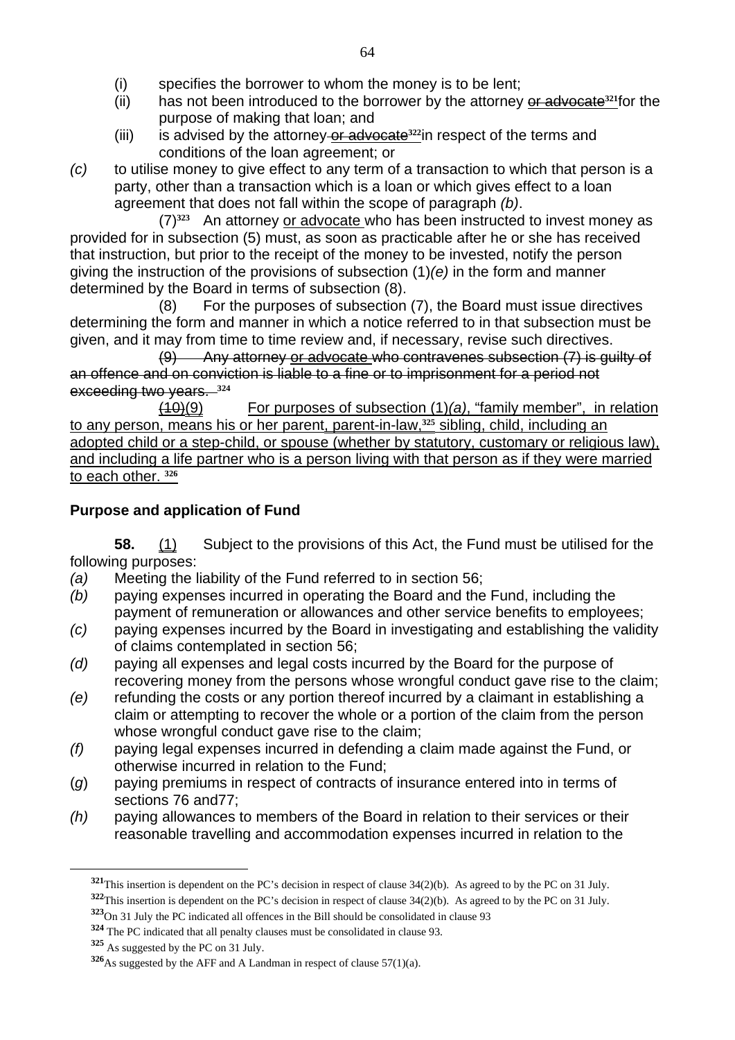(i) specifies the borrower to whom the money is to be lent;

(ii) has not been introduced to the borrower by the attorney ~~or advocate~~[321] for the purpose of making that loan; and

(iii) is advised by the attorney ~~or advocate~~[322] in respect of the terms and conditions of the loan agreement; or

*(c)* to utilise money to give effect to any term of a transaction to which that person is a party, other than a transaction which is a loan or which gives effect to a loan agreement that does not fall within the scope of paragraph *(b)*.

(7)[323] An attorney <u>or advocate</u> who has been instructed to invest money as provided for in subsection (5) must, as soon as practicable after he or she has received that instruction, but prior to the receipt of the money to be invested, notify the person giving the instruction of the provisions of subsection (1)*(e)* in the form and manner determined by the Board in terms of subsection (8).

(8) For the purposes of subsection (7), the Board must issue directives determining the form and manner in which a notice referred to in that subsection must be given, and it may from time to time review and, if necessary, revise such directives.

~~(9) Any attorney <u>or advocate</u> who contravenes subsection (7) is guilty of an offence and on conviction is liable to a fine or to imprisonment for a period not exceeding two years.~~ [324]

~~(10)~~<u>(9) For purposes of subsection (1)*(a)*, "family member", in relation to any person, means his or her parent, parent-in-law,[325] sibling, child, including an adopted child or a step-child, or spouse (whether by statutory, customary or religious law), and including a life partner who is a person living with that person as if they were married to each other.</u> [326]

**Purpose and application of Fund**

**58.** <u>(1)</u> Subject to the provisions of this Act, the Fund must be utilised for the following purposes:

*(a)* Meeting the liability of the Fund referred to in section 56;

*(b)* paying expenses incurred in operating the Board and the Fund, including the payment of remuneration or allowances and other service benefits to employees;

*(c)* paying expenses incurred by the Board in investigating and establishing the validity of claims contemplated in section 56;

*(d)* paying all expenses and legal costs incurred by the Board for the purpose of recovering money from the persons whose wrongful conduct gave rise to the claim;

*(e)* refunding the costs or any portion thereof incurred by a claimant in establishing a claim or attempting to recover the whole or a portion of the claim from the person whose wrongful conduct gave rise to the claim;

*(f)* paying legal expenses incurred in defending a claim made against the Fund, or otherwise incurred in relation to the Fund;

(*g*) paying premiums in respect of contracts of insurance entered into in terms of sections 76 and77;

*(h)* paying allowances to members of the Board in relation to their services or their reasonable travelling and accommodation expenses incurred in relation to the

---

[321] This insertion is dependent on the PC's decision in respect of clause 34(2)(b). As agreed to by the PC on 31 July.

[322] This insertion is dependent on the PC's decision in respect of clause 34(2)(b). As agreed to by the PC on 31 July.

[323] On 31 July the PC indicated all offences in the Bill should be consolidated in clause 93

[324] The PC indicated that all penalty clauses must be consolidated in clause 93.

[325] As suggested by the PC on 31 July.

[326] As suggested by the AFF and A Landman in respect of clause 57(1)(a).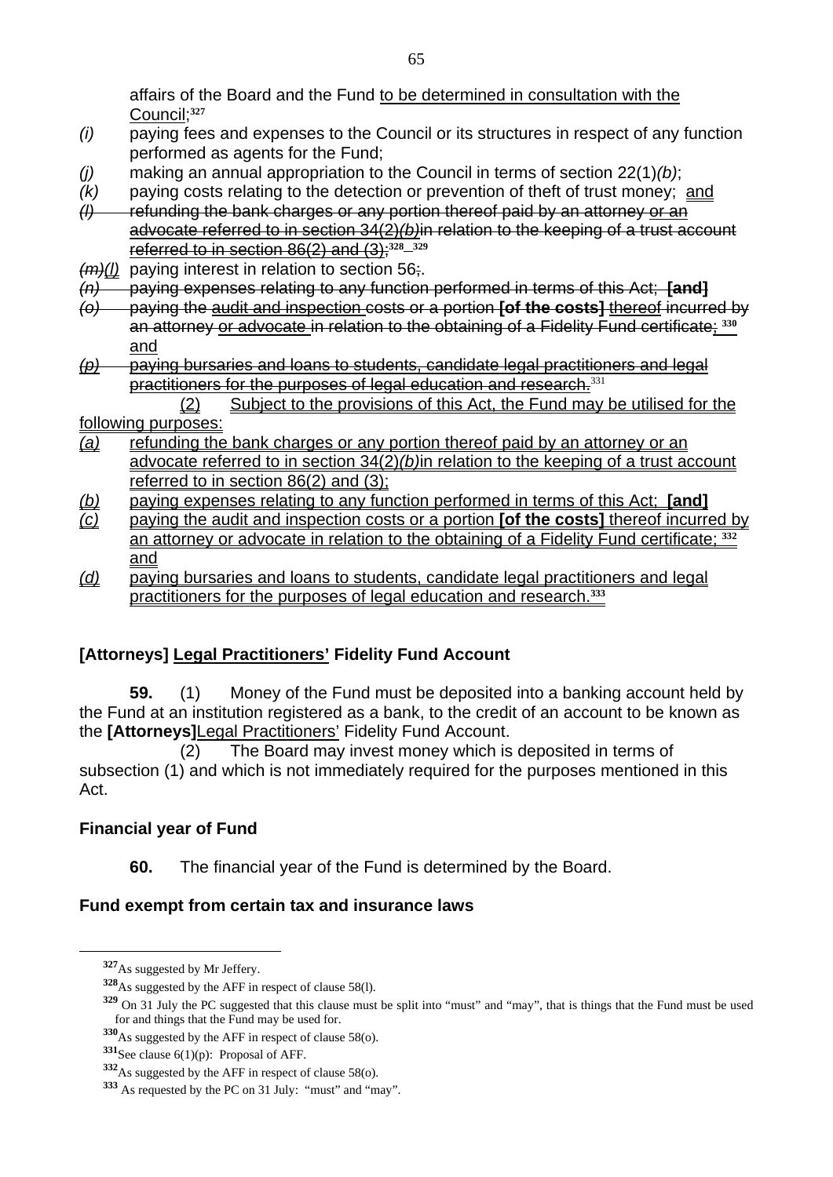affairs of the Board and the Fund to be determined in consultation with the Council;[327]

*(i)* paying fees and expenses to the Council or its structures in respect of any function performed as agents for the Fund;

*(j)* making an annual appropriation to the Council in terms of section 22(1)*(b)*;

*(k)* paying costs relating to the detection or prevention of theft of trust money; and

~~*(l)* refunding the bank charges or any portion thereof paid by an attorney or an advocate referred to in section 34(2)*(b)*in relation to the keeping of a trust account referred to in section 86(2) and (3);~~[328] [329]

~~*(m)*~~*(l)* paying interest in relation to section 56;.

~~*(n)* paying expenses relating to any function performed in terms of this Act;~~ **[and]**

~~*(o)* paying the audit and inspection costs or a portion~~ **[of the costs]** ~~thereof incurred by an attorney or advocate in relation to the obtaining of a Fidelity Fund certificate;~~ [330] ~~and~~

~~*(p)* paying bursaries and loans to students, candidate legal practitioners and legal practitioners for the purposes of legal education and research.~~[331]

(2) Subject to the provisions of this Act, the Fund may be utilised for the following purposes:

*(a)* refunding the bank charges or any portion thereof paid by an attorney or an advocate referred to in section 34(2)*(b)*in relation to the keeping of a trust account referred to in section 86(2) and (3);

*(b)* paying expenses relating to any function performed in terms of this Act; **[and]**

*(c)* paying the audit and inspection costs or a portion **[of the costs]** thereof incurred by an attorney or advocate in relation to the obtaining of a Fidelity Fund certificate; [332] and

*(d)* paying bursaries and loans to students, candidate legal practitioners and legal practitioners for the purposes of legal education and research.[333]

### [Attorneys] Legal Practitioners' Fidelity Fund Account

**59.** (1) Money of the Fund must be deposited into a banking account held by the Fund at an institution registered as a bank, to the credit of an account to be known as the **[Attorneys]**Legal Practitioners' Fidelity Fund Account.

(2) The Board may invest money which is deposited in terms of subsection (1) and which is not immediately required for the purposes mentioned in this Act.

### Financial year of Fund

**60.** The financial year of the Fund is determined by the Board.

### Fund exempt from certain tax and insurance laws

---

[327] As suggested by Mr Jeffery.

[328] As suggested by the AFF in respect of clause 58(l).

[329] On 31 July the PC suggested that this clause must be split into "must" and "may", that is things that the Fund must be used for and things that the Fund may be used for.

[330] As suggested by the AFF in respect of clause 58(o).

[331] See clause 6(1)(p): Proposal of AFF.

[332] As suggested by the AFF in respect of clause 58(o).

[333] As requested by the PC on 31 July: "must" and "may".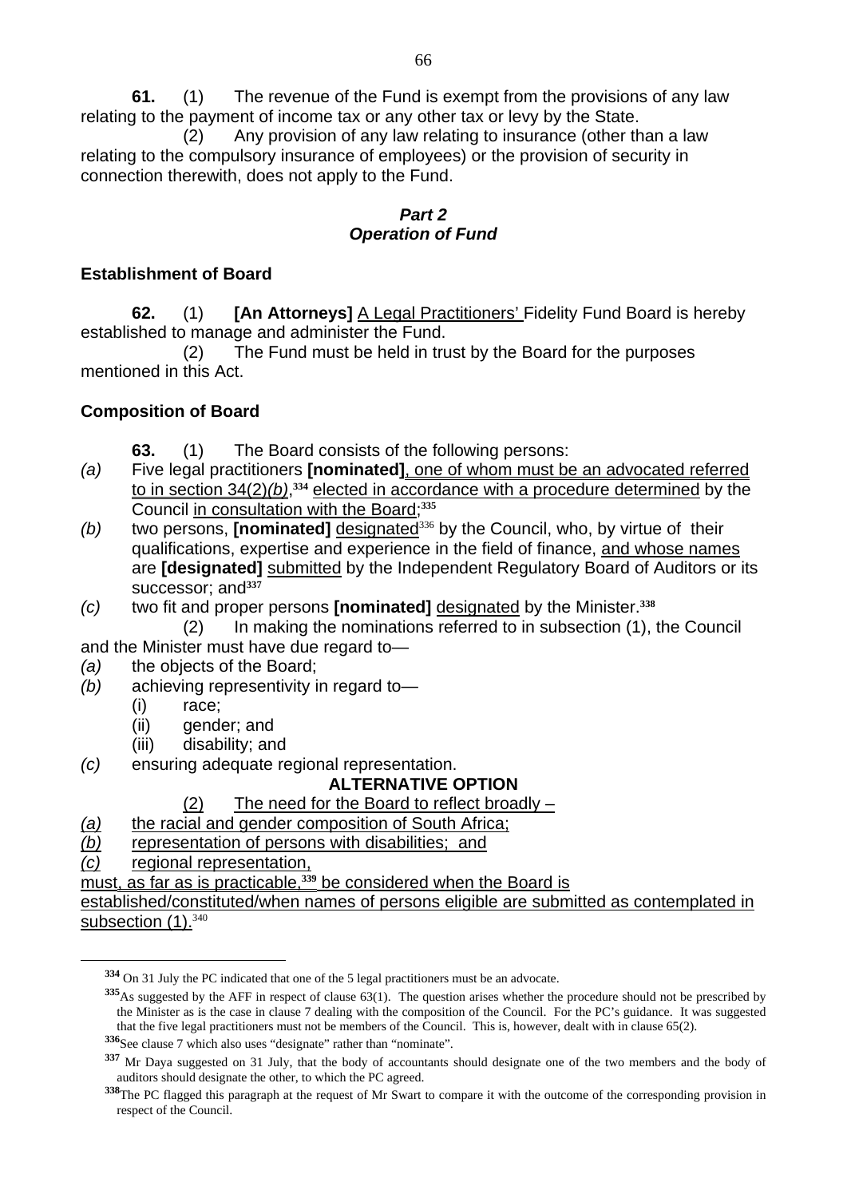**61.** (1) The revenue of the Fund is exempt from the provisions of any law relating to the payment of income tax or any other tax or levy by the State.

(2) Any provision of any law relating to insurance (other than a law relating to the compulsory insurance of employees) or the provision of security in connection therewith, does not apply to the Fund.

***Part 2***
***Operation of Fund***

**Establishment of Board**

**62.** (1) **[An Attorneys]** <u>A Legal Practitioners'</u> Fidelity Fund Board is hereby established to manage and administer the Fund.

(2) The Fund must be held in trust by the Board for the purposes mentioned in this Act.

**Composition of Board**

**63.** (1) The Board consists of the following persons:

*(a)* Five legal practitioners **[nominated]**<u>, one of whom must be an advocated referred to in section 34(2)*(b)*,</u>[334] <u>elected in accordance with a procedure determined</u> by the Council <u>in consultation with the Board</u>;[335]

*(b)* two persons, **[nominated]** <u>designated</u>[336] by the Council, who, by virtue of their qualifications, expertise and experience in the field of finance, <u>and whose names</u> are **[designated]** <u>submitted</u> by the Independent Regulatory Board of Auditors or its successor; and[337]

*(c)* two fit and proper persons **[nominated]** <u>designated</u> by the Minister.[338]

(2) In making the nominations referred to in subsection (1), the Council and the Minister must have due regard to—

*(a)* the objects of the Board;

*(b)* achieving representivity in regard to—
   (i) race;
   (ii) gender; and
   (iii) disability; and

*(c)* ensuring adequate regional representation.

**ALTERNATIVE OPTION**

<u>(2) The need for the Board to reflect broadly –</u>

<u>*(a)* the racial and gender composition of South Africa;</u>

<u>*(b)* representation of persons with disabilities; and</u>

<u>*(c)* regional representation,</u>

<u>must, as far as is practicable,[339] be considered when the Board is established/constituted/when names of persons eligible are submitted as contemplated in subsection (1).</u>[340]

---

[334] On 31 July the PC indicated that one of the 5 legal practitioners must be an advocate.

[335] As suggested by the AFF in respect of clause 63(1). The question arises whether the procedure should not be prescribed by the Minister as is the case in clause 7 dealing with the composition of the Council. For the PC's guidance. It was suggested that the five legal practitioners must not be members of the Council. This is, however, dealt with in clause 65(2).

[336] See clause 7 which also uses "designate" rather than "nominate".

[337] Mr Daya suggested on 31 July, that the body of accountants should designate one of the two members and the body of auditors should designate the other, to which the PC agreed.

[338] The PC flagged this paragraph at the request of Mr Swart to compare it with the outcome of the corresponding provision in respect of the Council.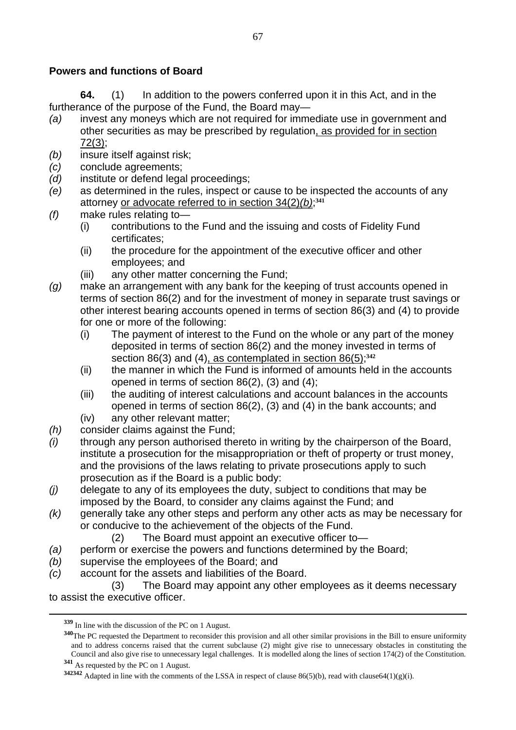**Powers and functions of Board**

**64.** (1) In addition to the powers conferred upon it in this Act, and in the furtherance of the purpose of the Fund, the Board may—

*(a)* invest any moneys which are not required for immediate use in government and other securities as may be prescribed by regulation, as provided for in section 72(3);

*(b)* insure itself against risk;

*(c)* conclude agreements;

*(d)* institute or defend legal proceedings;

*(e)* as determined in the rules, inspect or cause to be inspected the accounts of any attorney or advocate referred to in section 34(2)*(b)*;[341]

*(f)* make rules relating to—

- (i) contributions to the Fund and the issuing and costs of Fidelity Fund certificates;
- (ii) the procedure for the appointment of the executive officer and other employees; and
- (iii) any other matter concerning the Fund;

*(g)* make an arrangement with any bank for the keeping of trust accounts opened in terms of section 86(2) and for the investment of money in separate trust savings or other interest bearing accounts opened in terms of section 86(3) and (4) to provide for one or more of the following:

- (i) The payment of interest to the Fund on the whole or any part of the money deposited in terms of section 86(2) and the money invested in terms of section 86(3) and (4), as contemplated in section 86(5);[342]
- (ii) the manner in which the Fund is informed of amounts held in the accounts opened in terms of section 86(2), (3) and (4);
- (iii) the auditing of interest calculations and account balances in the accounts opened in terms of section 86(2), (3) and (4) in the bank accounts; and
- (iv) any other relevant matter;

*(h)* consider claims against the Fund;

*(i)* through any person authorised thereto in writing by the chairperson of the Board, institute a prosecution for the misappropriation or theft of property or trust money, and the provisions of the laws relating to private prosecutions apply to such prosecution as if the Board is a public body:

*(j)* delegate to any of its employees the duty, subject to conditions that may be imposed by the Board, to consider any claims against the Fund; and

*(k)* generally take any other steps and perform any other acts as may be necessary for or conducive to the achievement of the objects of the Fund.

(2) The Board must appoint an executive officer to—

*(a)* perform or exercise the powers and functions determined by the Board;

*(b)* supervise the employees of the Board; and

*(c)* account for the assets and liabilities of the Board.

(3) The Board may appoint any other employees as it deems necessary to assist the executive officer.

---

[339] In line with the discussion of the PC on 1 August.

[340] The PC requested the Department to reconsider this provision and all other similar provisions in the Bill to ensure uniformity and to address concerns raised that the current subclause (2) might give rise to unnecessary obstacles in constituting the Council and also give rise to unnecessary legal challenges. It is modelled along the lines of section 174(2) of the Constitution.

[341] As requested by the PC on 1 August.

[342342] Adapted in line with the comments of the LSSA in respect of clause 86(5)(b), read with clause64(1)(g)(i).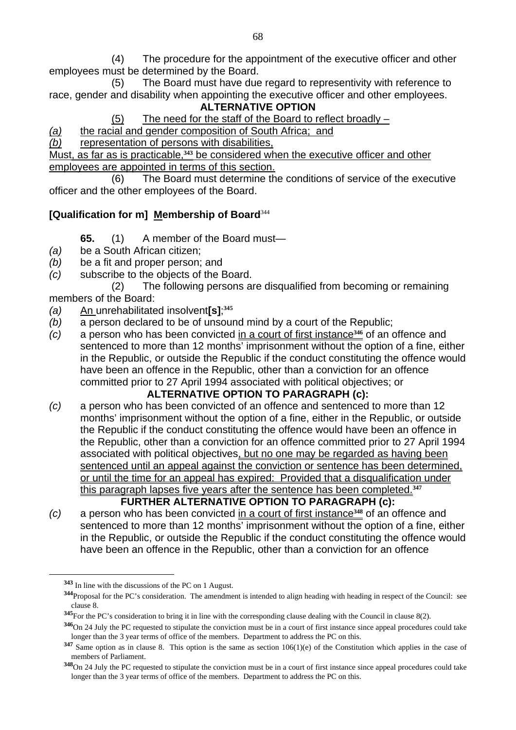(4) The procedure for the appointment of the executive officer and other employees must be determined by the Board.

(5) The Board must have due regard to representivity with reference to race, gender and disability when appointing the executive officer and other employees.

**ALTERNATIVE OPTION**

(5) The need for the staff of the Board to reflect broadly –

*(a)* the racial and gender composition of South Africa; and

*(b)* representation of persons with disabilities,

Must, as far as is practicable,[343] be considered when the executive officer and other employees are appointed in terms of this section.

(6) The Board must determine the conditions of service of the executive officer and the other employees of the Board.

**[Qualification for m] Membership of Board**[344]

**65.** (1) A member of the Board must—

*(a)* be a South African citizen;

*(b)* be a fit and proper person; and

*(c)* subscribe to the objects of the Board.

(2) The following persons are disqualified from becoming or remaining members of the Board:

*(a)* An unrehabilitated insolvent**[s]**;[345]

*(b)* a person declared to be of unsound mind by a court of the Republic;

*(c)* a person who has been convicted in a court of first instance[346] of an offence and sentenced to more than 12 months' imprisonment without the option of a fine, either in the Republic, or outside the Republic if the conduct constituting the offence would have been an offence in the Republic, other than a conviction for an offence committed prior to 27 April 1994 associated with political objectives; or

**ALTERNATIVE OPTION TO PARAGRAPH (c):**

*(c)* a person who has been convicted of an offence and sentenced to more than 12 months' imprisonment without the option of a fine, either in the Republic, or outside the Republic if the conduct constituting the offence would have been an offence in the Republic, other than a conviction for an offence committed prior to 27 April 1994 associated with political objectives, but no one may be regarded as having been sentenced until an appeal against the conviction or sentence has been determined, or until the time for an appeal has expired: Provided that a disqualification under this paragraph lapses five years after the sentence has been completed.[347]

**FURTHER ALTERNATIVE OPTION TO PARAGRAPH (c):**

*(c)* a person who has been convicted in a court of first instance[348] of an offence and sentenced to more than 12 months' imprisonment without the option of a fine, either in the Republic, or outside the Republic if the conduct constituting the offence would have been an offence in the Republic, other than a conviction for an offence

---

[343] In line with the discussions of the PC on 1 August.

[344] Proposal for the PC's consideration. The amendment is intended to align heading with heading in respect of the Council: see clause 8.

[345] For the PC's consideration to bring it in line with the corresponding clause dealing with the Council in clause 8(2).

[346] On 24 July the PC requested to stipulate the conviction must be in a court of first instance since appeal procedures could take longer than the 3 year terms of office of the members. Department to address the PC on this.

[347] Same option as in clause 8. This option is the same as section 106(1)(e) of the Constitution which applies in the case of members of Parliament.

[348] On 24 July the PC requested to stipulate the conviction must be in a court of first instance since appeal procedures could take longer than the 3 year terms of office of the members. Department to address the PC on this.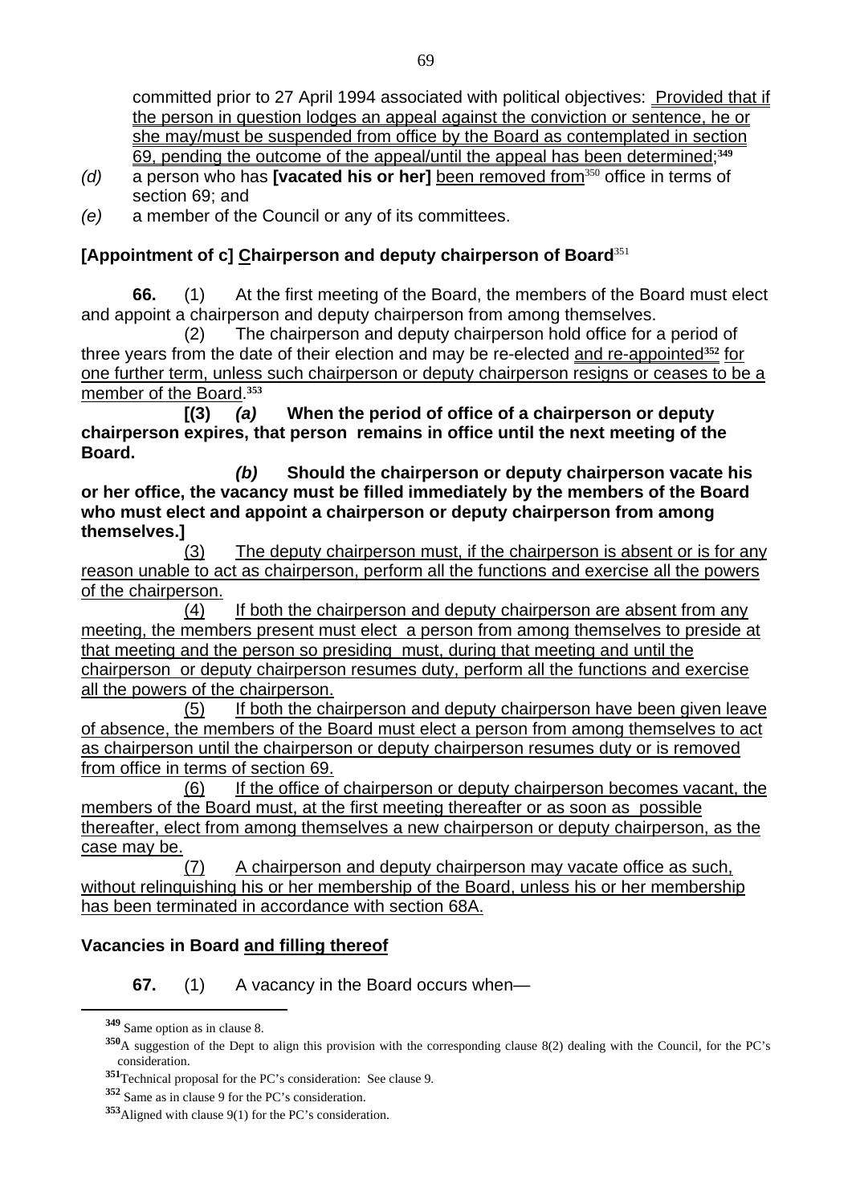committed prior to 27 April 1994 associated with political objectives: <u>Provided that if the person in question lodges an appeal against the conviction or sentence, he or she may/must be suspended from office by the Board as contemplated in section 69, pending the outcome of the appeal/until the appeal has been determined;</u>[349]

*(d)* a person who has **[vacated his or her]** <u>been removed from</u>[350] office in terms of section 69; and

*(e)* a member of the Council or any of its committees.

**[Appointment of c] <u>C</u>hairperson and deputy chairperson of Board**[351]

**66.** (1) At the first meeting of the Board, the members of the Board must elect and appoint a chairperson and deputy chairperson from among themselves.

(2) The chairperson and deputy chairperson hold office for a period of three years from the date of their election and may be re-elected <u>and re-appointed</u>[352] <u>for one further term, unless such chairperson or deputy chairperson resigns or ceases to be a member of the Board.</u>[353]

**[(3)** ***(a)*** **When the period of office of a chairperson or deputy chairperson expires, that person remains in office until the next meeting of the Board.**

***(b)*** **Should the chairperson or deputy chairperson vacate his or her office, the vacancy must be filled immediately by the members of the Board who must elect and appoint a chairperson or deputy chairperson from among themselves.]**

<u>(3) The deputy chairperson must, if the chairperson is absent or is for any reason unable to act as chairperson, perform all the functions and exercise all the powers of the chairperson.</u>

<u>(4) If both the chairperson and deputy chairperson are absent from any meeting, the members present must elect a person from among themselves to preside at that meeting and the person so presiding must, during that meeting and until the chairperson or deputy chairperson resumes duty, perform all the functions and exercise all the powers of the chairperson.</u>

<u>(5) If both the chairperson and deputy chairperson have been given leave of absence, the members of the Board must elect a person from among themselves to act as chairperson until the chairperson or deputy chairperson resumes duty or is removed from office in terms of section 69.</u>

<u>(6) If the office of chairperson or deputy chairperson becomes vacant, the members of the Board must, at the first meeting thereafter or as soon as possible thereafter, elect from among themselves a new chairperson or deputy chairperson, as the case may be.</u>

<u>(7) A chairperson and deputy chairperson may vacate office as such, without relinquishing his or her membership of the Board, unless his or her membership has been terminated in accordance with section 68A.</u>

**Vacancies in Board <u>and filling thereof</u>**

**67.** (1) A vacancy in the Board occurs when—

---

[349] Same option as in clause 8.

[350] A suggestion of the Dept to align this provision with the corresponding clause 8(2) dealing with the Council, for the PC's consideration.

[351] Technical proposal for the PC's consideration: See clause 9.

[352] Same as in clause 9 for the PC's consideration.

[353] Aligned with clause 9(1) for the PC's consideration.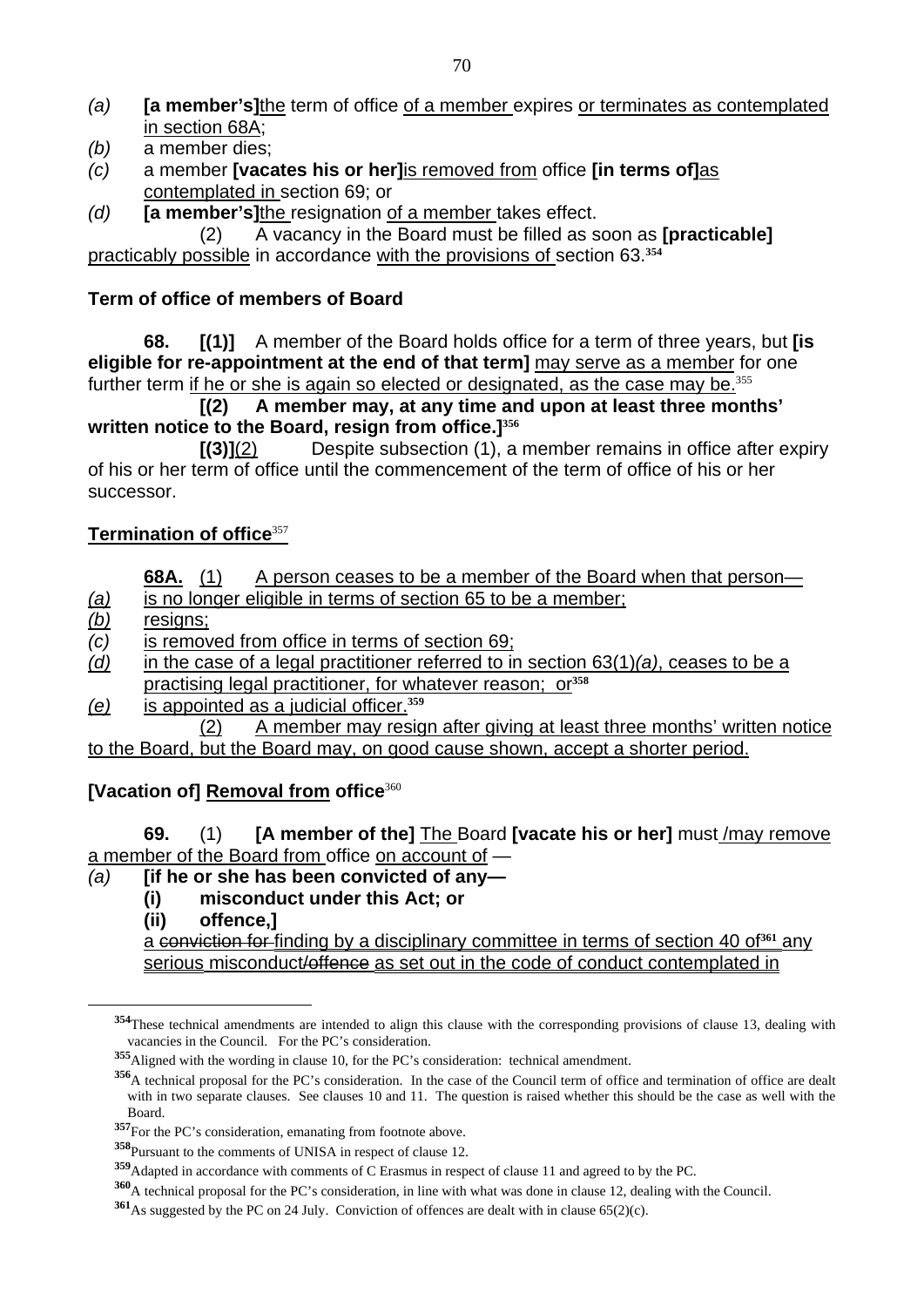*(a)* **[a member's]**the term of office of a member expires or terminates as contemplated in section 68A;

*(b)* a member dies;

*(c)* a member **[vacates his or her]**is removed from office **[in terms of]**as contemplated in section 69; or

*(d)* **[a member's]**the resignation of a member takes effect.

(2) A vacancy in the Board must be filled as soon as **[practicable]** practicably possible in accordance with the provisions of section 63.[354]

**Term of office of members of Board**

**68.** **[(1)]** A member of the Board holds office for a term of three years, but **[is eligible for re-appointment at the end of that term]** may serve as a member for one further term if he or she is again so elected or designated, as the case may be.[355]

**[(2) A member may, at any time and upon at least three months' written notice to the Board, resign from office.]**[356]

**[(3)]**(2) Despite subsection (1), a member remains in office after expiry of his or her term of office until the commencement of the term of office of his or her successor.

**Termination of office**[357]

**68A.** (1) A person ceases to be a member of the Board when that person—

*(a)* is no longer eligible in terms of section 65 to be a member;

*(b)* resigns;

*(c)* is removed from office in terms of section 69;

*(d)* in the case of a legal practitioner referred to in section 63(1)*(a)*, ceases to be a practising legal practitioner, for whatever reason; or[358]

*(e)* is appointed as a judicial officer.[359]

(2) A member may resign after giving at least three months' written notice to the Board, but the Board may, on good cause shown, accept a shorter period.

**[Vacation of] Removal from office**[360]

**69.** (1) **[A member of the]** The Board **[vacate his or her]** must /may remove a member of the Board from office on account of —

*(a)* **[if he or she has been convicted of any—**

**(i) misconduct under this Act; or**

**(ii) offence,]**

a ~~conviction for~~ finding by a disciplinary committee in terms of section 40 of[361] any serious misconduct~~/offence~~ as set out in the code of conduct contemplated in

---

[354] These technical amendments are intended to align this clause with the corresponding provisions of clause 13, dealing with vacancies in the Council. For the PC's consideration.

[355] Aligned with the wording in clause 10, for the PC's consideration: technical amendment.

[356] A technical proposal for the PC's consideration. In the case of the Council term of office and termination of office are dealt with in two separate clauses. See clauses 10 and 11. The question is raised whether this should be the case as well with the Board.

[357] For the PC's consideration, emanating from footnote above.

[358] Pursuant to the comments of UNISA in respect of clause 12.

[359] Adapted in accordance with comments of C Erasmus in respect of clause 11 and agreed to by the PC.

[360] A technical proposal for the PC's consideration, in line with what was done in clause 12, dealing with the Council.

[361] As suggested by the PC on 24 July. Conviction of offences are dealt with in clause 65(2)(c).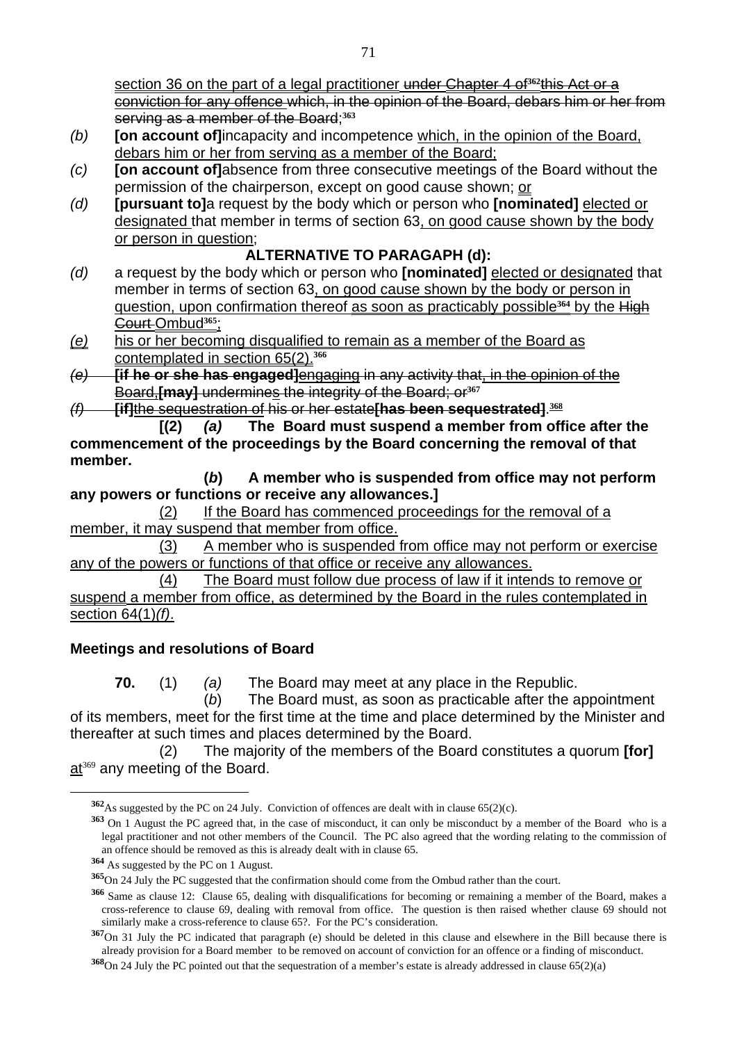section 36 on the part of a legal practitioner ~~under Chapter 4 of~~[362]~~this Act or a conviction for any offence~~ which, in the opinion of the Board, debars him or her from serving as a member of the Board;[363]

*(b)* **[on account of]**incapacity and incompetence which, in the opinion of the Board, debars him or her from serving as a member of the Board;

*(c)* **[on account of]**absence from three consecutive meetings of the Board without the permission of the chairperson, except on good cause shown; or

*(d)* **[pursuant to]**a request by the body which or person who **[nominated]** elected or designated that member in terms of section 63, on good cause shown by the body or person in question;

**ALTERNATIVE TO PARAGAPH (d):**

*(d)* a request by the body which or person who **[nominated]** elected or designated that member in terms of section 63, on good cause shown by the body or person in question, upon confirmation thereof as soon as practicably possible[364] by the ~~High Court~~ Ombud[365];

*(e)* his or her becoming disqualified to remain as a member of the Board as contemplated in section 65(2).[366]

~~*(e)* **[if he or she has engaged]**engaging in any activity that, in the opinion of the Board,**[may]** undermines the integrity of the Board; or~~[367]

~~*(f)* **[if]**the sequestration of his or her estate**[has been sequestrated]**.~~[368]

**[(2)** ***(a)*** **The Board must suspend a member from office after the commencement of the proceedings by the Board concerning the removal of that member.**

**(*b*) A member who is suspended from office may not perform any powers or functions or receive any allowances.]**

(2) If the Board has commenced proceedings for the removal of a member, it may suspend that member from office.

(3) A member who is suspended from office may not perform or exercise any of the powers or functions of that office or receive any allowances.

(4) The Board must follow due process of law if it intends to remove or suspend a member from office, as determined by the Board in the rules contemplated in section 64(1)*(f)*.

**Meetings and resolutions of Board**

**70.** (1) *(a)* The Board may meet at any place in the Republic.

(*b*) The Board must, as soon as practicable after the appointment of its members, meet for the first time at the time and place determined by the Minister and thereafter at such times and places determined by the Board.

(2) The majority of the members of the Board constitutes a quorum **[for]** at[369] any meeting of the Board.

---

[362] As suggested by the PC on 24 July. Conviction of offences are dealt with in clause 65(2)(c).

[363] On 1 August the PC agreed that, in the case of misconduct, it can only be misconduct by a member of the Board who is a legal practitioner and not other members of the Council. The PC also agreed that the wording relating to the commission of an offence should be removed as this is already dealt with in clause 65.

[364] As suggested by the PC on 1 August.

[365] On 24 July the PC suggested that the confirmation should come from the Ombud rather than the court.

[366] Same as clause 12: Clause 65, dealing with disqualifications for becoming or remaining a member of the Board, makes a cross-reference to clause 69, dealing with removal from office. The question is then raised whether clause 69 should not similarly make a cross-reference to clause 65?. For the PC's consideration.

[367] On 31 July the PC indicated that paragraph (e) should be deleted in this clause and elsewhere in the Bill because there is already provision for a Board member to be removed on account of conviction for an offence or a finding of misconduct.

[368] On 24 July the PC pointed out that the sequestration of a member's estate is already addressed in clause 65(2)(a)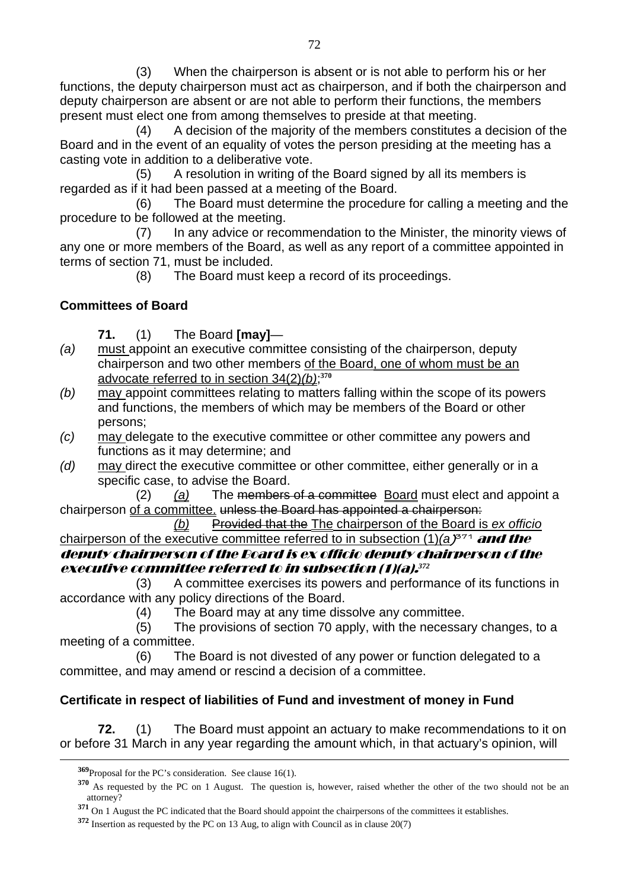(3) When the chairperson is absent or is not able to perform his or her functions, the deputy chairperson must act as chairperson, and if both the chairperson and deputy chairperson are absent or are not able to perform their functions, the members present must elect one from among themselves to preside at that meeting.

(4) A decision of the majority of the members constitutes a decision of the Board and in the event of an equality of votes the person presiding at the meeting has a casting vote in addition to a deliberative vote.

(5) A resolution in writing of the Board signed by all its members is regarded as if it had been passed at a meeting of the Board.

(6) The Board must determine the procedure for calling a meeting and the procedure to be followed at the meeting.

(7) In any advice or recommendation to the Minister, the minority views of any one or more members of the Board, as well as any report of a committee appointed in terms of section 71, must be included.

(8) The Board must keep a record of its proceedings.

**Committees of Board**

**71.** (1) The Board **[may]**—

*(a)* must appoint an executive committee consisting of the chairperson, deputy chairperson and two other members of the Board, one of whom must be an advocate referred to in section 34(2)*(b)*;[370]

*(b)* may appoint committees relating to matters falling within the scope of its powers and functions, the members of which may be members of the Board or other persons;

*(c)* may delegate to the executive committee or other committee any powers and functions as it may determine; and

*(d)* may direct the executive committee or other committee, either generally or in a specific case, to advise the Board.

(2) *(a)* The ~~members of a committee~~ Board must elect and appoint a chairperson of a committee. ~~unless the Board has appointed a chairperson:~~

*(b)* ~~Provided that the~~ The chairperson of the Board is *ex officio* chairperson of the executive committee referred to in subsection (1)*(a)*[371] ***and the deputy chairperson of the Board is ex officio deputy chairperson of the executive committee referred to in subsection (1)(a).***[372]

(3) A committee exercises its powers and performance of its functions in accordance with any policy directions of the Board.

(4) The Board may at any time dissolve any committee.

(5) The provisions of section 70 apply, with the necessary changes, to a meeting of a committee.

(6) The Board is not divested of any power or function delegated to a committee, and may amend or rescind a decision of a committee.

**Certificate in respect of liabilities of Fund and investment of money in Fund**

**72.** (1) The Board must appoint an actuary to make recommendations to it on or before 31 March in any year regarding the amount which, in that actuary's opinion, will

---

[369] Proposal for the PC's consideration. See clause 16(1).

[370] As requested by the PC on 1 August. The question is, however, raised whether the other of the two should not be an attorney?

[371] On 1 August the PC indicated that the Board should appoint the chairpersons of the committees it establishes.

[372] Insertion as requested by the PC on 13 Aug, to align with Council as in clause 20(7)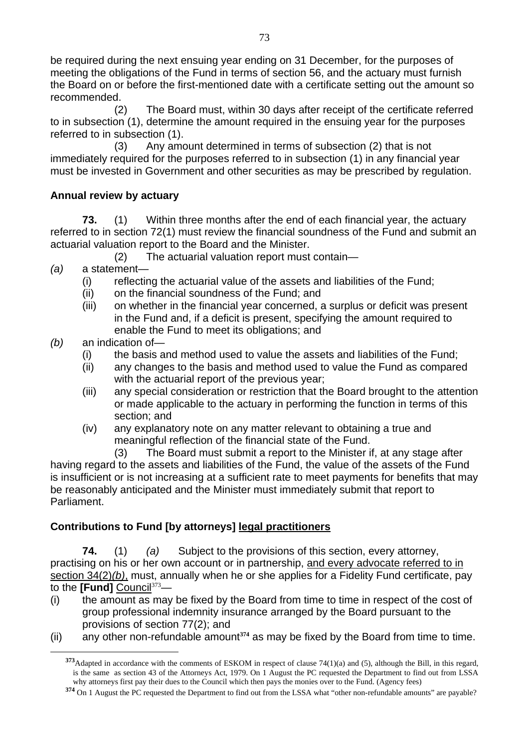be required during the next ensuing year ending on 31 December, for the purposes of meeting the obligations of the Fund in terms of section 56, and the actuary must furnish the Board on or before the first-mentioned date with a certificate setting out the amount so recommended.

(2) The Board must, within 30 days after receipt of the certificate referred to in subsection (1), determine the amount required in the ensuing year for the purposes referred to in subsection (1).

(3) Any amount determined in terms of subsection (2) that is not immediately required for the purposes referred to in subsection (1) in any financial year must be invested in Government and other securities as may be prescribed by regulation.

**Annual review by actuary**

**73.** (1) Within three months after the end of each financial year, the actuary referred to in section 72(1) must review the financial soundness of the Fund and submit an actuarial valuation report to the Board and the Minister.

(2) The actuarial valuation report must contain—

*(a)* a statement—
  - (i) reflecting the actuarial value of the assets and liabilities of the Fund;
  - (ii) on the financial soundness of the Fund; and
  - (iii) on whether in the financial year concerned, a surplus or deficit was present in the Fund and, if a deficit is present, specifying the amount required to enable the Fund to meet its obligations; and

*(b)* an indication of—
  - (i) the basis and method used to value the assets and liabilities of the Fund;
  - (ii) any changes to the basis and method used to value the Fund as compared with the actuarial report of the previous year;
  - (iii) any special consideration or restriction that the Board brought to the attention or made applicable to the actuary in performing the function in terms of this section; and
  - (iv) any explanatory note on any matter relevant to obtaining a true and meaningful reflection of the financial state of the Fund.

(3) The Board must submit a report to the Minister if, at any stage after having regard to the assets and liabilities of the Fund, the value of the assets of the Fund is insufficient or is not increasing at a sufficient rate to meet payments for benefits that may be reasonably anticipated and the Minister must immediately submit that report to Parliament.

**Contributions to Fund [by attorneys] <u>legal practitioners</u>**

**74.** (1) *(a)* Subject to the provisions of this section, every attorney, practising on his or her own account or in partnership, <u>and every advocate referred to in section 34(2)*(b)*,</u> must, annually when he or she applies for a Fidelity Fund certificate, pay to the **[Fund]** <u>Council</u>[373]—

(i) the amount as may be fixed by the Board from time to time in respect of the cost of group professional indemnity insurance arranged by the Board pursuant to the provisions of section 77(2); and

(ii) any other non-refundable amount[374] as may be fixed by the Board from time to time.

---

[373] Adapted in accordance with the comments of ESKOM in respect of clause 74(1)(a) and (5), although the Bill, in this regard, is the same as section 43 of the Attorneys Act, 1979. On 1 August the PC requested the Department to find out from LSSA why attorneys first pay their dues to the Council which then pays the monies over to the Fund. (Agency fees)

[374] On 1 August the PC requested the Department to find out from the LSSA what "other non-refundable amounts" are payable?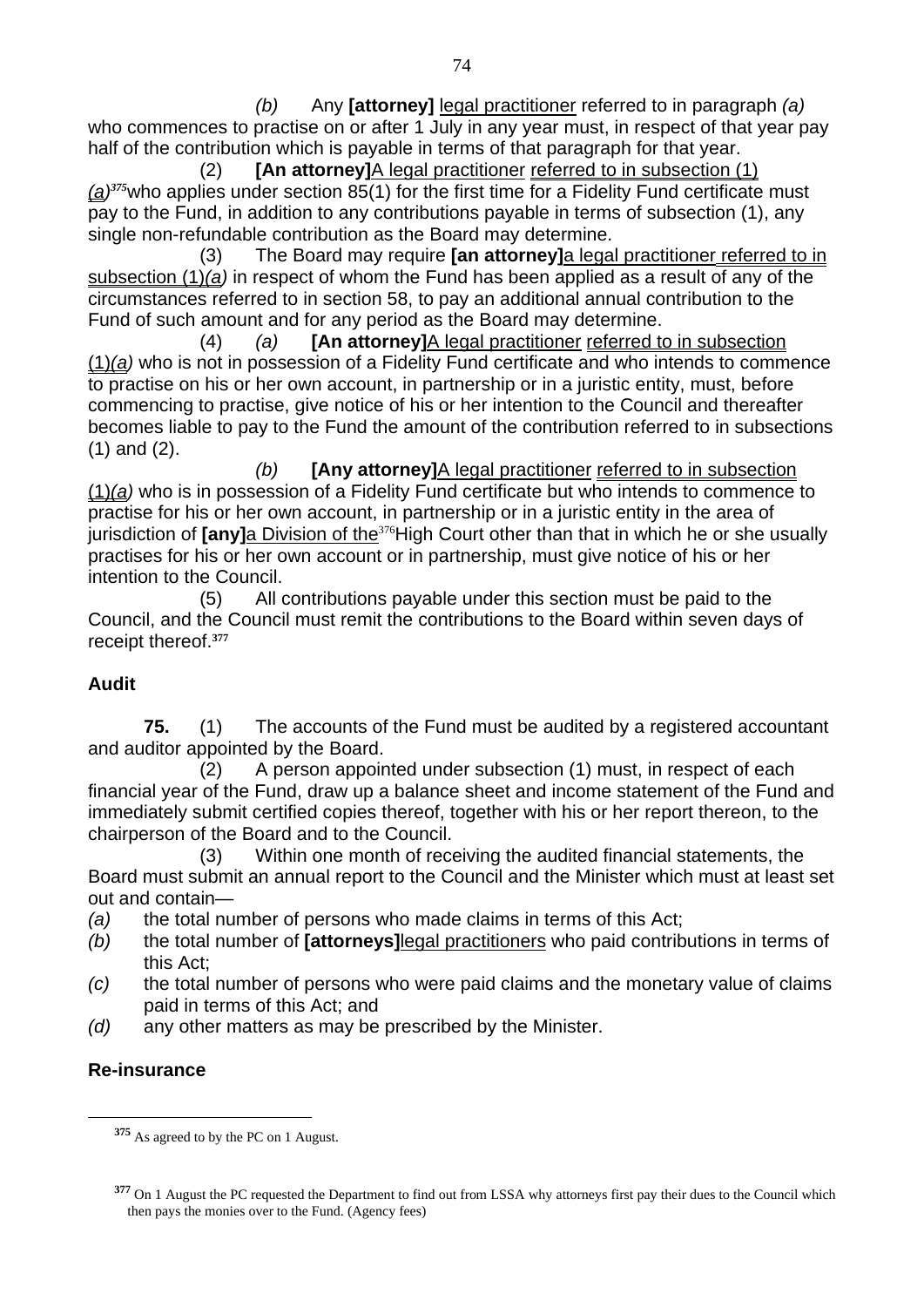(b) Any **[attorney]** legal practitioner referred to in paragraph *(a)* who commences to practise on or after 1 July in any year must, in respect of that year pay half of the contribution which is payable in terms of that paragraph for that year.

(2) **[An attorney]**A legal practitioner referred to in subsection (1)*(a)*[375]who applies under section 85(1) for the first time for a Fidelity Fund certificate must pay to the Fund, in addition to any contributions payable in terms of subsection (1), any single non-refundable contribution as the Board may determine.

(3) The Board may require **[an attorney]**a legal practitioner referred to in subsection (1)*(a)* in respect of whom the Fund has been applied as a result of any of the circumstances referred to in section 58, to pay an additional annual contribution to the Fund of such amount and for any period as the Board may determine.

(4) *(a)* **[An attorney]**A legal practitioner referred to in subsection (1)*(a)* who is not in possession of a Fidelity Fund certificate and who intends to commence to practise on his or her own account, in partnership or in a juristic entity, must, before commencing to practise, give notice of his or her intention to the Council and thereafter becomes liable to pay to the Fund the amount of the contribution referred to in subsections (1) and (2).

*(b)* **[Any attorney]**A legal practitioner referred to in subsection (1)*(a)* who is in possession of a Fidelity Fund certificate but who intends to commence to practise for his or her own account, in partnership or in a juristic entity in the area of jurisdiction of **[any]**a Division of the[376]High Court other than that in which he or she usually practises for his or her own account or in partnership, must give notice of his or her intention to the Council.

(5) All contributions payable under this section must be paid to the Council, and the Council must remit the contributions to the Board within seven days of receipt thereof.[377]

**Audit**

**75.** (1) The accounts of the Fund must be audited by a registered accountant and auditor appointed by the Board.

(2) A person appointed under subsection (1) must, in respect of each financial year of the Fund, draw up a balance sheet and income statement of the Fund and immediately submit certified copies thereof, together with his or her report thereon, to the chairperson of the Board and to the Council.

(3) Within one month of receiving the audited financial statements, the Board must submit an annual report to the Council and the Minister which must at least set out and contain—

*(a)* the total number of persons who made claims in terms of this Act;

*(b)* the total number of **[attorneys]**legal practitioners who paid contributions in terms of this Act;

*(c)* the total number of persons who were paid claims and the monetary value of claims paid in terms of this Act; and

*(d)* any other matters as may be prescribed by the Minister.

**Re-insurance**

---

[375] As agreed to by the PC on 1 August.

[377] On 1 August the PC requested the Department to find out from LSSA why attorneys first pay their dues to the Council which then pays the monies over to the Fund. (Agency fees)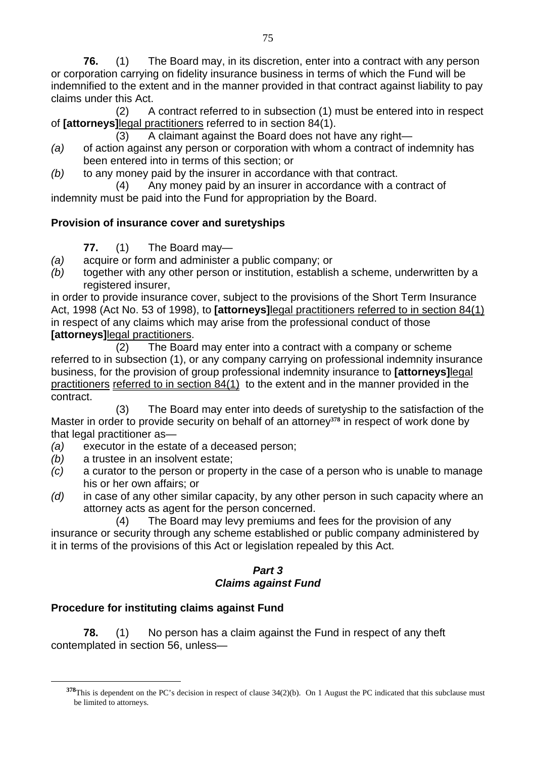**76.** (1) The Board may, in its discretion, enter into a contract with any person or corporation carrying on fidelity insurance business in terms of which the Fund will be indemnified to the extent and in the manner provided in that contract against liability to pay claims under this Act.

(2) A contract referred to in subsection (1) must be entered into in respect of **[attorneys]**<u>legal practitioners</u> referred to in section 84(1).

(3) A claimant against the Board does not have any right—

*(a)* of action against any person or corporation with whom a contract of indemnity has been entered into in terms of this section; or

*(b)* to any money paid by the insurer in accordance with that contract.

(4) Any money paid by an insurer in accordance with a contract of indemnity must be paid into the Fund for appropriation by the Board.

**Provision of insurance cover and suretyships**

**77.** (1) The Board may—

*(a)* acquire or form and administer a public company; or

*(b)* together with any other person or institution, establish a scheme, underwritten by a registered insurer,

in order to provide insurance cover, subject to the provisions of the Short Term Insurance Act, 1998 (Act No. 53 of 1998), to **[attorneys]**<u>legal practitioners</u> <u>referred to in section 84(1)</u> in respect of any claims which may arise from the professional conduct of those **[attorneys]**<u>legal practitioners</u>.

(2) The Board may enter into a contract with a company or scheme referred to in subsection (1), or any company carrying on professional indemnity insurance business, for the provision of group professional indemnity insurance to **[attorneys]**<u>legal practitioners</u> <u>referred to in section 84(1)</u> to the extent and in the manner provided in the contract.

(3) The Board may enter into deeds of suretyship to the satisfaction of the Master in order to provide security on behalf of an attorney[378] in respect of work done by that legal practitioner as—

*(a)* executor in the estate of a deceased person;

*(b)* a trustee in an insolvent estate;

*(c)* a curator to the person or property in the case of a person who is unable to manage his or her own affairs; or

*(d)* in case of any other similar capacity, by any other person in such capacity where an attorney acts as agent for the person concerned.

(4) The Board may levy premiums and fees for the provision of any insurance or security through any scheme established or public company administered by it in terms of the provisions of this Act or legislation repealed by this Act.

***Part 3***
***Claims against Fund***

**Procedure for instituting claims against Fund**

**78.** (1) No person has a claim against the Fund in respect of any theft contemplated in section 56, unless—

---

[378] This is dependent on the PC's decision in respect of clause 34(2)(b). On 1 August the PC indicated that this subclause must be limited to attorneys.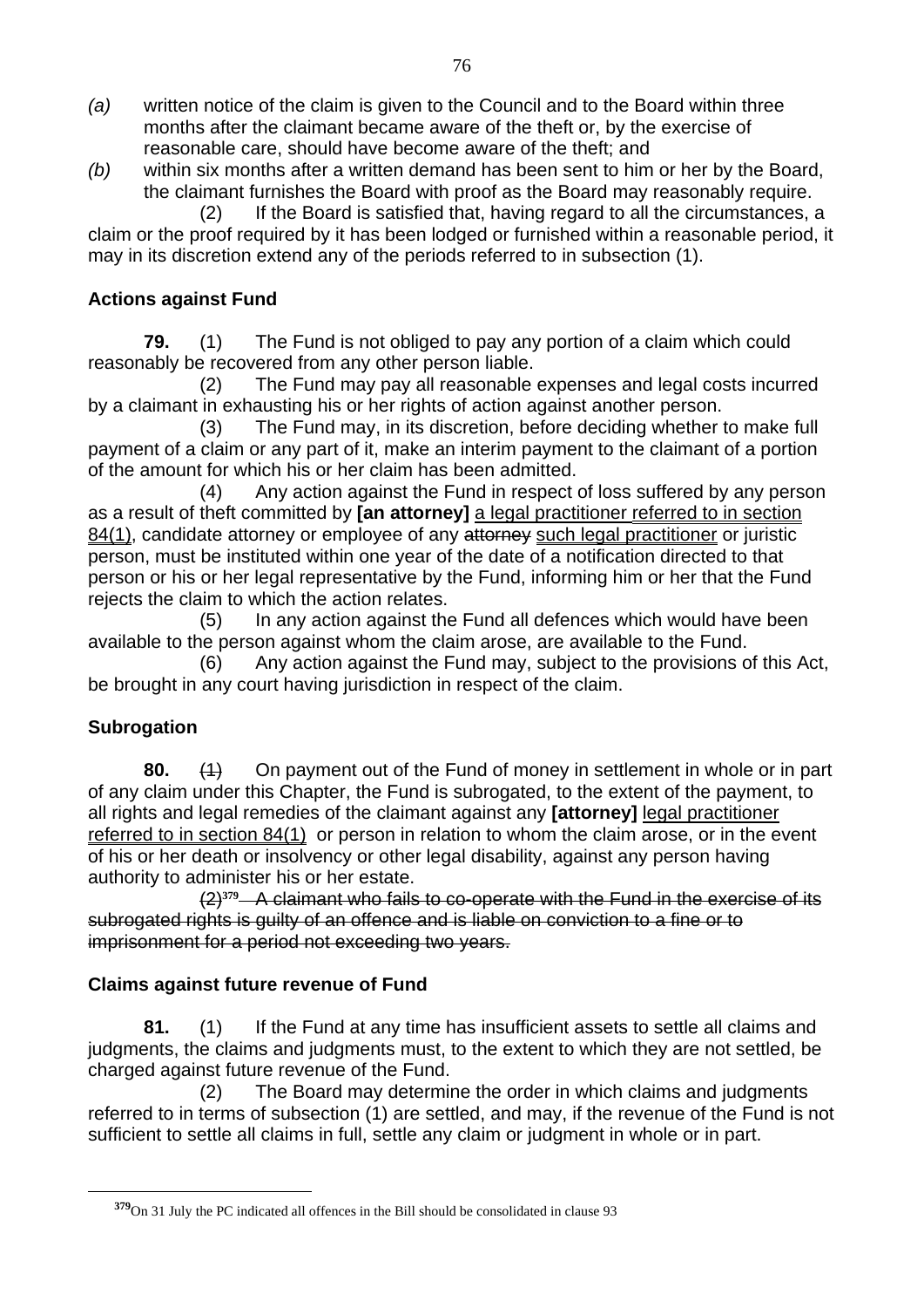*(a)* written notice of the claim is given to the Council and to the Board within three months after the claimant became aware of the theft or, by the exercise of reasonable care, should have become aware of the theft; and

*(b)* within six months after a written demand has been sent to him or her by the Board, the claimant furnishes the Board with proof as the Board may reasonably require.

(2) If the Board is satisfied that, having regard to all the circumstances, a claim or the proof required by it has been lodged or furnished within a reasonable period, it may in its discretion extend any of the periods referred to in subsection (1).

**Actions against Fund**

**79.** (1) The Fund is not obliged to pay any portion of a claim which could reasonably be recovered from any other person liable.

(2) The Fund may pay all reasonable expenses and legal costs incurred by a claimant in exhausting his or her rights of action against another person.

(3) The Fund may, in its discretion, before deciding whether to make full payment of a claim or any part of it, make an interim payment to the claimant of a portion of the amount for which his or her claim has been admitted.

(4) Any action against the Fund in respect of loss suffered by any person as a result of theft committed by **[an attorney]** <u>a legal practitioner referred to in section 84(1)</u>, candidate attorney or employee of any ~~attorney~~ <u>such legal practitioner</u> or juristic person, must be instituted within one year of the date of a notification directed to that person or his or her legal representative by the Fund, informing him or her that the Fund rejects the claim to which the action relates.

(5) In any action against the Fund all defences which would have been available to the person against whom the claim arose, are available to the Fund.

(6) Any action against the Fund may, subject to the provisions of this Act, be brought in any court having jurisdiction in respect of the claim.

**Subrogation**

**80.** ~~(1)~~ On payment out of the Fund of money in settlement in whole or in part of any claim under this Chapter, the Fund is subrogated, to the extent of the payment, to all rights and legal remedies of the claimant against any **[attorney]** <u>legal practitioner referred to in section 84(1)</u> or person in relation to whom the claim arose, or in the event of his or her death or insolvency or other legal disability, against any person having authority to administer his or her estate.

~~(2)~~[379] ~~A claimant who fails to co-operate with the Fund in the exercise of its subrogated rights is guilty of an offence and is liable on conviction to a fine or to imprisonment for a period not exceeding two years.~~

**Claims against future revenue of Fund**

**81.** (1) If the Fund at any time has insufficient assets to settle all claims and judgments, the claims and judgments must, to the extent to which they are not settled, be charged against future revenue of the Fund.

(2) The Board may determine the order in which claims and judgments referred to in terms of subsection (1) are settled, and may, if the revenue of the Fund is not sufficient to settle all claims in full, settle any claim or judgment in whole or in part.

---

[379] On 31 July the PC indicated all offences in the Bill should be consolidated in clause 93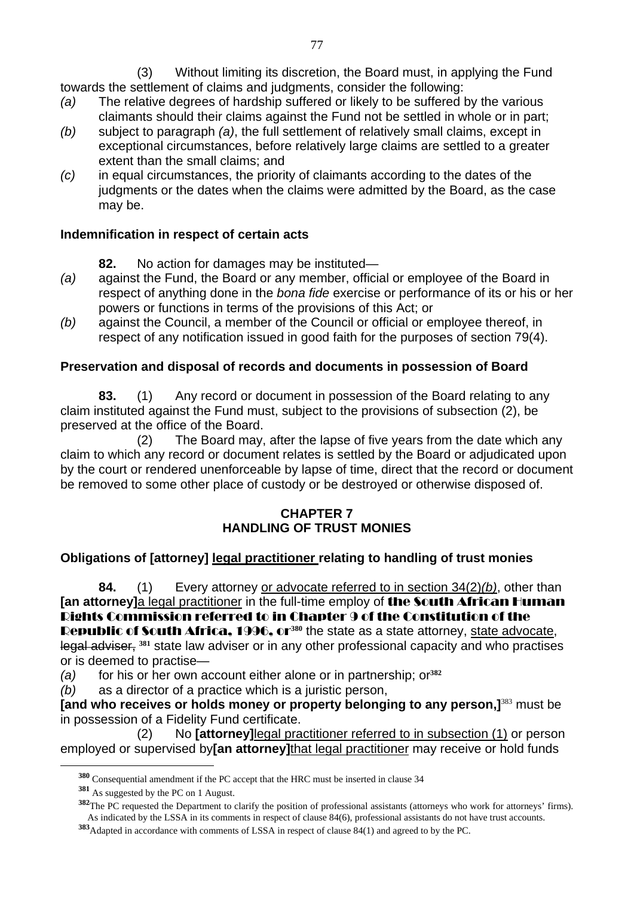(3) Without limiting its discretion, the Board must, in applying the Fund towards the settlement of claims and judgments, consider the following:

*(a)* The relative degrees of hardship suffered or likely to be suffered by the various claimants should their claims against the Fund not be settled in whole or in part;

*(b)* subject to paragraph *(a)*, the full settlement of relatively small claims, except in exceptional circumstances, before relatively large claims are settled to a greater extent than the small claims; and

*(c)* in equal circumstances, the priority of claimants according to the dates of the judgments or the dates when the claims were admitted by the Board, as the case may be.

**Indemnification in respect of certain acts**

**82.** No action for damages may be instituted—

*(a)* against the Fund, the Board or any member, official or employee of the Board in respect of anything done in the *bona fide* exercise or performance of its or his or her powers or functions in terms of the provisions of this Act; or

*(b)* against the Council, a member of the Council or official or employee thereof, in respect of any notification issued in good faith for the purposes of section 79(4).

**Preservation and disposal of records and documents in possession of Board**

**83.** (1) Any record or document in possession of the Board relating to any claim instituted against the Fund must, subject to the provisions of subsection (2), be preserved at the office of the Board.

(2) The Board may, after the lapse of five years from the date which any claim to which any record or document relates is settled by the Board or adjudicated upon by the court or rendered unenforceable by lapse of time, direct that the record or document be removed to some other place of custody or be destroyed or otherwise disposed of.

**CHAPTER 7**
**HANDLING OF TRUST MONIES**

**Obligations of [attorney] <u>legal practitioner</u> relating to handling of trust monies**

**84.** (1) Every attorney <u>or advocate referred to in section 34(2)*(b)*</u>, other than **[an attorney]**<u>a legal practitioner</u> in the full-time employ of **the South African Human Rights Commission referred to in Chapter 9 of the Constitution of the Republic of South Africa, 1996, or**[380] the state as a state attorney, <u>state advocate</u>, ~~legal adviser,~~ [381] state law adviser or in any other professional capacity and who practises or is deemed to practise—

*(a)* for his or her own account either alone or in partnership; or[382]

*(b)* as a director of a practice which is a juristic person,

**[and who receives or holds money or property belonging to any person,]**[383] must be in possession of a Fidelity Fund certificate.

(2) No **[attorney]**<u>legal practitioner referred to in subsection (1)</u> or person employed or supervised by**[an attorney]**<u>that legal practitioner</u> may receive or hold funds

---

[380] Consequential amendment if the PC accept that the HRC must be inserted in clause 34

[381] As suggested by the PC on 1 August.

[382] The PC requested the Department to clarify the position of professional assistants (attorneys who work for attorneys' firms). As indicated by the LSSA in its comments in respect of clause 84(6), professional assistants do not have trust accounts.

[383] Adapted in accordance with comments of LSSA in respect of clause 84(1) and agreed to by the PC.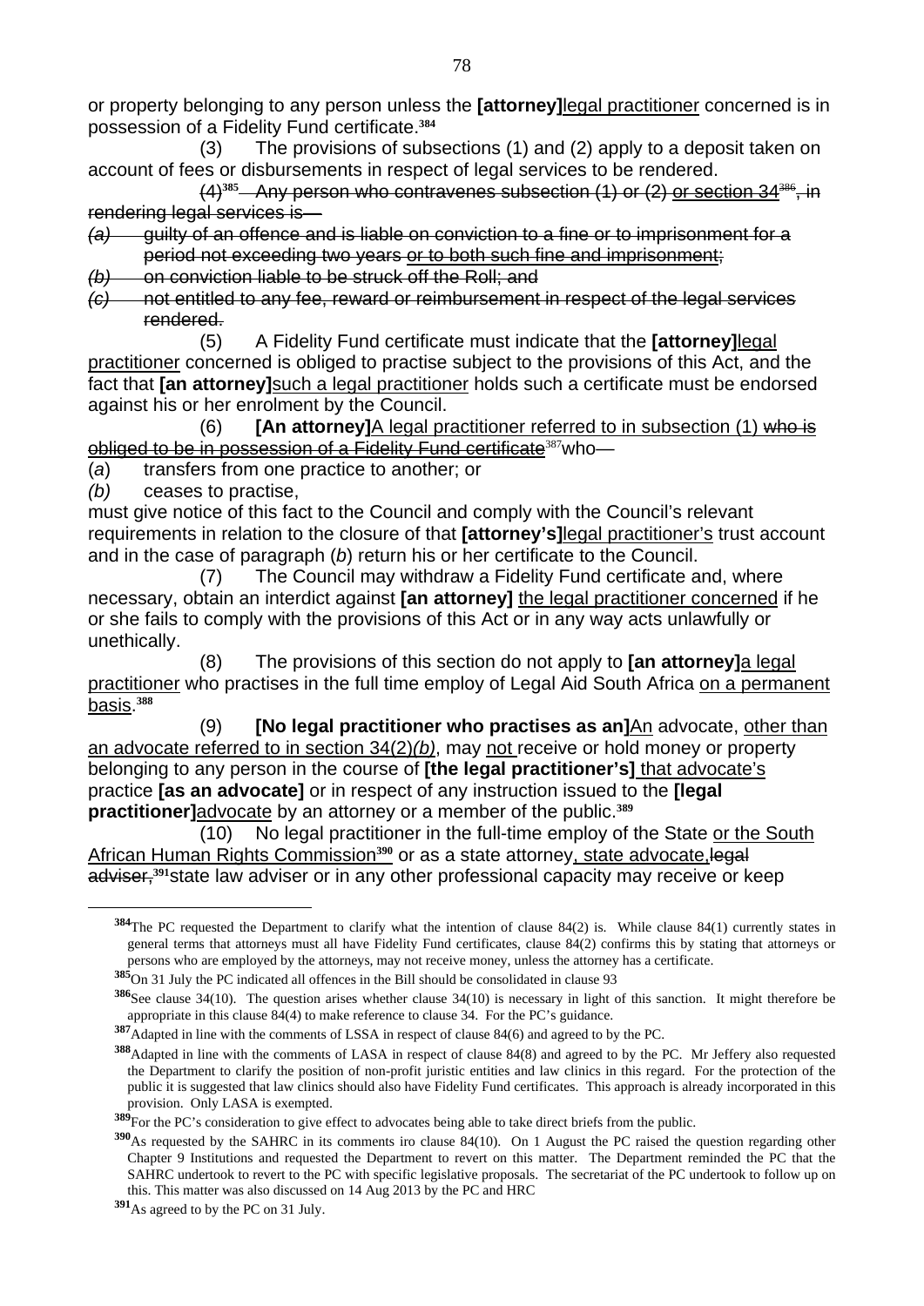or property belonging to any person unless the **[attorney]**<u>legal practitioner</u> concerned is in possession of a Fidelity Fund certificate.[384]

(3) The provisions of subsections (1) and (2) apply to a deposit taken on account of fees or disbursements in respect of legal services to be rendered.

~~(4)[385] Any person who contravenes subsection (1) or (2) or section 34[386], in rendering legal services is—~~

~~*(a)* guilty of an offence and is liable on conviction to a fine or to imprisonment for a period not exceeding two years or to both such fine and imprisonment;~~

~~*(b)* on conviction liable to be struck off the Roll; and~~

~~*(c)* not entitled to any fee, reward or reimbursement in respect of the legal services rendered.~~

(5) A Fidelity Fund certificate must indicate that the **[attorney]**<u>legal practitioner</u> concerned is obliged to practise subject to the provisions of this Act, and the fact that **[an attorney]**<u>such a legal practitioner</u> holds such a certificate must be endorsed against his or her enrolment by the Council.

(6) **[An attorney]**<u>A legal practitioner referred to in subsection (1)</u> ~~who is obliged to be in possession of a Fidelity Fund certificate~~[387]who—

(*a*) transfers from one practice to another; or

*(b)* ceases to practise,

must give notice of this fact to the Council and comply with the Council's relevant requirements in relation to the closure of that **[attorney's]**<u>legal practitioner's</u> trust account and in the case of paragraph (*b*) return his or her certificate to the Council.

(7) The Council may withdraw a Fidelity Fund certificate and, where necessary, obtain an interdict against **[an attorney]** <u>the legal practitioner concerned</u> if he or she fails to comply with the provisions of this Act or in any way acts unlawfully or unethically.

(8) The provisions of this section do not apply to **[an attorney]**<u>a legal practitioner</u> who practises in the full time employ of Legal Aid South Africa <u>on a permanent basis</u>.[388]

(9) **[No legal practitioner who practises as an]**<u>An</u> advocate, <u>other than an advocate referred to in section 34(2)*(b)*</u>, may <u>not</u> receive or hold money or property belonging to any person in the course of **[the legal practitioner's]** <u>that advocate's</u> practice **[as an advocate]** or in respect of any instruction issued to the **[legal practitioner]**<u>advocate</u> by an attorney or a member of the public.[389]

(10) No legal practitioner in the full-time employ of the State <u>or the South African Human Rights Commission</u>[390] or as a state attorney<u>, state advocate,</u>~~legal adviser,~~[391]state law adviser or in any other professional capacity may receive or keep

---

[384] The PC requested the Department to clarify what the intention of clause 84(2) is. While clause 84(1) currently states in general terms that attorneys must all have Fidelity Fund certificates, clause 84(2) confirms this by stating that attorneys or persons who are employed by the attorneys, may not receive money, unless the attorney has a certificate.

[385] On 31 July the PC indicated all offences in the Bill should be consolidated in clause 93

[386] See clause 34(10). The question arises whether clause 34(10) is necessary in light of this sanction. It might therefore be appropriate in this clause 84(4) to make reference to clause 34. For the PC's guidance.

[387] Adapted in line with the comments of LSSA in respect of clause 84(6) and agreed to by the PC.

[388] Adapted in line with the comments of LASA in respect of clause 84(8) and agreed to by the PC. Mr Jeffery also requested the Department to clarify the position of non-profit juristic entities and law clinics in this regard. For the protection of the public it is suggested that law clinics should also have Fidelity Fund certificates. This approach is already incorporated in this provision. Only LASA is exempted.

[389] For the PC's consideration to give effect to advocates being able to take direct briefs from the public.

[390] As requested by the SAHRC in its comments iro clause 84(10). On 1 August the PC raised the question regarding other Chapter 9 Institutions and requested the Department to revert on this matter. The Department reminded the PC that the SAHRC undertook to revert to the PC with specific legislative proposals. The secretariat of the PC undertook to follow up on this. This matter was also discussed on 14 Aug 2013 by the PC and HRC

[391] As agreed to by the PC on 31 July.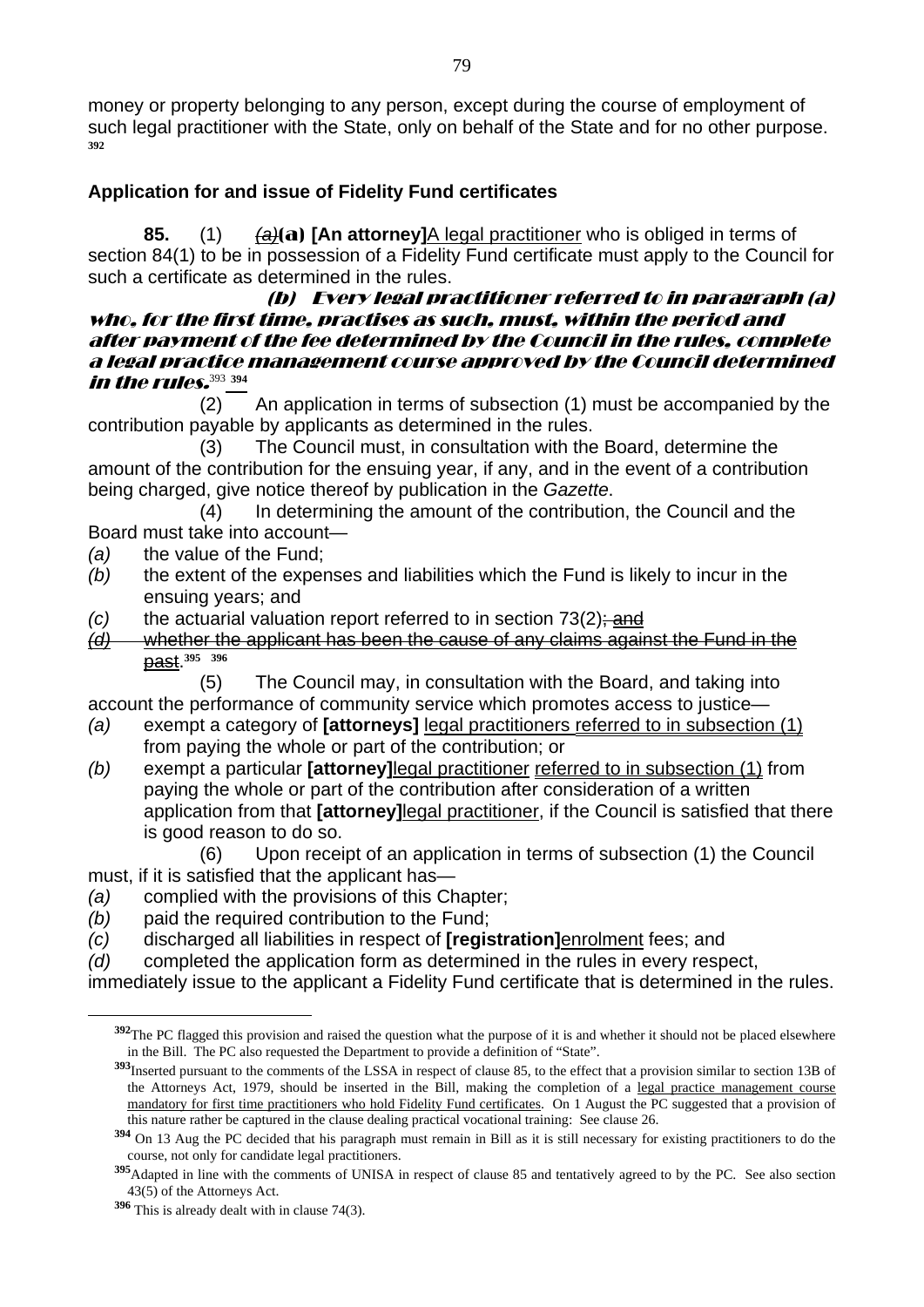money or property belonging to any person, except during the course of employment of such legal practitioner with the State, only on behalf of the State and for no other purpose.[392]

**Application for and issue of Fidelity Fund certificates**

**85.** (1) ~~*(a)*~~**(a)** **[An attorney]**<u>A legal practitioner</u> who is obliged in terms of section 84(1) to be in possession of a Fidelity Fund certificate must apply to the Council for such a certificate as determined in the rules.

***(b) Every legal practitioner referred to in paragraph (a) who, for the first time, practises as such, must, within the period and after payment of the fee determined by the Council in the rules, complete a legal practice management course approved by the Council determined in the rules.***[393] [394]

(2) An application in terms of subsection (1) must be accompanied by the contribution payable by applicants as determined in the rules.

(3) The Council must, in consultation with the Board, determine the amount of the contribution for the ensuing year, if any, and in the event of a contribution being charged, give notice thereof by publication in the *Gazette*.

(4) In determining the amount of the contribution, the Council and the Board must take into account—

*(a)* the value of the Fund;

*(b)* the extent of the expenses and liabilities which the Fund is likely to incur in the ensuing years; and

*(c)* the actuarial valuation report referred to in section 73(2)~~; and~~

~~*(d)* whether the applicant has been the cause of any claims against the Fund in the past~~.[395] [396]

(5) The Council may, in consultation with the Board, and taking into account the performance of community service which promotes access to justice—

*(a)* exempt a category of **[attorneys]** <u>legal practitioners</u> <u>referred to in subsection (1)</u> from paying the whole or part of the contribution; or

*(b)* exempt a particular **[attorney]**<u>legal practitioner</u> <u>referred to in subsection (1)</u> from paying the whole or part of the contribution after consideration of a written application from that **[attorney]**<u>legal practitioner</u>, if the Council is satisfied that there is good reason to do so.

(6) Upon receipt of an application in terms of subsection (1) the Council must, if it is satisfied that the applicant has—

*(a)* complied with the provisions of this Chapter;

*(b)* paid the required contribution to the Fund;

*(c)* discharged all liabilities in respect of **[registration]**<u>enrolment</u> fees; and

*(d)* completed the application form as determined in the rules in every respect,

immediately issue to the applicant a Fidelity Fund certificate that is determined in the rules.

---

[392] The PC flagged this provision and raised the question what the purpose of it is and whether it should not be placed elsewhere in the Bill. The PC also requested the Department to provide a definition of "State".

[393] Inserted pursuant to the comments of the LSSA in respect of clause 85, to the effect that a provision similar to section 13B of the Attorneys Act, 1979, should be inserted in the Bill, making the completion of a <u>legal practice management course mandatory for first time practitioners who hold Fidelity Fund certificates</u>. On 1 August the PC suggested that a provision of this nature rather be captured in the clause dealing practical vocational training: See clause 26.

[394] On 13 Aug the PC decided that his paragraph must remain in Bill as it is still necessary for existing practitioners to do the course, not only for candidate legal practitioners.

[395] Adapted in line with the comments of UNISA in respect of clause 85 and tentatively agreed to by the PC. See also section 43(5) of the Attorneys Act.

[396] This is already dealt with in clause 74(3).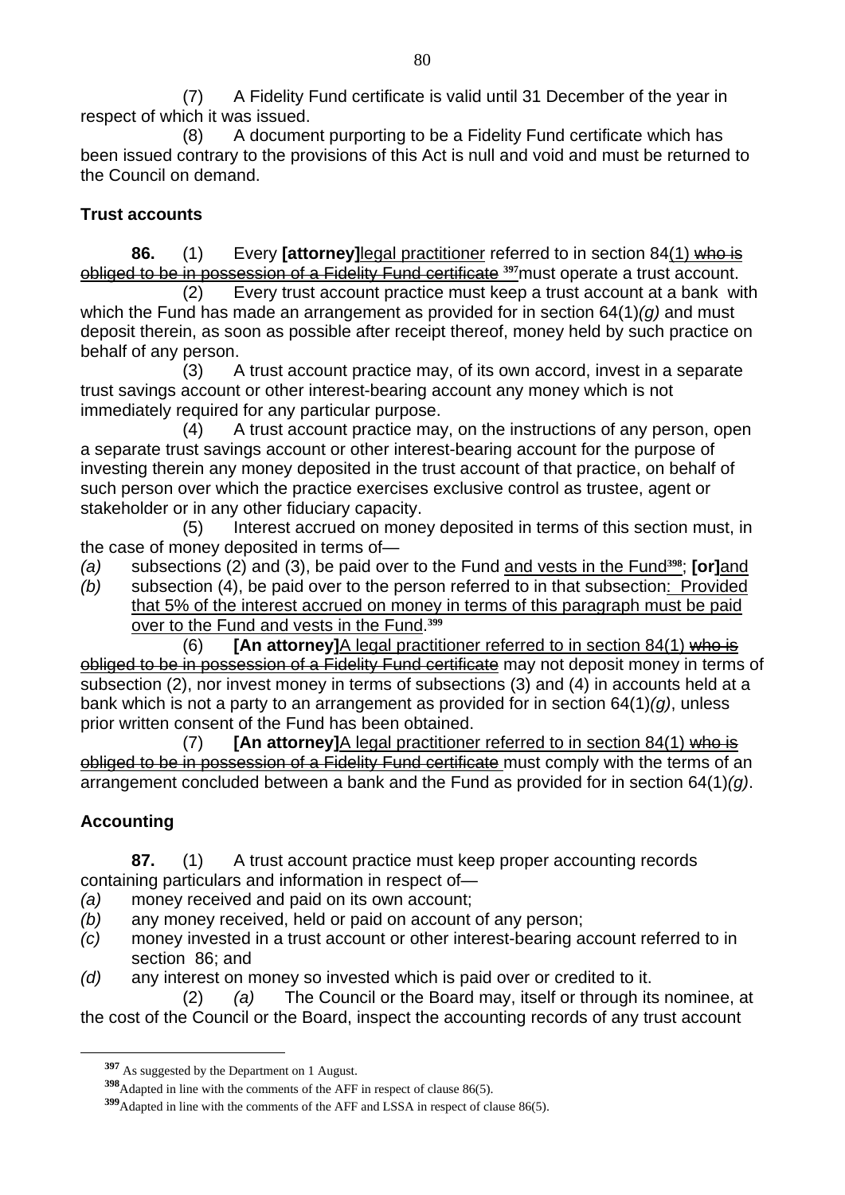(7) A Fidelity Fund certificate is valid until 31 December of the year in respect of which it was issued.

(8) A document purporting to be a Fidelity Fund certificate which has been issued contrary to the provisions of this Act is null and void and must be returned to the Council on demand.

**Trust accounts**

**86.** (1) Every **[attorney]**<u>legal practitioner</u> referred to in section 84<u>(1)</u> ~~who is obliged to be in possession of a Fidelity Fund certificate~~ [397] must operate a trust account.

(2) Every trust account practice must keep a trust account at a bank with which the Fund has made an arrangement as provided for in section 64(1)*(g)* and must deposit therein, as soon as possible after receipt thereof, money held by such practice on behalf of any person.

(3) A trust account practice may, of its own accord, invest in a separate trust savings account or other interest-bearing account any money which is not immediately required for any particular purpose.

(4) A trust account practice may, on the instructions of any person, open a separate trust savings account or other interest-bearing account for the purpose of investing therein any money deposited in the trust account of that practice, on behalf of such person over which the practice exercises exclusive control as trustee, agent or stakeholder or in any other fiduciary capacity.

(5) Interest accrued on money deposited in terms of this section must, in the case of money deposited in terms of—

*(a)* subsections (2) and (3), be paid over to the Fund <u>and vests in the Fund</u>[398]; **[or]**<u>and</u>

*(b)* subsection (4), be paid over to the person referred to in that subsection<u>: Provided that 5% of the interest accrued on money in terms of this paragraph must be paid over to the Fund and vests in the Fund</u>.[399]

(6) **[An attorney]**<u>A legal practitioner referred to in section 84(1)</u> ~~who is obliged to be in possession of a Fidelity Fund certificate~~ may not deposit money in terms of subsection (2), nor invest money in terms of subsections (3) and (4) in accounts held at a bank which is not a party to an arrangement as provided for in section 64(1)*(g)*, unless prior written consent of the Fund has been obtained.

(7) **[An attorney]**<u>A legal practitioner referred to in section 84(1)</u> ~~who is obliged to be in possession of a Fidelity Fund certificate~~ must comply with the terms of an arrangement concluded between a bank and the Fund as provided for in section 64(1)*(g)*.

**Accounting**

**87.** (1) A trust account practice must keep proper accounting records containing particulars and information in respect of—

*(a)* money received and paid on its own account;

*(b)* any money received, held or paid on account of any person;

*(c)* money invested in a trust account or other interest-bearing account referred to in section 86; and

*(d)* any interest on money so invested which is paid over or credited to it.

(2) *(a)* The Council or the Board may, itself or through its nominee, at the cost of the Council or the Board, inspect the accounting records of any trust account

---

[397] As suggested by the Department on 1 August.

[398] Adapted in line with the comments of the AFF in respect of clause 86(5).

[399] Adapted in line with the comments of the AFF and LSSA in respect of clause 86(5).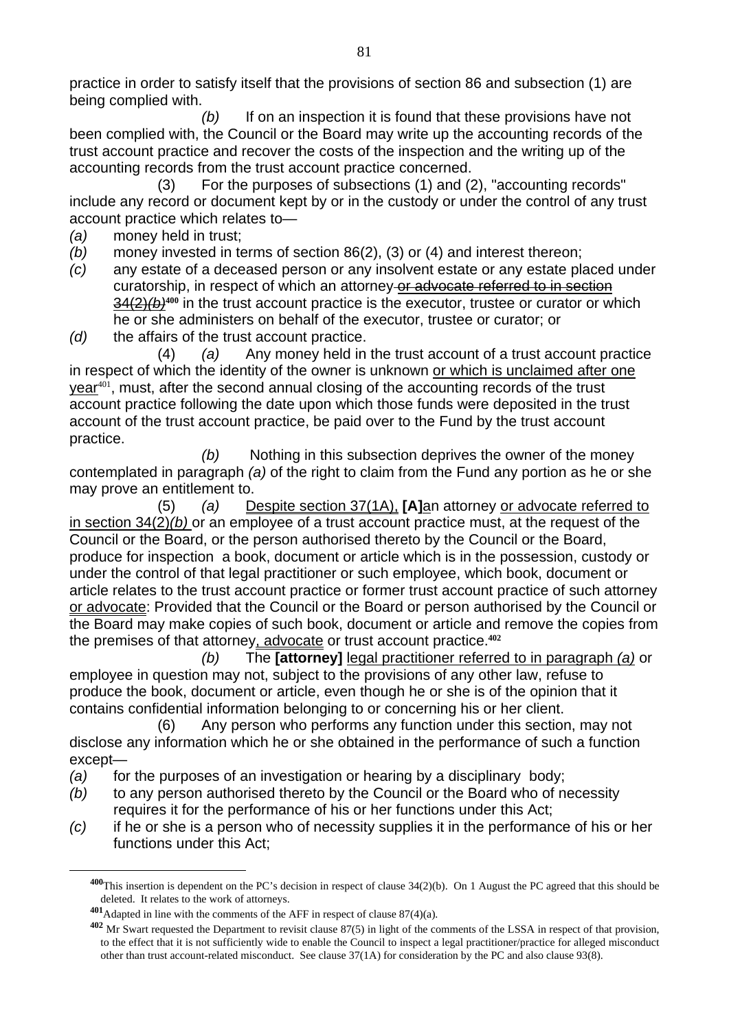practice in order to satisfy itself that the provisions of section 86 and subsection (1) are being complied with.

*(b)* If on an inspection it is found that these provisions have not been complied with, the Council or the Board may write up the accounting records of the trust account practice and recover the costs of the inspection and the writing up of the accounting records from the trust account practice concerned.

(3) For the purposes of subsections (1) and (2), "accounting records" include any record or document kept by or in the custody or under the control of any trust account practice which relates to—

*(a)* money held in trust;

*(b)* money invested in terms of section 86(2), (3) or (4) and interest thereon;

*(c)* any estate of a deceased person or any insolvent estate or any estate placed under curatorship, in respect of which an attorney ~~or advocate referred to in section 34(2)*(b)*~~[400] in the trust account practice is the executor, trustee or curator or which he or she administers on behalf of the executor, trustee or curator; or

*(d)* the affairs of the trust account practice.

(4) *(a)* Any money held in the trust account of a trust account practice in respect of which the identity of the owner is unknown <u>or which is unclaimed after one year</u>[401], must, after the second annual closing of the accounting records of the trust account practice following the date upon which those funds were deposited in the trust account of the trust account practice, be paid over to the Fund by the trust account practice.

*(b)* Nothing in this subsection deprives the owner of the money contemplated in paragraph *(a)* of the right to claim from the Fund any portion as he or she may prove an entitlement to.

(5) *(a)* <u>Despite section 37(1A),</u> **[A]**<u>a</u>n attorney <u>or advocate referred to in section 34(2)*(b)*</u> or an employee of a trust account practice must, at the request of the Council or the Board, or the person authorised thereto by the Council or the Board, produce for inspection a book, document or article which is in the possession, custody or under the control of that legal practitioner or such employee, which book, document or article relates to the trust account practice or former trust account practice of such attorney <u>or advocate</u>: Provided that the Council or the Board or person authorised by the Council or the Board may make copies of such book, document or article and remove the copies from the premises of that attorney<u>, advocate</u> or trust account practice.[402]

*(b)* The **[attorney]** <u>legal practitioner referred to in paragraph *(a)*</u> or employee in question may not, subject to the provisions of any other law, refuse to produce the book, document or article, even though he or she is of the opinion that it contains confidential information belonging to or concerning his or her client.

(6) Any person who performs any function under this section, may not disclose any information which he or she obtained in the performance of such a function except—

*(a)* for the purposes of an investigation or hearing by a disciplinary body;

*(b)* to any person authorised thereto by the Council or the Board who of necessity requires it for the performance of his or her functions under this Act;

*(c)* if he or she is a person who of necessity supplies it in the performance of his or her functions under this Act;

---

[400] This insertion is dependent on the PC's decision in respect of clause 34(2)(b). On 1 August the PC agreed that this should be deleted. It relates to the work of attorneys.

[401] Adapted in line with the comments of the AFF in respect of clause 87(4)(a).

[402] Mr Swart requested the Department to revisit clause 87(5) in light of the comments of the LSSA in respect of that provision, to the effect that it is not sufficiently wide to enable the Council to inspect a legal practitioner/practice for alleged misconduct other than trust account-related misconduct. See clause 37(1A) for consideration by the PC and also clause 93(8).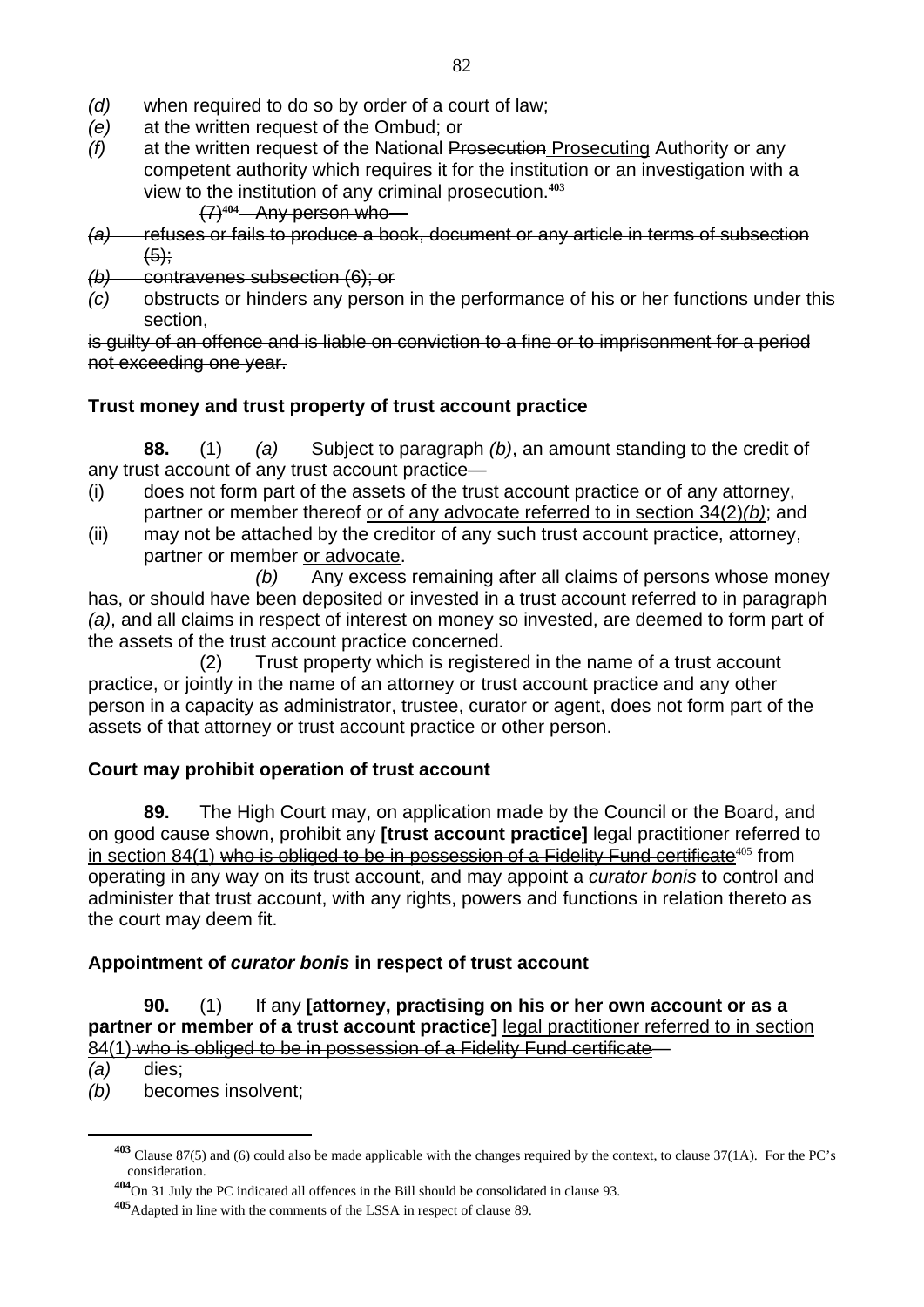*(d)* when required to do so by order of a court of law;

*(e)* at the written request of the Ombud; or

*(f)* at the written request of the National ~~Prosecution~~ <u>Prosecuting</u> Authority or any competent authority which requires it for the institution or an investigation with a view to the institution of any criminal prosecution.[403]

~~(7)[404] Any person who—~~

~~*(a)* refuses or fails to produce a book, document or any article in terms of subsection (5);~~

~~*(b)* contravenes subsection (6); or~~

~~*(c)* obstructs or hinders any person in the performance of his or her functions under this section,~~

~~is guilty of an offence and is liable on conviction to a fine or to imprisonment for a period not exceeding one year.~~

**Trust money and trust property of trust account practice**

**88.** (1) *(a)* Subject to paragraph *(b)*, an amount standing to the credit of any trust account of any trust account practice—

(i) does not form part of the assets of the trust account practice or of any attorney, partner or member thereof <u>or of any advocate referred to in section 34(2)*(b)*</u>; and

(ii) may not be attached by the creditor of any such trust account practice, attorney, partner or member <u>or advocate</u>.

*(b)* Any excess remaining after all claims of persons whose money has, or should have been deposited or invested in a trust account referred to in paragraph *(a)*, and all claims in respect of interest on money so invested, are deemed to form part of the assets of the trust account practice concerned.

(2) Trust property which is registered in the name of a trust account practice, or jointly in the name of an attorney or trust account practice and any other person in a capacity as administrator, trustee, curator or agent, does not form part of the assets of that attorney or trust account practice or other person.

**Court may prohibit operation of trust account**

**89.** The High Court may, on application made by the Council or the Board, and on good cause shown, prohibit any **[trust account practice]** <u>legal practitioner referred to in section 84(1)</u> ~~<u>who is obliged to be in possession of a Fidelity Fund certificate</u>~~[405] from operating in any way on its trust account, and may appoint a *curator bonis* to control and administer that trust account, with any rights, powers and functions in relation thereto as the court may deem fit.

**Appointment of *curator bonis* in respect of trust account**

**90.** (1) If any **[attorney, practising on his or her own account or as a partner or member of a trust account practice]** <u>legal practitioner referred to in section 84(1)</u> ~~<u>who is obliged to be in possession of a Fidelity Fund certificate</u>~~—

*(a)* dies;

*(b)* becomes insolvent;

---

[403] Clause 87(5) and (6) could also be made applicable with the changes required by the context, to clause 37(1A). For the PC's consideration.

[404] On 31 July the PC indicated all offences in the Bill should be consolidated in clause 93.

[405] Adapted in line with the comments of the LSSA in respect of clause 89.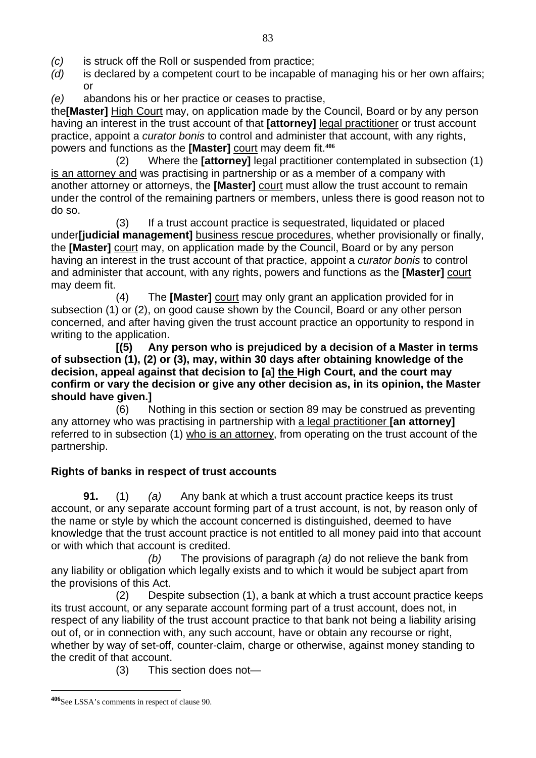*(c)* is struck off the Roll or suspended from practice;

*(d)* is declared by a competent court to be incapable of managing his or her own affairs; or

*(e)* abandons his or her practice or ceases to practise,

the**[Master]** <u>High Court</u> may, on application made by the Council, Board or by any person having an interest in the trust account of that **[attorney]** <u>legal practitioner</u> or trust account practice, appoint a *curator bonis* to control and administer that account, with any rights, powers and functions as the **[Master]** <u>court</u> may deem fit.[406]

(2) Where the **[attorney]** <u>legal practitioner</u> contemplated in subsection (1) <u>is an attorney and</u> was practising in partnership or as a member of a company with another attorney or attorneys, the **[Master]** <u>court</u> must allow the trust account to remain under the control of the remaining partners or members, unless there is good reason not to do so.

(3) If a trust account practice is sequestrated, liquidated or placed under**[judicial management]** <u>business rescue procedures</u>, whether provisionally or finally, the **[Master]** <u>court</u> may, on application made by the Council, Board or by any person having an interest in the trust account of that practice, appoint a *curator bonis* to control and administer that account, with any rights, powers and functions as the **[Master]** <u>court</u> may deem fit.

(4) The **[Master]** <u>court</u> may only grant an application provided for in subsection (1) or (2), on good cause shown by the Council, Board or any other person concerned, and after having given the trust account practice an opportunity to respond in writing to the application.

**[(5) Any person who is prejudiced by a decision of a Master in terms of subsection (1), (2) or (3), may, within 30 days after obtaining knowledge of the decision, appeal against that decision to [a] <u>the</u> High Court, and the court may confirm or vary the decision or give any other decision as, in its opinion, the Master should have given.]**

(6) Nothing in this section or section 89 may be construed as preventing any attorney who was practising in partnership with <u>a legal practitioner</u> **[an attorney]** referred to in subsection (1) <u>who is an attorney</u>, from operating on the trust account of the partnership.

**Rights of banks in respect of trust accounts**

**91.** (1) *(a)* Any bank at which a trust account practice keeps its trust account, or any separate account forming part of a trust account, is not, by reason only of the name or style by which the account concerned is distinguished, deemed to have knowledge that the trust account practice is not entitled to all money paid into that account or with which that account is credited.

*(b)* The provisions of paragraph *(a)* do not relieve the bank from any liability or obligation which legally exists and to which it would be subject apart from the provisions of this Act.

(2) Despite subsection (1), a bank at which a trust account practice keeps its trust account, or any separate account forming part of a trust account, does not, in respect of any liability of the trust account practice to that bank not being a liability arising out of, or in connection with, any such account, have or obtain any recourse or right, whether by way of set-off, counter-claim, charge or otherwise, against money standing to the credit of that account.

(3) This section does not—

---

[406] See LSSA's comments in respect of clause 90.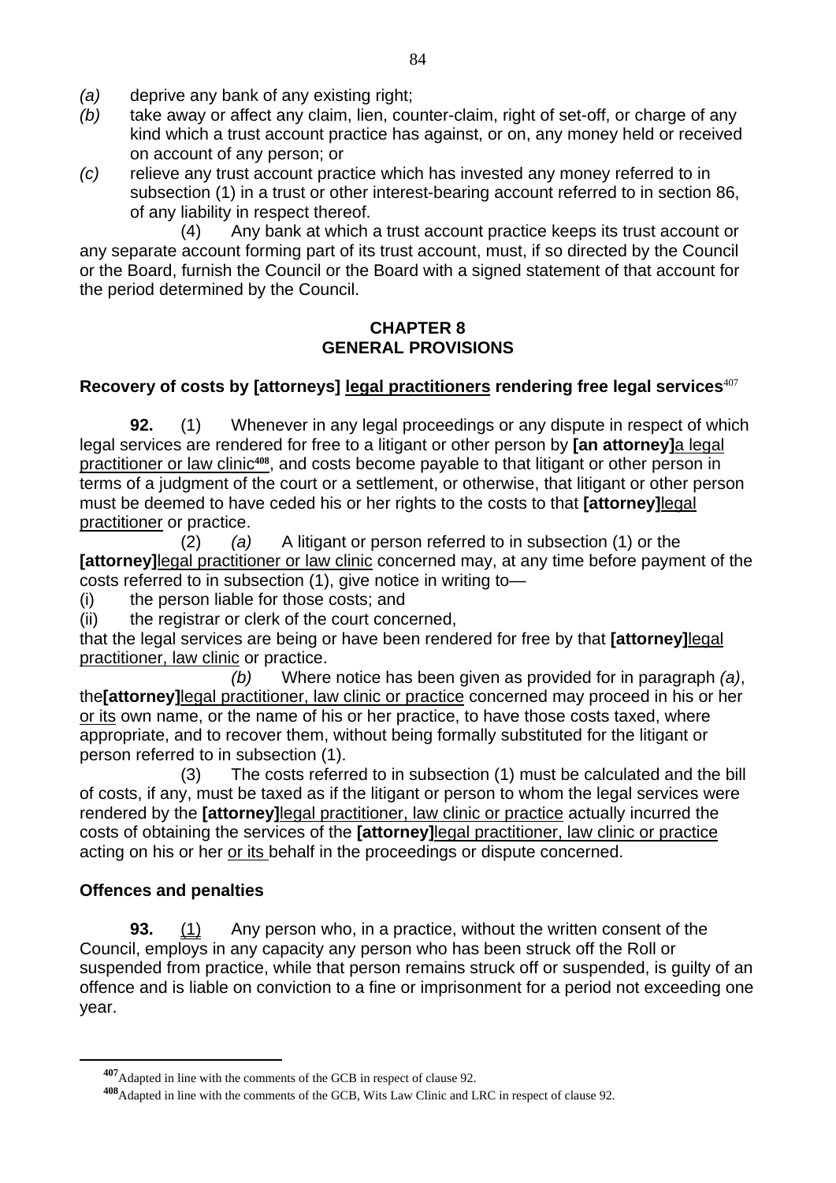*(a)* deprive any bank of any existing right;

*(b)* take away or affect any claim, lien, counter-claim, right of set-off, or charge of any kind which a trust account practice has against, or on, any money held or received on account of any person; or

*(c)* relieve any trust account practice which has invested any money referred to in subsection (1) in a trust or other interest-bearing account referred to in section 86, of any liability in respect thereof.

(4) Any bank at which a trust account practice keeps its trust account or any separate account forming part of its trust account, must, if so directed by the Council or the Board, furnish the Council or the Board with a signed statement of that account for the period determined by the Council.

## CHAPTER 8
## GENERAL PROVISIONS

### Recovery of costs by [attorneys] legal practitioners rendering free legal services[407]

**92.** (1) Whenever in any legal proceedings or any dispute in respect of which legal services are rendered for free to a litigant or other person by **[an attorney]**a legal practitioner or law clinic[408], and costs become payable to that litigant or other person in terms of a judgment of the court or a settlement, or otherwise, that litigant or other person must be deemed to have ceded his or her rights to the costs to that **[attorney]**legal practitioner or practice.

(2) *(a)* A litigant or person referred to in subsection (1) or the **[attorney]**legal practitioner or law clinic concerned may, at any time before payment of the costs referred to in subsection (1), give notice in writing to—

(i) the person liable for those costs; and

(ii) the registrar or clerk of the court concerned,

that the legal services are being or have been rendered for free by that **[attorney]**legal practitioner, law clinic or practice.

*(b)* Where notice has been given as provided for in paragraph *(a)*, the**[attorney]**legal practitioner, law clinic or practice concerned may proceed in his or her or its own name, or the name of his or her practice, to have those costs taxed, where appropriate, and to recover them, without being formally substituted for the litigant or person referred to in subsection (1).

(3) The costs referred to in subsection (1) must be calculated and the bill of costs, if any, must be taxed as if the litigant or person to whom the legal services were rendered by the **[attorney]**legal practitioner, law clinic or practice actually incurred the costs of obtaining the services of the **[attorney]**legal practitioner, law clinic or practice acting on his or her or its behalf in the proceedings or dispute concerned.

### Offences and penalties

**93.** (1) Any person who, in a practice, without the written consent of the Council, employs in any capacity any person who has been struck off the Roll or suspended from practice, while that person remains struck off or suspended, is guilty of an offence and is liable on conviction to a fine or imprisonment for a period not exceeding one year.

---

[407] Adapted in line with the comments of the GCB in respect of clause 92.

[408] Adapted in line with the comments of the GCB, Wits Law Clinic and LRC in respect of clause 92.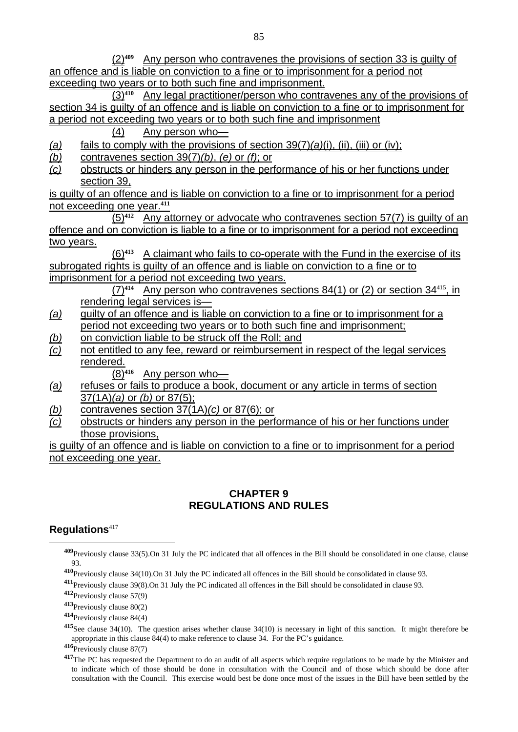(2)[409] Any person who contravenes the provisions of section 33 is guilty of an offence and is liable on conviction to a fine or to imprisonment for a period not exceeding two years or to both such fine and imprisonment.

(3)[410] Any legal practitioner/person who contravenes any of the provisions of section 34 is guilty of an offence and is liable on conviction to a fine or to imprisonment for a period not exceeding two years or to both such fine and imprisonment

(4) Any person who—

*(a)* fails to comply with the provisions of section 39(7)*(a)*(i), (ii), (iii) or (iv);

*(b)* contravenes section 39(7)*(b)*, *(e)* or *(f)*; or

*(c)* obstructs or hinders any person in the performance of his or her functions under section 39,

is guilty of an offence and is liable on conviction to a fine or to imprisonment for a period not exceeding one year.[411]

(5)[412] Any attorney or advocate who contravenes section 57(7) is guilty of an offence and on conviction is liable to a fine or to imprisonment for a period not exceeding two years.

(6)[413] A claimant who fails to co-operate with the Fund in the exercise of its subrogated rights is guilty of an offence and is liable on conviction to a fine or to imprisonment for a period not exceeding two years.

(7)[414] Any person who contravenes sections 84(1) or (2) or section 34[415], in rendering legal services is—

*(a)* guilty of an offence and is liable on conviction to a fine or to imprisonment for a period not exceeding two years or to both such fine and imprisonment;

*(b)* on conviction liable to be struck off the Roll; and

*(c)* not entitled to any fee, reward or reimbursement in respect of the legal services rendered.

(8)[416] Any person who—

*(a)* refuses or fails to produce a book, document or any article in terms of section 37(1A)*(a)* or *(b)* or 87(5);

*(b)* contravenes section 37(1A)*(c)* or 87(6); or

*(c)* obstructs or hinders any person in the performance of his or her functions under those provisions,

is guilty of an offence and is liable on conviction to a fine or to imprisonment for a period not exceeding one year.

## CHAPTER 9
## REGULATIONS AND RULES

**Regulations**[417]

---

[409] Previously clause 33(5).On 31 July the PC indicated that all offences in the Bill should be consolidated in one clause, clause 93.

[410] Previously clause 34(10).On 31 July the PC indicated all offences in the Bill should be consolidated in clause 93.

[411] Previously clause 39(8).On 31 July the PC indicated all offences in the Bill should be consolidated in clause 93.

[412] Previously clause 57(9)

[413] Previously clause 80(2)

[414] Previously clause 84(4)

[415] See clause 34(10). The question arises whether clause 34(10) is necessary in light of this sanction. It might therefore be appropriate in this clause 84(4) to make reference to clause 34. For the PC's guidance.

[416] Previously clause 87(7)

[417] The PC has requested the Department to do an audit of all aspects which require regulations to be made by the Minister and to indicate which of those should be done in consultation with the Council and of those which should be done after consultation with the Council. This exercise would best be done once most of the issues in the Bill have been settled by the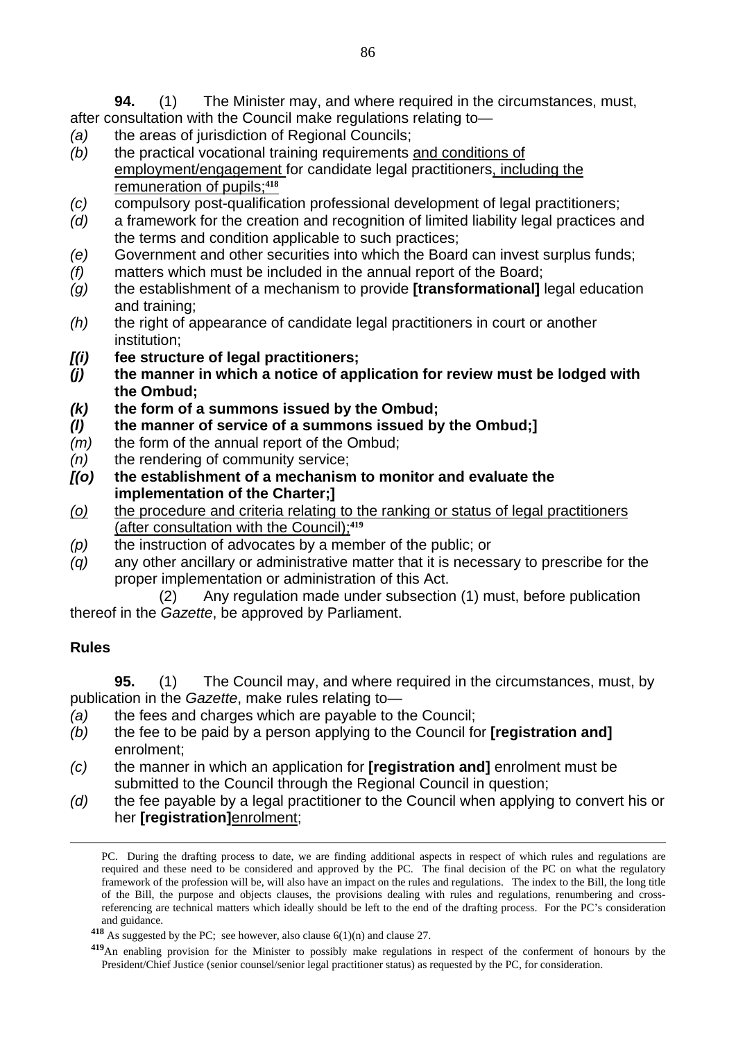**94.** (1) The Minister may, and where required in the circumstances, must, after consultation with the Council make regulations relating to—

*(a)* the areas of jurisdiction of Regional Councils;

*(b)* the practical vocational training requirements <u>and conditions of employment/engagement</u> for candidate legal practitioners<u>, including the remuneration of pupils;</u>[418]

*(c)* compulsory post-qualification professional development of legal practitioners;

*(d)* a framework for the creation and recognition of limited liability legal practices and the terms and condition applicable to such practices;

*(e)* Government and other securities into which the Board can invest surplus funds;

*(f)* matters which must be included in the annual report of the Board;

*(g)* the establishment of a mechanism to provide **[transformational]** legal education and training;

*(h)* the right of appearance of candidate legal practitioners in court or another institution;

***[(i)*** **fee structure of legal practitioners;**

***(j)*** **the manner in which a notice of application for review must be lodged with the Ombud;**

***(k)*** **the form of a summons issued by the Ombud;**

***(l)*** **the manner of service of a summons issued by the Ombud;]**

*(m)* the form of the annual report of the Ombud;

*(n)* the rendering of community service;

***[(o)*** **the establishment of a mechanism to monitor and evaluate the implementation of the Charter;]**

<u>*(o)* the procedure and criteria relating to the ranking or status of legal practitioners (after consultation with the Council);</u>[419]

*(p)* the instruction of advocates by a member of the public; or

*(q)* any other ancillary or administrative matter that it is necessary to prescribe for the proper implementation or administration of this Act.

(2) Any regulation made under subsection (1) must, before publication thereof in the *Gazette*, be approved by Parliament.

## Rules

**95.** (1) The Council may, and where required in the circumstances, must, by publication in the *Gazette*, make rules relating to—

*(a)* the fees and charges which are payable to the Council;

*(b)* the fee to be paid by a person applying to the Council for **[registration and]** enrolment;

*(c)* the manner in which an application for **[registration and]** enrolment must be submitted to the Council through the Regional Council in question;

*(d)* the fee payable by a legal practitioner to the Council when applying to convert his or her **[registration]**<u>enrolment</u>;

---

PC. During the drafting process to date, we are finding additional aspects in respect of which rules and regulations are required and these need to be considered and approved by the PC. The final decision of the PC on what the regulatory framework of the profession will be, will also have an impact on the rules and regulations. The index to the Bill, the long title of the Bill, the purpose and objects clauses, the provisions dealing with rules and regulations, renumbering and cross-referencing are technical matters which ideally should be left to the end of the drafting process. For the PC's consideration and guidance.

[418] As suggested by the PC; see however, also clause 6(1)(n) and clause 27.

[419] An enabling provision for the Minister to possibly make regulations in respect of the conferment of honours by the President/Chief Justice (senior counsel/senior legal practitioner status) as requested by the PC, for consideration.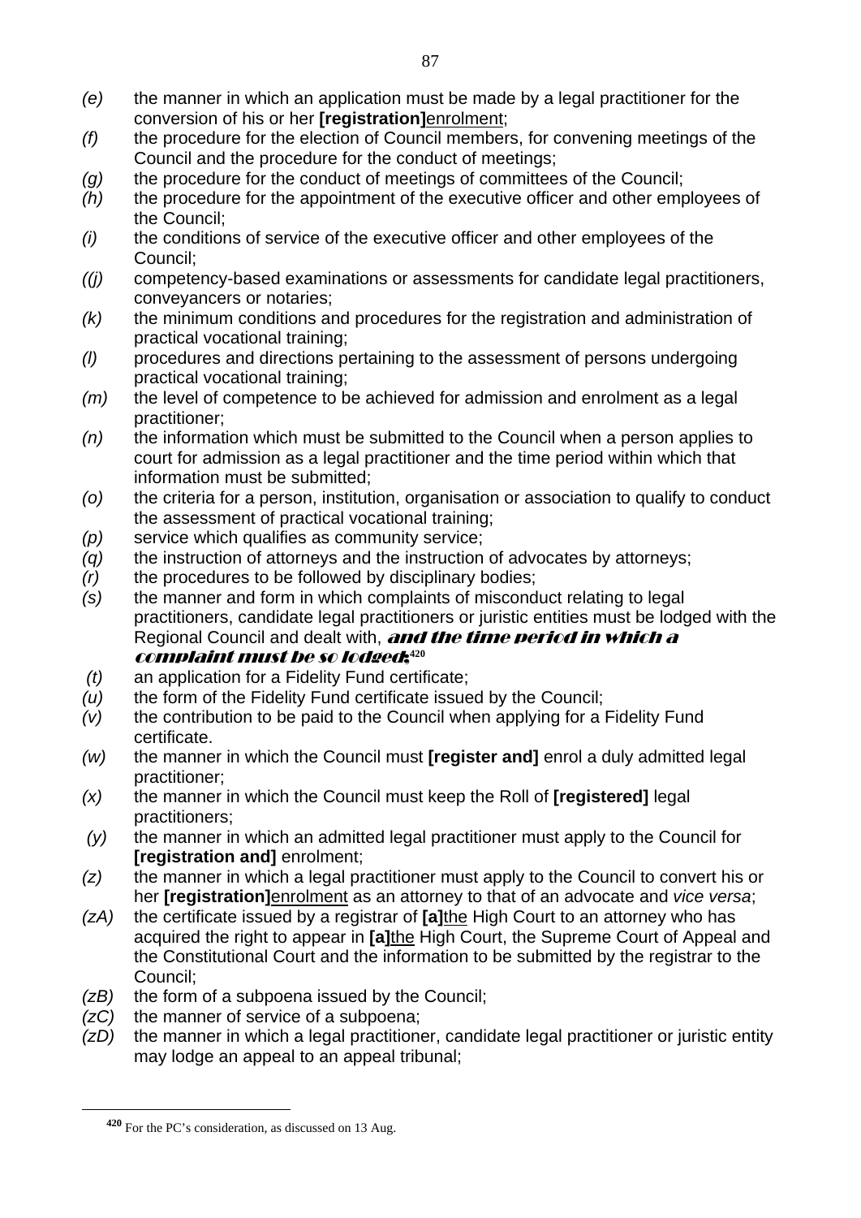*(e)* the manner in which an application must be made by a legal practitioner for the conversion of his or her **[registration]**<u>enrolment</u>;

*(f)* the procedure for the election of Council members, for convening meetings of the Council and the procedure for the conduct of meetings;

*(g)* the procedure for the conduct of meetings of committees of the Council;

*(h)* the procedure for the appointment of the executive officer and other employees of the Council;

*(i)* the conditions of service of the executive officer and other employees of the Council;

*((j)* competency-based examinations or assessments for candidate legal practitioners, conveyancers or notaries;

*(k)* the minimum conditions and procedures for the registration and administration of practical vocational training;

*(l)* procedures and directions pertaining to the assessment of persons undergoing practical vocational training;

*(m)* the level of competence to be achieved for admission and enrolment as a legal practitioner;

*(n)* the information which must be submitted to the Council when a person applies to court for admission as a legal practitioner and the time period within which that information must be submitted;

*(o)* the criteria for a person, institution, organisation or association to qualify to conduct the assessment of practical vocational training;

*(p)* service which qualifies as community service;

*(q)* the instruction of attorneys and the instruction of advocates by attorneys;

*(r)* the procedures to be followed by disciplinary bodies;

*(s)* the manner and form in which complaints of misconduct relating to legal practitioners, candidate legal practitioners or juristic entities must be lodged with the Regional Council and dealt with, ***and the time period in which a complaint must be so lodged;***[420]

*(t)* an application for a Fidelity Fund certificate;

*(u)* the form of the Fidelity Fund certificate issued by the Council;

*(v)* the contribution to be paid to the Council when applying for a Fidelity Fund certificate.

*(w)* the manner in which the Council must **[register and]** enrol a duly admitted legal practitioner;

*(x)* the manner in which the Council must keep the Roll of **[registered]** legal practitioners;

*(y)* the manner in which an admitted legal practitioner must apply to the Council for **[registration and]** enrolment;

*(z)* the manner in which a legal practitioner must apply to the Council to convert his or her **[registration]**<u>enrolment</u> as an attorney to that of an advocate and *vice versa*;

*(zA)* the certificate issued by a registrar of **[a]**<u>the</u> High Court to an attorney who has acquired the right to appear in **[a]**<u>the</u> High Court, the Supreme Court of Appeal and the Constitutional Court and the information to be submitted by the registrar to the Council;

*(zB)* the form of a subpoena issued by the Council;

*(zC)* the manner of service of a subpoena;

*(zD)* the manner in which a legal practitioner, candidate legal practitioner or juristic entity may lodge an appeal to an appeal tribunal;

---

[420] For the PC's consideration, as discussed on 13 Aug.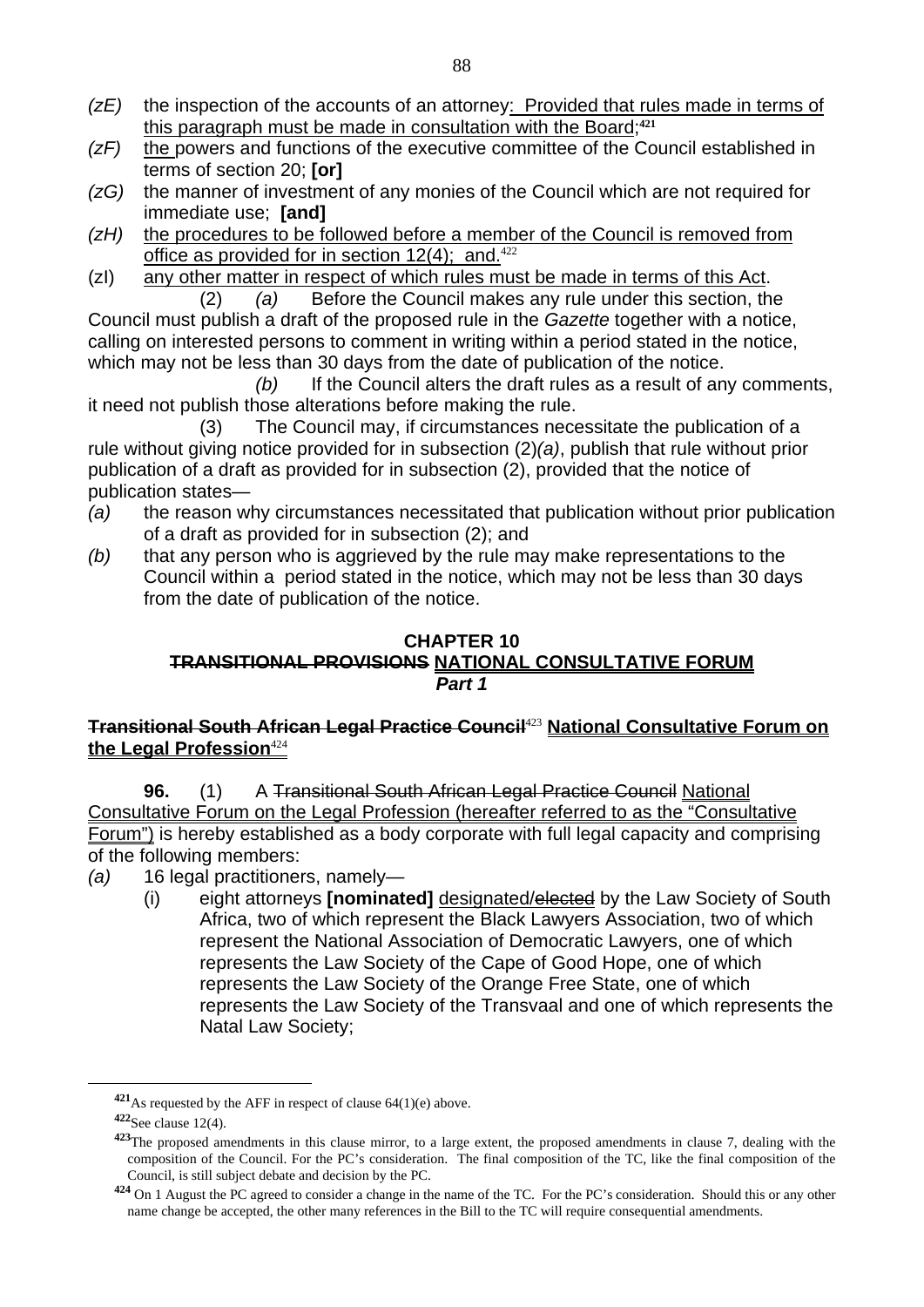*(zE)* the inspection of the accounts of an attorney: Provided that rules made in terms of this paragraph must be made in consultation with the Board;[421]

*(zF)* the powers and functions of the executive committee of the Council established in terms of section 20; **[or]**

*(zG)* the manner of investment of any monies of the Council which are not required for immediate use; **[and]**

*(zH)* the procedures to be followed before a member of the Council is removed from office as provided for in section 12(4); and.[422]

(zI) any other matter in respect of which rules must be made in terms of this Act.

(2) *(a)* Before the Council makes any rule under this section, the Council must publish a draft of the proposed rule in the *Gazette* together with a notice, calling on interested persons to comment in writing within a period stated in the notice, which may not be less than 30 days from the date of publication of the notice.

*(b)* If the Council alters the draft rules as a result of any comments, it need not publish those alterations before making the rule.

(3) The Council may, if circumstances necessitate the publication of a rule without giving notice provided for in subsection (2)*(a)*, publish that rule without prior publication of a draft as provided for in subsection (2), provided that the notice of publication states—

*(a)* the reason why circumstances necessitated that publication without prior publication of a draft as provided for in subsection (2); and

*(b)* that any person who is aggrieved by the rule may make representations to the Council within a period stated in the notice, which may not be less than 30 days from the date of publication of the notice.

## CHAPTER 10
## ~~TRANSITIONAL PROVISIONS~~ NATIONAL CONSULTATIVE FORUM
### *Part 1*

**~~Transitional South African Legal Practice Council~~[423] National Consultative Forum on the Legal Profession[424]**

**96.** (1) A ~~Transitional South African Legal Practice Council~~ National Consultative Forum on the Legal Profession (hereafter referred to as the "Consultative Forum") is hereby established as a body corporate with full legal capacity and comprising of the following members:

*(a)* 16 legal practitioners, namely—

(i) eight attorneys **[nominated]** designated/~~elected~~ by the Law Society of South Africa, two of which represent the Black Lawyers Association, two of which represent the National Association of Democratic Lawyers, one of which represents the Law Society of the Cape of Good Hope, one of which represents the Law Society of the Orange Free State, one of which represents the Law Society of the Transvaal and one of which represents the Natal Law Society;

---

[421] As requested by the AFF in respect of clause 64(1)(e) above.

[422] See clause 12(4).

[423] The proposed amendments in this clause mirror, to a large extent, the proposed amendments in clause 7, dealing with the composition of the Council. For the PC's consideration. The final composition of the TC, like the final composition of the Council, is still subject debate and decision by the PC.

[424] On 1 August the PC agreed to consider a change in the name of the TC. For the PC's consideration. Should this or any other name change be accepted, the other many references in the Bill to the TC will require consequential amendments.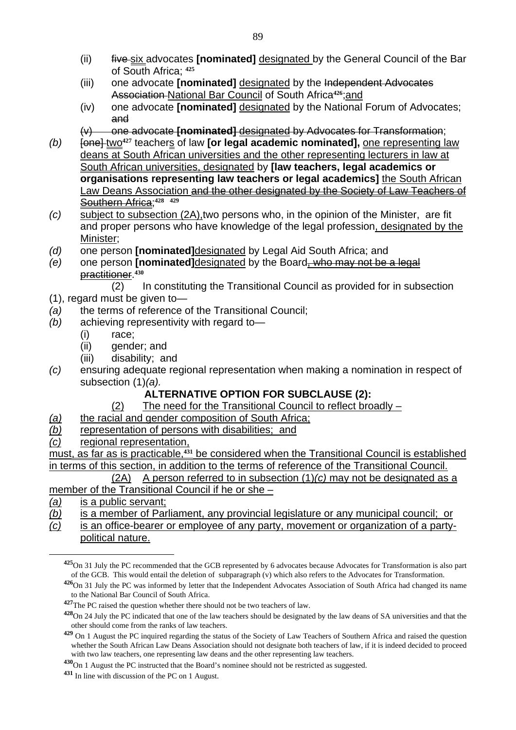(ii) five six advocates **[nominated]** designated by the General Council of the Bar of South Africa; [425]

(iii) one advocate **[nominated]** designated by the Independent Advocates Association National Bar Council of South Africa[426];and

(iv) one advocate **[nominated]** designated by the National Forum of Advocates; and

(v) one advocate **[nominated]** designated by Advocates for Transformation;

*(b)* [one] two[427] teachers of law **[or legal academic nominated],** one representing law deans at South African universities and the other representing lecturers in law at South African universities, designated by **[law teachers, legal academics or organisations representing law teachers or legal academics]** the South African Law Deans Association and the other designated by the Society of Law Teachers of Southern Africa;[428] [429]

*(c)* subject to subsection (2A),two persons who, in the opinion of the Minister, are fit and proper persons who have knowledge of the legal profession, designated by the Minister;

*(d)* one person **[nominated]**designated by Legal Aid South Africa; and

*(e)* one person **[nominated]**designated by the Board, who may not be a legal practitioner.[430]

(2) In constituting the Transitional Council as provided for in subsection (1), regard must be given to—

*(a)* the terms of reference of the Transitional Council;

*(b)* achieving representivity with regard to—

(i) race;

(ii) gender; and

(iii) disability; and

*(c)* ensuring adequate regional representation when making a nomination in respect of subsection (1)*(a).*

**ALTERNATIVE OPTION FOR SUBCLAUSE (2):**

(2) The need for the Transitional Council to reflect broadly –

*(a)* the racial and gender composition of South Africa;

*(b)* representation of persons with disabilities; and

*(c)* regional representation,

must, as far as is practicable,[431] be considered when the Transitional Council is established in terms of this section, in addition to the terms of reference of the Transitional Council.

(2A) A person referred to in subsection (1)*(c)* may not be designated as a member of the Transitional Council if he or she –

*(a)* is a public servant;

*(b)* is a member of Parliament, any provincial legislature or any municipal council; or

*(c)* is an office-bearer or employee of any party, movement or organization of a party-political nature.

---

[425] On 31 July the PC recommended that the GCB represented by 6 advocates because Advocates for Transformation is also part of the GCB. This would entail the deletion of subparagraph (v) which also refers to the Advocates for Transformation.

[426] On 31 July the PC was informed by letter that the Independent Advocates Association of South Africa had changed its name to the National Bar Council of South Africa.

[427] The PC raised the question whether there should not be two teachers of law.

[428] On 24 July the PC indicated that one of the law teachers should be designated by the law deans of SA universities and that the other should come from the ranks of law teachers.

[429] On 1 August the PC inquired regarding the status of the Society of Law Teachers of Southern Africa and raised the question whether the South African Law Deans Association should not designate both teachers of law, if it is indeed decided to proceed with two law teachers, one representing law deans and the other representing law teachers.

[430] On 1 August the PC instructed that the Board's nominee should not be restricted as suggested.

[431] In line with discussion of the PC on 1 August.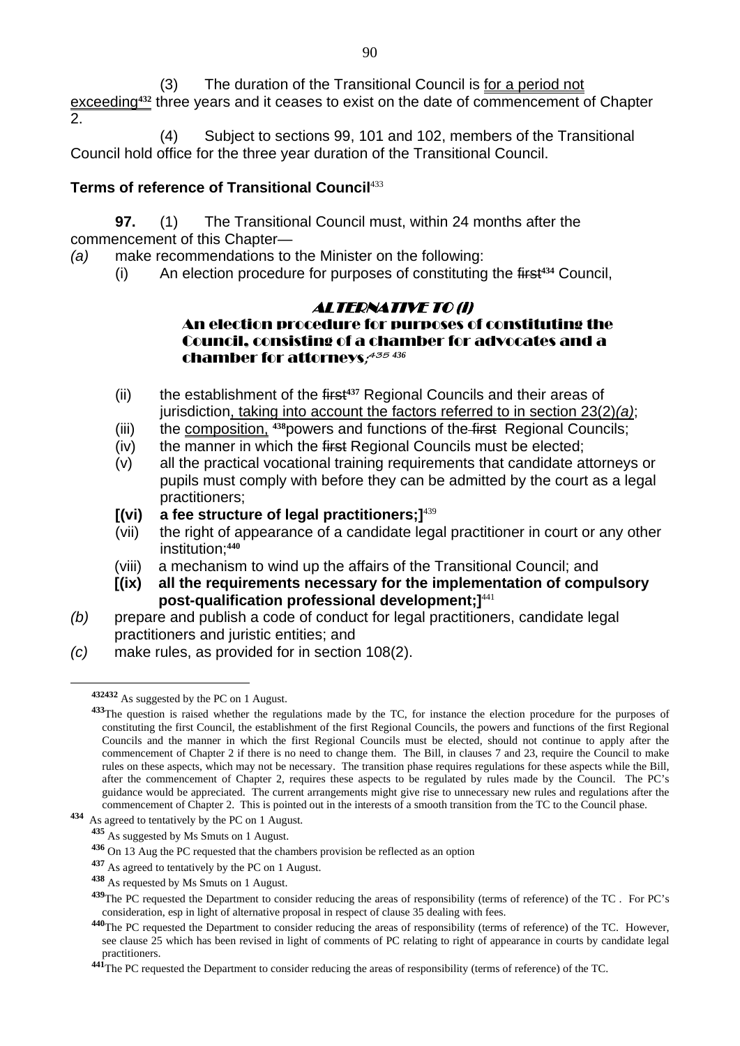(3) The duration of the Transitional Council is for a period not exceeding[432] three years and it ceases to exist on the date of commencement of Chapter 2.

(4) Subject to sections 99, 101 and 102, members of the Transitional Council hold office for the three year duration of the Transitional Council.

**Terms of reference of Transitional Council**[433]

**97.** (1) The Transitional Council must, within 24 months after the commencement of this Chapter—

*(a)* make recommendations to the Minister on the following:

(i) An election procedure for purposes of constituting the ~~first~~[434] Council,

**ALTERNATIVE TO (I)**

**An election procedure for purposes of constituting the Council, consisting of a chamber for advocates and a chamber for attorneys;**[435 436]

(ii) the establishment of the ~~first~~[437] Regional Councils and their areas of jurisdiction, taking into account the factors referred to in section 23(2)*(a)*;

(iii) the composition, [438]powers and functions of the ~~first~~ Regional Councils;

(iv) the manner in which the ~~first~~ Regional Councils must be elected;

(v) all the practical vocational training requirements that candidate attorneys or pupils must comply with before they can be admitted by the court as a legal practitioners;

**[(vi) a fee structure of legal practitioners;]**[439]

(vii) the right of appearance of a candidate legal practitioner in court or any other institution;[440]

(viii) a mechanism to wind up the affairs of the Transitional Council; and

**[(ix) all the requirements necessary for the implementation of compulsory post-qualification professional development;]**[441]

*(b)* prepare and publish a code of conduct for legal practitioners, candidate legal practitioners and juristic entities; and

*(c)* make rules, as provided for in section 108(2).

---

[432] As suggested by the PC on 1 August.

[433] The question is raised whether the regulations made by the TC, for instance the election procedure for the purposes of constituting the first Council, the establishment of the first Regional Councils, the powers and functions of the first Regional Councils and the manner in which the first Regional Councils must be elected, should not continue to apply after the commencement of Chapter 2 if there is no need to change them. The Bill, in clauses 7 and 23, require the Council to make rules on these aspects, which may not be necessary. The transition phase requires regulations for these aspects while the Bill, after the commencement of Chapter 2, requires these aspects to be regulated by rules made by the Council. The PC's guidance would be appreciated. The current arrangements might give rise to unnecessary new rules and regulations after the commencement of Chapter 2. This is pointed out in the interests of a smooth transition from the TC to the Council phase.

[434] As agreed to tentatively by the PC on 1 August.

[435] As suggested by Ms Smuts on 1 August.

[436] On 13 Aug the PC requested that the chambers provision be reflected as an option

[437] As agreed to tentatively by the PC on 1 August.

[438] As requested by Ms Smuts on 1 August.

[439] The PC requested the Department to consider reducing the areas of responsibility (terms of reference) of the TC . For PC's consideration, esp in light of alternative proposal in respect of clause 35 dealing with fees.

[440] The PC requested the Department to consider reducing the areas of responsibility (terms of reference) of the TC. However, see clause 25 which has been revised in light of comments of PC relating to right of appearance in courts by candidate legal practitioners.

[441] The PC requested the Department to consider reducing the areas of responsibility (terms of reference) of the TC.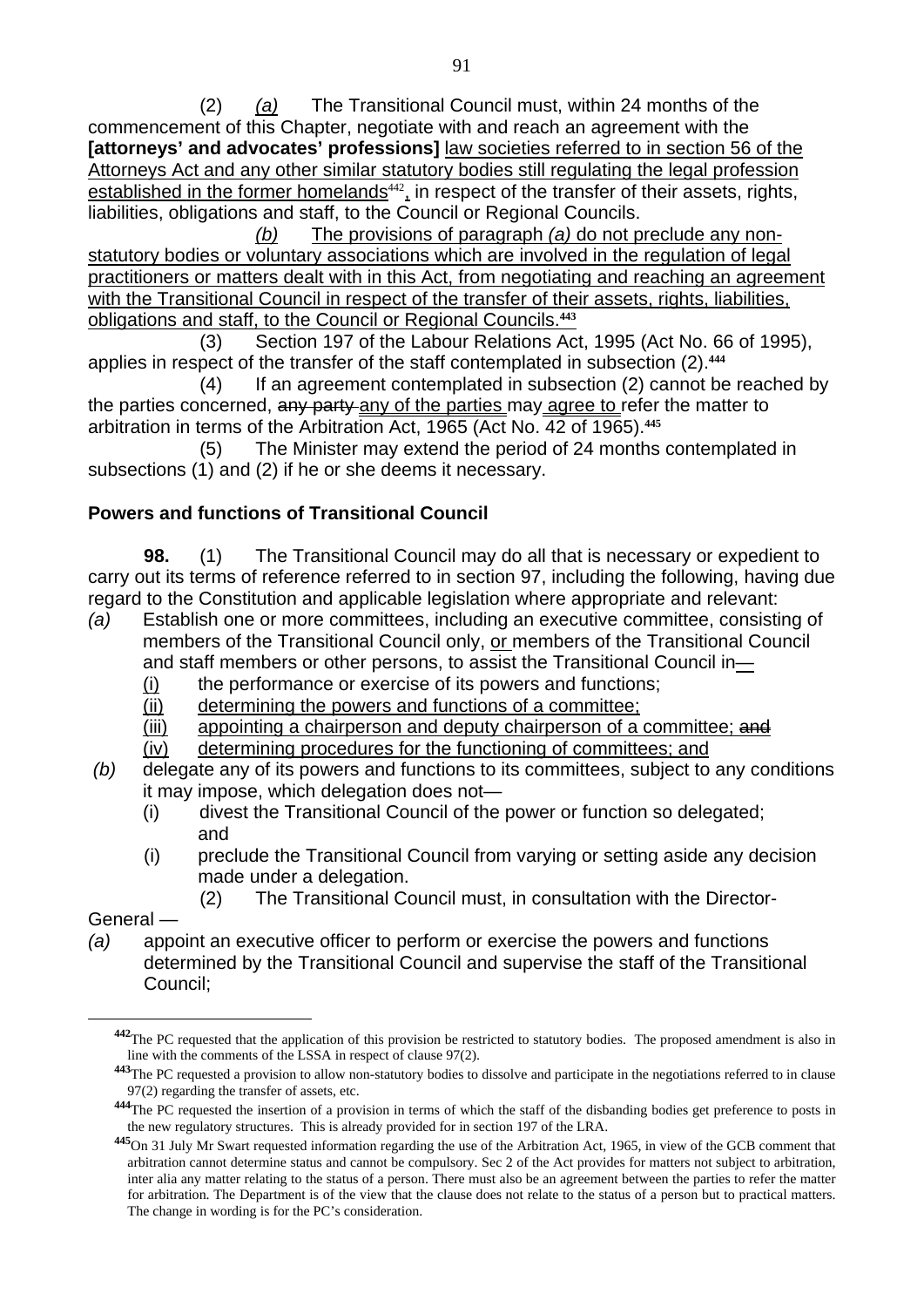(2) *(a)* The Transitional Council must, within 24 months of the commencement of this Chapter, negotiate with and reach an agreement with the **[attorneys' and advocates' professions]** <u>law societies referred to in section 56 of the Attorneys Act and any other similar statutory bodies still regulating the legal profession established in the former homelands</u>[442]<u>,</u> in respect of the transfer of their assets, rights, liabilities, obligations and staff, to the Council or Regional Councils.

<u>*(b)* The provisions of paragraph *(a)* do not preclude any non-statutory bodies or voluntary associations which are involved in the regulation of legal practitioners or matters dealt with in this Act, from negotiating and reaching an agreement with the Transitional Council in respect of the transfer of their assets, rights, liabilities, obligations and staff, to the Council or Regional Councils.</u>[443]

(3) Section 197 of the Labour Relations Act, 1995 (Act No. 66 of 1995), applies in respect of the transfer of the staff contemplated in subsection (2).[444]

(4) If an agreement contemplated in subsection (2) cannot be reached by the parties concerned, ~~any party~~ <u>any of the parties</u> may <u>agree to</u> refer the matter to arbitration in terms of the Arbitration Act, 1965 (Act No. 42 of 1965).[445]

(5) The Minister may extend the period of 24 months contemplated in subsections (1) and (2) if he or she deems it necessary.

**Powers and functions of Transitional Council**

**98.** (1) The Transitional Council may do all that is necessary or expedient to carry out its terms of reference referred to in section 97, including the following, having due regard to the Constitution and applicable legislation where appropriate and relevant:

*(a)* Establish one or more committees, including an executive committee, consisting of members of the Transitional Council only, <u>or</u> members of the Transitional Council and staff members or other persons, to assist the Transitional Council in<u>—</u>
   <u>(i)</u> the performance or exercise of its powers and functions;
   <u>(ii) determining the powers and functions of a committee;</u>
   <u>(iii) appointing a chairperson and deputy chairperson of a committee;</u> ~~and~~
   <u>(iv) determining procedures for the functioning of committees; and</u>

*(b)* delegate any of its powers and functions to its committees, subject to any conditions it may impose, which delegation does not—
   (i) divest the Transitional Council of the power or function so delegated; and
   (i) preclude the Transitional Council from varying or setting aside any decision made under a delegation.

(2) The Transitional Council must, in consultation with the Director-General —

*(a)* appoint an executive officer to perform or exercise the powers and functions determined by the Transitional Council and supervise the staff of the Transitional Council;

---

[442] The PC requested that the application of this provision be restricted to statutory bodies. The proposed amendment is also in line with the comments of the LSSA in respect of clause 97(2).

[443] The PC requested a provision to allow non-statutory bodies to dissolve and participate in the negotiations referred to in clause 97(2) regarding the transfer of assets, etc.

[444] The PC requested the insertion of a provision in terms of which the staff of the disbanding bodies get preference to posts in the new regulatory structures. This is already provided for in section 197 of the LRA.

[445] On 31 July Mr Swart requested information regarding the use of the Arbitration Act, 1965, in view of the GCB comment that arbitration cannot determine status and cannot be compulsory. Sec 2 of the Act provides for matters not subject to arbitration, inter alia any matter relating to the status of a person. There must also be an agreement between the parties to refer the matter for arbitration. The Department is of the view that the clause does not relate to the status of a person but to practical matters. The change in wording is for the PC's consideration.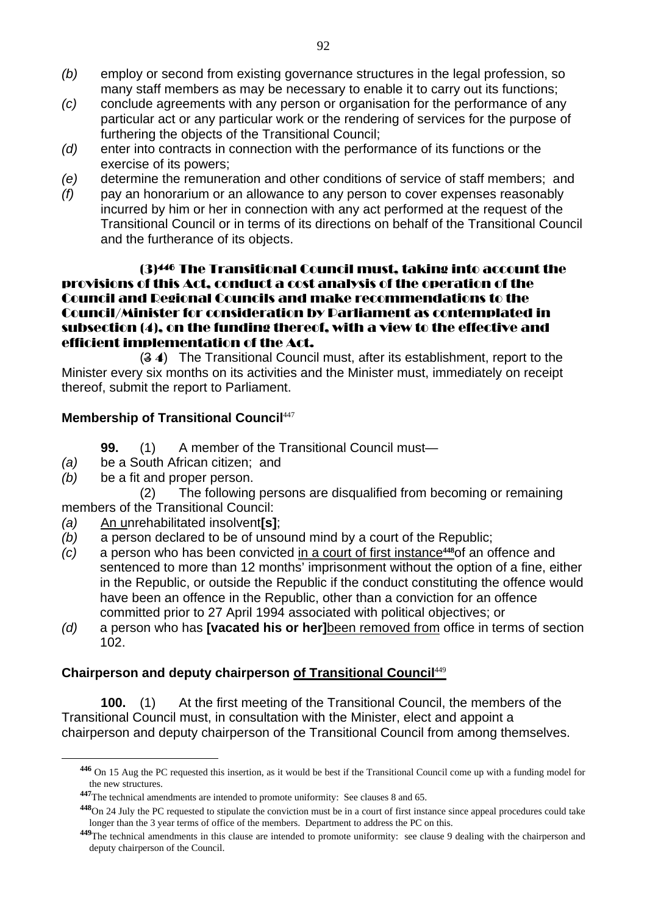*(b)* employ or second from existing governance structures in the legal profession, so many staff members as may be necessary to enable it to carry out its functions;

*(c)* conclude agreements with any person or organisation for the performance of any particular act or any particular work or the rendering of services for the purpose of furthering the objects of the Transitional Council;

*(d)* enter into contracts in connection with the performance of its functions or the exercise of its powers;

*(e)* determine the remuneration and other conditions of service of staff members; and

*(f)* pay an honorarium or an allowance to any person to cover expenses reasonably incurred by him or her in connection with any act performed at the request of the Transitional Council or in terms of its directions on behalf of the Transitional Council and the furtherance of its objects.

**(3)[446] The Transitional Council must, taking into account the provisions of this Act, conduct a cost analysis of the operation of the Council and Regional Councils and make recommendations to the Council/Minister for consideration by Parliament as contemplated in subsection (4), on the funding thereof, with a view to the effective and efficient implementation of the Act.**

(~~3~~ **4**) The Transitional Council must, after its establishment, report to the Minister every six months on its activities and the Minister must, immediately on receipt thereof, submit the report to Parliament.

**Membership of Transitional Council**[447]

**99.** (1) A member of the Transitional Council must—

*(a)* be a South African citizen; and

*(b)* be a fit and proper person.

(2) The following persons are disqualified from becoming or remaining members of the Transitional Council:

*(a)* An unrehabilitated insolvent**[s]**;

*(b)* a person declared to be of unsound mind by a court of the Republic;

*(c)* a person who has been convicted in a court of first instance[448] of an offence and sentenced to more than 12 months' imprisonment without the option of a fine, either in the Republic, or outside the Republic if the conduct constituting the offence would have been an offence in the Republic, other than a conviction for an offence committed prior to 27 April 1994 associated with political objectives; or

*(d)* a person who has **[vacated his or her]** been removed from office in terms of section 102.

**Chairperson and deputy chairperson of Transitional Council**[449]

**100.** (1) At the first meeting of the Transitional Council, the members of the Transitional Council must, in consultation with the Minister, elect and appoint a chairperson and deputy chairperson of the Transitional Council from among themselves.

---

[446] On 15 Aug the PC requested this insertion, as it would be best if the Transitional Council come up with a funding model for the new structures.

[447] The technical amendments are intended to promote uniformity: See clauses 8 and 65.

[448] On 24 July the PC requested to stipulate the conviction must be in a court of first instance since appeal procedures could take longer than the 3 year terms of office of the members. Department to address the PC on this.

[449] The technical amendments in this clause are intended to promote uniformity: see clause 9 dealing with the chairperson and deputy chairperson of the Council.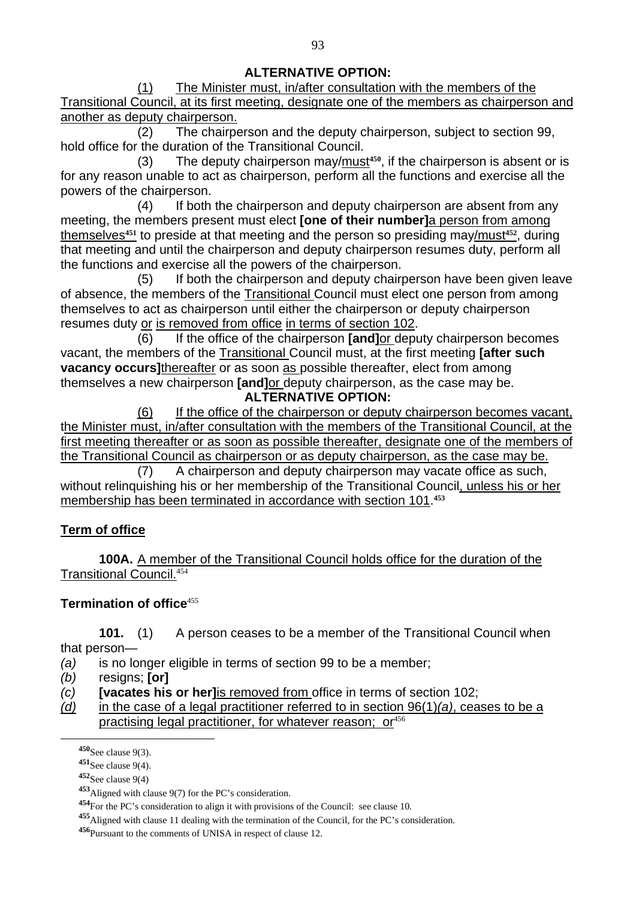**ALTERNATIVE OPTION:**

(1) The Minister must, in/after consultation with the members of the Transitional Council, at its first meeting, designate one of the members as chairperson and another as deputy chairperson.

(2) The chairperson and the deputy chairperson, subject to section 99, hold office for the duration of the Transitional Council.

(3) The deputy chairperson may/must[450], if the chairperson is absent or is for any reason unable to act as chairperson, perform all the functions and exercise all the powers of the chairperson.

(4) If both the chairperson and deputy chairperson are absent from any meeting, the members present must elect **[one of their number]**a person from among themselves[451] to preside at that meeting and the person so presiding may/must[452], during that meeting and until the chairperson and deputy chairperson resumes duty, perform all the functions and exercise all the powers of the chairperson.

(5) If both the chairperson and deputy chairperson have been given leave of absence, the members of the Transitional Council must elect one person from among themselves to act as chairperson until either the chairperson or deputy chairperson resumes duty or is removed from office in terms of section 102.

(6) If the office of the chairperson **[and]**or deputy chairperson becomes vacant, the members of the Transitional Council must, at the first meeting **[after such vacancy occurs]**thereafter or as soon as possible thereafter, elect from among themselves a new chairperson **[and]**or deputy chairperson, as the case may be.

**ALTERNATIVE OPTION:**

(6) If the office of the chairperson or deputy chairperson becomes vacant, the Minister must, in/after consultation with the members of the Transitional Council, at the first meeting thereafter or as soon as possible thereafter, designate one of the members of the Transitional Council as chairperson or as deputy chairperson, as the case may be.

(7) A chairperson and deputy chairperson may vacate office as such, without relinquishing his or her membership of the Transitional Council, unless his or her membership has been terminated in accordance with section 101.[453]

## Term of office

**100A.** A member of the Transitional Council holds office for the duration of the Transitional Council.[454]

## Termination of office[455]

**101.** (1) A person ceases to be a member of the Transitional Council when that person—

*(a)* is no longer eligible in terms of section 99 to be a member;

*(b)* resigns; **[or]**

*(c)* **[vacates his or her]**is removed from office in terms of section 102;

*(d)* in the case of a legal practitioner referred to in section 96(1)*(a)*, ceases to be a practising legal practitioner, for whatever reason; or[456]

---

[450] See clause 9(3).

[451] See clause 9(4).

[452] See clause 9(4)

[453] Aligned with clause 9(7) for the PC's consideration.

[454] For the PC's consideration to align it with provisions of the Council: see clause 10.

[455] Aligned with clause 11 dealing with the termination of the Council, for the PC's consideration.

[456] Pursuant to the comments of UNISA in respect of clause 12.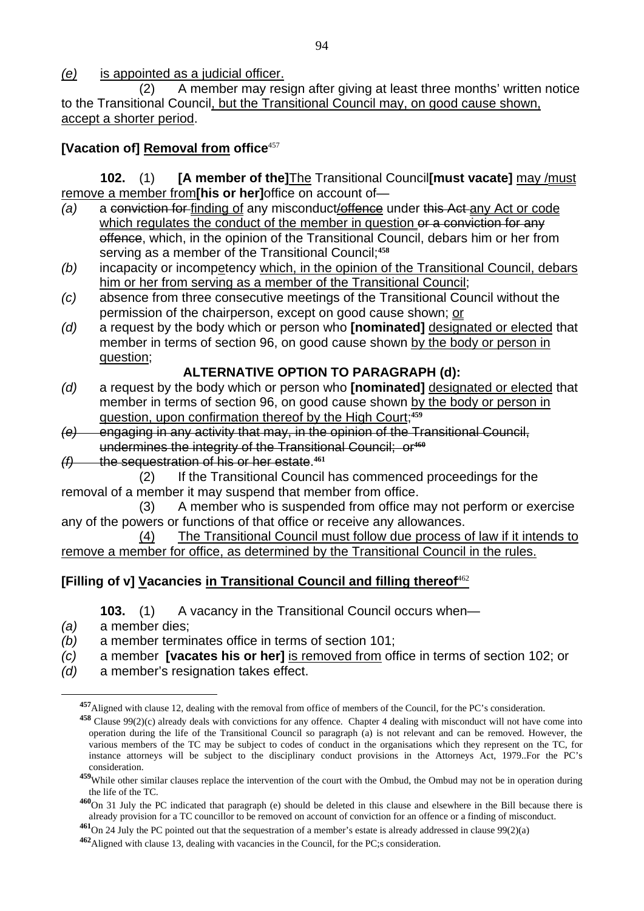*(e)* is appointed as a judicial officer.

(2) A member may resign after giving at least three months' written notice to the Transitional Council, but the Transitional Council may, on good cause shown, accept a shorter period.

### [Vacation of] Removal from office[457]

**102.** (1) **[A member of the]**The Transitional Council**[must vacate]** may /must remove a member from**[his or her]**office on account of—

*(a)* a ~~conviction for~~ finding of any misconduct~~/offence~~ under ~~this Act~~ any Act or code which regulates the conduct of the member in question ~~or a conviction for any offence~~, which, in the opinion of the Transitional Council, debars him or her from serving as a member of the Transitional Council;[458]

*(b)* incapacity or incompetency which, in the opinion of the Transitional Council, debars him or her from serving as a member of the Transitional Council;

*(c)* absence from three consecutive meetings of the Transitional Council without the permission of the chairperson, except on good cause shown; or

*(d)* a request by the body which or person who **[nominated]** designated or elected that member in terms of section 96, on good cause shown by the body or person in question;

**ALTERNATIVE OPTION TO PARAGRAPH (d):**

*(d)* a request by the body which or person who **[nominated]** designated or elected that member in terms of section 96, on good cause shown by the body or person in question, upon confirmation thereof by the High Court;[459]

~~*(e)* engaging in any activity that may, in the opinion of the Transitional Council, undermines the integrity of the Transitional Council; or~~[460]

~~*(f)* the sequestration of his or her estate.~~[461]

(2) If the Transitional Council has commenced proceedings for the removal of a member it may suspend that member from office.

(3) A member who is suspended from office may not perform or exercise any of the powers or functions of that office or receive any allowances.

(4) The Transitional Council must follow due process of law if it intends to remove a member for office, as determined by the Transitional Council in the rules.

### [Filling of v] Vacancies in Transitional Council and filling thereof[462]

**103.** (1) A vacancy in the Transitional Council occurs when—

*(a)* a member dies;

*(b)* a member terminates office in terms of section 101;

*(c)* a member **[vacates his or her]** is removed from office in terms of section 102; or

*(d)* a member's resignation takes effect.

---

[457] Aligned with clause 12, dealing with the removal from office of members of the Council, for the PC's consideration.

[458] Clause 99(2)(c) already deals with convictions for any offence. Chapter 4 dealing with misconduct will not have come into operation during the life of the Transitional Council so paragraph (a) is not relevant and can be removed. However, the various members of the TC may be subject to codes of conduct in the organisations which they represent on the TC, for instance attorneys will be subject to the disciplinary conduct provisions in the Attorneys Act, 1979..For the PC's consideration.

[459] While other similar clauses replace the intervention of the court with the Ombud, the Ombud may not be in operation during the life of the TC.

[460] On 31 July the PC indicated that paragraph (e) should be deleted in this clause and elsewhere in the Bill because there is already provision for a TC councillor to be removed on account of conviction for an offence or a finding of misconduct.

[461] On 24 July the PC pointed out that the sequestration of a member's estate is already addressed in clause 99(2)(a)

[462] Aligned with clause 13, dealing with vacancies in the Council, for the PC;s consideration.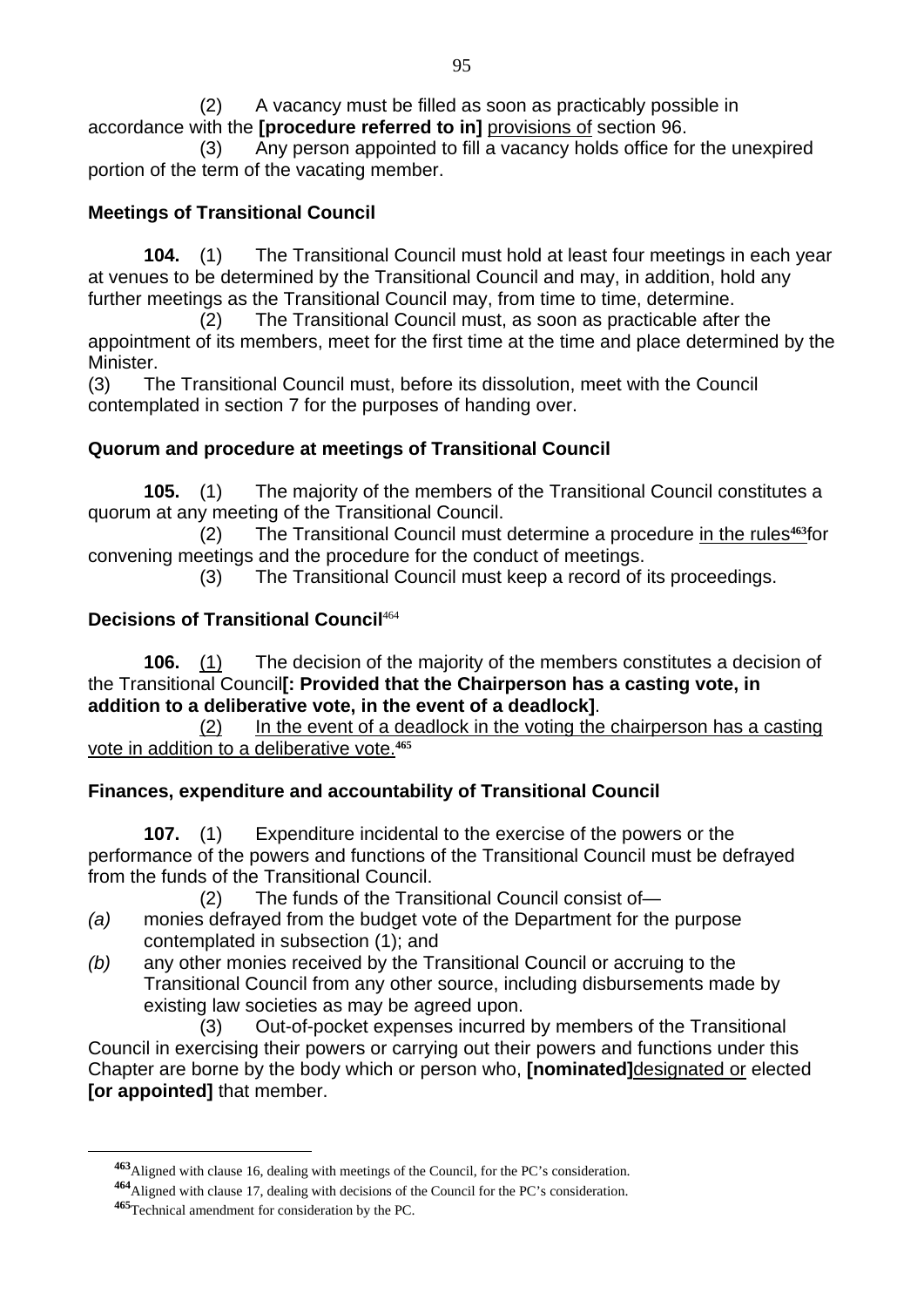(2) A vacancy must be filled as soon as practicably possible in accordance with the **[procedure referred to in]** provisions of section 96.

(3) Any person appointed to fill a vacancy holds office for the unexpired portion of the term of the vacating member.

**Meetings of Transitional Council**

**104.** (1) The Transitional Council must hold at least four meetings in each year at venues to be determined by the Transitional Council and may, in addition, hold any further meetings as the Transitional Council may, from time to time, determine.

(2) The Transitional Council must, as soon as practicable after the appointment of its members, meet for the first time at the time and place determined by the Minister.

(3) The Transitional Council must, before its dissolution, meet with the Council contemplated in section 7 for the purposes of handing over.

**Quorum and procedure at meetings of Transitional Council**

**105.** (1) The majority of the members of the Transitional Council constitutes a quorum at any meeting of the Transitional Council.

(2) The Transitional Council must determine a procedure in the rules[463] for convening meetings and the procedure for the conduct of meetings.

(3) The Transitional Council must keep a record of its proceedings.

**Decisions of Transitional Council**[464]

**106.** (1) The decision of the majority of the members constitutes a decision of the Transitional Council**[: Provided that the Chairperson has a casting vote, in addition to a deliberative vote, in the event of a deadlock]**.

(2) In the event of a deadlock in the voting the chairperson has a casting vote in addition to a deliberative vote.[465]

**Finances, expenditure and accountability of Transitional Council**

**107.** (1) Expenditure incidental to the exercise of the powers or the performance of the powers and functions of the Transitional Council must be defrayed from the funds of the Transitional Council.

(2) The funds of the Transitional Council consist of—

*(a)* monies defrayed from the budget vote of the Department for the purpose contemplated in subsection (1); and

*(b)* any other monies received by the Transitional Council or accruing to the Transitional Council from any other source, including disbursements made by existing law societies as may be agreed upon.

(3) Out-of-pocket expenses incurred by members of the Transitional Council in exercising their powers or carrying out their powers and functions under this Chapter are borne by the body which or person who, **[nominated]** designated or elected **[or appointed]** that member.

---

[463] Aligned with clause 16, dealing with meetings of the Council, for the PC's consideration.

[464] Aligned with clause 17, dealing with decisions of the Council for the PC's consideration.

[465] Technical amendment for consideration by the PC.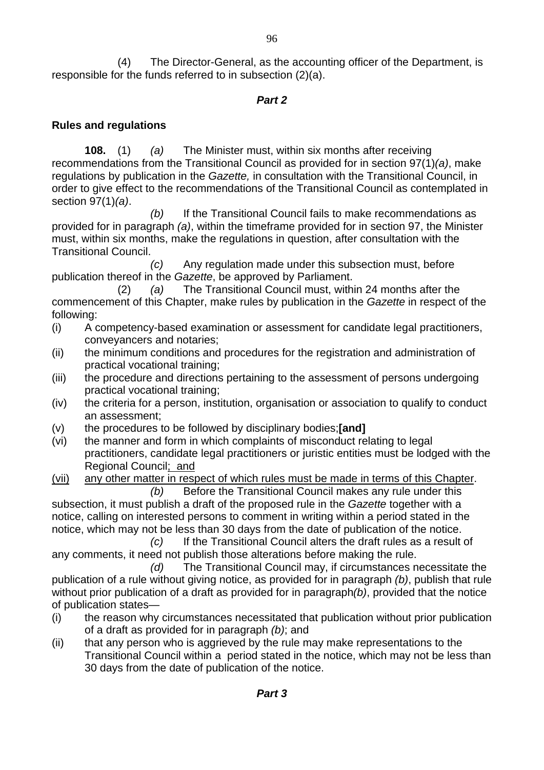(4) The Director-General, as the accounting officer of the Department, is responsible for the funds referred to in subsection (2)(a).

***Part 2***

**Rules and regulations**

**108.** (1) *(a)* The Minister must, within six months after receiving recommendations from the Transitional Council as provided for in section 97(1)*(a)*, make regulations by publication in the *Gazette,* in consultation with the Transitional Council, in order to give effect to the recommendations of the Transitional Council as contemplated in section 97(1)*(a)*.

*(b)* If the Transitional Council fails to make recommendations as provided for in paragraph *(a)*, within the timeframe provided for in section 97, the Minister must, within six months, make the regulations in question, after consultation with the Transitional Council.

*(c)* Any regulation made under this subsection must, before publication thereof in the *Gazette*, be approved by Parliament.

(2) *(a)* The Transitional Council must, within 24 months after the commencement of this Chapter, make rules by publication in the *Gazette* in respect of the following:

(i) A competency-based examination or assessment for candidate legal practitioners, conveyancers and notaries;

(ii) the minimum conditions and procedures for the registration and administration of practical vocational training;

(iii) the procedure and directions pertaining to the assessment of persons undergoing practical vocational training;

(iv) the criteria for a person, institution, organisation or association to qualify to conduct an assessment;

(v) the procedures to be followed by disciplinary bodies;**[and]**

(vi) the manner and form in which complaints of misconduct relating to legal practitioners, candidate legal practitioners or juristic entities must be lodged with the Regional Council<u>; and</u>

<u>(vii) any other matter in respect of which rules must be made in terms of this Chapter</u>.

*(b)* Before the Transitional Council makes any rule under this subsection, it must publish a draft of the proposed rule in the *Gazette* together with a notice, calling on interested persons to comment in writing within a period stated in the notice, which may not be less than 30 days from the date of publication of the notice.

*(c)* If the Transitional Council alters the draft rules as a result of any comments, it need not publish those alterations before making the rule.

*(d)* The Transitional Council may, if circumstances necessitate the publication of a rule without giving notice, as provided for in paragraph *(b)*, publish that rule without prior publication of a draft as provided for in paragraph*(b)*, provided that the notice of publication states—

(i) the reason why circumstances necessitated that publication without prior publication of a draft as provided for in paragraph *(b)*; and

(ii) that any person who is aggrieved by the rule may make representations to the Transitional Council within a period stated in the notice, which may not be less than 30 days from the date of publication of the notice.

***Part 3***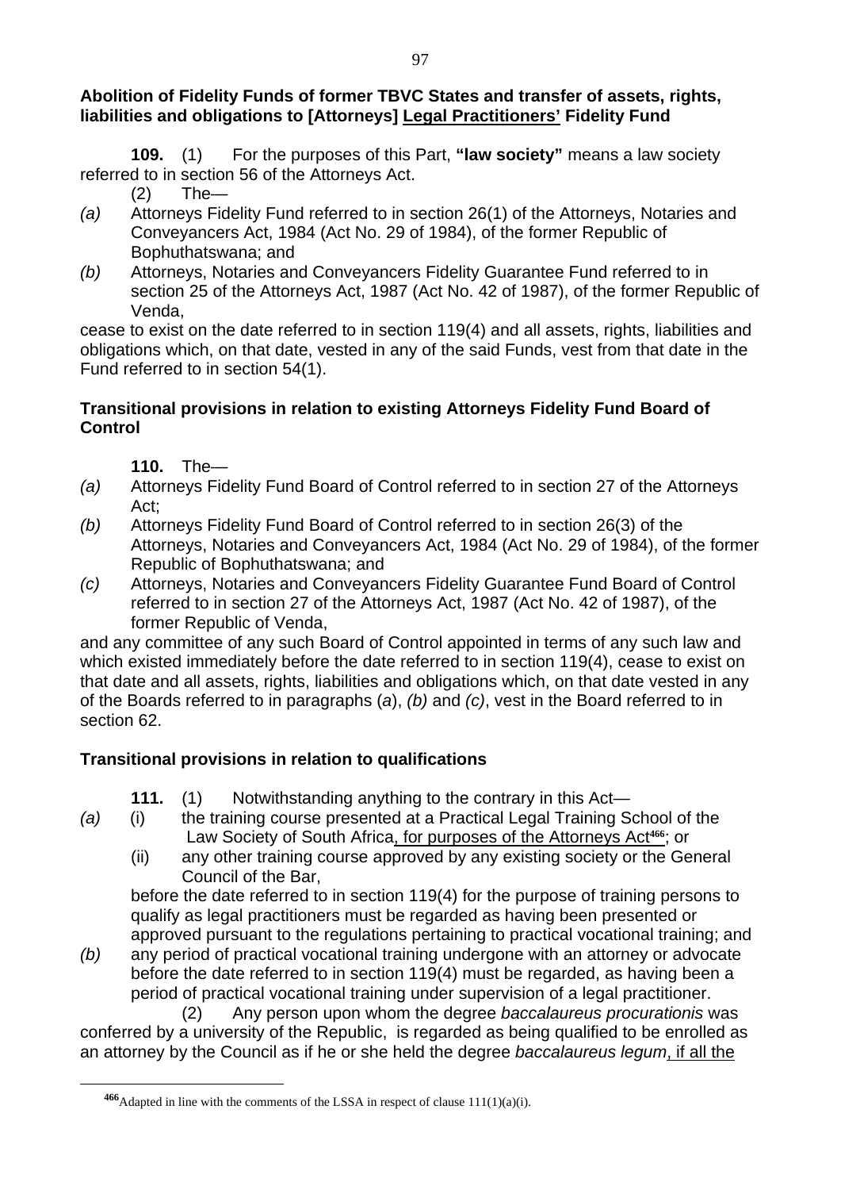**Abolition of Fidelity Funds of former TBVC States and transfer of assets, rights, liabilities and obligations to [Attorneys] Legal Practitioners' Fidelity Fund**

**109.** (1) For the purposes of this Part, **"law society"** means a law society referred to in section 56 of the Attorneys Act.

(2) The—

*(a)* Attorneys Fidelity Fund referred to in section 26(1) of the Attorneys, Notaries and Conveyancers Act, 1984 (Act No. 29 of 1984), of the former Republic of Bophuthatswana; and

*(b)* Attorneys, Notaries and Conveyancers Fidelity Guarantee Fund referred to in section 25 of the Attorneys Act, 1987 (Act No. 42 of 1987), of the former Republic of Venda,

cease to exist on the date referred to in section 119(4) and all assets, rights, liabilities and obligations which, on that date, vested in any of the said Funds, vest from that date in the Fund referred to in section 54(1).

**Transitional provisions in relation to existing Attorneys Fidelity Fund Board of Control**

**110.** The—

*(a)* Attorneys Fidelity Fund Board of Control referred to in section 27 of the Attorneys Act;

*(b)* Attorneys Fidelity Fund Board of Control referred to in section 26(3) of the Attorneys, Notaries and Conveyancers Act, 1984 (Act No. 29 of 1984), of the former Republic of Bophuthatswana; and

*(c)* Attorneys, Notaries and Conveyancers Fidelity Guarantee Fund Board of Control referred to in section 27 of the Attorneys Act, 1987 (Act No. 42 of 1987), of the former Republic of Venda,

and any committee of any such Board of Control appointed in terms of any such law and which existed immediately before the date referred to in section 119(4), cease to exist on that date and all assets, rights, liabilities and obligations which, on that date vested in any of the Boards referred to in paragraphs (*a*), *(b)* and *(c)*, vest in the Board referred to in section 62.

**Transitional provisions in relation to qualifications**

**111.** (1) Notwithstanding anything to the contrary in this Act—

*(a)* (i) the training course presented at a Practical Legal Training School of the Law Society of South Africa, for purposes of the Attorneys Act[466]; or

(ii) any other training course approved by any existing society or the General Council of the Bar,

before the date referred to in section 119(4) for the purpose of training persons to qualify as legal practitioners must be regarded as having been presented or approved pursuant to the regulations pertaining to practical vocational training; and

*(b)* any period of practical vocational training undergone with an attorney or advocate before the date referred to in section 119(4) must be regarded, as having been a period of practical vocational training under supervision of a legal practitioner.

(2) Any person upon whom the degree *baccalaureus procurationis* was conferred by a university of the Republic, is regarded as being qualified to be enrolled as an attorney by the Council as if he or she held the degree *baccalaureus legum*, if all the

[466] Adapted in line with the comments of the LSSA in respect of clause 111(1)(a)(i).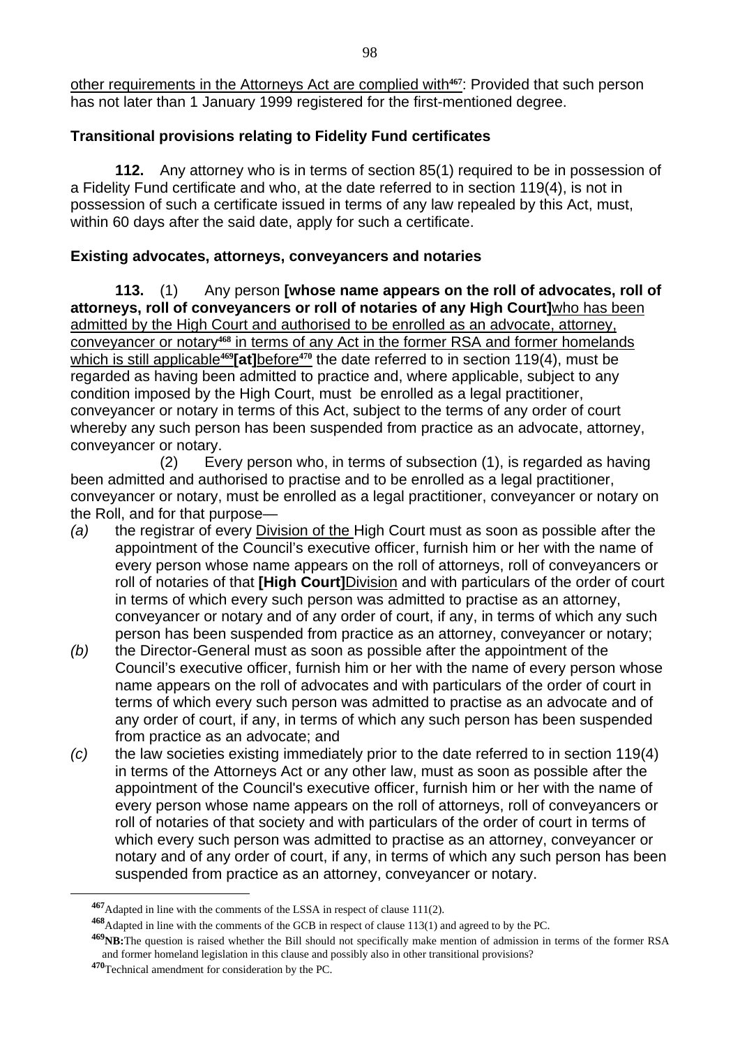other requirements in the Attorneys Act are complied with[467]: Provided that such person has not later than 1 January 1999 registered for the first-mentioned degree.

**Transitional provisions relating to Fidelity Fund certificates**

**112.** Any attorney who is in terms of section 85(1) required to be in possession of a Fidelity Fund certificate and who, at the date referred to in section 119(4), is not in possession of such a certificate issued in terms of any law repealed by this Act, must, within 60 days after the said date, apply for such a certificate.

**Existing advocates, attorneys, conveyancers and notaries**

**113.** (1) Any person **[whose name appears on the roll of advocates, roll of attorneys, roll of conveyancers or roll of notaries of any High Court]**<u>who has been admitted by the High Court and authorised to be enrolled as an advocate, attorney, conveyancer or notary[468] in terms of any Act in the former RSA and former homelands which is still applicable[469]</u>**[at]**<u>before[470]</u> the date referred to in section 119(4), must be regarded as having been admitted to practice and, where applicable, subject to any condition imposed by the High Court, must be enrolled as a legal practitioner, conveyancer or notary in terms of this Act, subject to the terms of any order of court whereby any such person has been suspended from practice as an advocate, attorney, conveyancer or notary.

(2) Every person who, in terms of subsection (1), is regarded as having been admitted and authorised to practise and to be enrolled as a legal practitioner, conveyancer or notary, must be enrolled as a legal practitioner, conveyancer or notary on the Roll, and for that purpose—

*(a)* the registrar of every <u>Division of the</u> High Court must as soon as possible after the appointment of the Council's executive officer, furnish him or her with the name of every person whose name appears on the roll of attorneys, roll of conveyancers or roll of notaries of that **[High Court]**<u>Division</u> and with particulars of the order of court in terms of which every such person was admitted to practise as an attorney, conveyancer or notary and of any order of court, if any, in terms of which any such person has been suspended from practice as an attorney, conveyancer or notary;

*(b)* the Director-General must as soon as possible after the appointment of the Council's executive officer, furnish him or her with the name of every person whose name appears on the roll of advocates and with particulars of the order of court in terms of which every such person was admitted to practise as an advocate and of any order of court, if any, in terms of which any such person has been suspended from practice as an advocate; and

*(c)* the law societies existing immediately prior to the date referred to in section 119(4) in terms of the Attorneys Act or any other law, must as soon as possible after the appointment of the Council's executive officer, furnish him or her with the name of every person whose name appears on the roll of attorneys, roll of conveyancers or roll of notaries of that society and with particulars of the order of court in terms of which every such person was admitted to practise as an attorney, conveyancer or notary and of any order of court, if any, in terms of which any such person has been suspended from practice as an attorney, conveyancer or notary.

---

[467] Adapted in line with the comments of the LSSA in respect of clause 111(2).

[468] Adapted in line with the comments of the GCB in respect of clause 113(1) and agreed to by the PC.

[469] **NB:** The question is raised whether the Bill should not specifically make mention of admission in terms of the former RSA and former homeland legislation in this clause and possibly also in other transitional provisions?

[470] Technical amendment for consideration by the PC.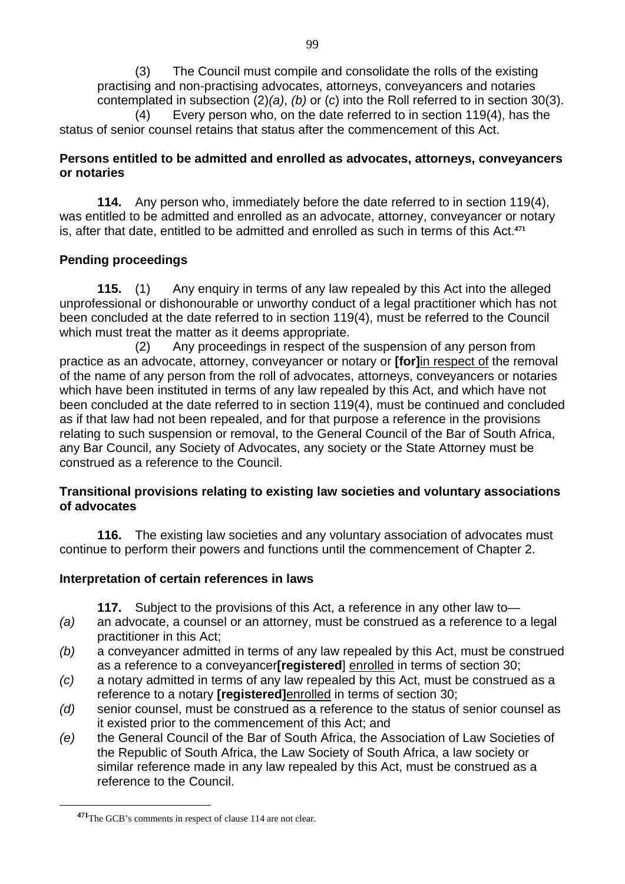(3) The Council must compile and consolidate the rolls of the existing practising and non-practising advocates, attorneys, conveyancers and notaries contemplated in subsection (2)*(a)*, *(b)* or (*c*) into the Roll referred to in section 30(3).

(4) Every person who, on the date referred to in section 119(4), has the status of senior counsel retains that status after the commencement of this Act.

**Persons entitled to be admitted and enrolled as advocates, attorneys, conveyancers or notaries**

**114.** Any person who, immediately before the date referred to in section 119(4), was entitled to be admitted and enrolled as an advocate, attorney, conveyancer or notary is, after that date, entitled to be admitted and enrolled as such in terms of this Act.[471]

**Pending proceedings**

**115.** (1) Any enquiry in terms of any law repealed by this Act into the alleged unprofessional or dishonourable or unworthy conduct of a legal practitioner which has not been concluded at the date referred to in section 119(4), must be referred to the Council which must treat the matter as it deems appropriate.

(2) Any proceedings in respect of the suspension of any person from practice as an advocate, attorney, conveyancer or notary or **[for]**<u>in respect of</u> the removal of the name of any person from the roll of advocates, attorneys, conveyancers or notaries which have been instituted in terms of any law repealed by this Act, and which have not been concluded at the date referred to in section 119(4), must be continued and concluded as if that law had not been repealed, and for that purpose a reference in the provisions relating to such suspension or removal, to the General Council of the Bar of South Africa, any Bar Council, any Society of Advocates, any society or the State Attorney must be construed as a reference to the Council.

**Transitional provisions relating to existing law societies and voluntary associations of advocates**

**116.** The existing law societies and any voluntary association of advocates must continue to perform their powers and functions until the commencement of Chapter 2.

**Interpretation of certain references in laws**

**117.** Subject to the provisions of this Act, a reference in any other law to—

*(a)* an advocate, a counsel or an attorney, must be construed as a reference to a legal practitioner in this Act;

*(b)* a conveyancer admitted in terms of any law repealed by this Act, must be construed as a reference to a conveyancer**[registered]** <u>enrolled</u> in terms of section 30;

*(c)* a notary admitted in terms of any law repealed by this Act, must be construed as a reference to a notary **[registered]**<u>enrolled</u> in terms of section 30;

*(d)* senior counsel, must be construed as a reference to the status of senior counsel as it existed prior to the commencement of this Act; and

*(e)* the General Council of the Bar of South Africa, the Association of Law Societies of the Republic of South Africa, the Law Society of South Africa, a law society or similar reference made in any law repealed by this Act, must be construed as a reference to the Council.

---

[471] The GCB's comments in respect of clause 114 are not clear.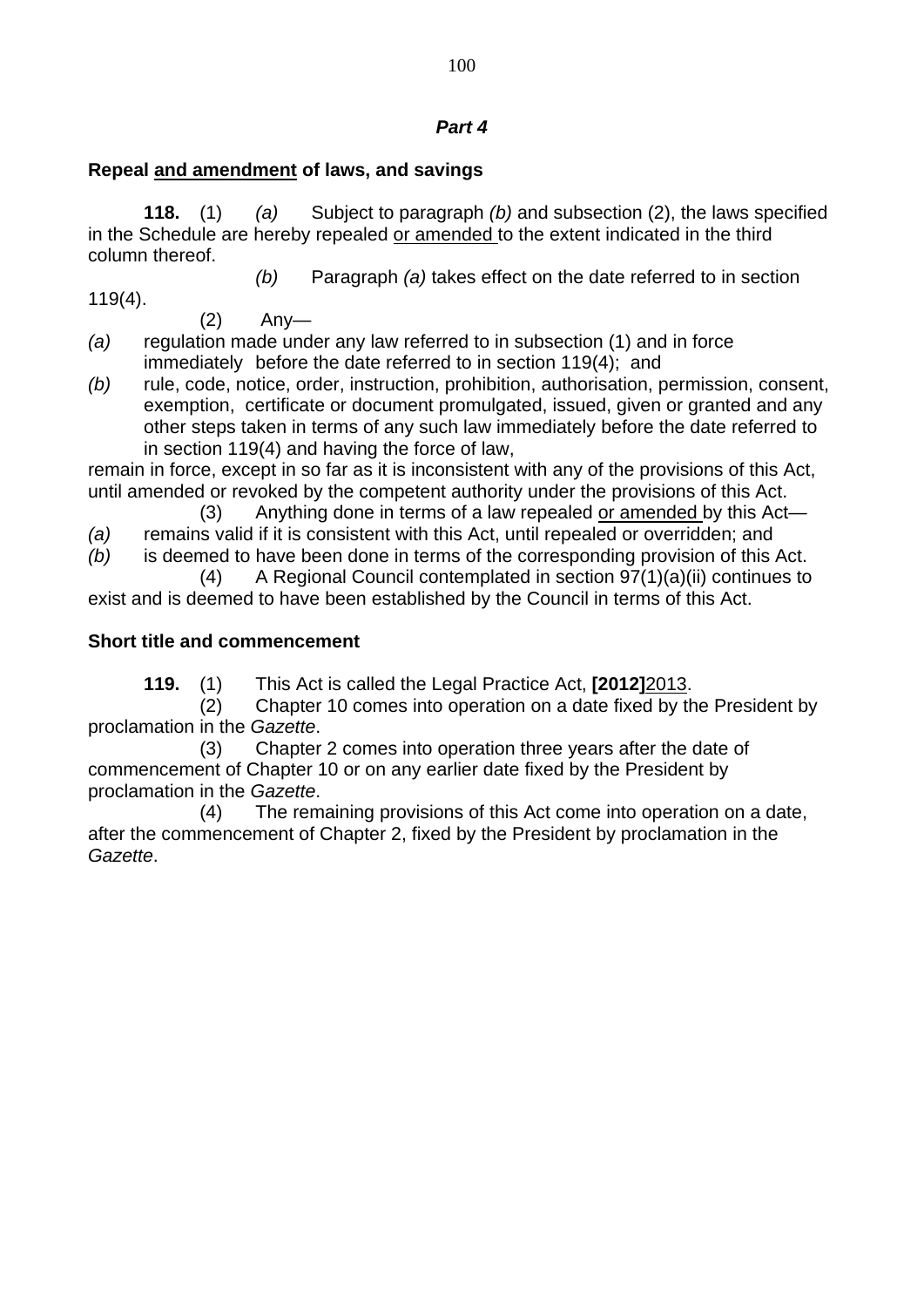*Part 4*

**Repeal and amendment of laws, and savings**

**118.** (1) *(a)* Subject to paragraph *(b)* and subsection (2), the laws specified in the Schedule are hereby repealed or amended to the extent indicated in the third column thereof.

*(b)* Paragraph *(a)* takes effect on the date referred to in section 119(4).

(2) Any—

*(a)* regulation made under any law referred to in subsection (1) and in force immediately before the date referred to in section 119(4); and

*(b)* rule, code, notice, order, instruction, prohibition, authorisation, permission, consent, exemption, certificate or document promulgated, issued, given or granted and any other steps taken in terms of any such law immediately before the date referred to in section 119(4) and having the force of law,

remain in force, except in so far as it is inconsistent with any of the provisions of this Act, until amended or revoked by the competent authority under the provisions of this Act.

(3) Anything done in terms of a law repealed or amended by this Act—

*(a)* remains valid if it is consistent with this Act, until repealed or overridden; and

*(b)* is deemed to have been done in terms of the corresponding provision of this Act.

(4) A Regional Council contemplated in section 97(1)(a)(ii) continues to exist and is deemed to have been established by the Council in terms of this Act.

**Short title and commencement**

**119.** (1) This Act is called the Legal Practice Act, **[2012]**2013.

(2) Chapter 10 comes into operation on a date fixed by the President by proclamation in the *Gazette*.

(3) Chapter 2 comes into operation three years after the date of commencement of Chapter 10 or on any earlier date fixed by the President by proclamation in the *Gazette*.

(4) The remaining provisions of this Act come into operation on a date, after the commencement of Chapter 2, fixed by the President by proclamation in the *Gazette*.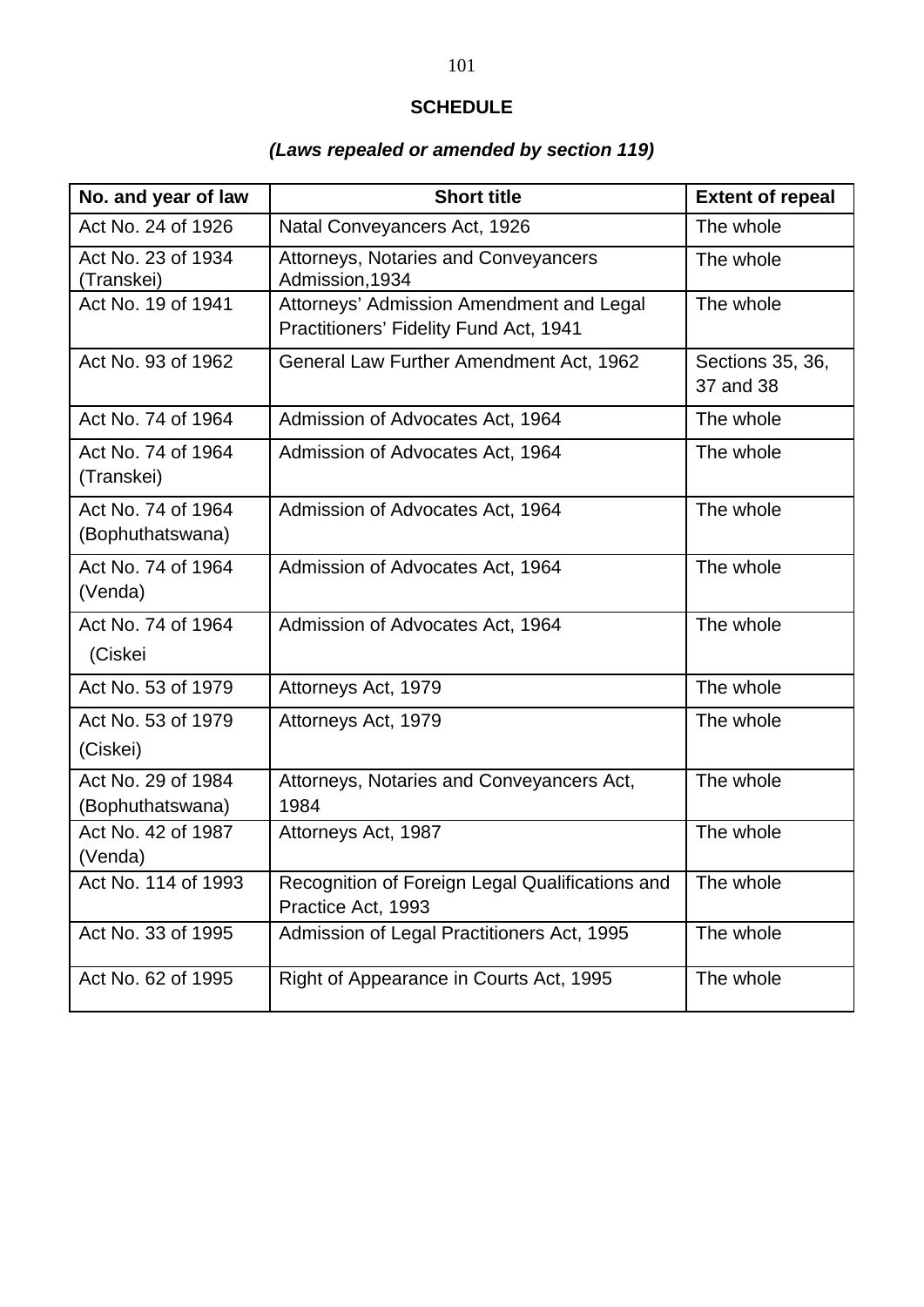**SCHEDULE**

***(Laws repealed or amended by section 119)***

| No. and year of law | Short title | Extent of repeal |
|---|---|---|
| Act No. 24 of 1926 | Natal Conveyancers Act, 1926 | The whole |
| Act No. 23 of 1934 (Transkei) | Attorneys, Notaries and Conveyancers Admission,1934 | The whole |
| Act No. 19 of 1941 | Attorneys' Admission Amendment and Legal Practitioners' Fidelity Fund Act, 1941 | The whole |
| Act No. 93 of 1962 | General Law Further Amendment Act, 1962 | Sections 35, 36, 37 and 38 |
| Act No. 74 of 1964 | Admission of Advocates Act, 1964 | The whole |
| Act No. 74 of 1964 (Transkei) | Admission of Advocates Act, 1964 | The whole |
| Act No. 74 of 1964 (Bophuthatswana) | Admission of Advocates Act, 1964 | The whole |
| Act No. 74 of 1964 (Venda) | Admission of Advocates Act, 1964 | The whole |
| Act No. 74 of 1964 (Ciskei | Admission of Advocates Act, 1964 | The whole |
| Act No. 53 of 1979 | Attorneys Act, 1979 | The whole |
| Act No. 53 of 1979 (Ciskei) | Attorneys Act, 1979 | The whole |
| Act No. 29 of 1984 (Bophuthatswana) | Attorneys, Notaries and Conveyancers Act, 1984 | The whole |
| Act No. 42 of 1987 (Venda) | Attorneys Act, 1987 | The whole |
| Act No. 114 of 1993 | Recognition of Foreign Legal Qualifications and Practice Act, 1993 | The whole |
| Act No. 33 of 1995 | Admission of Legal Practitioners Act, 1995 | The whole |
| Act No. 62 of 1995 | Right of Appearance in Courts Act, 1995 | The whole |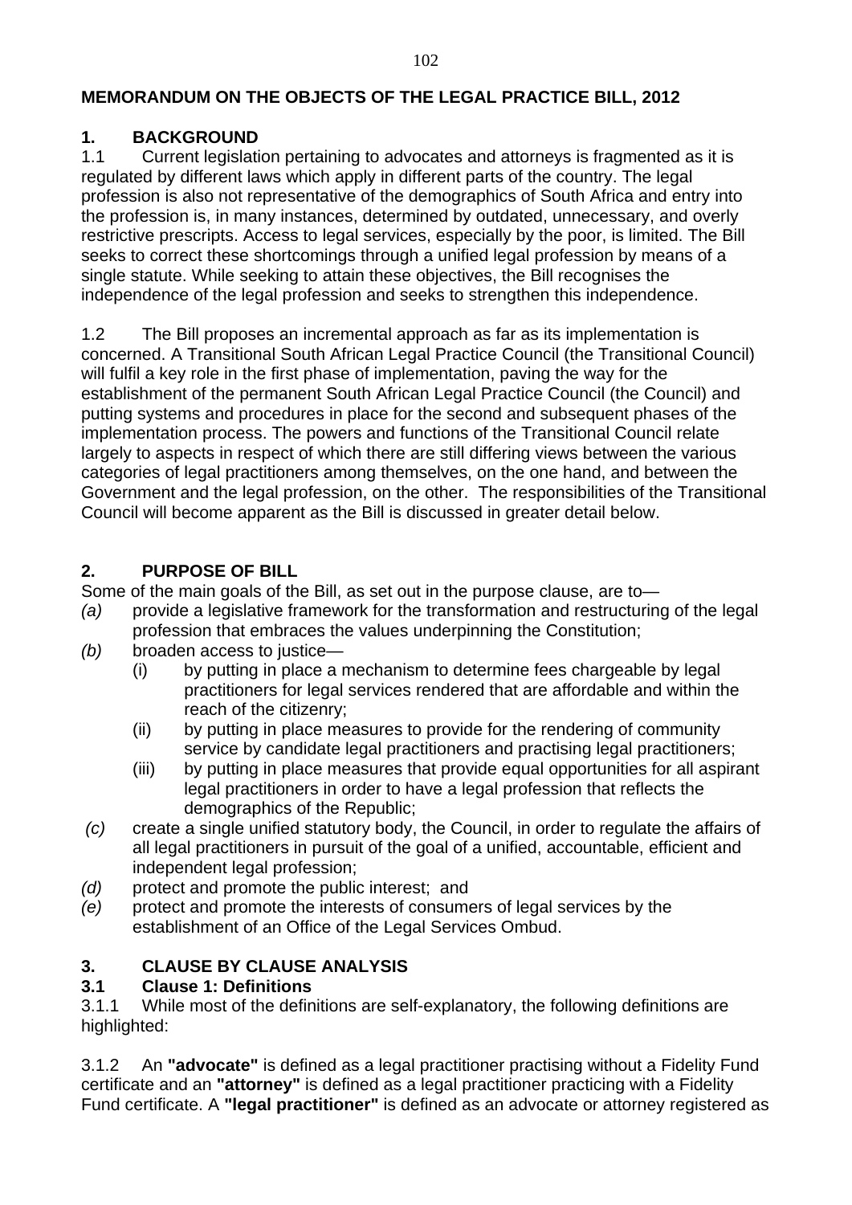## MEMORANDUM ON THE OBJECTS OF THE LEGAL PRACTICE BILL, 2012

### 1. BACKGROUND

1.1 Current legislation pertaining to advocates and attorneys is fragmented as it is regulated by different laws which apply in different parts of the country. The legal profession is also not representative of the demographics of South Africa and entry into the profession is, in many instances, determined by outdated, unnecessary, and overly restrictive prescripts. Access to legal services, especially by the poor, is limited. The Bill seeks to correct these shortcomings through a unified legal profession by means of a single statute. While seeking to attain these objectives, the Bill recognises the independence of the legal profession and seeks to strengthen this independence.

1.2 The Bill proposes an incremental approach as far as its implementation is concerned. A Transitional South African Legal Practice Council (the Transitional Council) will fulfil a key role in the first phase of implementation, paving the way for the establishment of the permanent South African Legal Practice Council (the Council) and putting systems and procedures in place for the second and subsequent phases of the implementation process. The powers and functions of the Transitional Council relate largely to aspects in respect of which there are still differing views between the various categories of legal practitioners among themselves, on the one hand, and between the Government and the legal profession, on the other. The responsibilities of the Transitional Council will become apparent as the Bill is discussed in greater detail below.

### 2. PURPOSE OF BILL

Some of the main goals of the Bill, as set out in the purpose clause, are to—

*(a)* provide a legislative framework for the transformation and restructuring of the legal profession that embraces the values underpinning the Constitution;

*(b)* broaden access to justice—

  (i) by putting in place a mechanism to determine fees chargeable by legal practitioners for legal services rendered that are affordable and within the reach of the citizenry;

  (ii) by putting in place measures to provide for the rendering of community service by candidate legal practitioners and practising legal practitioners;

  (iii) by putting in place measures that provide equal opportunities for all aspirant legal practitioners in order to have a legal profession that reflects the demographics of the Republic;

*(c)* create a single unified statutory body, the Council, in order to regulate the affairs of all legal practitioners in pursuit of the goal of a unified, accountable, efficient and independent legal profession;

*(d)* protect and promote the public interest; and

*(e)* protect and promote the interests of consumers of legal services by the establishment of an Office of the Legal Services Ombud.

### 3. CLAUSE BY CLAUSE ANALYSIS

#### 3.1 Clause 1: Definitions

3.1.1 While most of the definitions are self-explanatory, the following definitions are highlighted:

3.1.2 An **"advocate"** is defined as a legal practitioner practising without a Fidelity Fund certificate and an **"attorney"** is defined as a legal practitioner practicing with a Fidelity Fund certificate. A **"legal practitioner"** is defined as an advocate or attorney registered as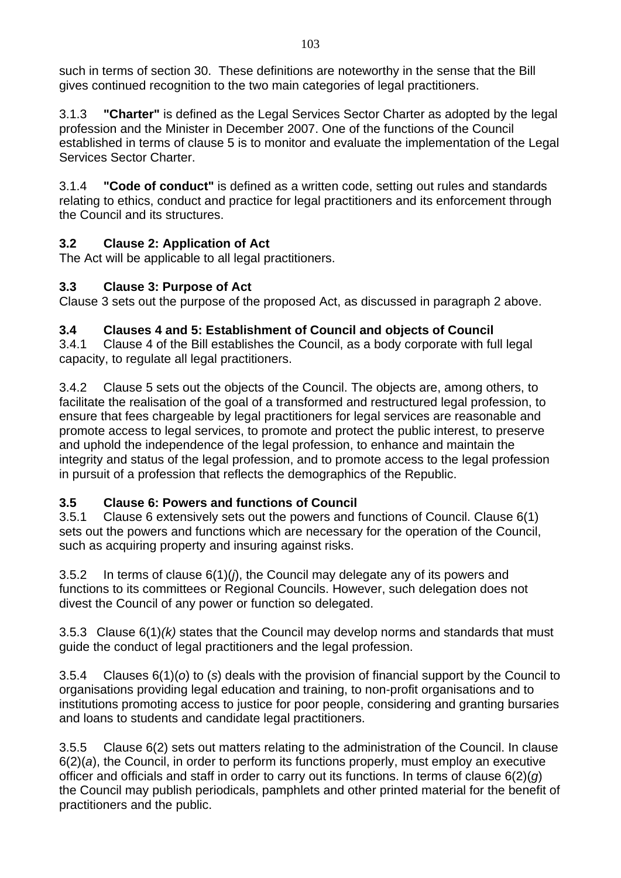such in terms of section 30. These definitions are noteworthy in the sense that the Bill gives continued recognition to the two main categories of legal practitioners.

3.1.3 **"Charter"** is defined as the Legal Services Sector Charter as adopted by the legal profession and the Minister in December 2007. One of the functions of the Council established in terms of clause 5 is to monitor and evaluate the implementation of the Legal Services Sector Charter.

3.1.4 **"Code of conduct"** is defined as a written code, setting out rules and standards relating to ethics, conduct and practice for legal practitioners and its enforcement through the Council and its structures.

### 3.2 Clause 2: Application of Act

The Act will be applicable to all legal practitioners.

### 3.3 Clause 3: Purpose of Act

Clause 3 sets out the purpose of the proposed Act, as discussed in paragraph 2 above.

### 3.4 Clauses 4 and 5: Establishment of Council and objects of Council

3.4.1 Clause 4 of the Bill establishes the Council, as a body corporate with full legal capacity, to regulate all legal practitioners.

3.4.2 Clause 5 sets out the objects of the Council. The objects are, among others, to facilitate the realisation of the goal of a transformed and restructured legal profession, to ensure that fees chargeable by legal practitioners for legal services are reasonable and promote access to legal services, to promote and protect the public interest, to preserve and uphold the independence of the legal profession, to enhance and maintain the integrity and status of the legal profession, and to promote access to the legal profession in pursuit of a profession that reflects the demographics of the Republic.

### 3.5 Clause 6: Powers and functions of Council

3.5.1 Clause 6 extensively sets out the powers and functions of Council. Clause 6(1) sets out the powers and functions which are necessary for the operation of the Council, such as acquiring property and insuring against risks.

3.5.2 In terms of clause 6(1)(*j*), the Council may delegate any of its powers and functions to its committees or Regional Councils. However, such delegation does not divest the Council of any power or function so delegated.

3.5.3 Clause 6(1)*(k)* states that the Council may develop norms and standards that must guide the conduct of legal practitioners and the legal profession.

3.5.4 Clauses 6(1)(*o*) to (*s*) deals with the provision of financial support by the Council to organisations providing legal education and training, to non-profit organisations and to institutions promoting access to justice for poor people, considering and granting bursaries and loans to students and candidate legal practitioners.

3.5.5 Clause 6(2) sets out matters relating to the administration of the Council. In clause 6(2)(*a*), the Council, in order to perform its functions properly, must employ an executive officer and officials and staff in order to carry out its functions. In terms of clause 6(2)(*g*) the Council may publish periodicals, pamphlets and other printed material for the benefit of practitioners and the public.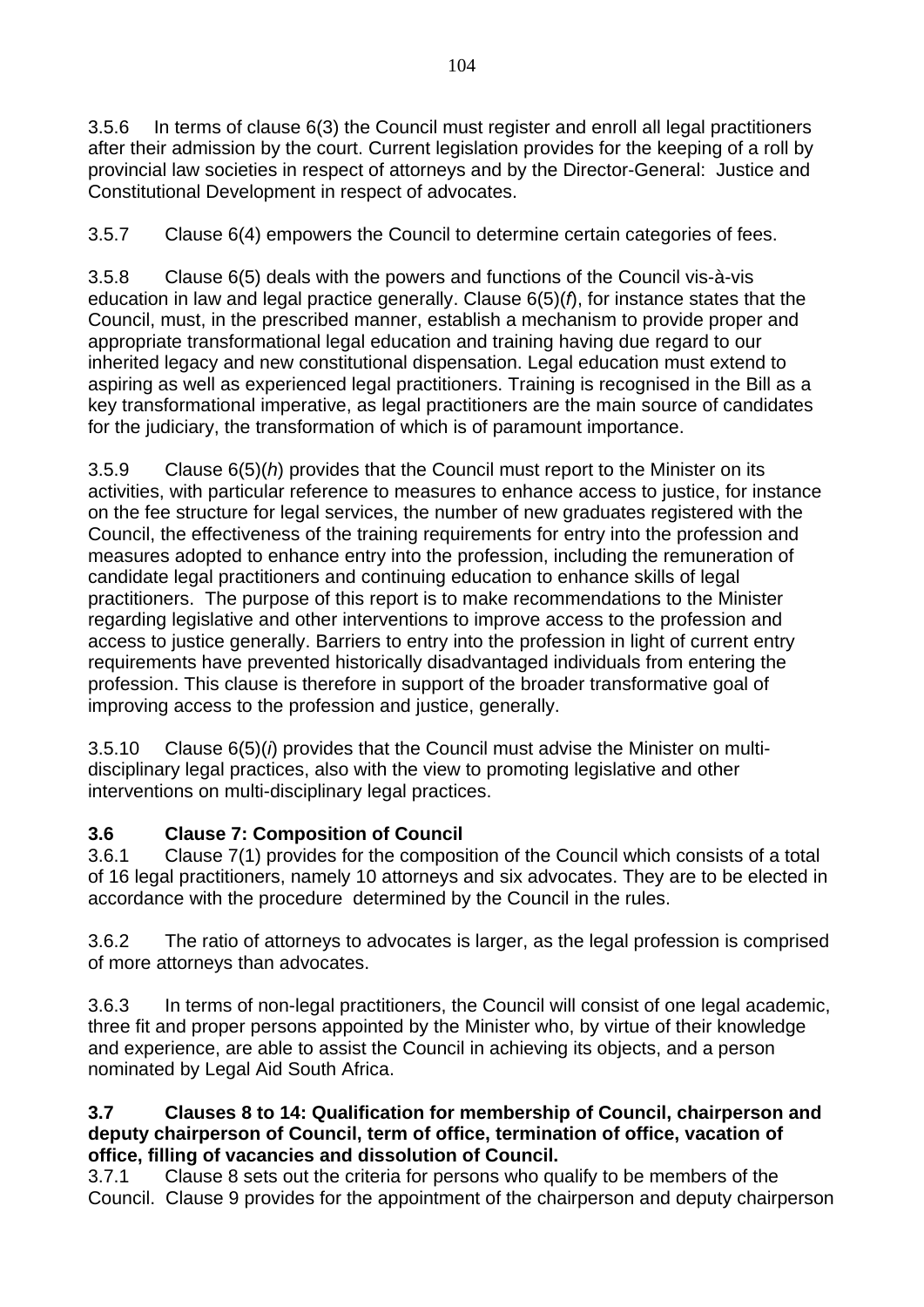3.5.6 In terms of clause 6(3) the Council must register and enroll all legal practitioners after their admission by the court. Current legislation provides for the keeping of a roll by provincial law societies in respect of attorneys and by the Director-General: Justice and Constitutional Development in respect of advocates.

3.5.7 Clause 6(4) empowers the Council to determine certain categories of fees.

3.5.8 Clause 6(5) deals with the powers and functions of the Council vis-à-vis education in law and legal practice generally. Clause 6(5)(*f*), for instance states that the Council, must, in the prescribed manner, establish a mechanism to provide proper and appropriate transformational legal education and training having due regard to our inherited legacy and new constitutional dispensation. Legal education must extend to aspiring as well as experienced legal practitioners. Training is recognised in the Bill as a key transformational imperative, as legal practitioners are the main source of candidates for the judiciary, the transformation of which is of paramount importance.

3.5.9 Clause 6(5)(*h*) provides that the Council must report to the Minister on its activities, with particular reference to measures to enhance access to justice, for instance on the fee structure for legal services, the number of new graduates registered with the Council, the effectiveness of the training requirements for entry into the profession and measures adopted to enhance entry into the profession, including the remuneration of candidate legal practitioners and continuing education to enhance skills of legal practitioners. The purpose of this report is to make recommendations to the Minister regarding legislative and other interventions to improve access to the profession and access to justice generally. Barriers to entry into the profession in light of current entry requirements have prevented historically disadvantaged individuals from entering the profession. This clause is therefore in support of the broader transformative goal of improving access to the profession and justice, generally.

3.5.10 Clause 6(5)(*i*) provides that the Council must advise the Minister on multi-disciplinary legal practices, also with the view to promoting legislative and other interventions on multi-disciplinary legal practices.

**3.6 Clause 7: Composition of Council**

3.6.1 Clause 7(1) provides for the composition of the Council which consists of a total of 16 legal practitioners, namely 10 attorneys and six advocates. They are to be elected in accordance with the procedure determined by the Council in the rules.

3.6.2 The ratio of attorneys to advocates is larger, as the legal profession is comprised of more attorneys than advocates.

3.6.3 In terms of non-legal practitioners, the Council will consist of one legal academic, three fit and proper persons appointed by the Minister who, by virtue of their knowledge and experience, are able to assist the Council in achieving its objects, and a person nominated by Legal Aid South Africa.

**3.7 Clauses 8 to 14: Qualification for membership of Council, chairperson and deputy chairperson of Council, term of office, termination of office, vacation of office, filling of vacancies and dissolution of Council.**

3.7.1 Clause 8 sets out the criteria for persons who qualify to be members of the Council. Clause 9 provides for the appointment of the chairperson and deputy chairperson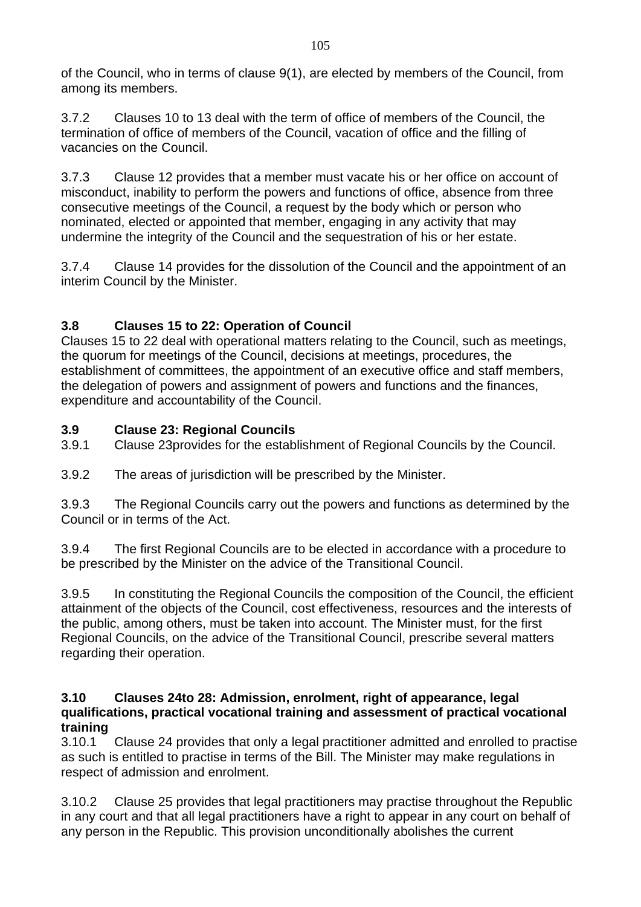of the Council, who in terms of clause 9(1), are elected by members of the Council, from among its members.

3.7.2 Clauses 10 to 13 deal with the term of office of members of the Council, the termination of office of members of the Council, vacation of office and the filling of vacancies on the Council.

3.7.3 Clause 12 provides that a member must vacate his or her office on account of misconduct, inability to perform the powers and functions of office, absence from three consecutive meetings of the Council, a request by the body which or person who nominated, elected or appointed that member, engaging in any activity that may undermine the integrity of the Council and the sequestration of his or her estate.

3.7.4 Clause 14 provides for the dissolution of the Council and the appointment of an interim Council by the Minister.

### 3.8 Clauses 15 to 22: Operation of Council

Clauses 15 to 22 deal with operational matters relating to the Council, such as meetings, the quorum for meetings of the Council, decisions at meetings, procedures, the establishment of committees, the appointment of an executive office and staff members, the delegation of powers and assignment of powers and functions and the finances, expenditure and accountability of the Council.

### 3.9 Clause 23: Regional Councils

3.9.1 Clause 23provides for the establishment of Regional Councils by the Council.

3.9.2 The areas of jurisdiction will be prescribed by the Minister.

3.9.3 The Regional Councils carry out the powers and functions as determined by the Council or in terms of the Act.

3.9.4 The first Regional Councils are to be elected in accordance with a procedure to be prescribed by the Minister on the advice of the Transitional Council.

3.9.5 In constituting the Regional Councils the composition of the Council, the efficient attainment of the objects of the Council, cost effectiveness, resources and the interests of the public, among others, must be taken into account. The Minister must, for the first Regional Councils, on the advice of the Transitional Council, prescribe several matters regarding their operation.

### 3.10 Clauses 24to 28: Admission, enrolment, right of appearance, legal qualifications, practical vocational training and assessment of practical vocational training

3.10.1 Clause 24 provides that only a legal practitioner admitted and enrolled to practise as such is entitled to practise in terms of the Bill. The Minister may make regulations in respect of admission and enrolment.

3.10.2 Clause 25 provides that legal practitioners may practise throughout the Republic in any court and that all legal practitioners have a right to appear in any court on behalf of any person in the Republic. This provision unconditionally abolishes the current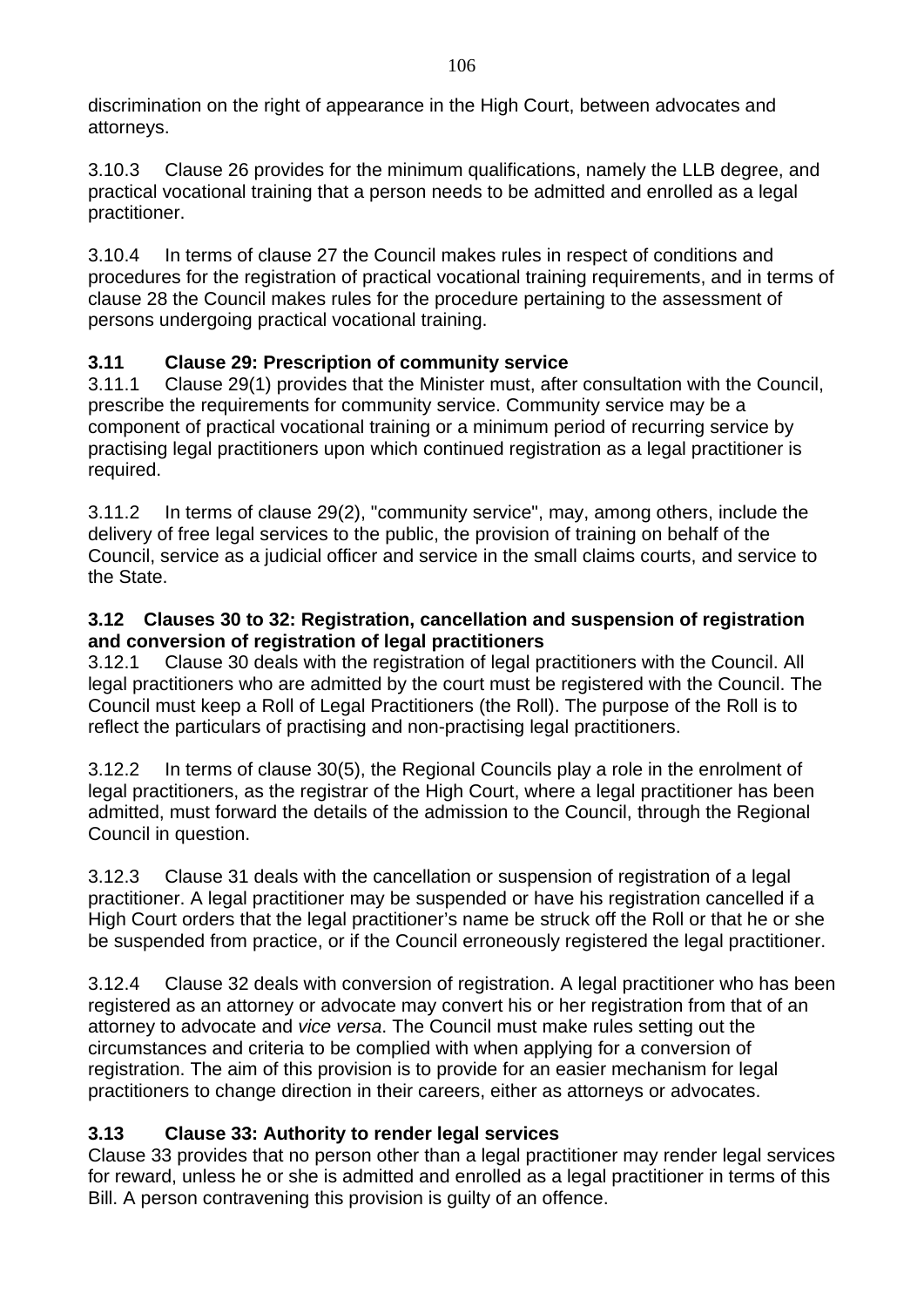discrimination on the right of appearance in the High Court, between advocates and attorneys.

3.10.3 Clause 26 provides for the minimum qualifications, namely the LLB degree, and practical vocational training that a person needs to be admitted and enrolled as a legal practitioner.

3.10.4 In terms of clause 27 the Council makes rules in respect of conditions and procedures for the registration of practical vocational training requirements, and in terms of clause 28 the Council makes rules for the procedure pertaining to the assessment of persons undergoing practical vocational training.

### 3.11 Clause 29: Prescription of community service

3.11.1 Clause 29(1) provides that the Minister must, after consultation with the Council, prescribe the requirements for community service. Community service may be a component of practical vocational training or a minimum period of recurring service by practising legal practitioners upon which continued registration as a legal practitioner is required.

3.11.2 In terms of clause 29(2), "community service", may, among others, include the delivery of free legal services to the public, the provision of training on behalf of the Council, service as a judicial officer and service in the small claims courts, and service to the State.

### 3.12 Clauses 30 to 32: Registration, cancellation and suspension of registration and conversion of registration of legal practitioners

3.12.1 Clause 30 deals with the registration of legal practitioners with the Council. All legal practitioners who are admitted by the court must be registered with the Council. The Council must keep a Roll of Legal Practitioners (the Roll). The purpose of the Roll is to reflect the particulars of practising and non-practising legal practitioners.

3.12.2 In terms of clause 30(5), the Regional Councils play a role in the enrolment of legal practitioners, as the registrar of the High Court, where a legal practitioner has been admitted, must forward the details of the admission to the Council, through the Regional Council in question.

3.12.3 Clause 31 deals with the cancellation or suspension of registration of a legal practitioner. A legal practitioner may be suspended or have his registration cancelled if a High Court orders that the legal practitioner's name be struck off the Roll or that he or she be suspended from practice, or if the Council erroneously registered the legal practitioner.

3.12.4 Clause 32 deals with conversion of registration. A legal practitioner who has been registered as an attorney or advocate may convert his or her registration from that of an attorney to advocate and *vice versa*. The Council must make rules setting out the circumstances and criteria to be complied with when applying for a conversion of registration. The aim of this provision is to provide for an easier mechanism for legal practitioners to change direction in their careers, either as attorneys or advocates.

### 3.13 Clause 33: Authority to render legal services

Clause 33 provides that no person other than a legal practitioner may render legal services for reward, unless he or she is admitted and enrolled as a legal practitioner in terms of this Bill. A person contravening this provision is guilty of an offence.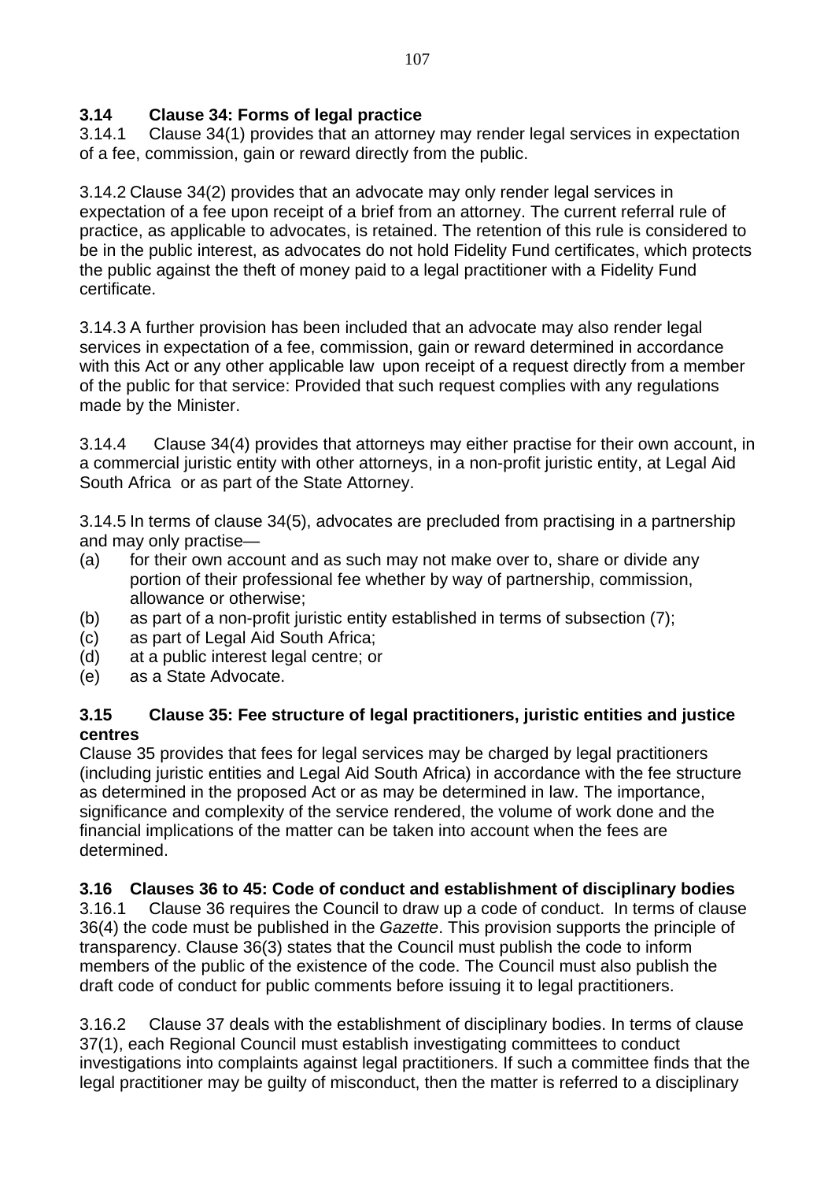### 3.14 Clause 34: Forms of legal practice

3.14.1 Clause 34(1) provides that an attorney may render legal services in expectation of a fee, commission, gain or reward directly from the public.

3.14.2 Clause 34(2) provides that an advocate may only render legal services in expectation of a fee upon receipt of a brief from an attorney. The current referral rule of practice, as applicable to advocates, is retained. The retention of this rule is considered to be in the public interest, as advocates do not hold Fidelity Fund certificates, which protects the public against the theft of money paid to a legal practitioner with a Fidelity Fund certificate.

3.14.3 A further provision has been included that an advocate may also render legal services in expectation of a fee, commission, gain or reward determined in accordance with this Act or any other applicable law upon receipt of a request directly from a member of the public for that service: Provided that such request complies with any regulations made by the Minister.

3.14.4 Clause 34(4) provides that attorneys may either practise for their own account, in a commercial juristic entity with other attorneys, in a non-profit juristic entity, at Legal Aid South Africa or as part of the State Attorney.

3.14.5 In terms of clause 34(5), advocates are precluded from practising in a partnership and may only practise—

(a) for their own account and as such may not make over to, share or divide any portion of their professional fee whether by way of partnership, commission, allowance or otherwise;
(b) as part of a non-profit juristic entity established in terms of subsection (7);
(c) as part of Legal Aid South Africa;
(d) at a public interest legal centre; or
(e) as a State Advocate.

### 3.15 Clause 35: Fee structure of legal practitioners, juristic entities and justice centres

Clause 35 provides that fees for legal services may be charged by legal practitioners (including juristic entities and Legal Aid South Africa) in accordance with the fee structure as determined in the proposed Act or as may be determined in law. The importance, significance and complexity of the service rendered, the volume of work done and the financial implications of the matter can be taken into account when the fees are determined.

### 3.16 Clauses 36 to 45: Code of conduct and establishment of disciplinary bodies

3.16.1 Clause 36 requires the Council to draw up a code of conduct. In terms of clause 36(4) the code must be published in the *Gazette*. This provision supports the principle of transparency. Clause 36(3) states that the Council must publish the code to inform members of the public of the existence of the code. The Council must also publish the draft code of conduct for public comments before issuing it to legal practitioners.

3.16.2 Clause 37 deals with the establishment of disciplinary bodies. In terms of clause 37(1), each Regional Council must establish investigating committees to conduct investigations into complaints against legal practitioners. If such a committee finds that the legal practitioner may be guilty of misconduct, then the matter is referred to a disciplinary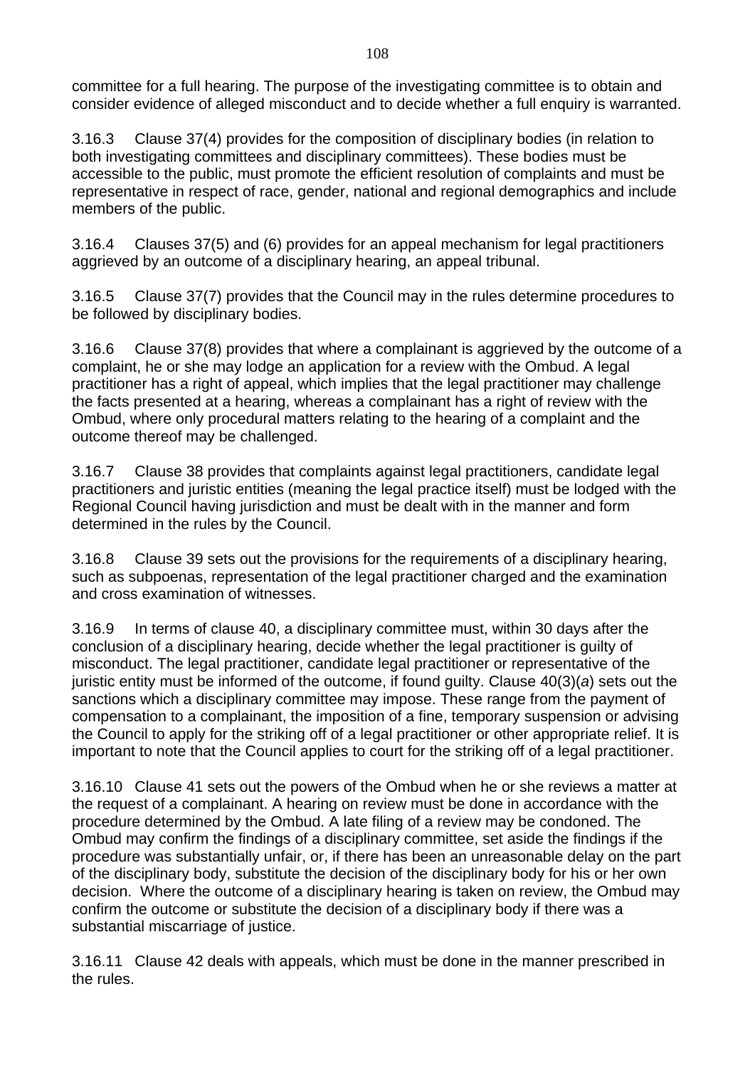committee for a full hearing. The purpose of the investigating committee is to obtain and consider evidence of alleged misconduct and to decide whether a full enquiry is warranted.

3.16.3 Clause 37(4) provides for the composition of disciplinary bodies (in relation to both investigating committees and disciplinary committees). These bodies must be accessible to the public, must promote the efficient resolution of complaints and must be representative in respect of race, gender, national and regional demographics and include members of the public.

3.16.4 Clauses 37(5) and (6) provides for an appeal mechanism for legal practitioners aggrieved by an outcome of a disciplinary hearing, an appeal tribunal.

3.16.5 Clause 37(7) provides that the Council may in the rules determine procedures to be followed by disciplinary bodies.

3.16.6 Clause 37(8) provides that where a complainant is aggrieved by the outcome of a complaint, he or she may lodge an application for a review with the Ombud. A legal practitioner has a right of appeal, which implies that the legal practitioner may challenge the facts presented at a hearing, whereas a complainant has a right of review with the Ombud, where only procedural matters relating to the hearing of a complaint and the outcome thereof may be challenged.

3.16.7 Clause 38 provides that complaints against legal practitioners, candidate legal practitioners and juristic entities (meaning the legal practice itself) must be lodged with the Regional Council having jurisdiction and must be dealt with in the manner and form determined in the rules by the Council.

3.16.8 Clause 39 sets out the provisions for the requirements of a disciplinary hearing, such as subpoenas, representation of the legal practitioner charged and the examination and cross examination of witnesses.

3.16.9 In terms of clause 40, a disciplinary committee must, within 30 days after the conclusion of a disciplinary hearing, decide whether the legal practitioner is guilty of misconduct. The legal practitioner, candidate legal practitioner or representative of the juristic entity must be informed of the outcome, if found guilty. Clause 40(3)(*a*) sets out the sanctions which a disciplinary committee may impose. These range from the payment of compensation to a complainant, the imposition of a fine, temporary suspension or advising the Council to apply for the striking off of a legal practitioner or other appropriate relief. It is important to note that the Council applies to court for the striking off of a legal practitioner.

3.16.10 Clause 41 sets out the powers of the Ombud when he or she reviews a matter at the request of a complainant. A hearing on review must be done in accordance with the procedure determined by the Ombud. A late filing of a review may be condoned. The Ombud may confirm the findings of a disciplinary committee, set aside the findings if the procedure was substantially unfair, or, if there has been an unreasonable delay on the part of the disciplinary body, substitute the decision of the disciplinary body for his or her own decision. Where the outcome of a disciplinary hearing is taken on review, the Ombud may confirm the outcome or substitute the decision of a disciplinary body if there was a substantial miscarriage of justice.

3.16.11 Clause 42 deals with appeals, which must be done in the manner prescribed in the rules.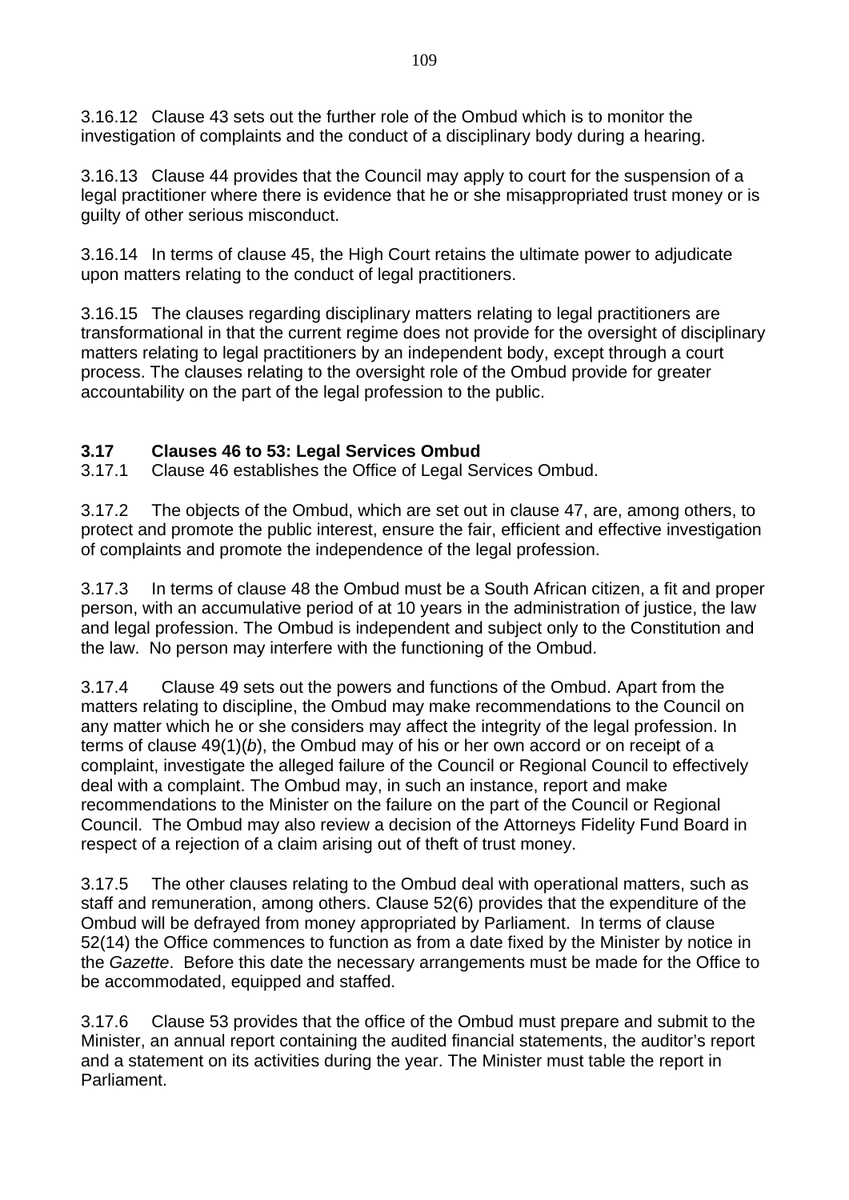3.16.12 Clause 43 sets out the further role of the Ombud which is to monitor the investigation of complaints and the conduct of a disciplinary body during a hearing.

3.16.13 Clause 44 provides that the Council may apply to court for the suspension of a legal practitioner where there is evidence that he or she misappropriated trust money or is guilty of other serious misconduct.

3.16.14 In terms of clause 45, the High Court retains the ultimate power to adjudicate upon matters relating to the conduct of legal practitioners.

3.16.15 The clauses regarding disciplinary matters relating to legal practitioners are transformational in that the current regime does not provide for the oversight of disciplinary matters relating to legal practitioners by an independent body, except through a court process. The clauses relating to the oversight role of the Ombud provide for greater accountability on the part of the legal profession to the public.

### 3.17 Clauses 46 to 53: Legal Services Ombud

3.17.1 Clause 46 establishes the Office of Legal Services Ombud.

3.17.2 The objects of the Ombud, which are set out in clause 47, are, among others, to protect and promote the public interest, ensure the fair, efficient and effective investigation of complaints and promote the independence of the legal profession.

3.17.3 In terms of clause 48 the Ombud must be a South African citizen, a fit and proper person, with an accumulative period of at 10 years in the administration of justice, the law and legal profession. The Ombud is independent and subject only to the Constitution and the law. No person may interfere with the functioning of the Ombud.

3.17.4 Clause 49 sets out the powers and functions of the Ombud. Apart from the matters relating to discipline, the Ombud may make recommendations to the Council on any matter which he or she considers may affect the integrity of the legal profession. In terms of clause 49(1)(*b*), the Ombud may of his or her own accord or on receipt of a complaint, investigate the alleged failure of the Council or Regional Council to effectively deal with a complaint. The Ombud may, in such an instance, report and make recommendations to the Minister on the failure on the part of the Council or Regional Council. The Ombud may also review a decision of the Attorneys Fidelity Fund Board in respect of a rejection of a claim arising out of theft of trust money.

3.17.5 The other clauses relating to the Ombud deal with operational matters, such as staff and remuneration, among others. Clause 52(6) provides that the expenditure of the Ombud will be defrayed from money appropriated by Parliament. In terms of clause 52(14) the Office commences to function as from a date fixed by the Minister by notice in the *Gazette*. Before this date the necessary arrangements must be made for the Office to be accommodated, equipped and staffed.

3.17.6 Clause 53 provides that the office of the Ombud must prepare and submit to the Minister, an annual report containing the audited financial statements, the auditor's report and a statement on its activities during the year. The Minister must table the report in Parliament.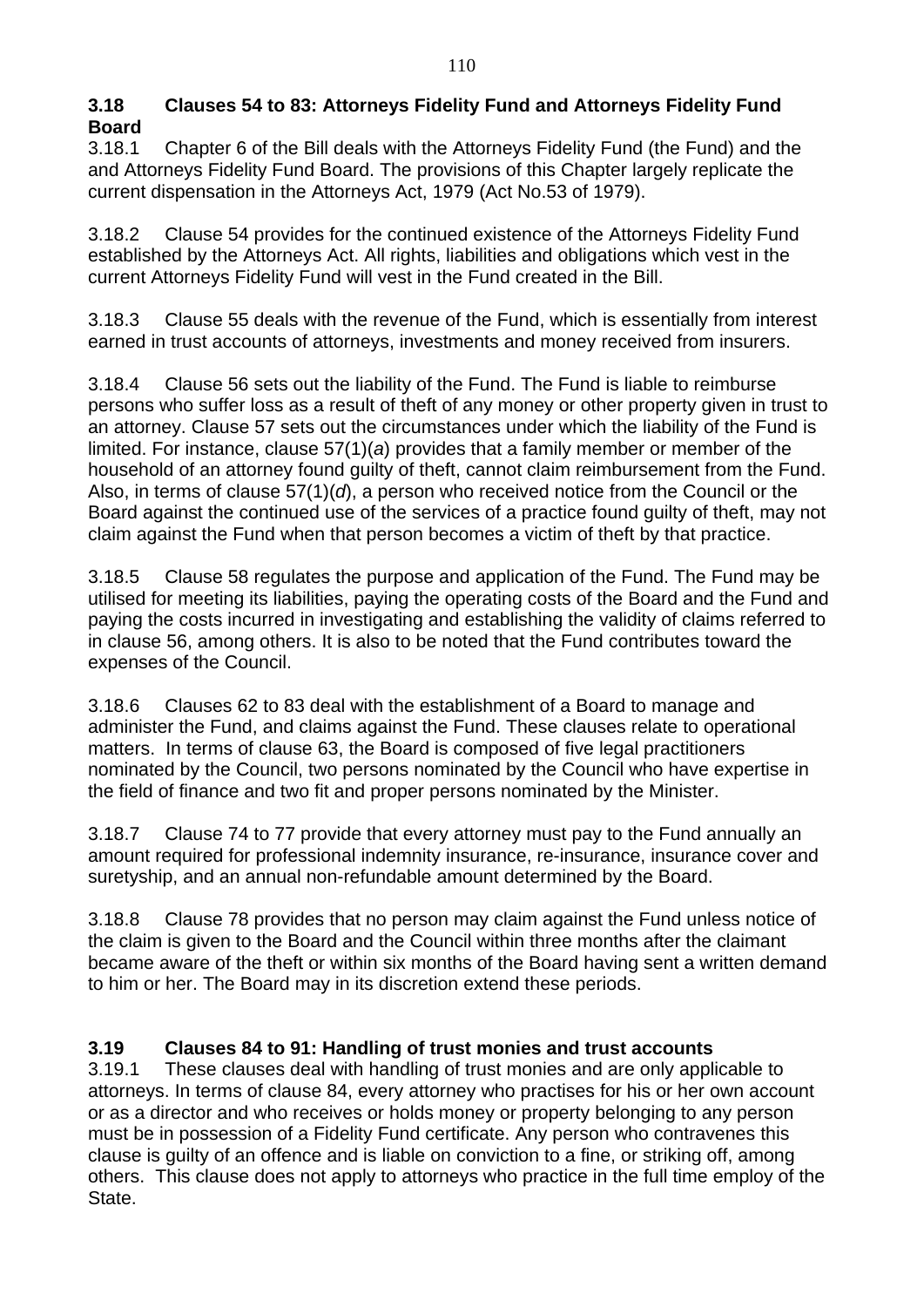### 3.18 Clauses 54 to 83: Attorneys Fidelity Fund and Attorneys Fidelity Fund Board

3.18.1 Chapter 6 of the Bill deals with the Attorneys Fidelity Fund (the Fund) and the and Attorneys Fidelity Fund Board. The provisions of this Chapter largely replicate the current dispensation in the Attorneys Act, 1979 (Act No.53 of 1979).

3.18.2 Clause 54 provides for the continued existence of the Attorneys Fidelity Fund established by the Attorneys Act. All rights, liabilities and obligations which vest in the current Attorneys Fidelity Fund will vest in the Fund created in the Bill.

3.18.3 Clause 55 deals with the revenue of the Fund, which is essentially from interest earned in trust accounts of attorneys, investments and money received from insurers.

3.18.4 Clause 56 sets out the liability of the Fund. The Fund is liable to reimburse persons who suffer loss as a result of theft of any money or other property given in trust to an attorney. Clause 57 sets out the circumstances under which the liability of the Fund is limited. For instance, clause 57(1)(*a*) provides that a family member or member of the household of an attorney found guilty of theft, cannot claim reimbursement from the Fund. Also, in terms of clause 57(1)(*d*), a person who received notice from the Council or the Board against the continued use of the services of a practice found guilty of theft, may not claim against the Fund when that person becomes a victim of theft by that practice.

3.18.5 Clause 58 regulates the purpose and application of the Fund. The Fund may be utilised for meeting its liabilities, paying the operating costs of the Board and the Fund and paying the costs incurred in investigating and establishing the validity of claims referred to in clause 56, among others. It is also to be noted that the Fund contributes toward the expenses of the Council.

3.18.6 Clauses 62 to 83 deal with the establishment of a Board to manage and administer the Fund, and claims against the Fund. These clauses relate to operational matters. In terms of clause 63, the Board is composed of five legal practitioners nominated by the Council, two persons nominated by the Council who have expertise in the field of finance and two fit and proper persons nominated by the Minister.

3.18.7 Clause 74 to 77 provide that every attorney must pay to the Fund annually an amount required for professional indemnity insurance, re-insurance, insurance cover and suretyship, and an annual non-refundable amount determined by the Board.

3.18.8 Clause 78 provides that no person may claim against the Fund unless notice of the claim is given to the Board and the Council within three months after the claimant became aware of the theft or within six months of the Board having sent a written demand to him or her. The Board may in its discretion extend these periods.

### 3.19 Clauses 84 to 91: Handling of trust monies and trust accounts

3.19.1 These clauses deal with handling of trust monies and are only applicable to attorneys. In terms of clause 84, every attorney who practises for his or her own account or as a director and who receives or holds money or property belonging to any person must be in possession of a Fidelity Fund certificate. Any person who contravenes this clause is guilty of an offence and is liable on conviction to a fine, or striking off, among others. This clause does not apply to attorneys who practice in the full time employ of the State.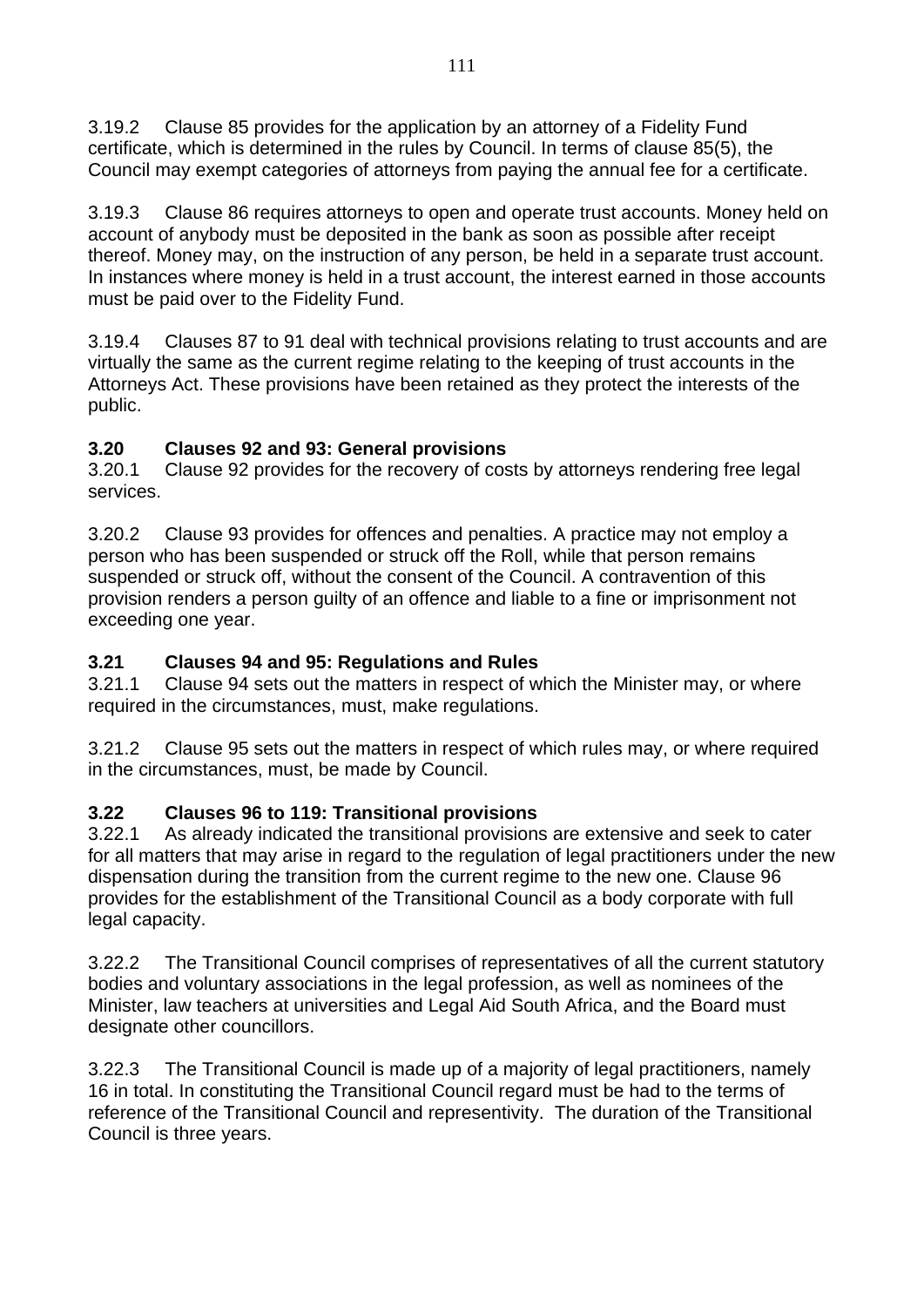3.19.2 Clause 85 provides for the application by an attorney of a Fidelity Fund certificate, which is determined in the rules by Council. In terms of clause 85(5), the Council may exempt categories of attorneys from paying the annual fee for a certificate.

3.19.3 Clause 86 requires attorneys to open and operate trust accounts. Money held on account of anybody must be deposited in the bank as soon as possible after receipt thereof. Money may, on the instruction of any person, be held in a separate trust account. In instances where money is held in a trust account, the interest earned in those accounts must be paid over to the Fidelity Fund.

3.19.4 Clauses 87 to 91 deal with technical provisions relating to trust accounts and are virtually the same as the current regime relating to the keeping of trust accounts in the Attorneys Act. These provisions have been retained as they protect the interests of the public.

### 3.20 Clauses 92 and 93: General provisions

3.20.1 Clause 92 provides for the recovery of costs by attorneys rendering free legal services.

3.20.2 Clause 93 provides for offences and penalties. A practice may not employ a person who has been suspended or struck off the Roll, while that person remains suspended or struck off, without the consent of the Council. A contravention of this provision renders a person guilty of an offence and liable to a fine or imprisonment not exceeding one year.

### 3.21 Clauses 94 and 95: Regulations and Rules

3.21.1 Clause 94 sets out the matters in respect of which the Minister may, or where required in the circumstances, must, make regulations.

3.21.2 Clause 95 sets out the matters in respect of which rules may, or where required in the circumstances, must, be made by Council.

### 3.22 Clauses 96 to 119: Transitional provisions

3.22.1 As already indicated the transitional provisions are extensive and seek to cater for all matters that may arise in regard to the regulation of legal practitioners under the new dispensation during the transition from the current regime to the new one. Clause 96 provides for the establishment of the Transitional Council as a body corporate with full legal capacity.

3.22.2 The Transitional Council comprises of representatives of all the current statutory bodies and voluntary associations in the legal profession, as well as nominees of the Minister, law teachers at universities and Legal Aid South Africa, and the Board must designate other councillors.

3.22.3 The Transitional Council is made up of a majority of legal practitioners, namely 16 in total. In constituting the Transitional Council regard must be had to the terms of reference of the Transitional Council and representivity. The duration of the Transitional Council is three years.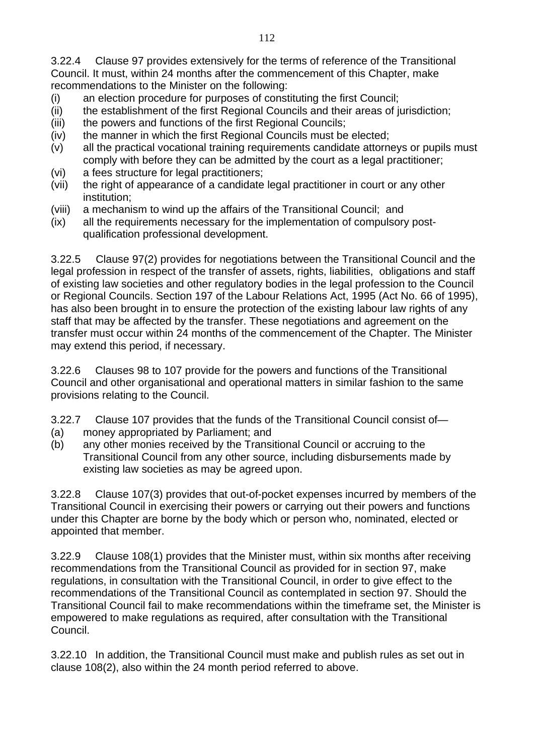3.22.4 Clause 97 provides extensively for the terms of reference of the Transitional Council. It must, within 24 months after the commencement of this Chapter, make recommendations to the Minister on the following:

(i) an election procedure for purposes of constituting the first Council;
(ii) the establishment of the first Regional Councils and their areas of jurisdiction;
(iii) the powers and functions of the first Regional Councils;
(iv) the manner in which the first Regional Councils must be elected;
(v) all the practical vocational training requirements candidate attorneys or pupils must comply with before they can be admitted by the court as a legal practitioner;
(vi) a fees structure for legal practitioners;
(vii) the right of appearance of a candidate legal practitioner in court or any other institution;
(viii) a mechanism to wind up the affairs of the Transitional Council; and
(ix) all the requirements necessary for the implementation of compulsory post-qualification professional development.

3.22.5 Clause 97(2) provides for negotiations between the Transitional Council and the legal profession in respect of the transfer of assets, rights, liabilities, obligations and staff of existing law societies and other regulatory bodies in the legal profession to the Council or Regional Councils. Section 197 of the Labour Relations Act, 1995 (Act No. 66 of 1995), has also been brought in to ensure the protection of the existing labour law rights of any staff that may be affected by the transfer. These negotiations and agreement on the transfer must occur within 24 months of the commencement of the Chapter. The Minister may extend this period, if necessary.

3.22.6 Clauses 98 to 107 provide for the powers and functions of the Transitional Council and other organisational and operational matters in similar fashion to the same provisions relating to the Council.

3.22.7 Clause 107 provides that the funds of the Transitional Council consist of—

(a) money appropriated by Parliament; and
(b) any other monies received by the Transitional Council or accruing to the Transitional Council from any other source, including disbursements made by existing law societies as may be agreed upon.

3.22.8 Clause 107(3) provides that out-of-pocket expenses incurred by members of the Transitional Council in exercising their powers or carrying out their powers and functions under this Chapter are borne by the body which or person who, nominated, elected or appointed that member.

3.22.9 Clause 108(1) provides that the Minister must, within six months after receiving recommendations from the Transitional Council as provided for in section 97, make regulations, in consultation with the Transitional Council, in order to give effect to the recommendations of the Transitional Council as contemplated in section 97. Should the Transitional Council fail to make recommendations within the timeframe set, the Minister is empowered to make regulations as required, after consultation with the Transitional Council.

3.22.10 In addition, the Transitional Council must make and publish rules as set out in clause 108(2), also within the 24 month period referred to above.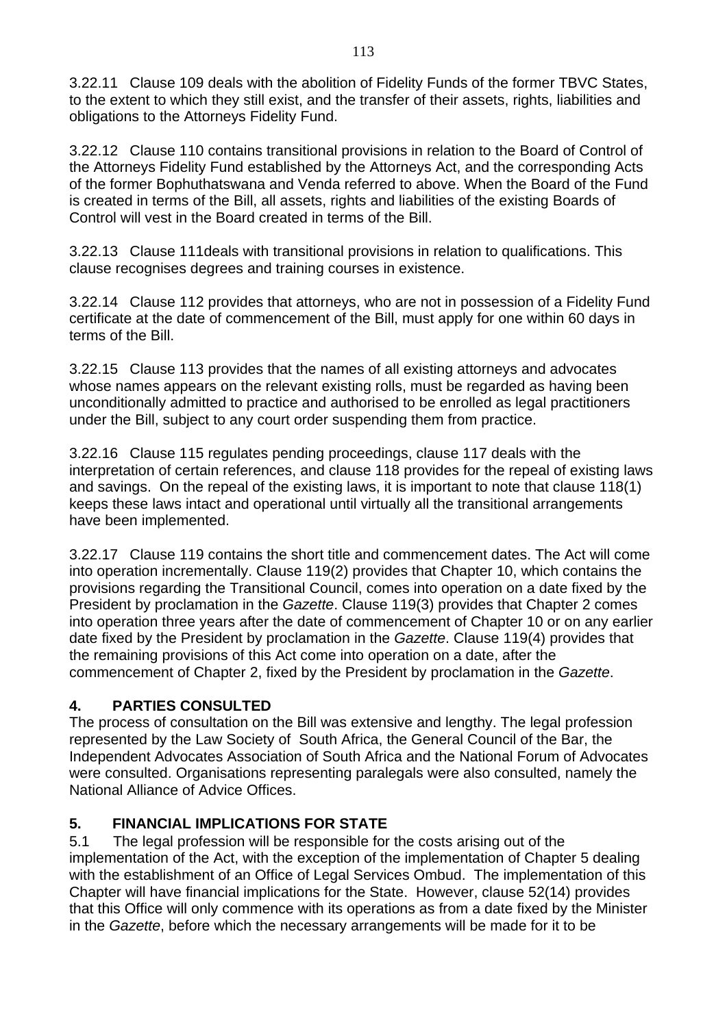3.22.11 Clause 109 deals with the abolition of Fidelity Funds of the former TBVC States, to the extent to which they still exist, and the transfer of their assets, rights, liabilities and obligations to the Attorneys Fidelity Fund.

3.22.12 Clause 110 contains transitional provisions in relation to the Board of Control of the Attorneys Fidelity Fund established by the Attorneys Act, and the corresponding Acts of the former Bophuthatswana and Venda referred to above. When the Board of the Fund is created in terms of the Bill, all assets, rights and liabilities of the existing Boards of Control will vest in the Board created in terms of the Bill.

3.22.13 Clause 111deals with transitional provisions in relation to qualifications. This clause recognises degrees and training courses in existence.

3.22.14 Clause 112 provides that attorneys, who are not in possession of a Fidelity Fund certificate at the date of commencement of the Bill, must apply for one within 60 days in terms of the Bill.

3.22.15 Clause 113 provides that the names of all existing attorneys and advocates whose names appears on the relevant existing rolls, must be regarded as having been unconditionally admitted to practice and authorised to be enrolled as legal practitioners under the Bill, subject to any court order suspending them from practice.

3.22.16 Clause 115 regulates pending proceedings, clause 117 deals with the interpretation of certain references, and clause 118 provides for the repeal of existing laws and savings. On the repeal of the existing laws, it is important to note that clause 118(1) keeps these laws intact and operational until virtually all the transitional arrangements have been implemented.

3.22.17 Clause 119 contains the short title and commencement dates. The Act will come into operation incrementally. Clause 119(2) provides that Chapter 10, which contains the provisions regarding the Transitional Council, comes into operation on a date fixed by the President by proclamation in the *Gazette*. Clause 119(3) provides that Chapter 2 comes into operation three years after the date of commencement of Chapter 10 or on any earlier date fixed by the President by proclamation in the *Gazette*. Clause 119(4) provides that the remaining provisions of this Act come into operation on a date, after the commencement of Chapter 2, fixed by the President by proclamation in the *Gazette*.

## 4. PARTIES CONSULTED

The process of consultation on the Bill was extensive and lengthy. The legal profession represented by the Law Society of South Africa, the General Council of the Bar, the Independent Advocates Association of South Africa and the National Forum of Advocates were consulted. Organisations representing paralegals were also consulted, namely the National Alliance of Advice Offices.

## 5. FINANCIAL IMPLICATIONS FOR STATE

5.1 The legal profession will be responsible for the costs arising out of the implementation of the Act, with the exception of the implementation of Chapter 5 dealing with the establishment of an Office of Legal Services Ombud. The implementation of this Chapter will have financial implications for the State. However, clause 52(14) provides that this Office will only commence with its operations as from a date fixed by the Minister in the *Gazette*, before which the necessary arrangements will be made for it to be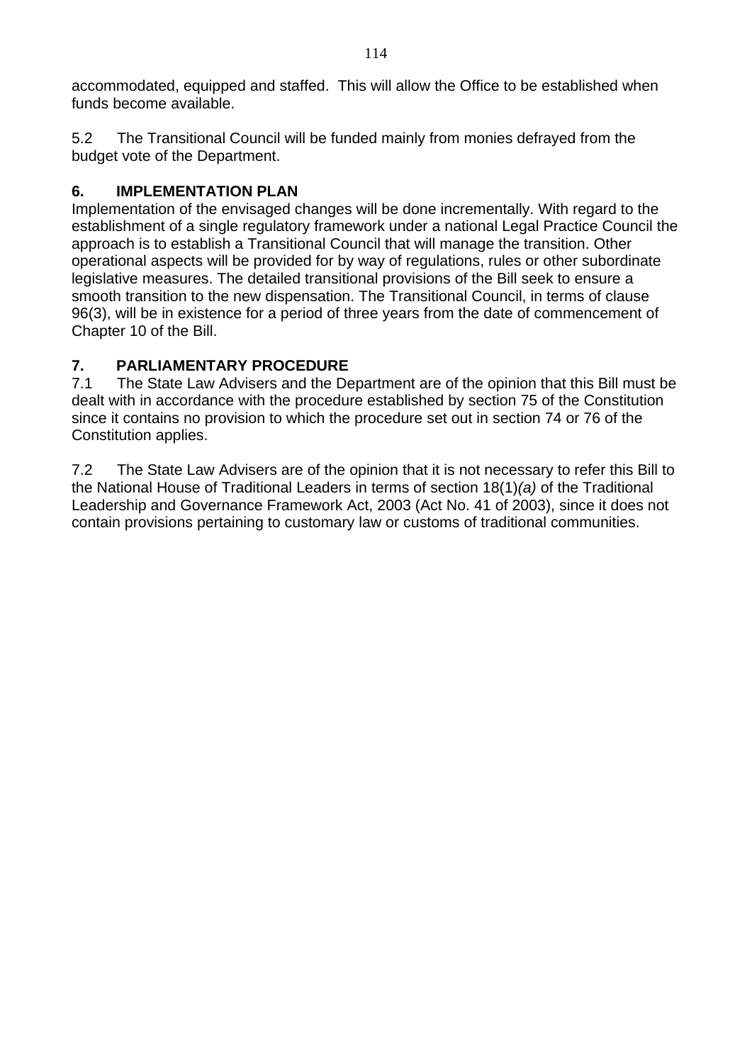accommodated, equipped and staffed. This will allow the Office to be established when funds become available.

5.2 The Transitional Council will be funded mainly from monies defrayed from the budget vote of the Department.

## 6. IMPLEMENTATION PLAN

Implementation of the envisaged changes will be done incrementally. With regard to the establishment of a single regulatory framework under a national Legal Practice Council the approach is to establish a Transitional Council that will manage the transition. Other operational aspects will be provided for by way of regulations, rules or other subordinate legislative measures. The detailed transitional provisions of the Bill seek to ensure a smooth transition to the new dispensation. The Transitional Council, in terms of clause 96(3), will be in existence for a period of three years from the date of commencement of Chapter 10 of the Bill.

## 7. PARLIAMENTARY PROCEDURE

7.1 The State Law Advisers and the Department are of the opinion that this Bill must be dealt with in accordance with the procedure established by section 75 of the Constitution since it contains no provision to which the procedure set out in section 74 or 76 of the Constitution applies.

7.2 The State Law Advisers are of the opinion that it is not necessary to refer this Bill to the National House of Traditional Leaders in terms of section 18(1)*(a)* of the Traditional Leadership and Governance Framework Act, 2003 (Act No. 41 of 2003), since it does not contain provisions pertaining to customary law or customs of traditional communities.